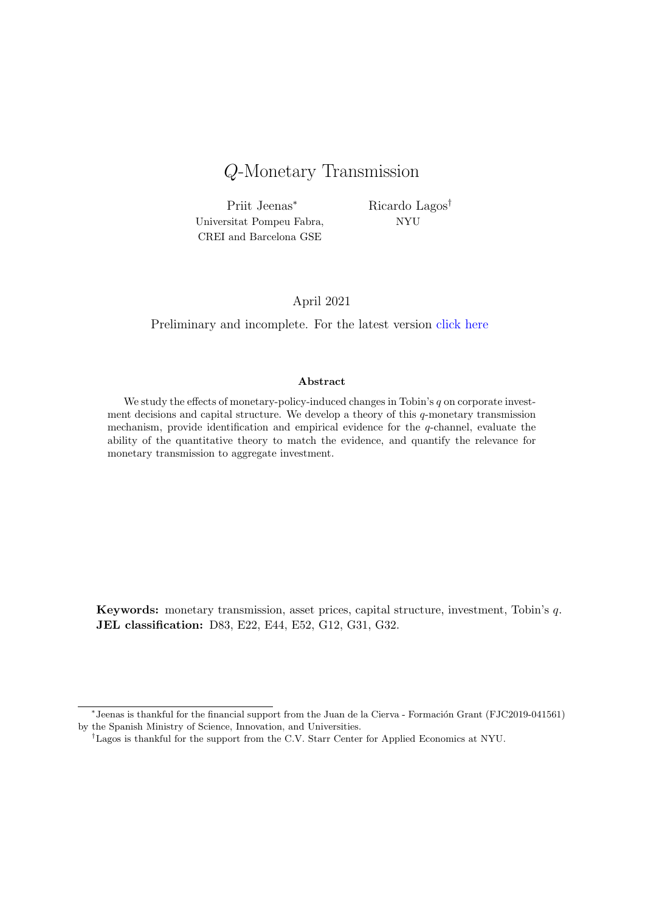# $Q$-Monetary Transmission

Priit Jeenas*
Universitat Pompeu Fabra,
CREI and Barcelona GSE

Ricardo Lagos†
NYU

April 2021

Preliminary and incomplete. For the latest version click here

**Abstract**

We study the effects of monetary-policy-induced changes in Tobin's $q$ on corporate investment decisions and capital structure. We develop a theory of this $q$-monetary transmission mechanism, provide identification and empirical evidence for the $q$-channel, evaluate the ability of the quantitative theory to match the evidence, and quantify the relevance for monetary transmission to aggregate investment.

**Keywords:** monetary transmission, asset prices, capital structure, investment, Tobin's $q$.
**JEL classification:** D83, E22, E44, E52, G12, G31, G32.

---

*Jeenas is thankful for the financial support from the Juan de la Cierva - Formación Grant (FJC2019-041561) by the Spanish Ministry of Science, Innovation, and Universities.

†Lagos is thankful for the support from the C.V. Starr Center for Applied Economics at NYU.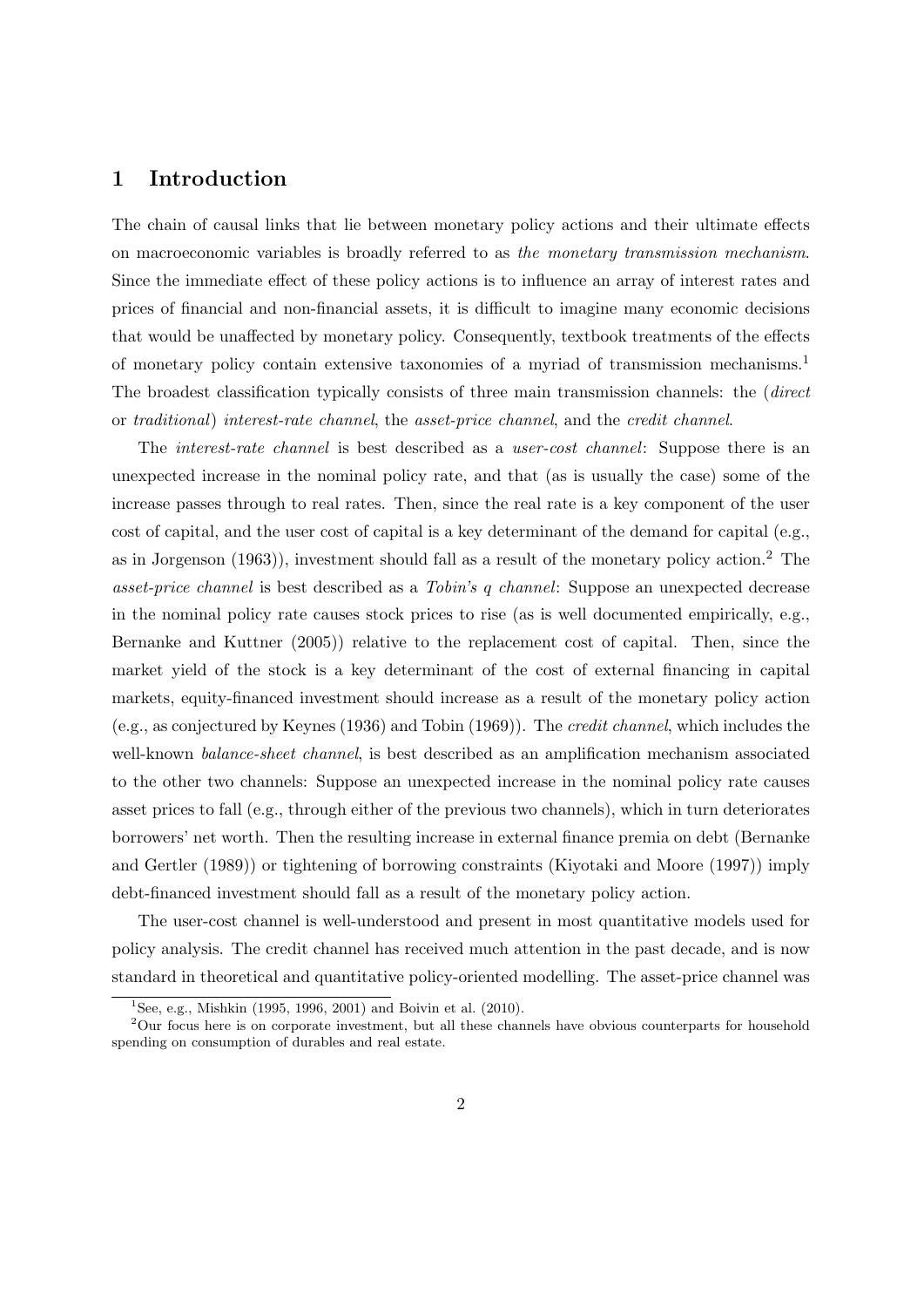# 1 Introduction

The chain of causal links that lie between monetary policy actions and their ultimate effects on macroeconomic variables is broadly referred to as *the monetary transmission mechanism*. Since the immediate effect of these policy actions is to influence an array of interest rates and prices of financial and non-financial assets, it is difficult to imagine many economic decisions that would be unaffected by monetary policy. Consequently, textbook treatments of the effects of monetary policy contain extensive taxonomies of a myriad of transmission mechanisms.[1] The broadest classification typically consists of three main transmission channels: the (*direct* or *traditional*) *interest-rate channel*, the *asset-price channel*, and the *credit channel*.

The *interest-rate channel* is best described as a *user-cost channel*: Suppose there is an unexpected increase in the nominal policy rate, and that (as is usually the case) some of the increase passes through to real rates. Then, since the real rate is a key component of the user cost of capital, and the user cost of capital is a key determinant of the demand for capital (e.g., as in Jorgenson (1963)), investment should fall as a result of the monetary policy action.[2] The *asset-price channel* is best described as a *Tobin's q channel*: Suppose an unexpected decrease in the nominal policy rate causes stock prices to rise (as is well documented empirically, e.g., Bernanke and Kuttner (2005)) relative to the replacement cost of capital. Then, since the market yield of the stock is a key determinant of the cost of external financing in capital markets, equity-financed investment should increase as a result of the monetary policy action (e.g., as conjectured by Keynes (1936) and Tobin (1969)). The *credit channel*, which includes the well-known *balance-sheet channel*, is best described as an amplification mechanism associated to the other two channels: Suppose an unexpected increase in the nominal policy rate causes asset prices to fall (e.g., through either of the previous two channels), which in turn deteriorates borrowers' net worth. Then the resulting increase in external finance premia on debt (Bernanke and Gertler (1989)) or tightening of borrowing constraints (Kiyotaki and Moore (1997)) imply debt-financed investment should fall as a result of the monetary policy action.

The user-cost channel is well-understood and present in most quantitative models used for policy analysis. The credit channel has received much attention in the past decade, and is now standard in theoretical and quantitative policy-oriented modelling. The asset-price channel was

[1] See, e.g., Mishkin (1995, 1996, 2001) and Boivin et al. (2010).

[2] Our focus here is on corporate investment, but all these channels have obvious counterparts for household spending on consumption of durables and real estate.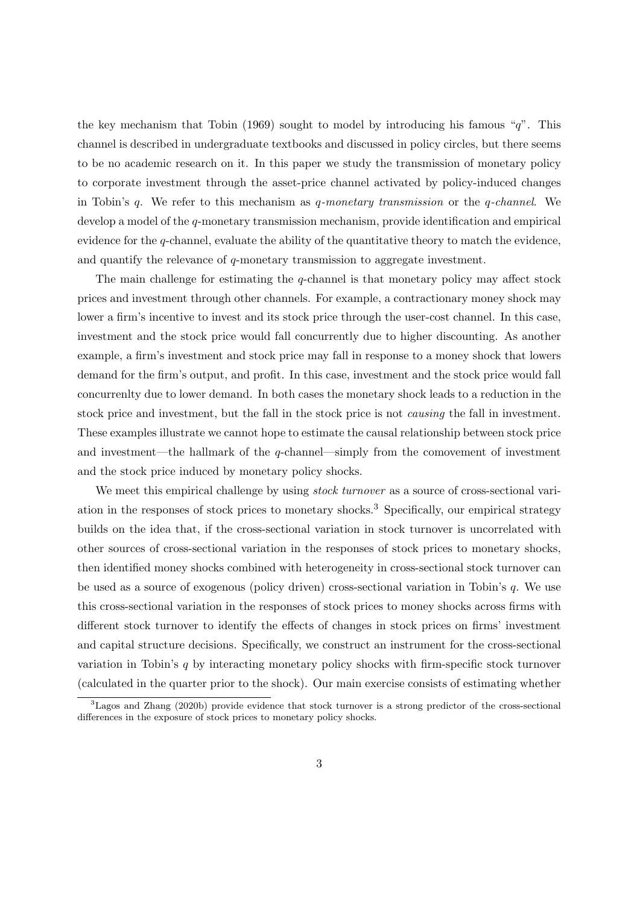the key mechanism that Tobin (1969) sought to model by introducing his famous "$q$". This channel is described in undergraduate textbooks and discussed in policy circles, but there seems to be no academic research on it. In this paper we study the transmission of monetary policy to corporate investment through the asset-price channel activated by policy-induced changes in Tobin's $q$. We refer to this mechanism as *$q$-monetary transmission* or the *$q$-channel*. We develop a model of the $q$-monetary transmission mechanism, provide identification and empirical evidence for the $q$-channel, evaluate the ability of the quantitative theory to match the evidence, and quantify the relevance of $q$-monetary transmission to aggregate investment.

The main challenge for estimating the $q$-channel is that monetary policy may affect stock prices and investment through other channels. For example, a contractionary money shock may lower a firm's incentive to invest and its stock price through the user-cost channel. In this case, investment and the stock price would fall concurrently due to higher discounting. As another example, a firm's investment and stock price may fall in response to a money shock that lowers demand for the firm's output, and profit. In this case, investment and the stock price would fall concurrenlty due to lower demand. In both cases the monetary shock leads to a reduction in the stock price and investment, but the fall in the stock price is not *causing* the fall in investment. These examples illustrate we cannot hope to estimate the causal relationship between stock price and investment—the hallmark of the $q$-channel—simply from the comovement of investment and the stock price induced by monetary policy shocks.

We meet this empirical challenge by using *stock turnover* as a source of cross-sectional variation in the responses of stock prices to monetary shocks.[3] Specifically, our empirical strategy builds on the idea that, if the cross-sectional variation in stock turnover is uncorrelated with other sources of cross-sectional variation in the responses of stock prices to monetary shocks, then identified money shocks combined with heterogeneity in cross-sectional stock turnover can be used as a source of exogenous (policy driven) cross-sectional variation in Tobin's $q$. We use this cross-sectional variation in the responses of stock prices to money shocks across firms with different stock turnover to identify the effects of changes in stock prices on firms' investment and capital structure decisions. Specifically, we construct an instrument for the cross-sectional variation in Tobin's $q$ by interacting monetary policy shocks with firm-specific stock turnover (calculated in the quarter prior to the shock). Our main exercise consists of estimating whether

[3] Lagos and Zhang (2020b) provide evidence that stock turnover is a strong predictor of the cross-sectional differences in the exposure of stock prices to monetary policy shocks.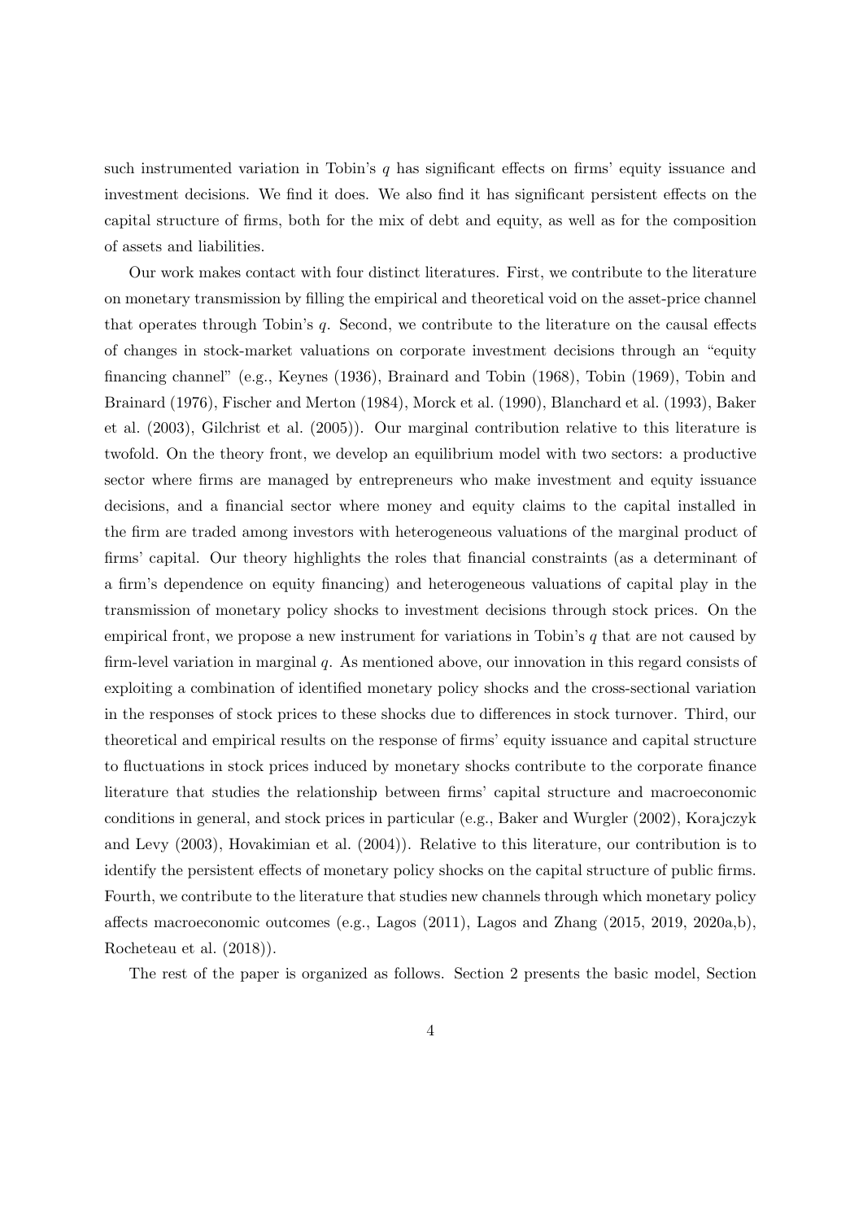such instrumented variation in Tobin's $q$ has significant effects on firms' equity issuance and investment decisions. We find it does. We also find it has significant persistent effects on the capital structure of firms, both for the mix of debt and equity, as well as for the composition of assets and liabilities.

Our work makes contact with four distinct literatures. First, we contribute to the literature on monetary transmission by filling the empirical and theoretical void on the asset-price channel that operates through Tobin's $q$. Second, we contribute to the literature on the causal effects of changes in stock-market valuations on corporate investment decisions through an "equity financing channel" (e.g., Keynes (1936), Brainard and Tobin (1968), Tobin (1969), Tobin and Brainard (1976), Fischer and Merton (1984), Morck et al. (1990), Blanchard et al. (1993), Baker et al. (2003), Gilchrist et al. (2005)). Our marginal contribution relative to this literature is twofold. On the theory front, we develop an equilibrium model with two sectors: a productive sector where firms are managed by entrepreneurs who make investment and equity issuance decisions, and a financial sector where money and equity claims to the capital installed in the firm are traded among investors with heterogeneous valuations of the marginal product of firms' capital. Our theory highlights the roles that financial constraints (as a determinant of a firm's dependence on equity financing) and heterogeneous valuations of capital play in the transmission of monetary policy shocks to investment decisions through stock prices. On the empirical front, we propose a new instrument for variations in Tobin's $q$ that are not caused by firm-level variation in marginal $q$. As mentioned above, our innovation in this regard consists of exploiting a combination of identified monetary policy shocks and the cross-sectional variation in the responses of stock prices to these shocks due to differences in stock turnover. Third, our theoretical and empirical results on the response of firms' equity issuance and capital structure to fluctuations in stock prices induced by monetary shocks contribute to the corporate finance literature that studies the relationship between firms' capital structure and macroeconomic conditions in general, and stock prices in particular (e.g., Baker and Wurgler (2002), Korajczyk and Levy (2003), Hovakimian et al. (2004)). Relative to this literature, our contribution is to identify the persistent effects of monetary policy shocks on the capital structure of public firms. Fourth, we contribute to the literature that studies new channels through which monetary policy affects macroeconomic outcomes (e.g., Lagos (2011), Lagos and Zhang (2015, 2019, 2020a,b), Rocheteau et al. (2018)).

The rest of the paper is organized as follows. Section 2 presents the basic model, Section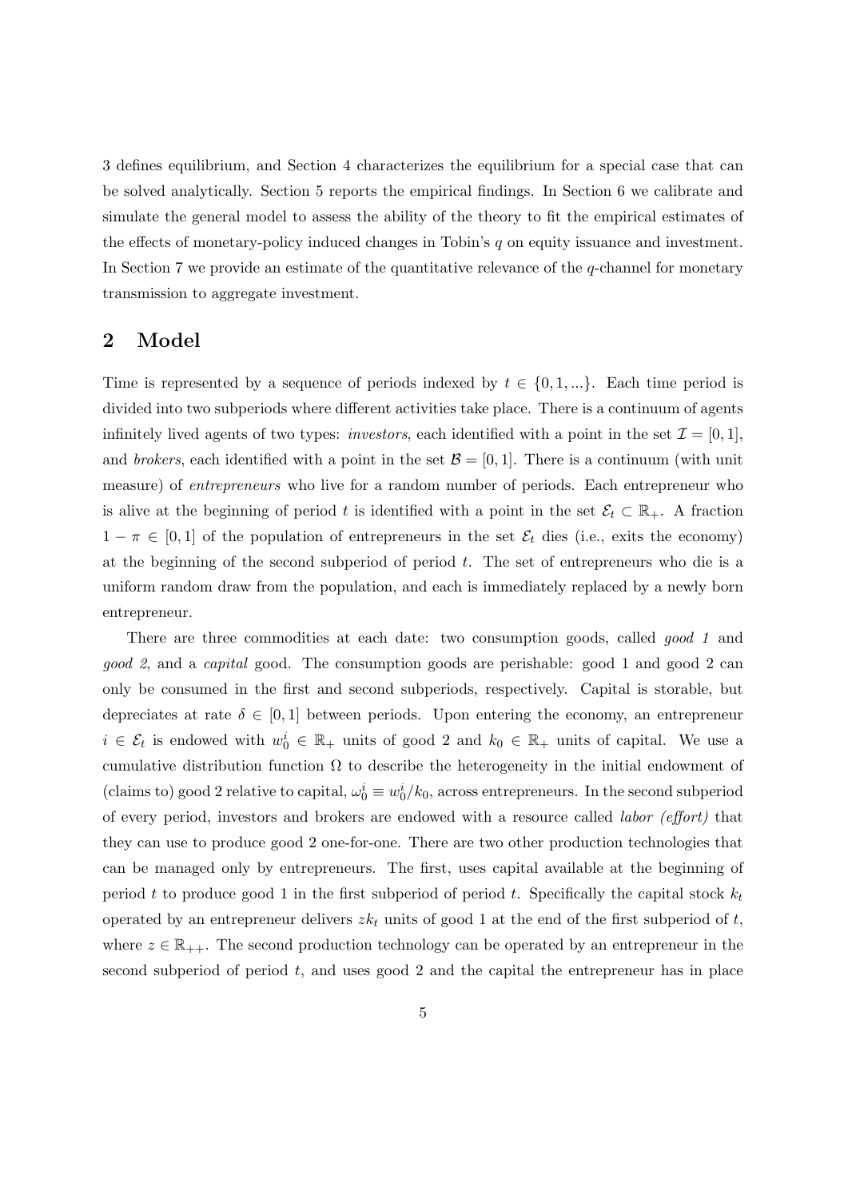3 defines equilibrium, and Section 4 characterizes the equilibrium for a special case that can be solved analytically. Section 5 reports the empirical findings. In Section 6 we calibrate and simulate the general model to assess the ability of the theory to fit the empirical estimates of the effects of monetary-policy induced changes in Tobin's $q$ on equity issuance and investment. In Section 7 we provide an estimate of the quantitative relevance of the $q$-channel for monetary transmission to aggregate investment.

## 2 Model

Time is represented by a sequence of periods indexed by $t \in \{0, 1, ...\}$. Each time period is divided into two subperiods where different activities take place. There is a continuum of agents infinitely lived agents of two types: *investors*, each identified with a point in the set $\mathcal{I} = [0, 1]$, and *brokers*, each identified with a point in the set $\mathcal{B} = [0, 1]$. There is a continuum (with unit measure) of *entrepreneurs* who live for a random number of periods. Each entrepreneur who is alive at the beginning of period $t$ is identified with a point in the set $\mathcal{E}_t \subset \mathbb{R}_+$. A fraction $1 - \pi \in [0, 1]$ of the population of entrepreneurs in the set $\mathcal{E}_t$ dies (i.e., exits the economy) at the beginning of the second subperiod of period $t$. The set of entrepreneurs who die is a uniform random draw from the population, and each is immediately replaced by a newly born entrepreneur.

There are three commodities at each date: two consumption goods, called *good 1* and *good 2*, and a *capital* good. The consumption goods are perishable: good 1 and good 2 can only be consumed in the first and second subperiods, respectively. Capital is storable, but depreciates at rate $\delta \in [0, 1]$ between periods. Upon entering the economy, an entrepreneur $i \in \mathcal{E}_t$ is endowed with $w_0^i \in \mathbb{R}_+$ units of good 2 and $k_0 \in \mathbb{R}_+$ units of capital. We use a cumulative distribution function $\Omega$ to describe the heterogeneity in the initial endowment of (claims to) good 2 relative to capital, $\omega_0^i \equiv w_0^i / k_0$, across entrepreneurs. In the second subperiod of every period, investors and brokers are endowed with a resource called *labor (effort)* that they can use to produce good 2 one-for-one. There are two other production technologies that can be managed only by entrepreneurs. The first, uses capital available at the beginning of period $t$ to produce good 1 in the first subperiod of period $t$. Specifically the capital stock $k_t$ operated by an entrepreneur delivers $z k_t$ units of good 1 at the end of the first subperiod of $t$, where $z \in \mathbb{R}_{++}$. The second production technology can be operated by an entrepreneur in the second subperiod of period $t$, and uses good 2 and the capital the entrepreneur has in place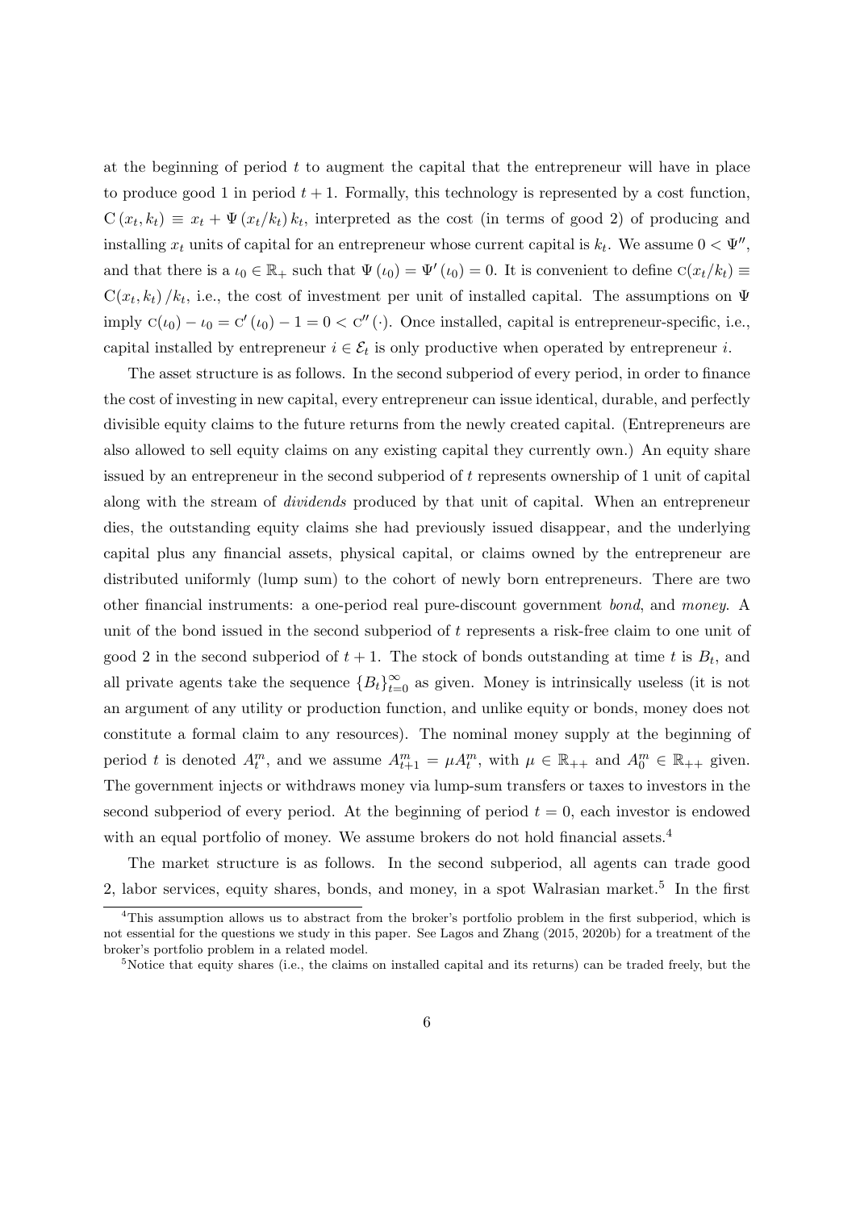at the beginning of period $t$ to augment the capital that the entrepreneur will have in place to produce good 1 in period $t+1$. Formally, this technology is represented by a cost function, $\mathrm{C}(x_t, k_t) \equiv x_t + \Psi(x_t/k_t) k_t$, interpreted as the cost (in terms of good 2) of producing and installing $x_t$ units of capital for an entrepreneur whose current capital is $k_t$. We assume $0 < \Psi''$, and that there is a $\iota_0 \in \mathbb{R}_+$ such that $\Psi(\iota_0) = \Psi'(\iota_0) = 0$. It is convenient to define $\mathrm{c}(x_t/k_t) \equiv \mathrm{C}(x_t, k_t)/k_t$, i.e., the cost of investment per unit of installed capital. The assumptions on $\Psi$ imply $\mathrm{c}(\iota_0) - \iota_0 = \mathrm{c}'(\iota_0) - 1 = 0 < \mathrm{c}''(\cdot)$. Once installed, capital is entrepreneur-specific, i.e., capital installed by entrepreneur $i \in \mathcal{E}_t$ is only productive when operated by entrepreneur $i$.

The asset structure is as follows. In the second subperiod of every period, in order to finance the cost of investing in new capital, every entrepreneur can issue identical, durable, and perfectly divisible equity claims to the future returns from the newly created capital. (Entrepreneurs are also allowed to sell equity claims on any existing capital they currently own.) An equity share issued by an entrepreneur in the second subperiod of $t$ represents ownership of 1 unit of capital along with the stream of *dividends* produced by that unit of capital. When an entrepreneur dies, the outstanding equity claims she had previously issued disappear, and the underlying capital plus any financial assets, physical capital, or claims owned by the entrepreneur are distributed uniformly (lump sum) to the cohort of newly born entrepreneurs. There are two other financial instruments: a one-period real pure-discount government *bond*, and *money*. A unit of the bond issued in the second subperiod of $t$ represents a risk-free claim to one unit of good 2 in the second subperiod of $t+1$. The stock of bonds outstanding at time $t$ is $B_t$, and all private agents take the sequence $\{B_t\}_{t=0}^{\infty}$ as given. Money is intrinsically useless (it is not an argument of any utility or production function, and unlike equity or bonds, money does not constitute a formal claim to any resources). The nominal money supply at the beginning of period $t$ is denoted $A_t^m$, and we assume $A_{t+1}^m = \mu A_t^m$, with $\mu \in \mathbb{R}_{++}$ and $A_0^m \in \mathbb{R}_{++}$ given. The government injects or withdraws money via lump-sum transfers or taxes to investors in the second subperiod of every period. At the beginning of period $t = 0$, each investor is endowed with an equal portfolio of money. We assume brokers do not hold financial assets.[4]

The market structure is as follows. In the second subperiod, all agents can trade good 2, labor services, equity shares, bonds, and money, in a spot Walrasian market.[5] In the first

---

[4] This assumption allows us to abstract from the broker's portfolio problem in the first subperiod, which is not essential for the questions we study in this paper. See Lagos and Zhang (2015, 2020b) for a treatment of the broker's portfolio problem in a related model.

[5] Notice that equity shares (i.e., the claims on installed capital and its returns) can be traded freely, but the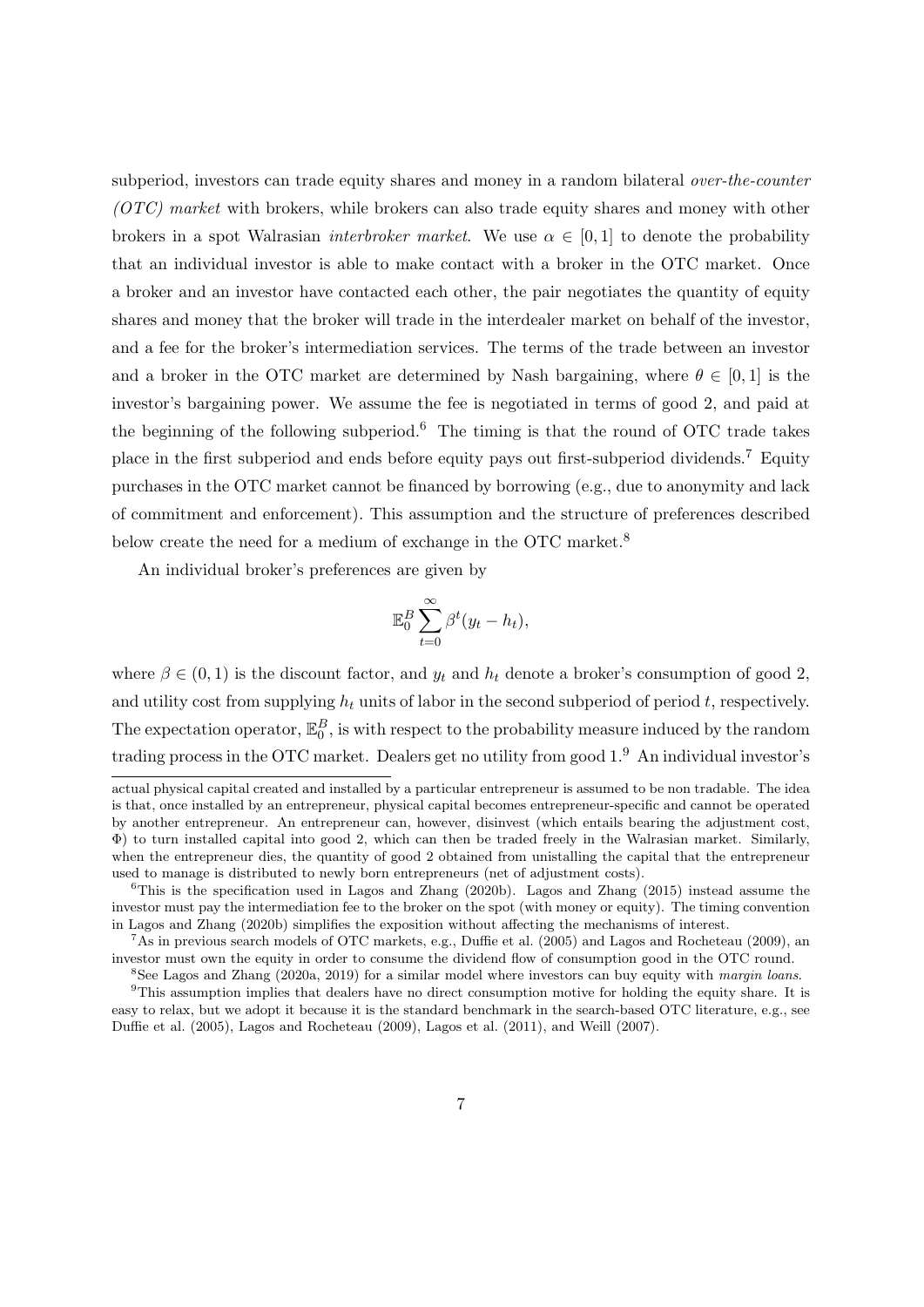subperiod, investors can trade equity shares and money in a random bilateral *over-the-counter (OTC) market* with brokers, while brokers can also trade equity shares and money with other brokers in a spot Walrasian *interbroker market*. We use $\alpha \in [0, 1]$ to denote the probability that an individual investor is able to make contact with a broker in the OTC market. Once a broker and an investor have contacted each other, the pair negotiates the quantity of equity shares and money that the broker will trade in the interdealer market on behalf of the investor, and a fee for the broker's intermediation services. The terms of the trade between an investor and a broker in the OTC market are determined by Nash bargaining, where $\theta \in [0, 1]$ is the investor's bargaining power. We assume the fee is negotiated in terms of good 2, and paid at the beginning of the following subperiod.[6] The timing is that the round of OTC trade takes place in the first subperiod and ends before equity pays out first-subperiod dividends.[7] Equity purchases in the OTC market cannot be financed by borrowing (e.g., due to anonymity and lack of commitment and enforcement). This assumption and the structure of preferences described below create the need for a medium of exchange in the OTC market.[8]

An individual broker's preferences are given by

$$\mathbb{E}_0^B \sum_{t=0}^{\infty} \beta^t (y_t - h_t),$$

where $\beta \in (0, 1)$ is the discount factor, and $y_t$ and $h_t$ denote a broker's consumption of good 2, and utility cost from supplying $h_t$ units of labor in the second subperiod of period $t$, respectively. The expectation operator, $\mathbb{E}_0^B$, is with respect to the probability measure induced by the random trading process in the OTC market. Dealers get no utility from good 1.[9] An individual investor's

---

actual physical capital created and installed by a particular entrepreneur is assumed to be non tradable. The idea is that, once installed by an entrepreneur, physical capital becomes entrepreneur-specific and cannot be operated by another entrepreneur. An entrepreneur can, however, disinvest (which entails bearing the adjustment cost, $\Phi$) to turn installed capital into good 2, which can then be traded freely in the Walrasian market. Similarly, when the entrepreneur dies, the quantity of good 2 obtained from unistalling the capital that the entrepreneur used to manage is distributed to newly born entrepreneurs (net of adjustment costs).

[6] This is the specification used in Lagos and Zhang (2020b). Lagos and Zhang (2015) instead assume the investor must pay the intermediation fee to the broker on the spot (with money or equity). The timing convention in Lagos and Zhang (2020b) simplifies the exposition without affecting the mechanisms of interest.

[7] As in previous search models of OTC markets, e.g., Duffie et al. (2005) and Lagos and Rocheteau (2009), an investor must own the equity in order to consume the dividend flow of consumption good in the OTC round.

[8] See Lagos and Zhang (2020a, 2019) for a similar model where investors can buy equity with *margin loans*.

[9] This assumption implies that dealers have no direct consumption motive for holding the equity share. It is easy to relax, but we adopt it because it is the standard benchmark in the search-based OTC literature, e.g., see Duffie et al. (2005), Lagos and Rocheteau (2009), Lagos et al. (2011), and Weill (2007).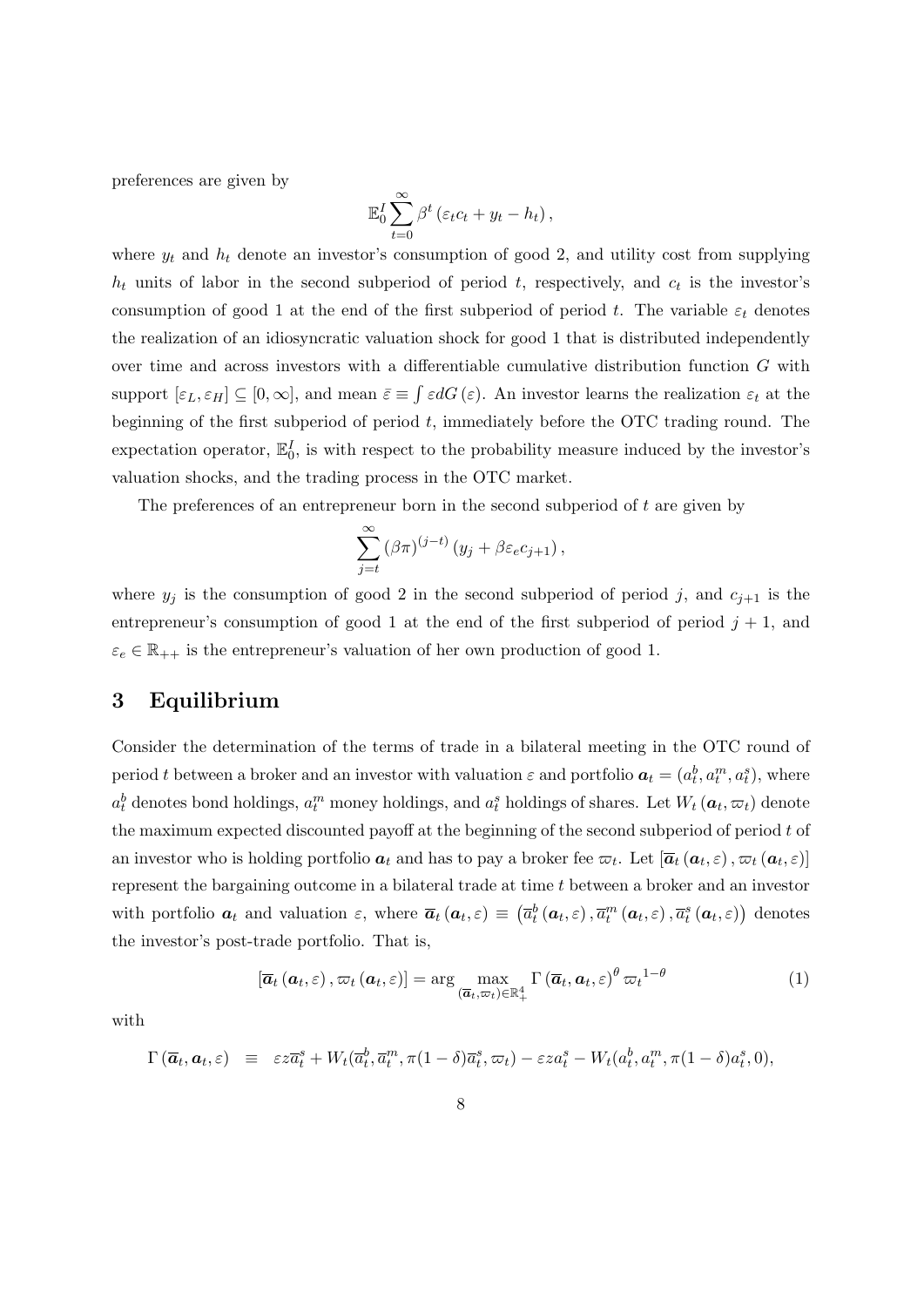preferences are given by

$$\mathbb{E}_0^I \sum_{t=0}^{\infty} \beta^t \left(\varepsilon_t c_t + y_t - h_t\right),$$

where $y_t$ and $h_t$ denote an investor's consumption of good 2, and utility cost from supplying $h_t$ units of labor in the second subperiod of period $t$, respectively, and $c_t$ is the investor's consumption of good 1 at the end of the first subperiod of period $t$. The variable $\varepsilon_t$ denotes the realization of an idiosyncratic valuation shock for good 1 that is distributed independently over time and across investors with a differentiable cumulative distribution function $G$ with support $[\varepsilon_L, \varepsilon_H] \subseteq [0, \infty]$, and mean $\bar{\varepsilon} \equiv \int \varepsilon dG(\varepsilon)$. An investor learns the realization $\varepsilon_t$ at the beginning of the first subperiod of period $t$, immediately before the OTC trading round. The expectation operator, $\mathbb{E}_0^I$, is with respect to the probability measure induced by the investor's valuation shocks, and the trading process in the OTC market.

The preferences of an entrepreneur born in the second subperiod of $t$ are given by

$$\sum_{j=t}^{\infty} (\beta\pi)^{(j-t)} \left(y_j + \beta\varepsilon_e c_{j+1}\right),$$

where $y_j$ is the consumption of good 2 in the second subperiod of period $j$, and $c_{j+1}$ is the entrepreneur's consumption of good 1 at the end of the first subperiod of period $j+1$, and $\varepsilon_e \in \mathbb{R}_{++}$ is the entrepreneur's valuation of her own production of good 1.

# 3 Equilibrium

Consider the determination of the terms of trade in a bilateral meeting in the OTC round of period $t$ between a broker and an investor with valuation $\varepsilon$ and portfolio $\boldsymbol{a}_t = (a_t^b, a_t^m, a_t^s)$, where $a_t^b$ denotes bond holdings, $a_t^m$ money holdings, and $a_t^s$ holdings of shares. Let $W_t(\boldsymbol{a}_t, \varpi_t)$ denote the maximum expected discounted payoff at the beginning of the second subperiod of period $t$ of an investor who is holding portfolio $\boldsymbol{a}_t$ and has to pay a broker fee $\varpi_t$. Let $[\overline{\boldsymbol{a}}_t(\boldsymbol{a}_t, \varepsilon), \varpi_t(\boldsymbol{a}_t, \varepsilon)]$ represent the bargaining outcome in a bilateral trade at time $t$ between a broker and an investor with portfolio $\boldsymbol{a}_t$ and valuation $\varepsilon$, where $\overline{\boldsymbol{a}}_t(\boldsymbol{a}_t, \varepsilon) \equiv \left(\overline{a}_t^b(\boldsymbol{a}_t, \varepsilon), \overline{a}_t^m(\boldsymbol{a}_t, \varepsilon), \overline{a}_t^s(\boldsymbol{a}_t, \varepsilon)\right)$ denotes the investor's post-trade portfolio. That is,

$$[\overline{\boldsymbol{a}}_t(\boldsymbol{a}_t, \varepsilon), \varpi_t(\boldsymbol{a}_t, \varepsilon)] = \arg \max_{(\overline{\boldsymbol{a}}_t, \varpi_t) \in \mathbb{R}_+^4} \Gamma(\overline{\boldsymbol{a}}_t, \boldsymbol{a}_t, \varepsilon)^{\theta} \varpi_t^{1-\theta} \tag{1}$$

with

$$\Gamma(\overline{\boldsymbol{a}}_t, \boldsymbol{a}_t, \varepsilon) \equiv \varepsilon z \overline{a}_t^s + W_t(\overline{a}_t^b, \overline{a}_t^m, \pi(1-\delta)\overline{a}_t^s, \varpi_t) - \varepsilon z a_t^s - W_t(a_t^b, a_t^m, \pi(1-\delta)a_t^s, 0),$$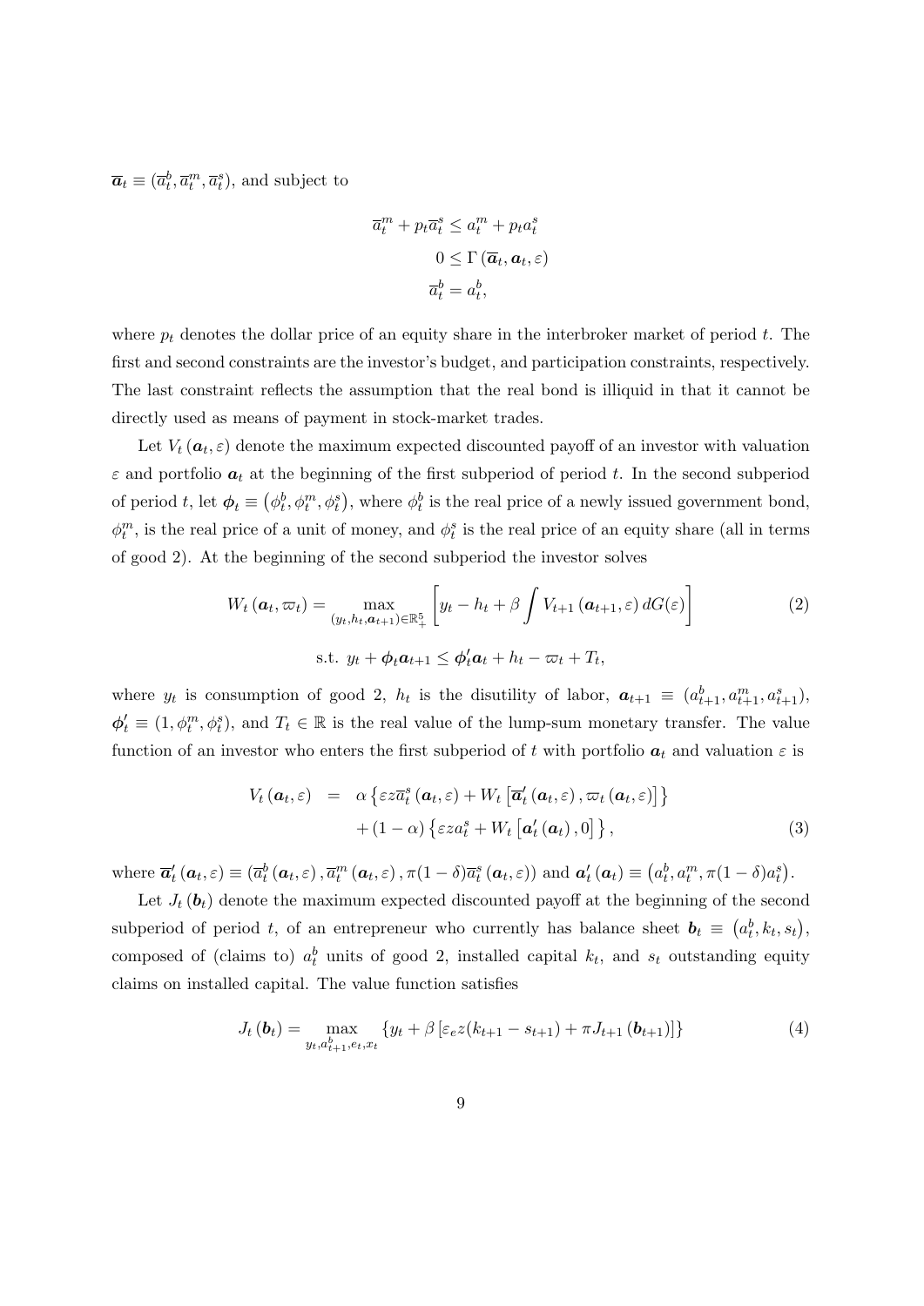$\overline{\boldsymbol{a}}_t \equiv (\overline{a}_t^b, \overline{a}_t^m, \overline{a}_t^s)$, and subject to

$$\overline{a}_t^m + p_t \overline{a}_t^s \leq a_t^m + p_t a_t^s$$
$$0 \leq \Gamma\left(\overline{\boldsymbol{a}}_t, \boldsymbol{a}_t, \varepsilon\right)$$
$$\overline{a}_t^b = a_t^b,$$

where $p_t$ denotes the dollar price of an equity share in the interbroker market of period $t$. The first and second constraints are the investor's budget, and participation constraints, respectively. The last constraint reflects the assumption that the real bond is illiquid in that it cannot be directly used as means of payment in stock-market trades.

Let $V_t\left(\boldsymbol{a}_t, \varepsilon\right)$ denote the maximum expected discounted payoff of an investor with valuation $\varepsilon$ and portfolio $\boldsymbol{a}_t$ at the beginning of the first subperiod of period $t$. In the second subperiod of period $t$, let $\boldsymbol{\phi}_t \equiv \left(\phi_t^b, \phi_t^m, \phi_t^s\right)$, where $\phi_t^b$ is the real price of a newly issued government bond, $\phi_t^m$, is the real price of a unit of money, and $\phi_t^s$ is the real price of an equity share (all in terms of good 2). At the beginning of the second subperiod the investor solves

$$W_t\left(\boldsymbol{a}_t, \varpi_t\right) = \max_{(y_t, h_t, \boldsymbol{a}_{t+1}) \in \mathbb{R}_+^5} \left[ y_t - h_t + \beta \int V_{t+1}\left(\boldsymbol{a}_{t+1}, \varepsilon\right) dG(\varepsilon) \right] \tag{2}$$
$$\text{s.t. } y_t + \boldsymbol{\phi}_t \boldsymbol{a}_{t+1} \leq \boldsymbol{\phi}_t' \boldsymbol{a}_t + h_t - \varpi_t + T_t,$$

where $y_t$ is consumption of good 2, $h_t$ is the disutility of labor, $\boldsymbol{a}_{t+1} \equiv (a_{t+1}^b, a_{t+1}^m, a_{t+1}^s)$, $\boldsymbol{\phi}_t' \equiv (1, \phi_t^m, \phi_t^s)$, and $T_t \in \mathbb{R}$ is the real value of the lump-sum monetary transfer. The value function of an investor who enters the first subperiod of $t$ with portfolio $\boldsymbol{a}_t$ and valuation $\varepsilon$ is

$$\begin{aligned} V_t\left(\boldsymbol{a}_t, \varepsilon\right) &= \alpha \left\{ \varepsilon z \overline{a}_t^s\left(\boldsymbol{a}_t, \varepsilon\right) + W_t\left[ \overline{\boldsymbol{a}}_t'\left(\boldsymbol{a}_t, \varepsilon\right), \varpi_t\left(\boldsymbol{a}_t, \varepsilon\right) \right] \right\} \\ &\quad + (1-\alpha) \left\{ \varepsilon z a_t^s + W_t\left[ \boldsymbol{a}_t'\left(\boldsymbol{a}_t\right), 0 \right] \right\}, \end{aligned} \tag{3}$$

where $\overline{\boldsymbol{a}}_t'\left(\boldsymbol{a}_t, \varepsilon\right) \equiv \left(\overline{a}_t^b\left(\boldsymbol{a}_t, \varepsilon\right), \overline{a}_t^m\left(\boldsymbol{a}_t, \varepsilon\right), \pi(1-\delta)\overline{a}_t^s\left(\boldsymbol{a}_t, \varepsilon\right)\right)$ and $\boldsymbol{a}_t'\left(\boldsymbol{a}_t\right) \equiv \left(a_t^b, a_t^m, \pi(1-\delta)a_t^s\right)$.

Let $J_t\left(\boldsymbol{b}_t\right)$ denote the maximum expected discounted payoff at the beginning of the second subperiod of period $t$, of an entrepreneur who currently has balance sheet $\boldsymbol{b}_t \equiv \left(a_t^b, k_t, s_t\right)$, composed of (claims to) $a_t^b$ units of good 2, installed capital $k_t$, and $s_t$ outstanding equity claims on installed capital. The value function satisfies

$$J_t\left(\boldsymbol{b}_t\right) = \max_{y_t, a_{t+1}^b, e_t, x_t} \left\{ y_t + \beta \left[ \varepsilon_e z (k_{t+1} - s_{t+1}) + \pi J_{t+1}\left(\boldsymbol{b}_{t+1}\right) \right] \right\} \tag{4}$$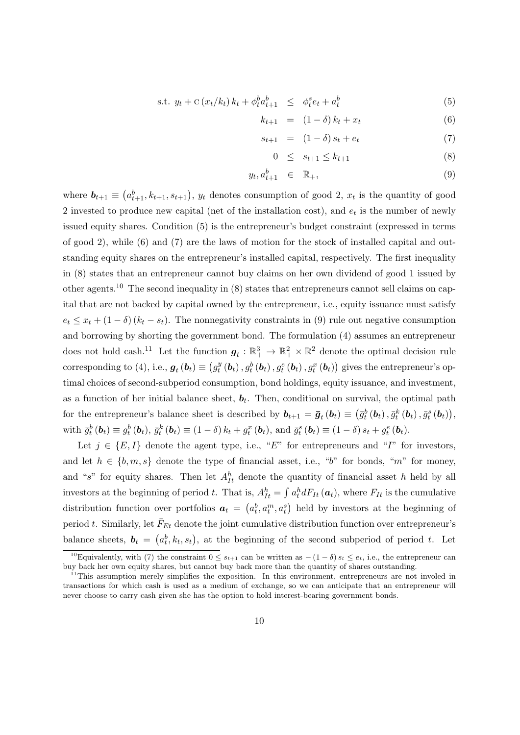$$
\begin{aligned}
\text{s.t. } y_t + \mathrm{C}\left(x_t/k_t\right)k_t + \phi_t^b a_{t+1}^b &\leq \phi_t^s e_t + a_t^b && (5)\\
k_{t+1} &= (1-\delta)\,k_t + x_t && (6)\\
s_{t+1} &= (1-\delta)\,s_t + e_t && (7)\\
0 &\leq s_{t+1} \leq k_{t+1} && (8)\\
y_t, a_{t+1}^b &\in \mathbb{R}_+, && (9)
\end{aligned}
$$

where $\boldsymbol{b}_{t+1} \equiv \left(a_{t+1}^b, k_{t+1}, s_{t+1}\right)$, $y_t$ denotes consumption of good 2, $x_t$ is the quantity of good 2 invested to produce new capital (net of the installation cost), and $e_t$ is the number of newly issued equity shares. Condition (5) is the entrepreneur's budget constraint (expressed in terms of good 2), while (6) and (7) are the laws of motion for the stock of installed capital and outstanding equity shares on the entrepreneur's installed capital, respectively. The first inequality in (8) states that an entrepreneur cannot buy claims on her own dividend of good 1 issued by other agents.[10] The second inequality in (8) states that entrepreneurs cannot sell claims on capital that are not backed by capital owned by the entrepreneur, i.e., equity issuance must satisfy $e_t \leq x_t + (1-\delta)(k_t - s_t)$. The nonnegativity constraints in (9) rule out negative consumption and borrowing by shorting the government bond. The formulation (4) assumes an entrepreneur does not hold cash.[11] Let the function $\boldsymbol{g}_t : \mathbb{R}_+^3 \to \mathbb{R}_+^2 \times \mathbb{R}^2$ denote the optimal decision rule corresponding to (4), i.e., $\boldsymbol{g}_t\left(\boldsymbol{b}_t\right) \equiv \left(g_t^y\left(\boldsymbol{b}_t\right), g_t^b\left(\boldsymbol{b}_t\right), g_t^e\left(\boldsymbol{b}_t\right), g_t^x\left(\boldsymbol{b}_t\right)\right)$ gives the entrepreneur's optimal choices of second-subperiod consumption, bond holdings, equity issuance, and investment, as a function of her initial balance sheet, $\boldsymbol{b}_t$. Then, conditional on survival, the optimal path for the entrepreneur's balance sheet is described by $\boldsymbol{b}_{t+1} = \bar{\boldsymbol{g}}_t\left(\boldsymbol{b}_t\right) \equiv \left(\bar{g}_t^b\left(\boldsymbol{b}_t\right), \bar{g}_t^k\left(\boldsymbol{b}_t\right), \bar{g}_t^s\left(\boldsymbol{b}_t\right)\right)$, with $\bar{g}_t^b\left(\boldsymbol{b}_t\right) \equiv g_t^b\left(\boldsymbol{b}_t\right)$, $\bar{g}_t^k\left(\boldsymbol{b}_t\right) \equiv (1-\delta)\,k_t + g_t^x\left(\boldsymbol{b}_t\right)$, and $\bar{g}_t^s\left(\boldsymbol{b}_t\right) \equiv (1-\delta)\,s_t + g_t^e\left(\boldsymbol{b}_t\right)$.

Let $j \in \{E, I\}$ denote the agent type, i.e., "$E$" for entrepreneurs and "$I$" for investors, and let $h \in \{b, m, s\}$ denote the type of financial asset, i.e., "$b$" for bonds, "$m$" for money, and "$s$" for equity shares. Then let $A_{It}^h$ denote the quantity of financial asset $h$ held by all investors at the beginning of period $t$. That is, $A_{It}^h = \int a_t^h dF_{It}\left(\boldsymbol{a}_t\right)$, where $F_{It}$ is the cumulative distribution function over portfolios $\boldsymbol{a}_t = \left(a_t^b, a_t^m, a_t^s\right)$ held by investors at the beginning of period $t$. Similarly, let $\bar{F}_{Et}$ denote the joint cumulative distribution function over entrepreneur's balance sheets, $\boldsymbol{b}_t = \left(a_t^b, k_t, s_t\right)$, at the beginning of the second subperiod of period $t$. Let

[10] Equivalently, with (7) the constraint $0 \leq s_{t+1}$ can be written as $-(1-\delta)\,s_t \leq e_t$, i.e., the entrepreneur can buy back her own equity shares, but cannot buy back more than the quantity of shares outstanding.

[11] This assumption merely simplifies the exposition. In this environment, entrepreneurs are not involed in transactions for which cash is used as a medium of exchange, so we can anticipate that an entrepreneur will never choose to carry cash given she has the option to hold interest-bearing government bonds.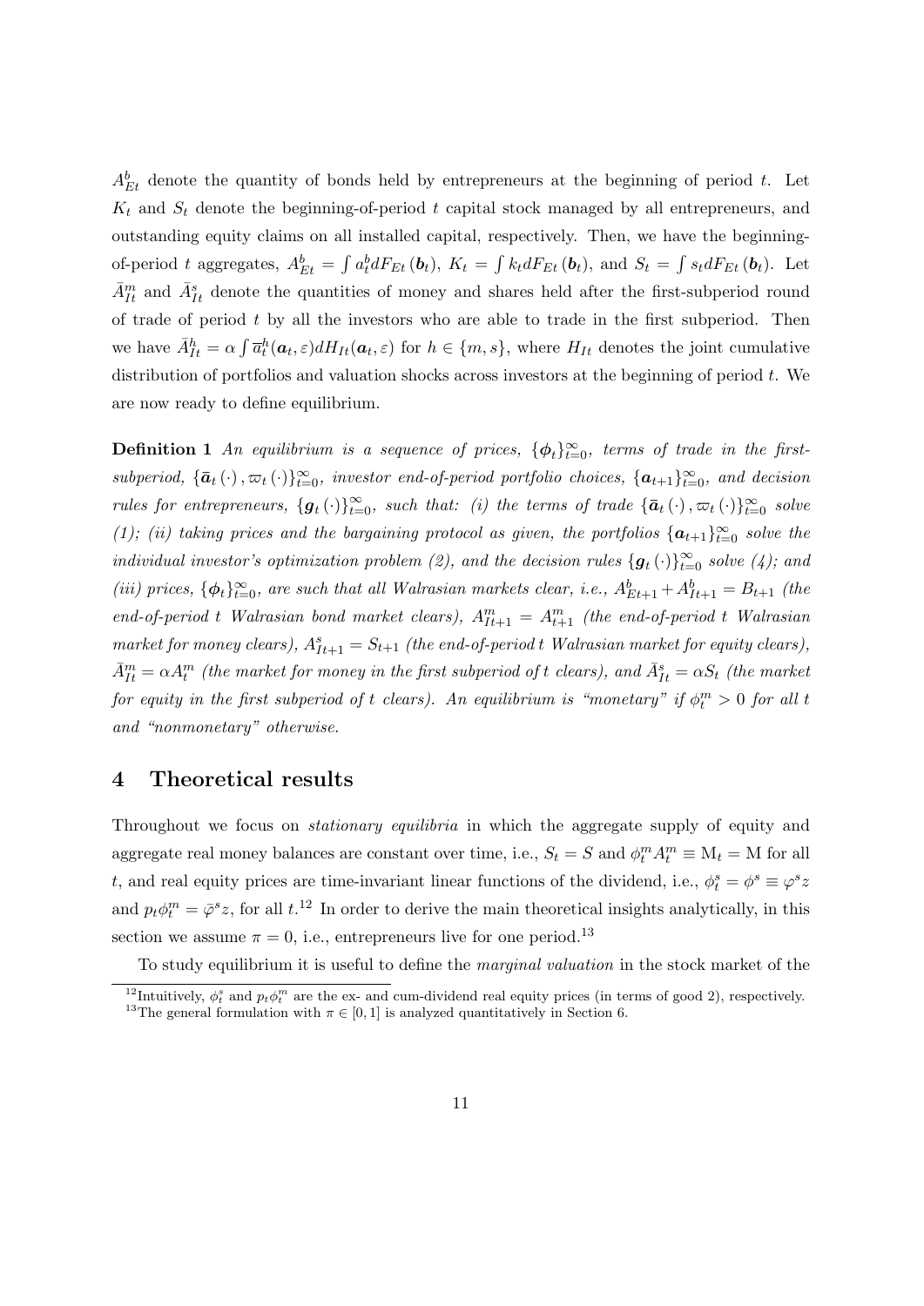$A^b_{Et}$ denote the quantity of bonds held by entrepreneurs at the beginning of period $t$. Let $K_t$ and $S_t$ denote the beginning-of-period $t$ capital stock managed by all entrepreneurs, and outstanding equity claims on all installed capital, respectively. Then, we have the beginning-of-period $t$ aggregates, $A^b_{Et} = \int a^b_t dF_{Et}(\boldsymbol{b}_t)$, $K_t = \int k_t dF_{Et}(\boldsymbol{b}_t)$, and $S_t = \int s_t dF_{Et}(\boldsymbol{b}_t)$. Let $\bar{A}^m_{It}$ and $\bar{A}^s_{It}$ denote the quantities of money and shares held after the first-subperiod round of trade of period $t$ by all the investors who are able to trade in the first subperiod. Then we have $\bar{A}^h_{It} = \alpha \int \overline{a}^h_t(\boldsymbol{a}_t, \varepsilon) dH_{It}(\boldsymbol{a}_t, \varepsilon)$ for $h \in \{m, s\}$, where $H_{It}$ denotes the joint cumulative distribution of portfolios and valuation shocks across investors at the beginning of period $t$. We are now ready to define equilibrium.

**Definition 1** *An equilibrium is a sequence of prices, $\{\boldsymbol{\phi}_t\}_{t=0}^{\infty}$, terms of trade in the first-subperiod, $\{\bar{\boldsymbol{a}}_t(\cdot), \varpi_t(\cdot)\}_{t=0}^{\infty}$, investor end-of-period portfolio choices, $\{\boldsymbol{a}_{t+1}\}_{t=0}^{\infty}$, and decision rules for entrepreneurs, $\{\boldsymbol{g}_t(\cdot)\}_{t=0}^{\infty}$, such that: (i) the terms of trade $\{\bar{\boldsymbol{a}}_t(\cdot), \varpi_t(\cdot)\}_{t=0}^{\infty}$ solve (1); (ii) taking prices and the bargaining protocol as given, the portfolios $\{\boldsymbol{a}_{t+1}\}_{t=0}^{\infty}$ solve the individual investor's optimization problem (2), and the decision rules $\{\boldsymbol{g}_t(\cdot)\}_{t=0}^{\infty}$ solve (4); and (iii) prices, $\{\boldsymbol{\phi}_t\}_{t=0}^{\infty}$, are such that all Walrasian markets clear, i.e., $A^b_{Et+1} + A^b_{It+1} = B_{t+1}$ (the end-of-period $t$ Walrasian bond market clears), $A^m_{It+1} = A^m_{t+1}$ (the end-of-period $t$ Walrasian market for money clears), $A^s_{It+1} = S_{t+1}$ (the end-of-period $t$ Walrasian market for equity clears), $\bar{A}^m_{It} = \alpha A^m_t$ (the market for money in the first subperiod of $t$ clears), and $\bar{A}^s_{It} = \alpha S_t$ (the market for equity in the first subperiod of $t$ clears). An equilibrium is "monetary" if $\phi^m_t > 0$ for all $t$ and "nonmonetary" otherwise.*

# 4 Theoretical results

Throughout we focus on *stationary equilibria* in which the aggregate supply of equity and aggregate real money balances are constant over time, i.e., $S_t = S$ and $\phi^m_t A^m_t \equiv \mathrm{M}_t = \mathrm{M}$ for all $t$, and real equity prices are time-invariant linear functions of the dividend, i.e., $\phi^s_t = \phi^s \equiv \varphi^s z$ and $p_t \phi^m_t = \bar{\varphi}^s z$, for all $t$.[12] In order to derive the main theoretical insights analytically, in this section we assume $\pi = 0$, i.e., entrepreneurs live for one period.[13]

To study equilibrium it is useful to define the *marginal valuation* in the stock market of the

[12] Intuitively, $\phi^s_t$ and $p_t \phi^m_t$ are the ex- and cum-dividend real equity prices (in terms of good 2), respectively.

[13] The general formulation with $\pi \in [0, 1]$ is analyzed quantitatively in Section 6.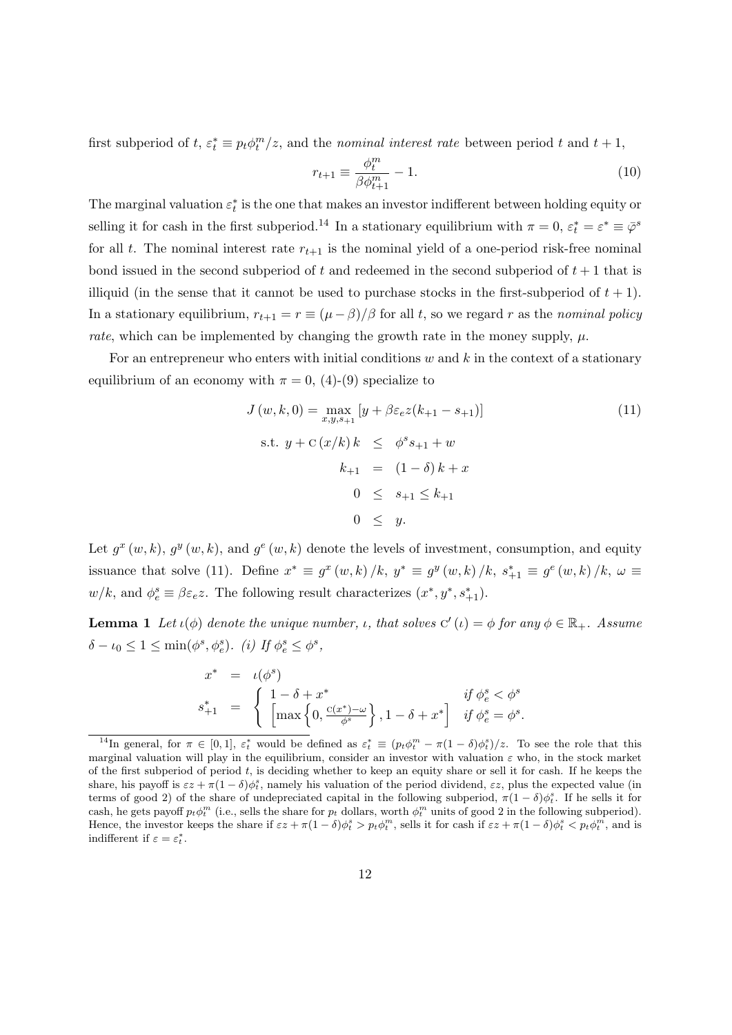first subperiod of $t$, $\varepsilon_t^* \equiv p_t \phi_t^m / z$, and the *nominal interest rate* between period $t$ and $t+1$,

$$r_{t+1} \equiv \frac{\phi_t^m}{\beta \phi_{t+1}^m} - 1. \tag{10}$$

The marginal valuation $\varepsilon_t^*$ is the one that makes an investor indifferent between holding equity or selling it for cash in the first subperiod.[14] In a stationary equilibrium with $\pi = 0$, $\varepsilon_t^* = \varepsilon^* \equiv \bar{\varphi}^s$ for all $t$. The nominal interest rate $r_{t+1}$ is the nominal yield of a one-period risk-free nominal bond issued in the second subperiod of $t$ and redeemed in the second subperiod of $t+1$ that is illiquid (in the sense that it cannot be used to purchase stocks in the first-subperiod of $t+1$). In a stationary equilibrium, $r_{t+1} = r \equiv (\mu - \beta)/\beta$ for all $t$, so we regard $r$ as the *nominal policy rate*, which can be implemented by changing the growth rate in the money supply, $\mu$.

For an entrepreneur who enters with initial conditions $w$ and $k$ in the context of a stationary equilibrium of an economy with $\pi = 0$, (4)-(9) specialize to

$$\begin{aligned} J(w, k, 0) = \max_{x, y, s_{+1}} & \left[ y + \beta \varepsilon_e z (k_{+1} - s_{+1}) \right] \\ \text{s.t. } y + \mathrm{C}(x/k)\, k &\leq \phi^s s_{+1} + w \\ k_{+1} &= (1 - \delta) k + x \\ 0 &\leq s_{+1} \leq k_{+1} \\ 0 &\leq y. \end{aligned} \tag{11}$$

Let $g^x(w,k)$, $g^y(w,k)$, and $g^e(w,k)$ denote the levels of investment, consumption, and equity issuance that solve (11). Define $x^* \equiv g^x(w,k)/k$, $y^* \equiv g^y(w,k)/k$, $s_{+1}^* \equiv g^e(w,k)/k$, $\omega \equiv w/k$, and $\phi_e^s \equiv \beta \varepsilon_e z$. The following result characterizes $(x^*, y^*, s_{+1}^*)$.

**Lemma 1** *Let $\iota(\phi)$ denote the unique number, $\iota$, that solves $\mathrm{C}'(\iota) = \phi$ for any $\phi \in \mathbb{R}_+$. Assume $\delta - \iota_0 \leq 1 \leq \min(\phi^s, \phi_e^s)$. (i) If $\phi_e^s \leq \phi^s$,*

$$\begin{aligned} x^* &= \iota(\phi^s) \\ s_{+1}^* &= \begin{cases} 1 - \delta + x^* & \text{if } \phi_e^s < \phi^s \\ \left[ \max\left\{0, \frac{\mathrm{C}(x^*) - \omega}{\phi^s}\right\}, 1 - \delta + x^* \right] & \text{if } \phi_e^s = \phi^s. \end{cases} \end{aligned}$$

[14] In general, for $\pi \in [0,1]$, $\varepsilon_t^*$ would be defined as $\varepsilon_t^* \equiv (p_t \phi_t^m - \pi(1-\delta)\phi_t^s)/z$. To see the role that this marginal valuation will play in the equilibrium, consider an investor with valuation $\varepsilon$ who, in the stock market of the first subperiod of period $t$, is deciding whether to keep an equity share or sell it for cash. If he keeps the share, his payoff is $\varepsilon z + \pi(1-\delta)\phi_t^s$, namely his valuation of the period dividend, $\varepsilon z$, plus the expected value (in terms of good 2) of the share of undepreciated capital in the following subperiod, $\pi(1-\delta)\phi_t^s$. If he sells it for cash, he gets payoff $p_t \phi_t^m$ (i.e., sells the share for $p_t$ dollars, worth $\phi_t^m$ units of good 2 in the following subperiod). Hence, the investor keeps the share if $\varepsilon z + \pi(1-\delta)\phi_t^s > p_t \phi_t^m$, sells it for cash if $\varepsilon z + \pi(1-\delta)\phi_t^s < p_t \phi_t^m$, and is indifferent if $\varepsilon = \varepsilon_t^*$.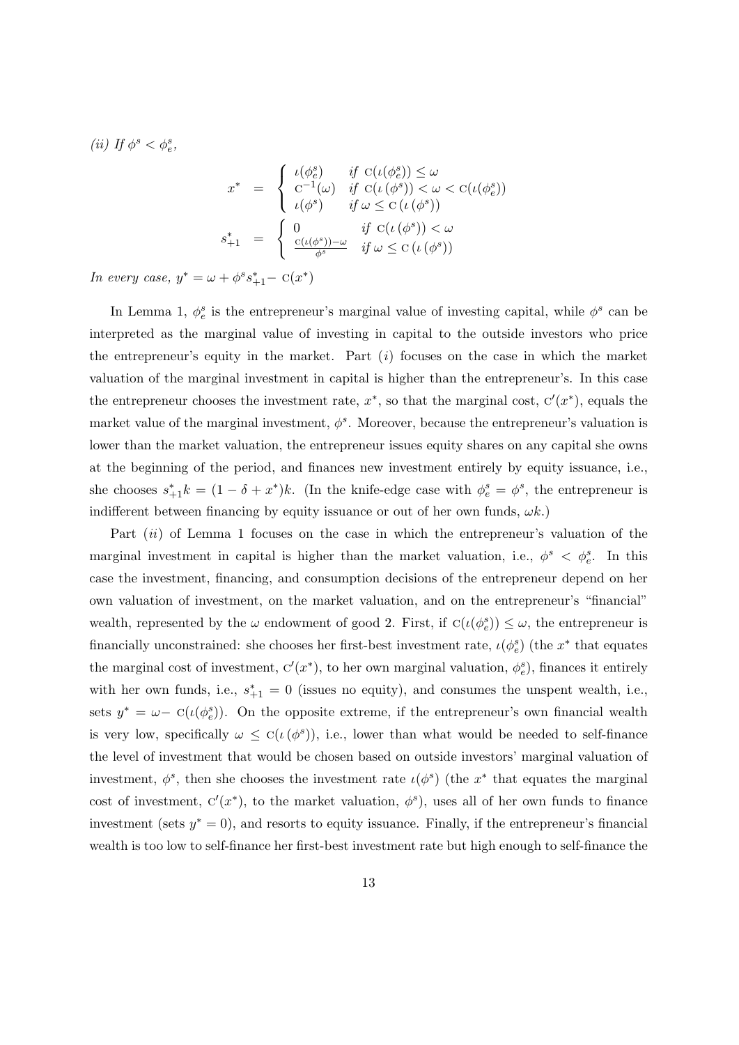*(ii) If $\phi^s < \phi^s_e$,*

$$
x^* = \begin{cases} \iota(\phi^s_e) & \text{if } \mathrm{C}(\iota(\phi^s_e)) \leq \omega \\ \mathrm{C}^{-1}(\omega) & \text{if } \mathrm{C}(\iota(\phi^s)) < \omega < \mathrm{C}(\iota(\phi^s_e)) \\ \iota(\phi^s) & \text{if } \omega \leq \mathrm{C}(\iota(\phi^s)) \end{cases}
$$

$$
s^*_{+1} = \begin{cases} 0 & \text{if } \mathrm{C}(\iota(\phi^s)) < \omega \\ \frac{\mathrm{C}(\iota(\phi^s)) - \omega}{\phi^s} & \text{if } \omega \leq \mathrm{C}(\iota(\phi^s)) \end{cases}
$$

*In every case,* $y^* = \omega + \phi^s s^*_{+1} - \mathrm{C}(x^*)$

In Lemma 1, $\phi^s_e$ is the entrepreneur's marginal value of investing capital, while $\phi^s$ can be interpreted as the marginal value of investing in capital to the outside investors who price the entrepreneur's equity in the market. Part $(i)$ focuses on the case in which the market valuation of the marginal investment in capital is higher than the entrepreneur's. In this case the entrepreneur chooses the investment rate, $x^*$, so that the marginal cost, $\mathrm{C}'(x^*)$, equals the market value of the marginal investment, $\phi^s$. Moreover, because the entrepreneur's valuation is lower than the market valuation, the entrepreneur issues equity shares on any capital she owns at the beginning of the period, and finances new investment entirely by equity issuance, i.e., she chooses $s^*_{+1}k = (1 - \delta + x^*)k$. (In the knife-edge case with $\phi^s_e = \phi^s$, the entrepreneur is indifferent between financing by equity issuance or out of her own funds, $\omega k$.)

Part $(ii)$ of Lemma 1 focuses on the case in which the entrepreneur's valuation of the marginal investment in capital is higher than the market valuation, i.e., $\phi^s < \phi^s_e$. In this case the investment, financing, and consumption decisions of the entrepreneur depend on her own valuation of investment, on the market valuation, and on the entrepreneur's "financial" wealth, represented by the $\omega$ endowment of good 2. First, if $\mathrm{C}(\iota(\phi^s_e)) \leq \omega$, the entrepreneur is financially unconstrained: she chooses her first-best investment rate, $\iota(\phi^s_e)$ (the $x^*$ that equates the marginal cost of investment, $\mathrm{C}'(x^*)$, to her own marginal valuation, $\phi^s_e$), finances it entirely with her own funds, i.e., $s^*_{+1} = 0$ (issues no equity), and consumes the unspent wealth, i.e., sets $y^* = \omega - \mathrm{C}(\iota(\phi^s_e))$. On the opposite extreme, if the entrepreneur's own financial wealth is very low, specifically $\omega \leq \mathrm{C}(\iota(\phi^s))$, i.e., lower than what would be needed to self-finance the level of investment that would be chosen based on outside investors' marginal valuation of investment, $\phi^s$, then she chooses the investment rate $\iota(\phi^s)$ (the $x^*$ that equates the marginal cost of investment, $\mathrm{C}'(x^*)$, to the market valuation, $\phi^s$), uses all of her own funds to finance investment (sets $y^* = 0$), and resorts to equity issuance. Finally, if the entrepreneur's financial wealth is too low to self-finance her first-best investment rate but high enough to self-finance the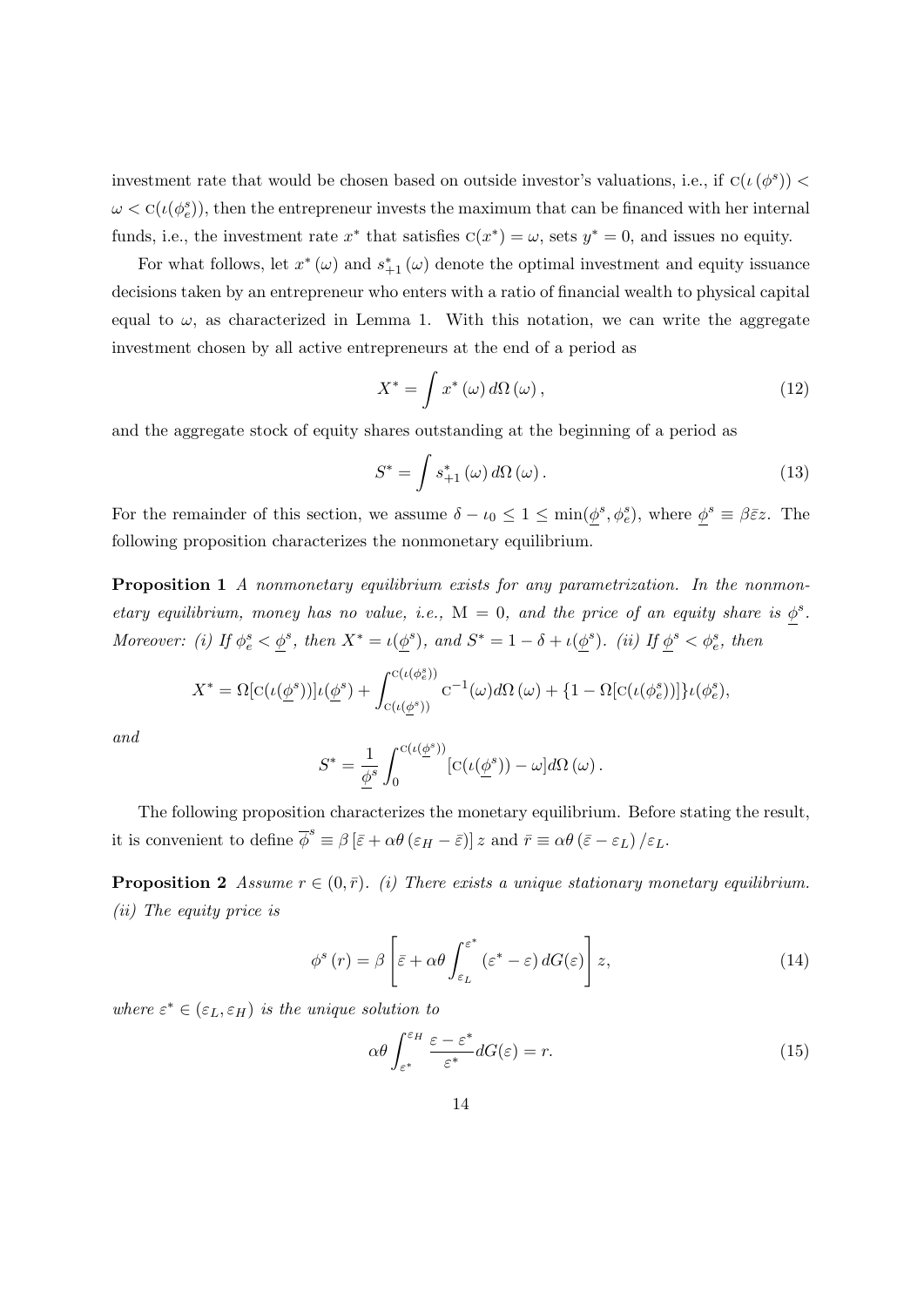investment rate that would be chosen based on outside investor's valuations, i.e., if $\text{C}(\iota(\phi^s)) < \omega < \text{C}(\iota(\phi_e^s))$, then the entrepreneur invests the maximum that can be financed with her internal funds, i.e., the investment rate $x^*$ that satisfies $\text{C}(x^*) = \omega$, sets $y^* = 0$, and issues no equity.

For what follows, let $x^*(\omega)$ and $s_{+1}^*(\omega)$ denote the optimal investment and equity issuance decisions taken by an entrepreneur who enters with a ratio of financial wealth to physical capital equal to $\omega$, as characterized in Lemma 1. With this notation, we can write the aggregate investment chosen by all active entrepreneurs at the end of a period as

$$X^* = \int x^*(\omega)\, d\Omega(\omega), \tag{12}$$

and the aggregate stock of equity shares outstanding at the beginning of a period as

$$S^* = \int s_{+1}^*(\omega)\, d\Omega(\omega). \tag{13}$$

For the remainder of this section, we assume $\delta - \iota_0 \leq 1 \leq \min(\underline{\phi}^s, \phi_e^s)$, where $\underline{\phi}^s \equiv \beta \bar{\varepsilon} z$. The following proposition characterizes the nonmonetary equilibrium.

**Proposition 1** *A nonmonetary equilibrium exists for any parametrization. In the nonmonetary equilibrium, money has no value, i.e.,* $\text{M} = 0$, *and the price of an equity share is* $\underline{\phi}^s$. *Moreover: (i) If* $\phi_e^s < \underline{\phi}^s$, *then* $X^* = \iota(\underline{\phi}^s)$, *and* $S^* = 1 - \delta + \iota(\underline{\phi}^s)$. *(ii) If* $\underline{\phi}^s < \phi_e^s$, *then*

$$X^* = \Omega[\text{C}(\iota(\underline{\phi}^s))]\iota(\underline{\phi}^s) + \int_{\text{C}(\iota(\underline{\phi}^s))}^{\text{C}(\iota(\phi_e^s))} \text{C}^{-1}(\omega) d\Omega(\omega) + \{1 - \Omega[\text{C}(\iota(\phi_e^s))]\}\iota(\phi_e^s),$$

*and*

$$S^* = \frac{1}{\underline{\phi}^s} \int_0^{\text{C}(\iota(\underline{\phi}^s))} [\text{C}(\iota(\underline{\phi}^s)) - \omega] d\Omega(\omega).$$

The following proposition characterizes the monetary equilibrium. Before stating the result, it is convenient to define $\overline{\phi}^s \equiv \beta [\bar{\varepsilon} + \alpha\theta(\varepsilon_H - \bar{\varepsilon})] z$ and $\bar{r} \equiv \alpha\theta(\bar{\varepsilon} - \varepsilon_L)/\varepsilon_L$.

**Proposition 2** *Assume* $r \in (0, \bar{r})$. *(i) There exists a unique stationary monetary equilibrium. (ii) The equity price is*

$$\phi^s(r) = \beta \left[ \bar{\varepsilon} + \alpha\theta \int_{\varepsilon_L}^{\varepsilon^*} (\varepsilon^* - \varepsilon)\, dG(\varepsilon) \right] z, \tag{14}$$

*where* $\varepsilon^* \in (\varepsilon_L, \varepsilon_H)$ *is the unique solution to*

$$\alpha\theta \int_{\varepsilon^*}^{\varepsilon_H} \frac{\varepsilon - \varepsilon^*}{\varepsilon^*} dG(\varepsilon) = r. \tag{15}$$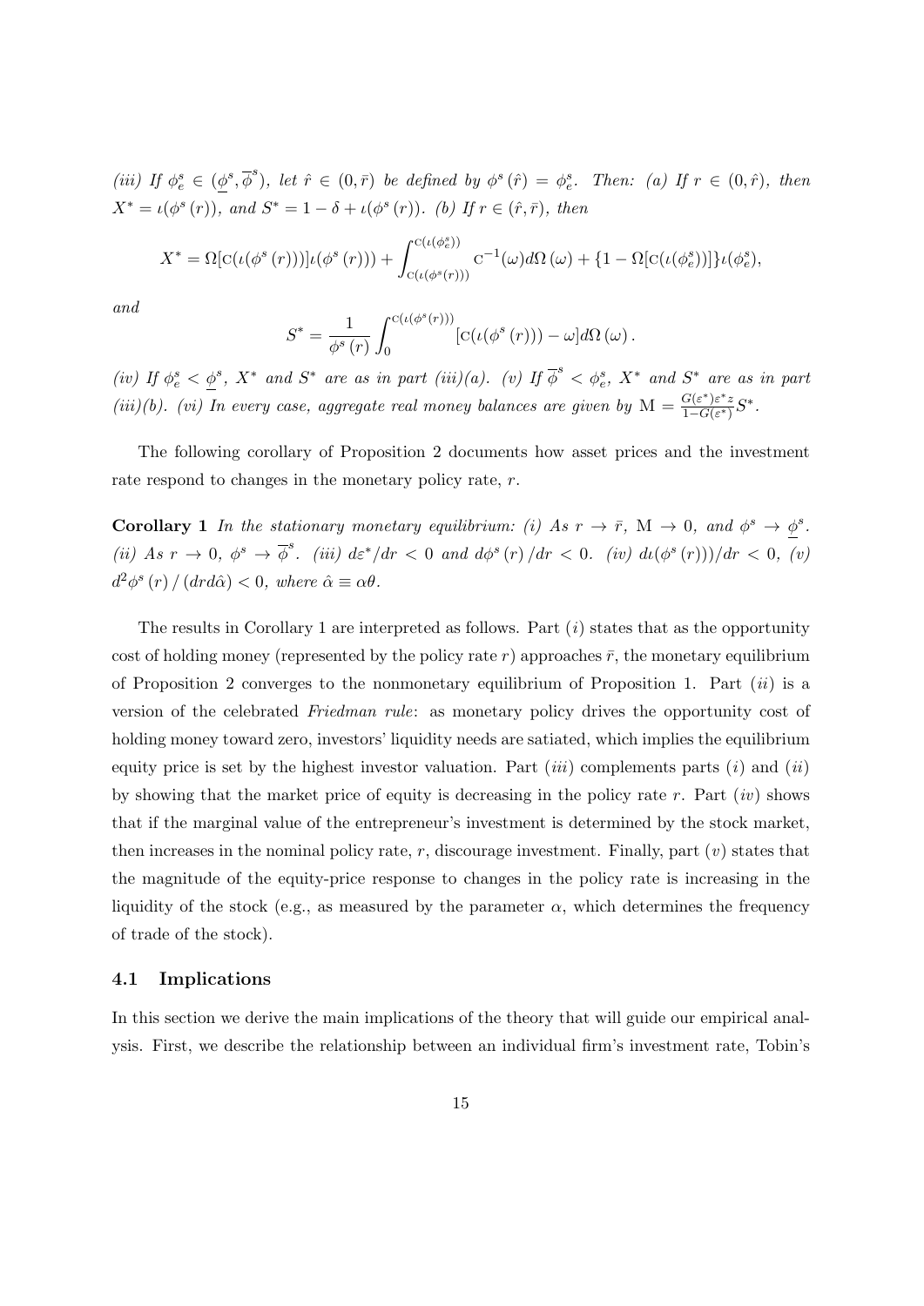*(iii) If $\phi_e^s \in (\underline{\phi}^s, \overline{\phi}^s)$, let $\hat{r} \in (0, \bar{r})$ be defined by $\phi^s(\hat{r}) = \phi_e^s$. Then: (a) If $r \in (0, \hat{r})$, then $X^* = \iota(\phi^s(r))$, and $S^* = 1 - \delta + \iota(\phi^s(r))$. (b) If $r \in (\hat{r}, \bar{r})$, then*

$$X^* = \Omega[\mathrm{C}(\iota(\phi^s(r)))]\iota(\phi^s(r)) + \int_{\mathrm{C}(\iota(\phi^s(r)))}^{\mathrm{C}(\iota(\phi_e^s))} \mathrm{C}^{-1}(\omega) d\Omega(\omega) + \{1 - \Omega[\mathrm{C}(\iota(\phi_e^s))]\}\iota(\phi_e^s),$$

*and*

$$S^* = \frac{1}{\phi^s(r)} \int_0^{\mathrm{C}(\iota(\phi^s(r)))} [\mathrm{C}(\iota(\phi^s(r))) - \omega] d\Omega(\omega).$$

*(iv) If $\phi_e^s < \underline{\phi}^s$, $X^*$ and $S^*$ are as in part (iii)(a). (v) If $\overline{\phi}^s < \phi_e^s$, $X^*$ and $S^*$ are as in part (iii)(b). (vi) In every case, aggregate real money balances are given by $\mathrm{M} = \frac{G(\varepsilon^*)\varepsilon^* z}{1 - G(\varepsilon^*)} S^*$.*

The following corollary of Proposition 2 documents how asset prices and the investment rate respond to changes in the monetary policy rate, $r$.

**Corollary 1** *In the stationary monetary equilibrium: (i) As $r \to \bar{r}$, $\mathrm{M} \to 0$, and $\phi^s \to \underline{\phi}^s$. (ii) As $r \to 0$, $\phi^s \to \overline{\phi}^s$. (iii) $d\varepsilon^*/dr < 0$ and $d\phi^s(r)/dr < 0$. (iv) $d\iota(\phi^s(r)))/dr < 0$, (v) $d^2\phi^s(r)/(drd\hat{\alpha}) < 0$, where $\hat{\alpha} \equiv \alpha\theta$.*

The results in Corollary 1 are interpreted as follows. Part (*i*) states that as the opportunity cost of holding money (represented by the policy rate $r$) approaches $\bar{r}$, the monetary equilibrium of Proposition 2 converges to the nonmonetary equilibrium of Proposition 1. Part (*ii*) is a version of the celebrated *Friedman rule*: as monetary policy drives the opportunity cost of holding money toward zero, investors' liquidity needs are satiated, which implies the equilibrium equity price is set by the highest investor valuation. Part (*iii*) complements parts (*i*) and (*ii*) by showing that the market price of equity is decreasing in the policy rate $r$. Part (*iv*) shows that if the marginal value of the entrepreneur's investment is determined by the stock market, then increases in the nominal policy rate, $r$, discourage investment. Finally, part (*v*) states that the magnitude of the equity-price response to changes in the policy rate is increasing in the liquidity of the stock (e.g., as measured by the parameter $\alpha$, which determines the frequency of trade of the stock).

### 4.1 Implications

In this section we derive the main implications of the theory that will guide our empirical analysis. First, we describe the relationship between an individual firm's investment rate, Tobin's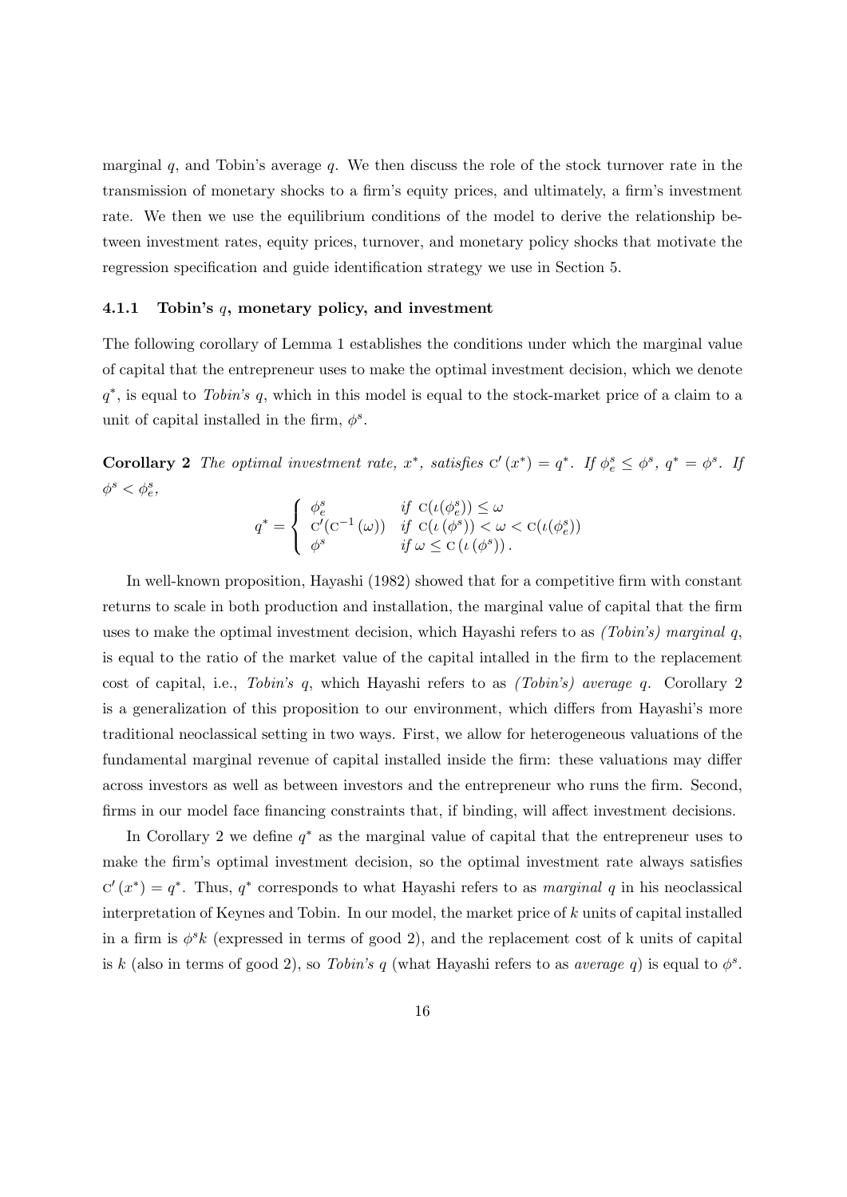marginal $q$, and Tobin's average $q$. We then discuss the role of the stock turnover rate in the transmission of monetary shocks to a firm's equity prices, and ultimately, a firm's investment rate. We then we use the equilibrium conditions of the model to derive the relationship between investment rates, equity prices, turnover, and monetary policy shocks that motivate the regression specification and guide identification strategy we use in Section 5.

### 4.1.1 Tobin's $q$, monetary policy, and investment

The following corollary of Lemma 1 establishes the conditions under which the marginal value of capital that the entrepreneur uses to make the optimal investment decision, which we denote $q^*$, is equal to *Tobin's q*, which in this model is equal to the stock-market price of a claim to a unit of capital installed in the firm, $\phi^s$.

**Corollary 2** *The optimal investment rate, $x^*$, satisfies $\mathrm{C}'(x^*) = q^*$. If $\phi_e^s \leq \phi^s$, $q^* = \phi^s$. If $\phi^s < \phi_e^s$,*

$$q^* = \begin{cases} \phi_e^s & \text{if } \mathrm{C}(\iota(\phi_e^s)) \leq \omega \\ \mathrm{C}'(\mathrm{C}^{-1}(\omega)) & \text{if } \mathrm{C}(\iota(\phi^s)) < \omega < \mathrm{C}(\iota(\phi_e^s)) \\ \phi^s & \text{if } \omega \leq \mathrm{C}(\iota(\phi^s)). \end{cases}$$

In well-known proposition, Hayashi (1982) showed that for a competitive firm with constant returns to scale in both production and installation, the marginal value of capital that the firm uses to make the optimal investment decision, which Hayashi refers to as *(Tobin's) marginal q*, is equal to the ratio of the market value of the capital intalled in the firm to the replacement cost of capital, i.e., *Tobin's q*, which Hayashi refers to as *(Tobin's) average q*. Corollary 2 is a generalization of this proposition to our environment, which differs from Hayashi's more traditional neoclassical setting in two ways. First, we allow for heterogeneous valuations of the fundamental marginal revenue of capital installed inside the firm: these valuations may differ across investors as well as between investors and the entrepreneur who runs the firm. Second, firms in our model face financing constraints that, if binding, will affect investment decisions.

In Corollary 2 we define $q^*$ as the marginal value of capital that the entrepreneur uses to make the firm's optimal investment decision, so the optimal investment rate always satisfies $\mathrm{C}'(x^*) = q^*$. Thus, $q^*$ corresponds to what Hayashi refers to as *marginal q* in his neoclassical interpretation of Keynes and Tobin. In our model, the market price of $k$ units of capital installed in a firm is $\phi^s k$ (expressed in terms of good 2), and the replacement cost of k units of capital is $k$ (also in terms of good 2), so *Tobin's q* (what Hayashi refers to as *average q*) is equal to $\phi^s$.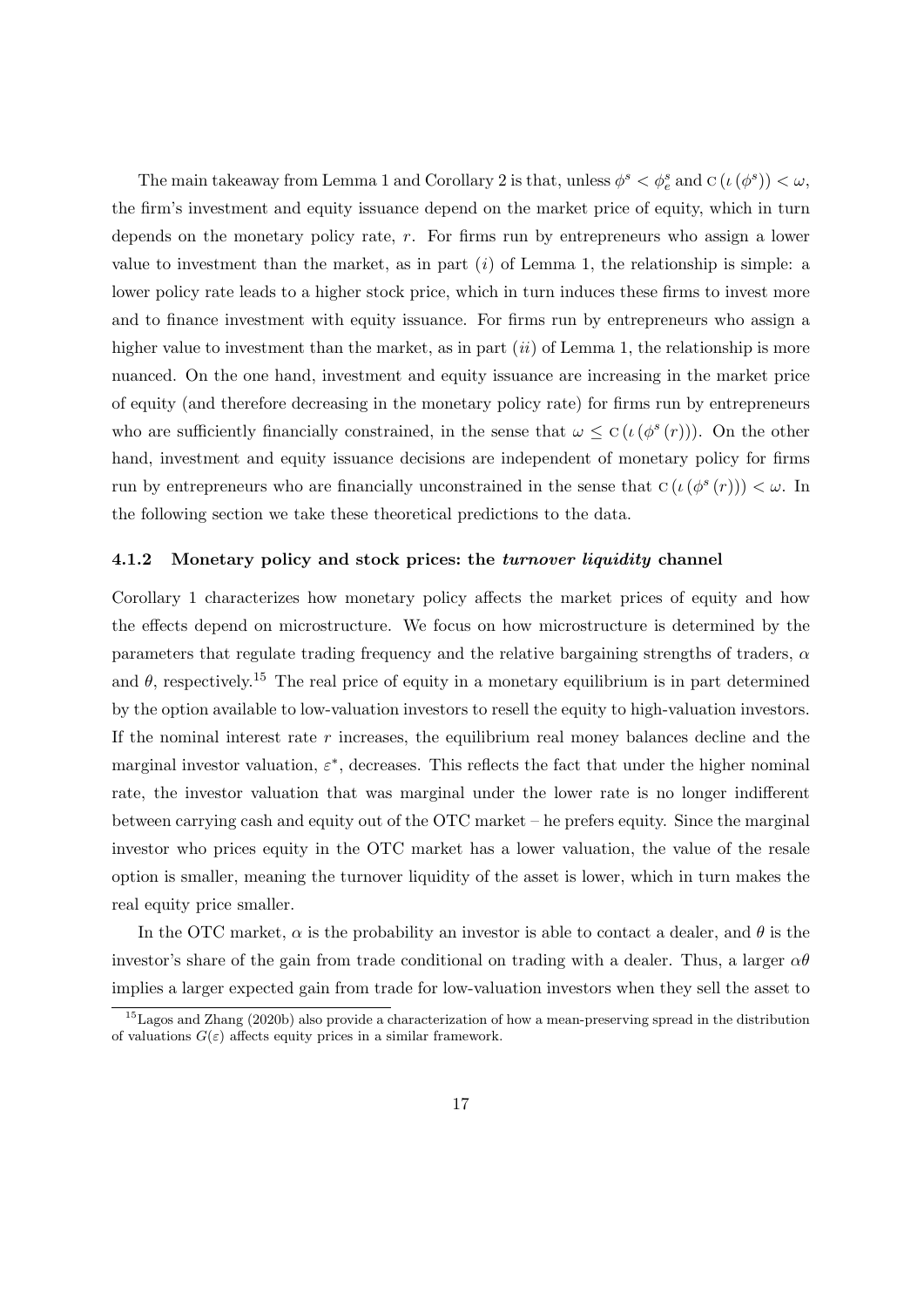The main takeaway from Lemma 1 and Corollary 2 is that, unless $\phi^s < \phi_e^s$ and $\text{C}(\iota(\phi^s)) < \omega$, the firm's investment and equity issuance depend on the market price of equity, which in turn depends on the monetary policy rate, $r$. For firms run by entrepreneurs who assign a lower value to investment than the market, as in part $(i)$ of Lemma 1, the relationship is simple: a lower policy rate leads to a higher stock price, which in turn induces these firms to invest more and to finance investment with equity issuance. For firms run by entrepreneurs who assign a higher value to investment than the market, as in part $(ii)$ of Lemma 1, the relationship is more nuanced. On the one hand, investment and equity issuance are increasing in the market price of equity (and therefore decreasing in the monetary policy rate) for firms run by entrepreneurs who are sufficiently financially constrained, in the sense that $\omega \leq \text{C}(\iota(\phi^s(r)))$. On the other hand, investment and equity issuance decisions are independent of monetary policy for firms run by entrepreneurs who are financially unconstrained in the sense that $\text{C}(\iota(\phi^s(r))) < \omega$. In the following section we take these theoretical predictions to the data.

#### 4.1.2 Monetary policy and stock prices: the *turnover liquidity* channel

Corollary 1 characterizes how monetary policy affects the market prices of equity and how the effects depend on microstructure. We focus on how microstructure is determined by the parameters that regulate trading frequency and the relative bargaining strengths of traders, $\alpha$ and $\theta$, respectively.[15] The real price of equity in a monetary equilibrium is in part determined by the option available to low-valuation investors to resell the equity to high-valuation investors. If the nominal interest rate $r$ increases, the equilibrium real money balances decline and the marginal investor valuation, $\varepsilon^*$, decreases. This reflects the fact that under the higher nominal rate, the investor valuation that was marginal under the lower rate is no longer indifferent between carrying cash and equity out of the OTC market – he prefers equity. Since the marginal investor who prices equity in the OTC market has a lower valuation, the value of the resale option is smaller, meaning the turnover liquidity of the asset is lower, which in turn makes the real equity price smaller.

In the OTC market, $\alpha$ is the probability an investor is able to contact a dealer, and $\theta$ is the investor's share of the gain from trade conditional on trading with a dealer. Thus, a larger $\alpha\theta$ implies a larger expected gain from trade for low-valuation investors when they sell the asset to

[15] Lagos and Zhang (2020b) also provide a characterization of how a mean-preserving spread in the distribution of valuations $G(\varepsilon)$ affects equity prices in a similar framework.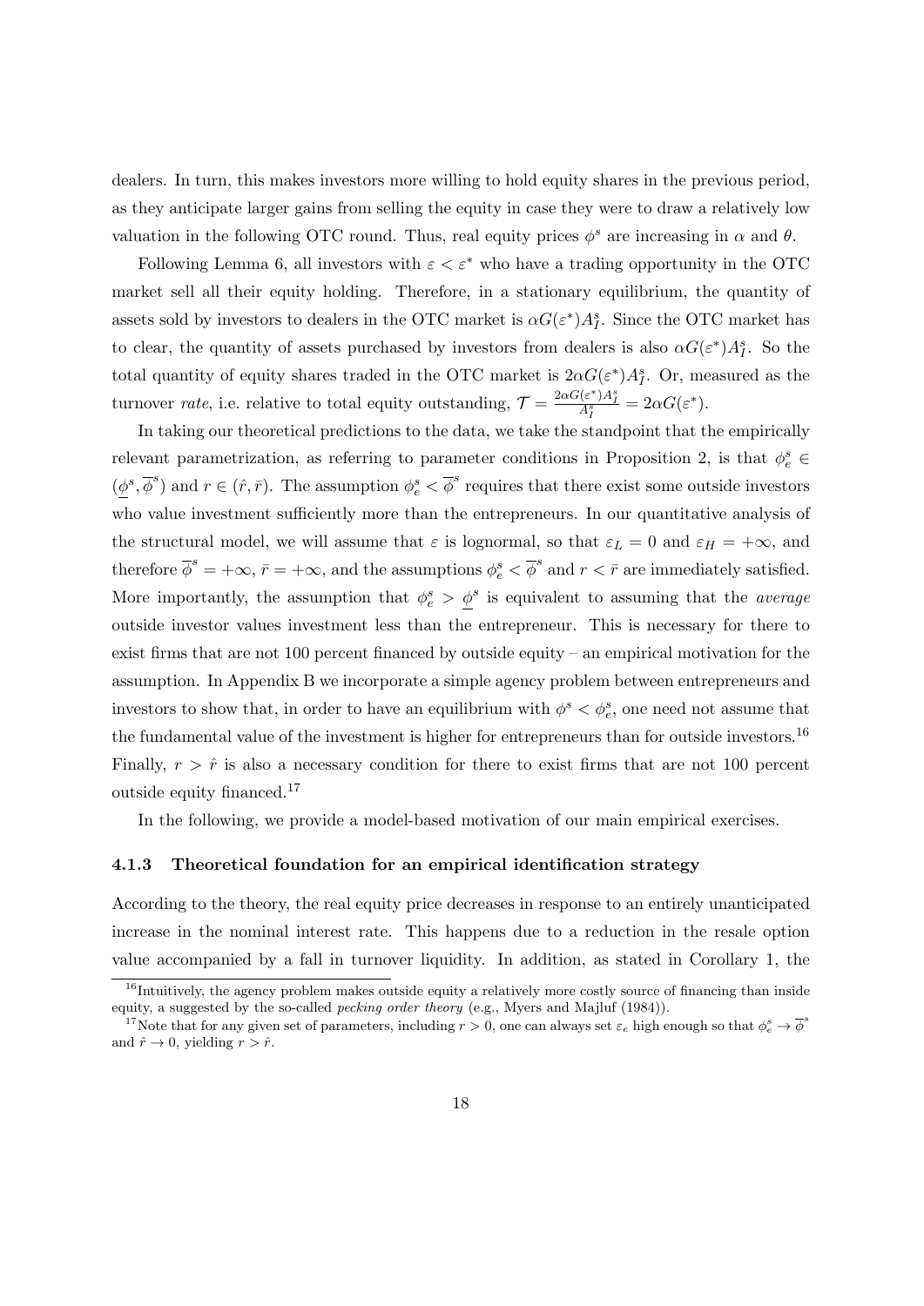dealers. In turn, this makes investors more willing to hold equity shares in the previous period, as they anticipate larger gains from selling the equity in case they were to draw a relatively low valuation in the following OTC round. Thus, real equity prices $\phi^s$ are increasing in $\alpha$ and $\theta$.

Following Lemma 6, all investors with $\varepsilon < \varepsilon^*$ who have a trading opportunity in the OTC market sell all their equity holding. Therefore, in a stationary equilibrium, the quantity of assets sold by investors to dealers in the OTC market is $\alpha G(\varepsilon^*) A_I^s$. Since the OTC market has to clear, the quantity of assets purchased by investors from dealers is also $\alpha G(\varepsilon^*) A_I^s$. So the total quantity of equity shares traded in the OTC market is $2\alpha G(\varepsilon^*) A_I^s$. Or, measured as the turnover *rate*, i.e. relative to total equity outstanding, $\mathcal{T} = \frac{2\alpha G(\varepsilon^*) A_I^s}{A_I^s} = 2\alpha G(\varepsilon^*)$.

In taking our theoretical predictions to the data, we take the standpoint that the empirically relevant parametrization, as referring to parameter conditions in Proposition 2, is that $\phi_e^s \in (\underline{\phi}^s, \overline{\phi}^s)$ and $r \in (\hat{r}, \bar{r})$. The assumption $\phi_e^s < \overline{\phi}^s$ requires that there exist some outside investors who value investment sufficiently more than the entrepreneurs. In our quantitative analysis of the structural model, we will assume that $\varepsilon$ is lognormal, so that $\varepsilon_L = 0$ and $\varepsilon_H = +\infty$, and therefore $\overline{\phi}^s = +\infty$, $\bar{r} = +\infty$, and the assumptions $\phi_e^s < \overline{\phi}^s$ and $r < \bar{r}$ are immediately satisfied. More importantly, the assumption that $\phi_e^s > \underline{\phi}^s$ is equivalent to assuming that the *average* outside investor values investment less than the entrepreneur. This is necessary for there to exist firms that are not 100 percent financed by outside equity – an empirical motivation for the assumption. In Appendix B we incorporate a simple agency problem between entrepreneurs and investors to show that, in order to have an equilibrium with $\phi^s < \phi_e^s$, one need not assume that the fundamental value of the investment is higher for entrepreneurs than for outside investors.[16] Finally, $r > \hat{r}$ is also a necessary condition for there to exist firms that are not 100 percent outside equity financed.[17]

In the following, we provide a model-based motivation of our main empirical exercises.

### 4.1.3 Theoretical foundation for an empirical identification strategy

According to the theory, the real equity price decreases in response to an entirely unanticipated increase in the nominal interest rate. This happens due to a reduction in the resale option value accompanied by a fall in turnover liquidity. In addition, as stated in Corollary 1, the

[16] Intuitively, the agency problem makes outside equity a relatively more costly source of financing than inside equity, a suggested by the so-called *pecking order theory* (e.g., Myers and Majluf (1984)).

[17] Note that for any given set of parameters, including $r > 0$, one can always set $\varepsilon_e$ high enough so that $\phi_e^s \to \overline{\phi}^s$ and $\hat{r} \to 0$, yielding $r > \hat{r}$.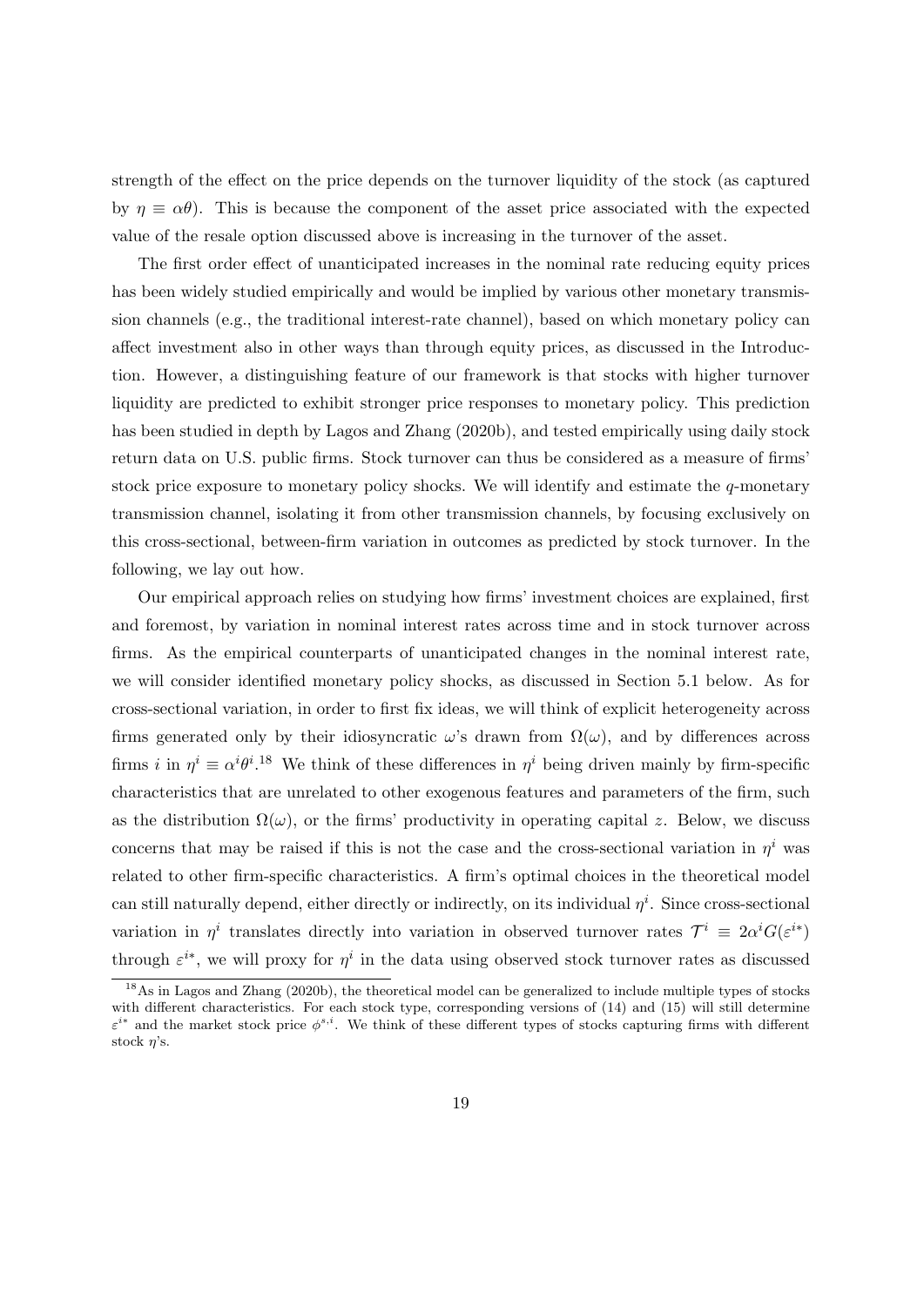strength of the effect on the price depends on the turnover liquidity of the stock (as captured by $\eta \equiv \alpha\theta$). This is because the component of the asset price associated with the expected value of the resale option discussed above is increasing in the turnover of the asset.

The first order effect of unanticipated increases in the nominal rate reducing equity prices has been widely studied empirically and would be implied by various other monetary transmission channels (e.g., the traditional interest-rate channel), based on which monetary policy can affect investment also in other ways than through equity prices, as discussed in the Introduction. However, a distinguishing feature of our framework is that stocks with higher turnover liquidity are predicted to exhibit stronger price responses to monetary policy. This prediction has been studied in depth by Lagos and Zhang (2020b), and tested empirically using daily stock return data on U.S. public firms. Stock turnover can thus be considered as a measure of firms' stock price exposure to monetary policy shocks. We will identify and estimate the $q$-monetary transmission channel, isolating it from other transmission channels, by focusing exclusively on this cross-sectional, between-firm variation in outcomes as predicted by stock turnover. In the following, we lay out how.

Our empirical approach relies on studying how firms' investment choices are explained, first and foremost, by variation in nominal interest rates across time and in stock turnover across firms. As the empirical counterparts of unanticipated changes in the nominal interest rate, we will consider identified monetary policy shocks, as discussed in Section 5.1 below. As for cross-sectional variation, in order to first fix ideas, we will think of explicit heterogeneity across firms generated only by their idiosyncratic $\omega$'s drawn from $\Omega(\omega)$, and by differences across firms $i$ in $\eta^i \equiv \alpha^i\theta^i$.[18] We think of these differences in $\eta^i$ being driven mainly by firm-specific characteristics that are unrelated to other exogenous features and parameters of the firm, such as the distribution $\Omega(\omega)$, or the firms' productivity in operating capital $z$. Below, we discuss concerns that may be raised if this is not the case and the cross-sectional variation in $\eta^i$ was related to other firm-specific characteristics. A firm's optimal choices in the theoretical model can still naturally depend, either directly or indirectly, on its individual $\eta^i$. Since cross-sectional variation in $\eta^i$ translates directly into variation in observed turnover rates $\mathcal{T}^i \equiv 2\alpha^i G(\varepsilon^{i*})$ through $\varepsilon^{i*}$, we will proxy for $\eta^i$ in the data using observed stock turnover rates as discussed

[18] As in Lagos and Zhang (2020b), the theoretical model can be generalized to include multiple types of stocks with different characteristics. For each stock type, corresponding versions of (14) and (15) will still determine $\varepsilon^{i*}$ and the market stock price $\phi^{s,i}$. We think of these different types of stocks capturing firms with different stock $\eta$'s.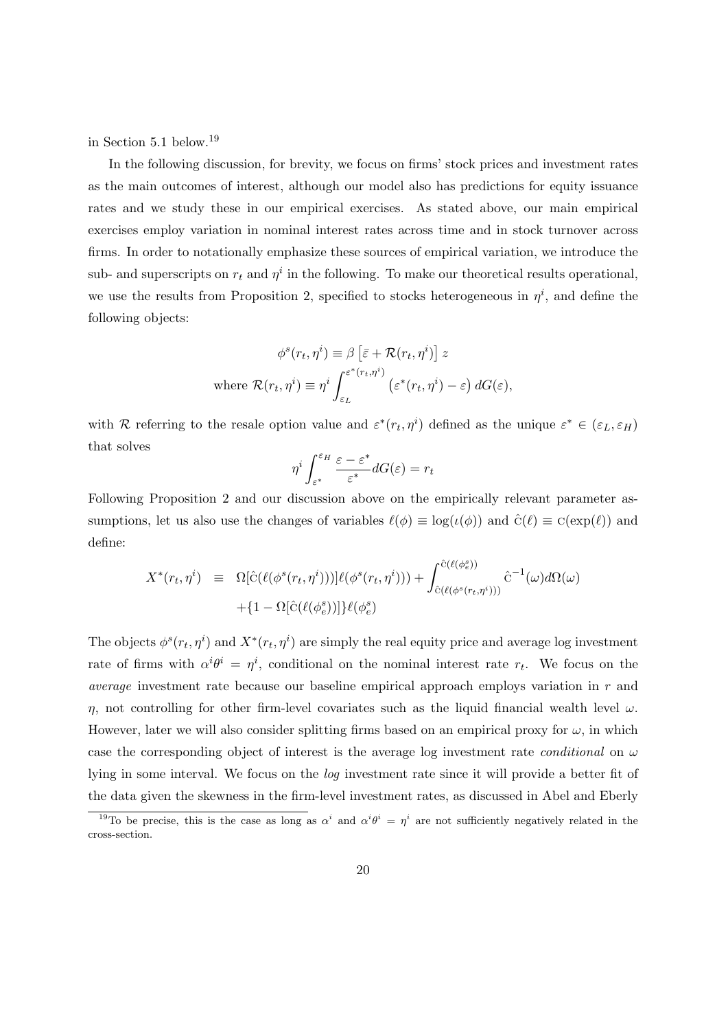in Section 5.1 below.[19]

In the following discussion, for brevity, we focus on firms' stock prices and investment rates as the main outcomes of interest, although our model also has predictions for equity issuance rates and we study these in our empirical exercises. As stated above, our main empirical exercises employ variation in nominal interest rates across time and in stock turnover across firms. In order to notationally emphasize these sources of empirical variation, we introduce the sub- and superscripts on $r_t$ and $\eta^i$ in the following. To make our theoretical results operational, we use the results from Proposition 2, specified to stocks heterogeneous in $\eta^i$, and define the following objects:

$$\phi^s(r_t, \eta^i) \equiv \beta \left[\bar{\varepsilon} + \mathcal{R}(r_t, \eta^i)\right] z$$

$$\text{where } \mathcal{R}(r_t, \eta^i) \equiv \eta^i \int_{\varepsilon_L}^{\varepsilon^*(r_t, \eta^i)} \left(\varepsilon^*(r_t, \eta^i) - \varepsilon\right) dG(\varepsilon),$$

with $\mathcal{R}$ referring to the resale option value and $\varepsilon^*(r_t, \eta^i)$ defined as the unique $\varepsilon^* \in (\varepsilon_L, \varepsilon_H)$ that solves

$$\eta^i \int_{\varepsilon^*}^{\varepsilon_H} \frac{\varepsilon - \varepsilon^*}{\varepsilon^*} dG(\varepsilon) = r_t$$

Following Proposition 2 and our discussion above on the empirically relevant parameter assumptions, let us also use the changes of variables $\ell(\phi) \equiv \log(\iota(\phi))$ and $\hat{\text{C}}(\ell) \equiv \text{C}(\exp(\ell))$ and define:

$$\begin{aligned} X^*(r_t, \eta^i) \quad \equiv \quad & \Omega[\hat{\text{C}}(\ell(\phi^s(r_t, \eta^i)))]\ell(\phi^s(r_t, \eta^i))) + \int_{\hat{\text{C}}(\ell(\phi^s(r_t,\eta^i)))}^{\hat{\text{C}}(\ell(\phi^s_e))} \hat{\text{C}}^{-1}(\omega) d\Omega(\omega) \\ & + \{1 - \Omega[\hat{\text{C}}(\ell(\phi^s_e))]\}\ell(\phi^s_e) \end{aligned}$$

The objects $\phi^s(r_t, \eta^i)$ and $X^*(r_t, \eta^i)$ are simply the real equity price and average log investment rate of firms with $\alpha^i \theta^i = \eta^i$, conditional on the nominal interest rate $r_t$. We focus on the *average* investment rate because our baseline empirical approach employs variation in $r$ and $\eta$, not controlling for other firm-level covariates such as the liquid financial wealth level $\omega$. However, later we will also consider splitting firms based on an empirical proxy for $\omega$, in which case the corresponding object of interest is the average log investment rate *conditional* on $\omega$ lying in some interval. We focus on the *log* investment rate since it will provide a better fit of the data given the skewness in the firm-level investment rates, as discussed in Abel and Eberly

[19] To be precise, this is the case as long as $\alpha^i$ and $\alpha^i \theta^i = \eta^i$ are not sufficiently negatively related in the cross-section.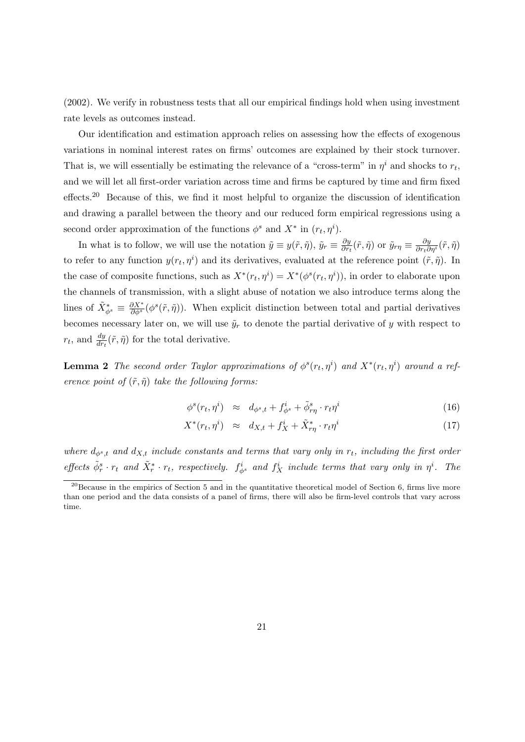(2002). We verify in robustness tests that all our empirical findings hold when using investment rate levels as outcomes instead.

Our identification and estimation approach relies on assessing how the effects of exogenous variations in nominal interest rates on firms' outcomes are explained by their stock turnover. That is, we will essentially be estimating the relevance of a "cross-term" in $\eta^i$ and shocks to $r_t$, and we will let all first-order variation across time and firms be captured by time and firm fixed effects.[20] Because of this, we find it most helpful to organize the discussion of identification and drawing a parallel between the theory and our reduced form empirical regressions using a second order approximation of the functions $\phi^s$ and $X^*$ in $(r_t, \eta^i)$.

In what is to follow, we will use the notation $\tilde{y} \equiv y(\tilde{r}, \tilde{\eta})$, $\tilde{y}_r \equiv \frac{\partial y}{\partial r_t}(\tilde{r}, \tilde{\eta})$ or $\tilde{y}_{r\eta} \equiv \frac{\partial y}{\partial r_t \partial \eta^i}(\tilde{r}, \tilde{\eta})$ to refer to any function $y(r_t, \eta^i)$ and its derivatives, evaluated at the reference point $(\tilde{r}, \tilde{\eta})$. In the case of composite functions, such as $X^*(r_t, \eta^i) = X^*(\phi^s(r_t, \eta^i))$, in order to elaborate upon the channels of transmission, with a slight abuse of notation we also introduce terms along the lines of $\tilde{X}^*_{\phi^s} \equiv \frac{\partial X^*}{\partial \phi^s}(\phi^s(\tilde{r}, \tilde{\eta}))$. When explicit distinction between total and partial derivatives becomes necessary later on, we will use $\tilde{y}_r$ to denote the partial derivative of $y$ with respect to $r_t$, and $\frac{dy}{dr_t}(\tilde{r}, \tilde{\eta})$ for the total derivative.

**Lemma 2** *The second order Taylor approximations of $\phi^s(r_t, \eta^i)$ and $X^*(r_t, \eta^i)$ around a reference point of $(\tilde{r}, \tilde{\eta})$ take the following forms:*

$$\phi^s(r_t, \eta^i) \approx d_{\phi^s,t} + f^i_{\phi^s} + \tilde{\phi}^s_{r\eta} \cdot r_t \eta^i \tag{16}$$

$$X^*(r_t, \eta^i) \approx d_{X,t} + f^i_X + \tilde{X}^*_{r\eta} \cdot r_t \eta^i \tag{17}$$

*where $d_{\phi^s,t}$ and $d_{X,t}$ include constants and terms that vary only in $r_t$, including the first order effects $\tilde{\phi}^s_r \cdot r_t$ and $\tilde{X}^*_r \cdot r_t$, respectively. $f^i_{\phi^s}$ and $f^i_X$ include terms that vary only in $\eta^i$. The*

[20] Because in the empirics of Section 5 and in the quantitative theoretical model of Section 6, firms live more than one period and the data consists of a panel of firms, there will also be firm-level controls that vary across time.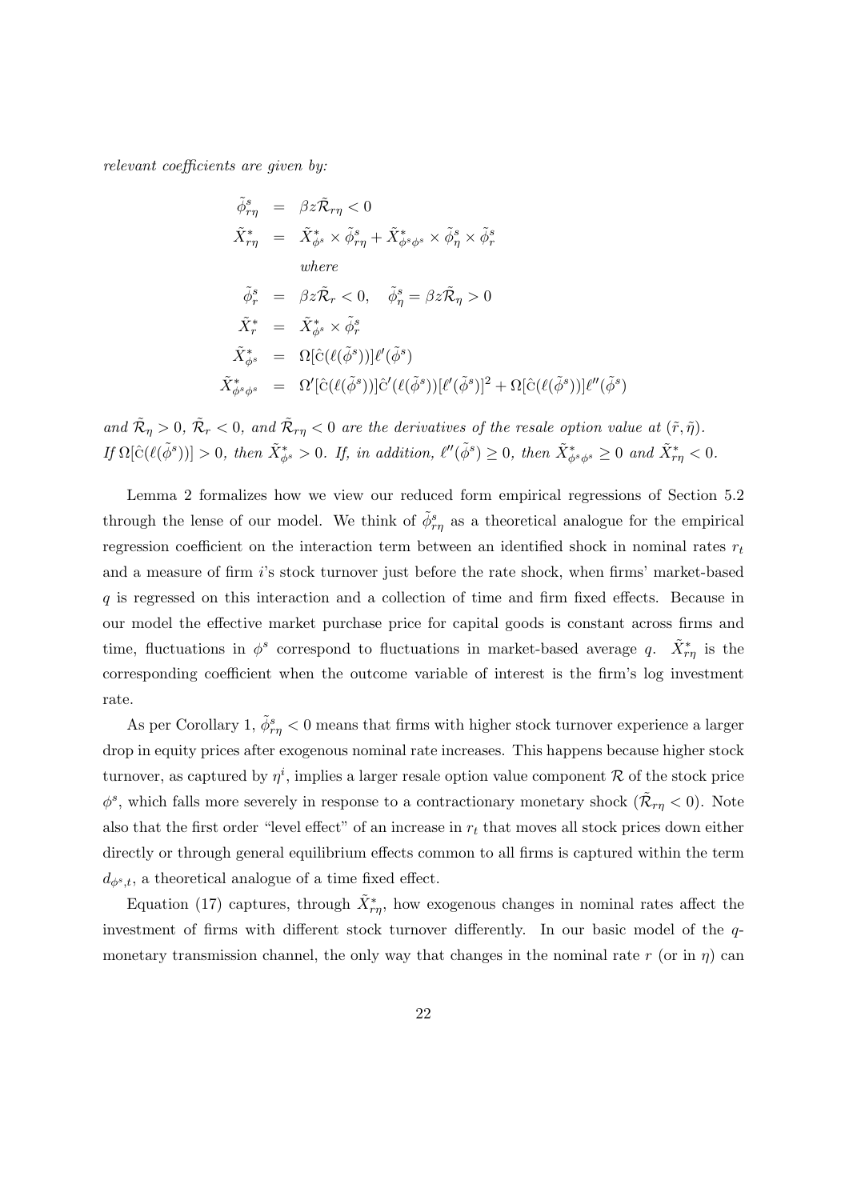*relevant coefficients are given by:*

$$
\begin{aligned}
\tilde{\phi}^s_{r\eta} &= \beta z \tilde{\mathcal{R}}_{r\eta} < 0 \\
\tilde{X}^*_{r\eta} &= \tilde{X}^*_{\phi^s} \times \tilde{\phi}^s_{r\eta} + \tilde{X}^*_{\phi^s\phi^s} \times \tilde{\phi}^s_{\eta} \times \tilde{\phi}^s_{r} \\
& \quad \textit{where} \\
\tilde{\phi}^s_{r} &= \beta z \tilde{\mathcal{R}}_{r} < 0, \quad \tilde{\phi}^s_{\eta} = \beta z \tilde{\mathcal{R}}_{\eta} > 0 \\
\tilde{X}^*_{r} &= \tilde{X}^*_{\phi^s} \times \tilde{\phi}^s_{r} \\
\tilde{X}^*_{\phi^s} &= \Omega[\hat{\mathrm{c}}(\ell(\tilde{\phi}^s))]\ell'(\tilde{\phi}^s) \\
\tilde{X}^*_{\phi^s\phi^s} &= \Omega'[\hat{\mathrm{c}}(\ell(\tilde{\phi}^s))]\hat{\mathrm{c}}'(\ell(\tilde{\phi}^s))[\ell'(\tilde{\phi}^s)]^2 + \Omega[\hat{\mathrm{c}}(\ell(\tilde{\phi}^s))]\ell''(\tilde{\phi}^s)
\end{aligned}
$$

*and $\tilde{\mathcal{R}}_{\eta} > 0$, $\tilde{\mathcal{R}}_{r} < 0$, and $\tilde{\mathcal{R}}_{r\eta} < 0$ are the derivatives of the resale option value at $(\tilde{r}, \tilde{\eta})$. If $\Omega[\hat{\mathrm{c}}(\ell(\tilde{\phi}^s))] > 0$, then $\tilde{X}^*_{\phi^s} > 0$. If, in addition, $\ell''(\tilde{\phi}^s) \geq 0$, then $\tilde{X}^*_{\phi^s\phi^s} \geq 0$ and $\tilde{X}^*_{r\eta} < 0$.*

Lemma 2 formalizes how we view our reduced form empirical regressions of Section 5.2 through the lense of our model. We think of $\tilde{\phi}^s_{r\eta}$ as a theoretical analogue for the empirical regression coefficient on the interaction term between an identified shock in nominal rates $r_t$ and a measure of firm $i$'s stock turnover just before the rate shock, when firms' market-based $q$ is regressed on this interaction and a collection of time and firm fixed effects. Because in our model the effective market purchase price for capital goods is constant across firms and time, fluctuations in $\phi^s$ correspond to fluctuations in market-based average $q$. $\tilde{X}^*_{r\eta}$ is the corresponding coefficient when the outcome variable of interest is the firm's log investment rate.

As per Corollary 1, $\tilde{\phi}^s_{r\eta} < 0$ means that firms with higher stock turnover experience a larger drop in equity prices after exogenous nominal rate increases. This happens because higher stock turnover, as captured by $\eta^i$, implies a larger resale option value component $\mathcal{R}$ of the stock price $\phi^s$, which falls more severely in response to a contractionary monetary shock ($\tilde{\mathcal{R}}_{r\eta} < 0$). Note also that the first order "level effect" of an increase in $r_t$ that moves all stock prices down either directly or through general equilibrium effects common to all firms is captured within the term $d_{\phi^s,t}$, a theoretical analogue of a time fixed effect.

Equation (17) captures, through $\tilde{X}^*_{r\eta}$, how exogenous changes in nominal rates affect the investment of firms with different stock turnover differently. In our basic model of the $q$-monetary transmission channel, the only way that changes in the nominal rate $r$ (or in $\eta$) can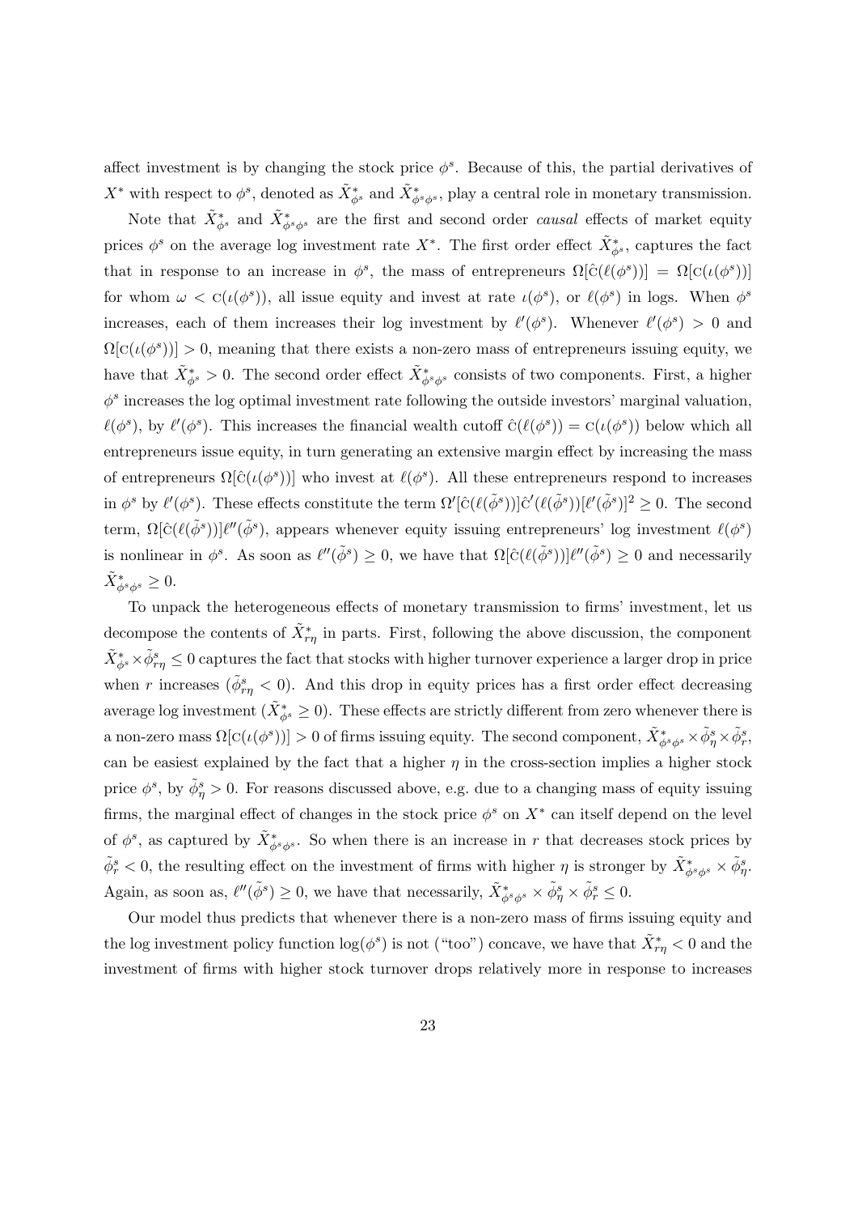affect investment is by changing the stock price $\phi^s$. Because of this, the partial derivatives of $X^*$ with respect to $\phi^s$, denoted as $\tilde{X}^*_{\phi^s}$ and $\tilde{X}^*_{\phi^s\phi^s}$, play a central role in monetary transmission.

Note that $\tilde{X}^*_{\phi^s}$ and $\tilde{X}^*_{\phi^s\phi^s}$ are the first and second order *causal* effects of market equity prices $\phi^s$ on the average log investment rate $X^*$. The first order effect $\tilde{X}^*_{\phi^s}$, captures the fact that in response to an increase in $\phi^s$, the mass of entrepreneurs $\Omega[\hat{\text{c}}(\ell(\phi^s))] = \Omega[\text{c}(\iota(\phi^s))]$ for whom $\omega < \text{c}(\iota(\phi^s))$, all issue equity and invest at rate $\iota(\phi^s)$, or $\ell(\phi^s)$ in logs. When $\phi^s$ increases, each of them increases their log investment by $\ell'(\phi^s)$. Whenever $\ell'(\phi^s) > 0$ and $\Omega[\text{c}(\iota(\phi^s))] > 0$, meaning that there exists a non-zero mass of entrepreneurs issuing equity, we have that $\tilde{X}^*_{\phi^s} > 0$. The second order effect $\tilde{X}^*_{\phi^s\phi^s}$ consists of two components. First, a higher $\phi^s$ increases the log optimal investment rate following the outside investors' marginal valuation, $\ell(\phi^s)$, by $\ell'(\phi^s)$. This increases the financial wealth cutoff $\hat{\text{c}}(\ell(\phi^s)) = \text{c}(\iota(\phi^s))$ below which all entrepreneurs issue equity, in turn generating an extensive margin effect by increasing the mass of entrepreneurs $\Omega[\hat{\text{c}}(\iota(\phi^s))]$ who invest at $\ell(\phi^s)$. All these entrepreneurs respond to increases in $\phi^s$ by $\ell'(\phi^s)$. These effects constitute the term $\Omega'[\hat{\text{c}}(\ell(\tilde{\phi}^s))]\hat{\text{c}}'(\ell(\tilde{\phi}^s))[\ell'(\tilde{\phi}^s)]^2 \geq 0$. The second term, $\Omega[\hat{\text{c}}(\ell(\tilde{\phi}^s))]\ell''(\tilde{\phi}^s)$, appears whenever equity issuing entrepreneurs' log investment $\ell(\phi^s)$ is nonlinear in $\phi^s$. As soon as $\ell''(\tilde{\phi}^s) \geq 0$, we have that $\Omega[\hat{\text{c}}(\ell(\tilde{\phi}^s))]\ell''(\tilde{\phi}^s) \geq 0$ and necessarily $\tilde{X}^*_{\phi^s\phi^s} \geq 0$.

To unpack the heterogeneous effects of monetary transmission to firms' investment, let us decompose the contents of $\tilde{X}^*_{r\eta}$ in parts. First, following the above discussion, the component $\tilde{X}^*_{\phi^s} \times \tilde{\phi}^s_{r\eta} \leq 0$ captures the fact that stocks with higher turnover experience a larger drop in price when $r$ increases ($\tilde{\phi}^s_{r\eta} < 0$). And this drop in equity prices has a first order effect decreasing average log investment ($\tilde{X}^*_{\phi^s} \geq 0$). These effects are strictly different from zero whenever there is a non-zero mass $\Omega[\text{c}(\iota(\phi^s))] > 0$ of firms issuing equity. The second component, $\tilde{X}^*_{\phi^s\phi^s} \times \tilde{\phi}^s_\eta \times \tilde{\phi}^s_r$, can be easiest explained by the fact that a higher $\eta$ in the cross-section implies a higher stock price $\phi^s$, by $\tilde{\phi}^s_\eta > 0$. For reasons discussed above, e.g. due to a changing mass of equity issuing firms, the marginal effect of changes in the stock price $\phi^s$ on $X^*$ can itself depend on the level of $\phi^s$, as captured by $\tilde{X}^*_{\phi^s\phi^s}$. So when there is an increase in $r$ that decreases stock prices by $\tilde{\phi}^s_r < 0$, the resulting effect on the investment of firms with higher $\eta$ is stronger by $\tilde{X}^*_{\phi^s\phi^s} \times \tilde{\phi}^s_\eta$. Again, as soon as, $\ell''(\tilde{\phi}^s) \geq 0$, we have that necessarily, $\tilde{X}^*_{\phi^s\phi^s} \times \tilde{\phi}^s_\eta \times \tilde{\phi}^s_r \leq 0$.

Our model thus predicts that whenever there is a non-zero mass of firms issuing equity and the log investment policy function $\log(\phi^s)$ is not ("too") concave, we have that $\tilde{X}^*_{r\eta} < 0$ and the investment of firms with higher stock turnover drops relatively more in response to increases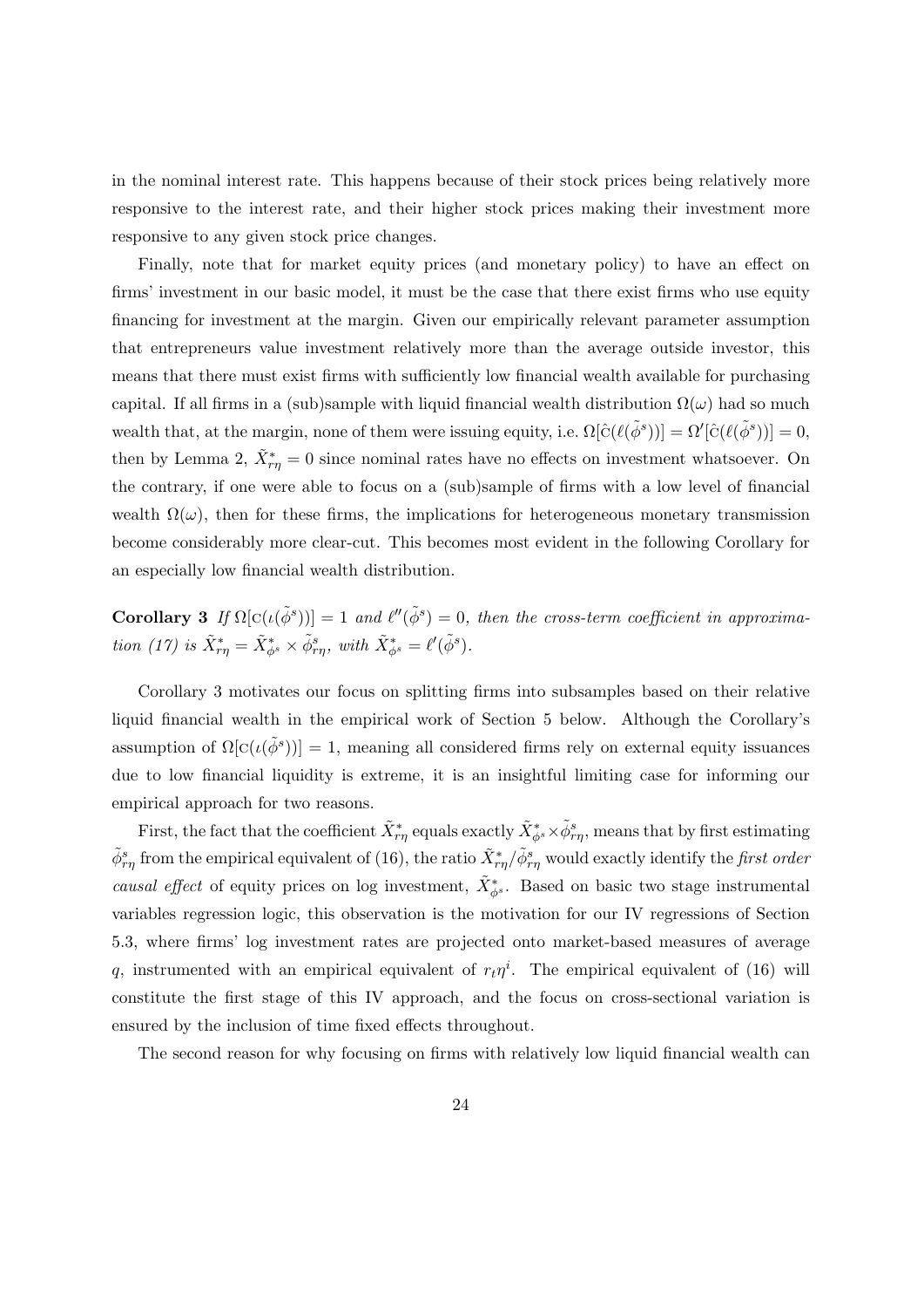in the nominal interest rate. This happens because of their stock prices being relatively more responsive to the interest rate, and their higher stock prices making their investment more responsive to any given stock price changes.

Finally, note that for market equity prices (and monetary policy) to have an effect on firms' investment in our basic model, it must be the case that there exist firms who use equity financing for investment at the margin. Given our empirically relevant parameter assumption that entrepreneurs value investment relatively more than the average outside investor, this means that there must exist firms with sufficiently low financial wealth available for purchasing capital. If all firms in a (sub)sample with liquid financial wealth distribution $\Omega(\omega)$ had so much wealth that, at the margin, none of them were issuing equity, i.e. $\Omega[\hat{\mathrm{C}}(\ell(\tilde{\phi}^s))] = \Omega'[\hat{\mathrm{C}}(\ell(\tilde{\phi}^s))] = 0$, then by Lemma 2, $\tilde{X}^*_{r\eta} = 0$ since nominal rates have no effects on investment whatsoever. On the contrary, if one were able to focus on a (sub)sample of firms with a low level of financial wealth $\Omega(\omega)$, then for these firms, the implications for heterogeneous monetary transmission become considerably more clear-cut. This becomes most evident in the following Corollary for an especially low financial wealth distribution.

**Corollary 3** *If $\Omega[\mathrm{C}(\iota(\tilde{\phi}^s))] = 1$ and $\ell''(\tilde{\phi}^s) = 0$, then the cross-term coefficient in approximation (17) is $\tilde{X}^*_{r\eta} = \tilde{X}^*_{\phi^s} \times \tilde{\phi}^s_{r\eta}$, with $\tilde{X}^*_{\phi^s} = \ell'(\tilde{\phi}^s)$.*

Corollary 3 motivates our focus on splitting firms into subsamples based on their relative liquid financial wealth in the empirical work of Section 5 below. Although the Corollary's assumption of $\Omega[\mathrm{C}(\iota(\tilde{\phi}^s))] = 1$, meaning all considered firms rely on external equity issuances due to low financial liquidity is extreme, it is an insightful limiting case for informing our empirical approach for two reasons.

First, the fact that the coefficient $\tilde{X}^*_{r\eta}$ equals exactly $\tilde{X}^*_{\phi^s} \times \tilde{\phi}^s_{r\eta}$, means that by first estimating $\tilde{\phi}^s_{r\eta}$ from the empirical equivalent of (16), the ratio $\tilde{X}^*_{r\eta}/\tilde{\phi}^s_{r\eta}$ would exactly identify the *first order causal effect* of equity prices on log investment, $\tilde{X}^*_{\phi^s}$. Based on basic two stage instrumental variables regression logic, this observation is the motivation for our IV regressions of Section 5.3, where firms' log investment rates are projected onto market-based measures of average $q$, instrumented with an empirical equivalent of $r_t\eta^i$. The empirical equivalent of (16) will constitute the first stage of this IV approach, and the focus on cross-sectional variation is ensured by the inclusion of time fixed effects throughout.

The second reason for why focusing on firms with relatively low liquid financial wealth can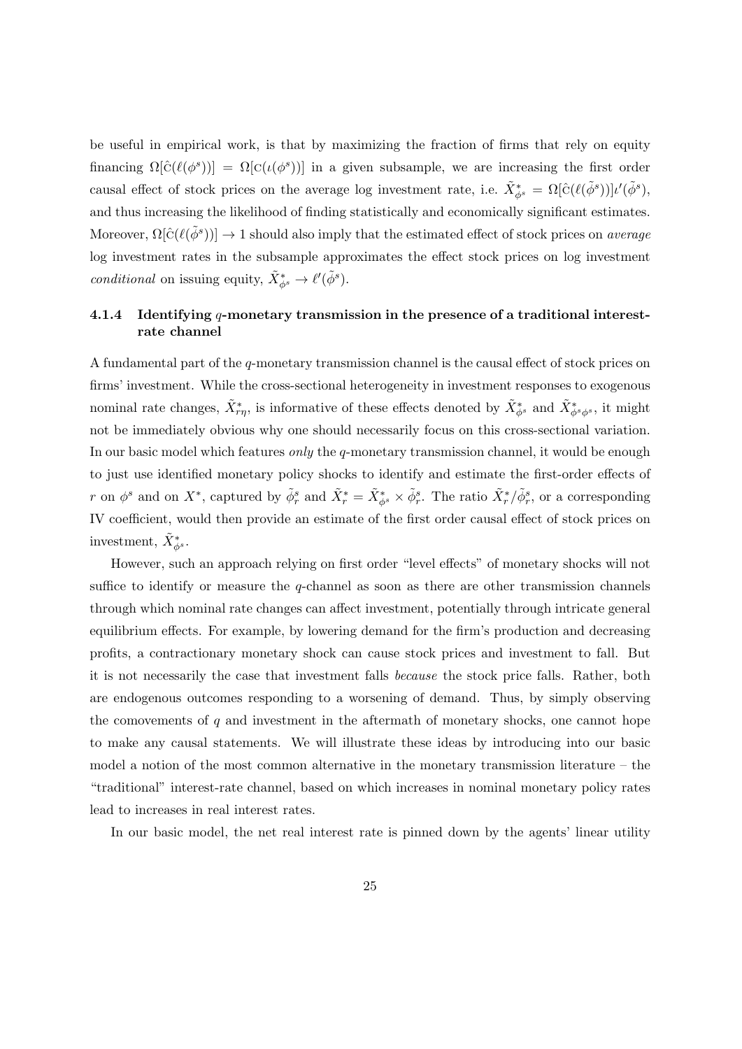be useful in empirical work, is that by maximizing the fraction of firms that rely on equity financing $\Omega[\hat{\text{C}}(\ell(\phi^s))] = \Omega[\text{C}(\iota(\phi^s))]$ in a given subsample, we are increasing the first order causal effect of stock prices on the average log investment rate, i.e. $\tilde{X}^*_{\phi^s} = \Omega[\hat{\text{C}}(\ell(\tilde{\phi}^s))]\iota'(\tilde{\phi}^s)$, and thus increasing the likelihood of finding statistically and economically significant estimates. Moreover, $\Omega[\hat{\text{C}}(\ell(\tilde{\phi}^s))] \to 1$ should also imply that the estimated effect of stock prices on *average* log investment rates in the subsample approximates the effect stock prices on log investment *conditional* on issuing equity, $\tilde{X}^*_{\phi^s} \to \ell'(\tilde{\phi}^s)$.

### 4.1.4 Identifying $q$-monetary transmission in the presence of a traditional interest-rate channel

A fundamental part of the $q$-monetary transmission channel is the causal effect of stock prices on firms' investment. While the cross-sectional heterogeneity in investment responses to exogenous nominal rate changes, $\tilde{X}^*_{r\eta}$, is informative of these effects denoted by $\tilde{X}^*_{\phi^s}$ and $\tilde{X}^*_{\phi^s\phi^s}$, it might not be immediately obvious why one should necessarily focus on this cross-sectional variation. In our basic model which features *only* the $q$-monetary transmission channel, it would be enough to just use identified monetary policy shocks to identify and estimate the first-order effects of $r$ on $\phi^s$ and on $X^*$, captured by $\tilde{\phi}^s_r$ and $\tilde{X}^*_r = \tilde{X}^*_{\phi^s} \times \tilde{\phi}^s_r$. The ratio $\tilde{X}^*_r / \tilde{\phi}^s_r$, or a corresponding IV coefficient, would then provide an estimate of the first order causal effect of stock prices on investment, $\tilde{X}^*_{\phi^s}$.

However, such an approach relying on first order "level effects" of monetary shocks will not suffice to identify or measure the $q$-channel as soon as there are other transmission channels through which nominal rate changes can affect investment, potentially through intricate general equilibrium effects. For example, by lowering demand for the firm's production and decreasing profits, a contractionary monetary shock can cause stock prices and investment to fall. But it is not necessarily the case that investment falls *because* the stock price falls. Rather, both are endogenous outcomes responding to a worsening of demand. Thus, by simply observing the comovements of $q$ and investment in the aftermath of monetary shocks, one cannot hope to make any causal statements. We will illustrate these ideas by introducing into our basic model a notion of the most common alternative in the monetary transmission literature – the "traditional" interest-rate channel, based on which increases in nominal monetary policy rates lead to increases in real interest rates.

In our basic model, the net real interest rate is pinned down by the agents' linear utility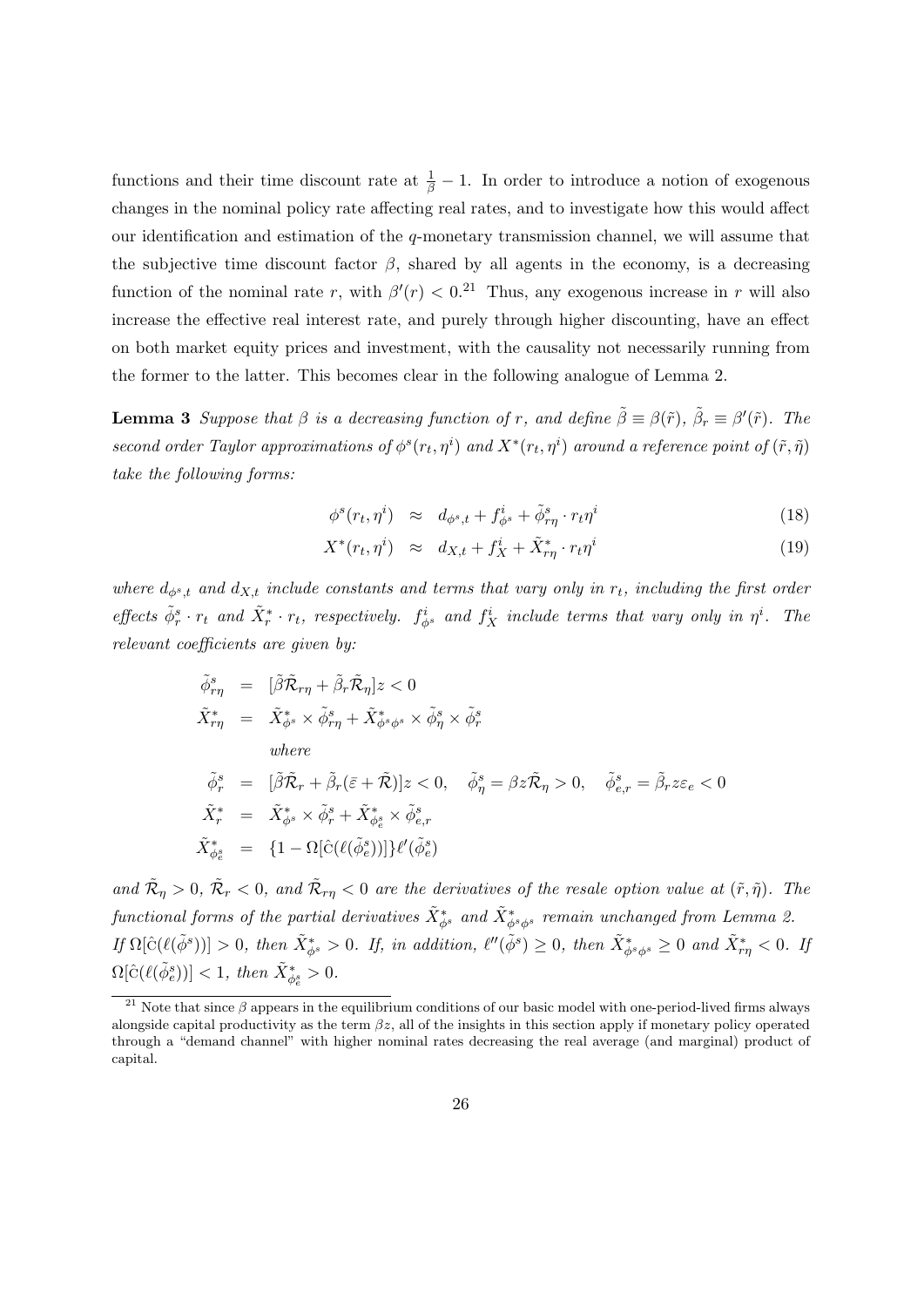functions and their time discount rate at $\frac{1}{\beta} - 1$. In order to introduce a notion of exogenous changes in the nominal policy rate affecting real rates, and to investigate how this would affect our identification and estimation of the $q$-monetary transmission channel, we will assume that the subjective time discount factor $\beta$, shared by all agents in the economy, is a decreasing function of the nominal rate $r$, with $\beta'(r) < 0$.[21] Thus, any exogenous increase in $r$ will also increase the effective real interest rate, and purely through higher discounting, have an effect on both market equity prices and investment, with the causality not necessarily running from the former to the latter. This becomes clear in the following analogue of Lemma 2.

**Lemma 3** *Suppose that $\beta$ is a decreasing function of $r$, and define $\tilde{\beta} \equiv \beta(\tilde{r})$, $\tilde{\beta}_r \equiv \beta'(\tilde{r})$. The second order Taylor approximations of $\phi^s(r_t, \eta^i)$ and $X^*(r_t, \eta^i)$ around a reference point of $(\tilde{r}, \tilde{\eta})$ take the following forms:*

$$\phi^s(r_t, \eta^i) \approx d_{\phi^s,t} + f^i_{\phi^s} + \tilde{\phi}^s_{r\eta} \cdot r_t \eta^i \tag{18}$$

$$X^*(r_t, \eta^i) \approx d_{X,t} + f^i_X + \tilde{X}^*_{r\eta} \cdot r_t \eta^i \tag{19}$$

*where $d_{\phi^s,t}$ and $d_{X,t}$ include constants and terms that vary only in $r_t$, including the first order effects $\tilde{\phi}^s_r \cdot r_t$ and $\tilde{X}^*_r \cdot r_t$, respectively. $f^i_{\phi^s}$ and $f^i_X$ include terms that vary only in $\eta^i$. The relevant coefficients are given by:*

$$\begin{aligned}
\tilde{\phi}^s_{r\eta} &= [\tilde{\beta}\tilde{\mathcal{R}}_{r\eta} + \tilde{\beta}_r \tilde{\mathcal{R}}_\eta] z < 0 \\
\tilde{X}^*_{r\eta} &= \tilde{X}^*_{\phi^s} \times \tilde{\phi}^s_{r\eta} + \tilde{X}^*_{\phi^s\phi^s} \times \tilde{\phi}^s_\eta \times \tilde{\phi}^s_r \\
& \textit{where} \\
\tilde{\phi}^s_r &= [\tilde{\beta}\tilde{\mathcal{R}}_r + \tilde{\beta}_r(\bar{\varepsilon} + \tilde{\mathcal{R}})] z < 0, \quad \tilde{\phi}^s_\eta = \beta z \tilde{\mathcal{R}}_\eta > 0, \quad \tilde{\phi}^s_{e,r} = \tilde{\beta}_r z \varepsilon_e < 0 \\
\tilde{X}^*_r &= \tilde{X}^*_{\phi^s} \times \tilde{\phi}^s_r + \tilde{X}^*_{\phi^s_e} \times \tilde{\phi}^s_{e,r} \\
\tilde{X}^*_{\phi^s_e} &= \{1 - \Omega[\hat{\mathrm{C}}(\ell(\tilde{\phi}^s_e))]\}\ell'(\tilde{\phi}^s_e)
\end{aligned}$$

*and $\tilde{\mathcal{R}}_\eta > 0$, $\tilde{\mathcal{R}}_r < 0$, and $\tilde{\mathcal{R}}_{r\eta} < 0$ are the derivatives of the resale option value at $(\tilde{r}, \tilde{\eta})$. The functional forms of the partial derivatives $\tilde{X}^*_{\phi^s}$ and $\tilde{X}^*_{\phi^s\phi^s}$ remain unchanged from Lemma 2. If $\Omega[\hat{\mathrm{C}}(\ell(\tilde{\phi}^s))] > 0$, then $\tilde{X}^*_{\phi^s} > 0$. If, in addition, $\ell''(\tilde{\phi}^s) \geq 0$, then $\tilde{X}^*_{\phi^s\phi^s} \geq 0$ and $\tilde{X}^*_{r\eta} < 0$. If $\Omega[\hat{\mathrm{C}}(\ell(\tilde{\phi}^s_e))] < 1$, then $\tilde{X}^*_{\phi^s_e} > 0$.*

[21] Note that since $\beta$ appears in the equilibrium conditions of our basic model with one-period-lived firms always alongside capital productivity as the term $\beta z$, all of the insights in this section apply if monetary policy operated through a "demand channel" with higher nominal rates decreasing the real average (and marginal) product of capital.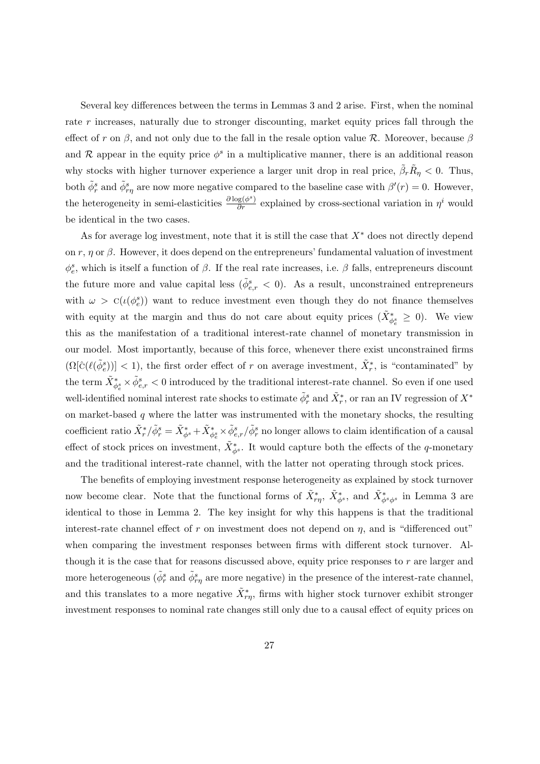Several key differences between the terms in Lemmas 3 and 2 arise. First, when the nominal rate $r$ increases, naturally due to stronger discounting, market equity prices fall through the effect of $r$ on $\beta$, and not only due to the fall in the resale option value $\mathcal{R}$. Moreover, because $\beta$ and $\mathcal{R}$ appear in the equity price $\phi^s$ in a multiplicative manner, there is an additional reason why stocks with higher turnover experience a larger unit drop in real price, $\tilde{\beta}_r \tilde{R}_\eta < 0$. Thus, both $\tilde{\phi}^s_r$ and $\tilde{\phi}^s_{r\eta}$ are now more negative compared to the baseline case with $\beta'(r) = 0$. However, the heterogeneity in semi-elasticities $\frac{\partial \log(\phi^s)}{\partial r}$ explained by cross-sectional variation in $\eta^i$ would be identical in the two cases.

As for average log investment, note that it is still the case that $X^*$ does not directly depend on $r$, $\eta$ or $\beta$. However, it does depend on the entrepreneurs' fundamental valuation of investment $\phi^s_e$, which is itself a function of $\beta$. If the real rate increases, i.e. $\beta$ falls, entrepreneurs discount the future more and value capital less ($\tilde{\phi}^s_{e,r} < 0$). As a result, unconstrained entrepreneurs with $\omega > \text{C}(\iota(\phi^s_e))$ want to reduce investment even though they do not finance themselves with equity at the margin and thus do not care about equity prices ($\tilde{X}^*_{\phi^s_e} \geq 0$). We view this as the manifestation of a traditional interest-rate channel of monetary transmission in our model. Most importantly, because of this force, whenever there exist unconstrained firms ($\Omega[\hat{\text{C}}(\ell(\tilde{\phi}^s_e))] < 1$), the first order effect of $r$ on average investment, $\tilde{X}^*_r$, is "contaminated" by the term $\tilde{X}^*_{\phi^s_e} \times \tilde{\phi}^s_{e,r} < 0$ introduced by the traditional interest-rate channel. So even if one used well-identified nominal interest rate shocks to estimate $\tilde{\phi}^s_r$ and $\tilde{X}^*_r$, or ran an IV regression of $X^*$ on market-based $q$ where the latter was instrumented with the monetary shocks, the resulting coefficient ratio $\tilde{X}^*_r / \tilde{\phi}^s_r = \tilde{X}^*_{\phi^s} + \tilde{X}^*_{\phi^s_e} \times \tilde{\phi}^s_{e,r} / \tilde{\phi}^s_r$ no longer allows to claim identification of a causal effect of stock prices on investment, $\tilde{X}^*_{\phi^s}$. It would capture both the effects of the $q$-monetary and the traditional interest-rate channel, with the latter not operating through stock prices.

The benefits of employing investment response heterogeneity as explained by stock turnover now become clear. Note that the functional forms of $\tilde{X}^*_{r\eta}$, $\tilde{X}^*_{\phi^s}$, and $\tilde{X}^*_{\phi^s\phi^s}$ in Lemma 3 are identical to those in Lemma 2. The key insight for why this happens is that the traditional interest-rate channel effect of $r$ on investment does not depend on $\eta$, and is "differenced out" when comparing the investment responses between firms with different stock turnover. Although it is the case that for reasons discussed above, equity price responses to $r$ are larger and more heterogeneous ($\tilde{\phi}^s_r$ and $\tilde{\phi}^s_{r\eta}$ are more negative) in the presence of the interest-rate channel, and this translates to a more negative $\tilde{X}^*_{r\eta}$, firms with higher stock turnover exhibit stronger investment responses to nominal rate changes still only due to a causal effect of equity prices on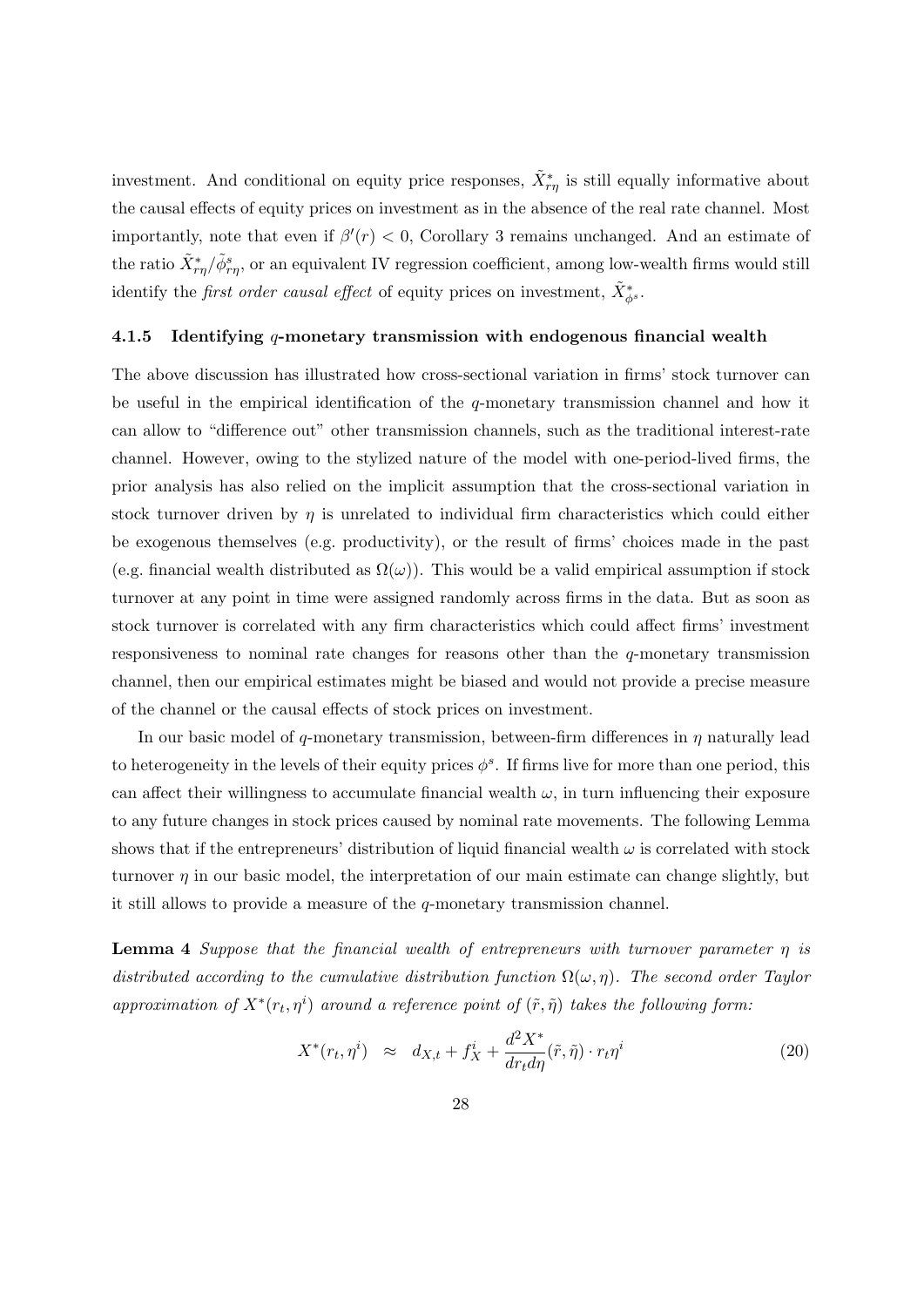investment. And conditional on equity price responses, $\tilde{X}^*_{r\eta}$ is still equally informative about the causal effects of equity prices on investment as in the absence of the real rate channel. Most importantly, note that even if $\beta'(r) < 0$, Corollary 3 remains unchanged. And an estimate of the ratio $\tilde{X}^*_{r\eta}/\tilde{\phi}^s_{r\eta}$, or an equivalent IV regression coefficient, among low-wealth firms would still identify the *first order causal effect* of equity prices on investment, $\tilde{X}^*_{\phi^s}$.

#### 4.1.5 Identifying $q$-monetary transmission with endogenous financial wealth

The above discussion has illustrated how cross-sectional variation in firms' stock turnover can be useful in the empirical identification of the $q$-monetary transmission channel and how it can allow to "difference out" other transmission channels, such as the traditional interest-rate channel. However, owing to the stylized nature of the model with one-period-lived firms, the prior analysis has also relied on the implicit assumption that the cross-sectional variation in stock turnover driven by $\eta$ is unrelated to individual firm characteristics which could either be exogenous themselves (e.g. productivity), or the result of firms' choices made in the past (e.g. financial wealth distributed as $\Omega(\omega)$). This would be a valid empirical assumption if stock turnover at any point in time were assigned randomly across firms in the data. But as soon as stock turnover is correlated with any firm characteristics which could affect firms' investment responsiveness to nominal rate changes for reasons other than the $q$-monetary transmission channel, then our empirical estimates might be biased and would not provide a precise measure of the channel or the causal effects of stock prices on investment.

In our basic model of $q$-monetary transmission, between-firm differences in $\eta$ naturally lead to heterogeneity in the levels of their equity prices $\phi^s$. If firms live for more than one period, this can affect their willingness to accumulate financial wealth $\omega$, in turn influencing their exposure to any future changes in stock prices caused by nominal rate movements. The following Lemma shows that if the entrepreneurs' distribution of liquid financial wealth $\omega$ is correlated with stock turnover $\eta$ in our basic model, the interpretation of our main estimate can change slightly, but it still allows to provide a measure of the $q$-monetary transmission channel.

**Lemma 4** *Suppose that the financial wealth of entrepreneurs with turnover parameter $\eta$ is distributed according to the cumulative distribution function $\Omega(\omega, \eta)$. The second order Taylor approximation of $X^*(r_t, \eta^i)$ around a reference point of $(\tilde{r}, \tilde{\eta})$ takes the following form:*

$$X^*(r_t, \eta^i) \approx d_{X,t} + f_X^i + \frac{d^2 X^*}{dr_t d\eta}(\tilde{r}, \tilde{\eta}) \cdot r_t \eta^i \tag{20}$$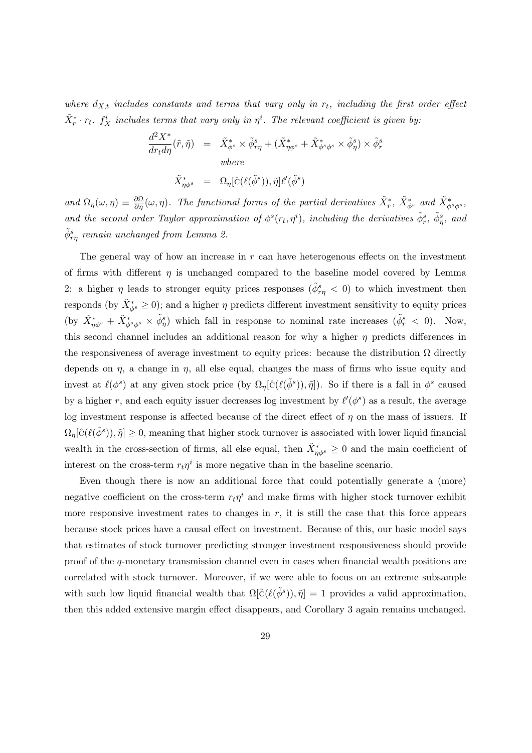*where $d_{X,t}$ includes constants and terms that vary only in $r_t$, including the first order effect $\tilde{X}^*_r \cdot r_t$. $f^i_X$ includes terms that vary only in $\eta^i$. The relevant coefficient is given by:*

$$
\begin{aligned}
\frac{d^2 X^*}{dr_t d\eta}(\tilde{r}, \tilde{\eta}) &= \tilde{X}^*_{\phi^s} \times \tilde{\phi}^s_{r\eta} + (\tilde{X}^*_{\eta\phi^s} + \tilde{X}^*_{\phi^s\phi^s} \times \tilde{\phi}^s_\eta) \times \tilde{\phi}^s_r \\
&\textit{where} \\
\tilde{X}^*_{\eta\phi^s} &= \Omega_\eta[\hat{\mathrm{C}}(\ell(\tilde{\phi}^s)), \tilde{\eta}]\ell'(\tilde{\phi}^s)
\end{aligned}
$$

*and $\Omega_\eta(\omega, \eta) \equiv \frac{\partial \Omega}{\partial \eta}(\omega, \eta)$. The functional forms of the partial derivatives $\tilde{X}^*_r$, $\tilde{X}^*_{\phi^s}$ and $\tilde{X}^*_{\phi^s\phi^s}$, and the second order Taylor approximation of $\phi^s(r_t, \eta^i)$, including the derivatives $\tilde{\phi}^s_r$, $\tilde{\phi}^s_\eta$, and $\tilde{\phi}^s_{r\eta}$ remain unchanged from Lemma 2.*

The general way of how an increase in $r$ can have heterogenous effects on the investment of firms with different $\eta$ is unchanged compared to the baseline model covered by Lemma 2: a higher $\eta$ leads to stronger equity prices responses ($\tilde{\phi}^s_{r\eta} < 0$) to which investment then responds (by $\tilde{X}^*_{\phi^s} \geq 0$); and a higher $\eta$ predicts different investment sensitivity to equity prices (by $\tilde{X}^*_{\eta\phi^s} + \tilde{X}^*_{\phi^s\phi^s} \times \tilde{\phi}^s_\eta$) which fall in response to nominal rate increases ($\tilde{\phi}^s_r < 0$). Now, this second channel includes an additional reason for why a higher $\eta$ predicts differences in the responsiveness of average investment to equity prices: because the distribution $\Omega$ directly depends on $\eta$, a change in $\eta$, all else equal, changes the mass of firms who issue equity and invest at $\ell(\phi^s)$ at any given stock price (by $\Omega_\eta[\hat{\mathrm{C}}(\ell(\tilde{\phi}^s)), \tilde{\eta}]$). So if there is a fall in $\phi^s$ caused by a higher $r$, and each equity issuer decreases log investment by $\ell'(\phi^s)$ as a result, the average log investment response is affected because of the direct effect of $\eta$ on the mass of issuers. If $\Omega_\eta[\hat{\mathrm{C}}(\ell(\tilde{\phi}^s)), \tilde{\eta}] \geq 0$, meaning that higher stock turnover is associated with lower liquid financial wealth in the cross-section of firms, all else equal, then $\tilde{X}^*_{\eta\phi^s} \geq 0$ and the main coefficient of interest on the cross-term $r_t\eta^i$ is more negative than in the baseline scenario.

Even though there is now an additional force that could potentially generate a (more) negative coefficient on the cross-term $r_t\eta^i$ and make firms with higher stock turnover exhibit more responsive investment rates to changes in $r$, it is still the case that this force appears because stock prices have a causal effect on investment. Because of this, our basic model says that estimates of stock turnover predicting stronger investment responsiveness should provide proof of the $q$-monetary transmission channel even in cases when financial wealth positions are correlated with stock turnover. Moreover, if we were able to focus on an extreme subsample with such low liquid financial wealth that $\Omega[\hat{\mathrm{C}}(\ell(\tilde{\phi}^s)), \tilde{\eta}] = 1$ provides a valid approximation, then this added extensive margin effect disappears, and Corollary 3 again remains unchanged.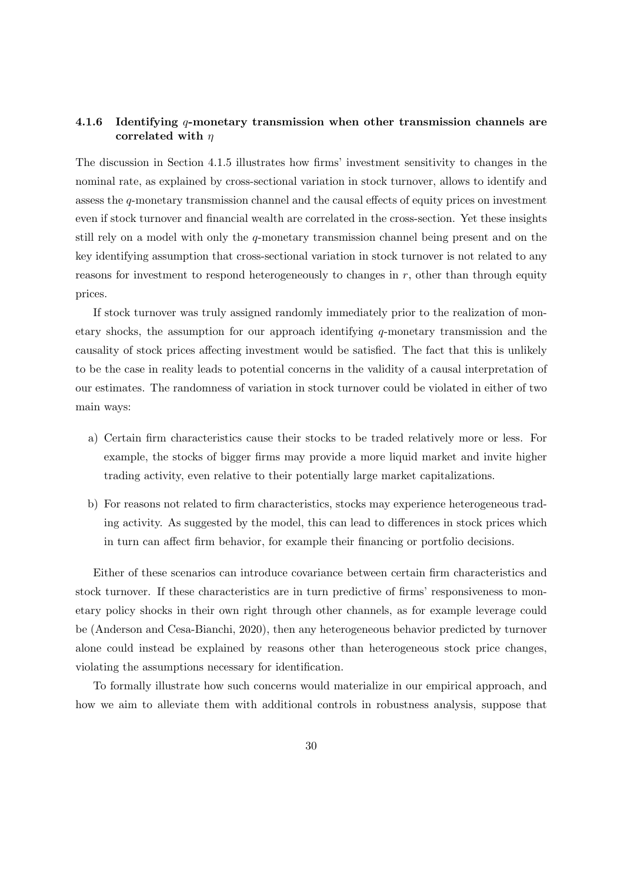#### 4.1.6 Identifying $q$-monetary transmission when other transmission channels are correlated with $\eta$

The discussion in Section 4.1.5 illustrates how firms' investment sensitivity to changes in the nominal rate, as explained by cross-sectional variation in stock turnover, allows to identify and assess the $q$-monetary transmission channel and the causal effects of equity prices on investment even if stock turnover and financial wealth are correlated in the cross-section. Yet these insights still rely on a model with only the $q$-monetary transmission channel being present and on the key identifying assumption that cross-sectional variation in stock turnover is not related to any reasons for investment to respond heterogeneously to changes in $r$, other than through equity prices.

If stock turnover was truly assigned randomly immediately prior to the realization of monetary shocks, the assumption for our approach identifying $q$-monetary transmission and the causality of stock prices affecting investment would be satisfied. The fact that this is unlikely to be the case in reality leads to potential concerns in the validity of a causal interpretation of our estimates. The randomness of variation in stock turnover could be violated in either of two main ways:

a) Certain firm characteristics cause their stocks to be traded relatively more or less. For example, the stocks of bigger firms may provide a more liquid market and invite higher trading activity, even relative to their potentially large market capitalizations.

b) For reasons not related to firm characteristics, stocks may experience heterogeneous trading activity. As suggested by the model, this can lead to differences in stock prices which in turn can affect firm behavior, for example their financing or portfolio decisions.

Either of these scenarios can introduce covariance between certain firm characteristics and stock turnover. If these characteristics are in turn predictive of firms' responsiveness to monetary policy shocks in their own right through other channels, as for example leverage could be (Anderson and Cesa-Bianchi, 2020), then any heterogeneous behavior predicted by turnover alone could instead be explained by reasons other than heterogeneous stock price changes, violating the assumptions necessary for identification.

To formally illustrate how such concerns would materialize in our empirical approach, and how we aim to alleviate them with additional controls in robustness analysis, suppose that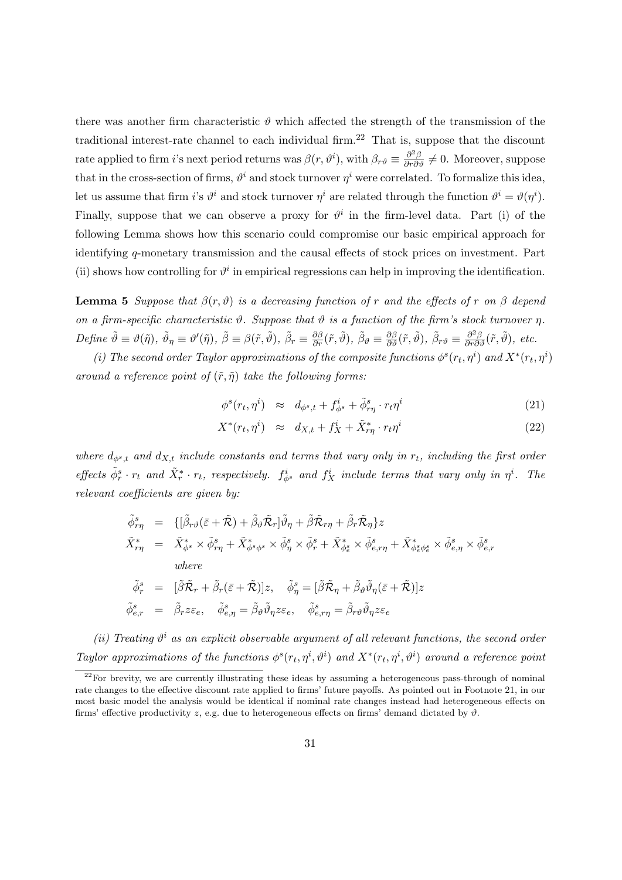there was another firm characteristic $\vartheta$ which affected the strength of the transmission of the traditional interest-rate channel to each individual firm.[22] That is, suppose that the discount rate applied to firm $i$'s next period returns was $\beta(r, \vartheta^i)$, with $\beta_{r\vartheta} \equiv \frac{\partial^2 \beta}{\partial r \partial \vartheta} \neq 0$. Moreover, suppose that in the cross-section of firms, $\vartheta^i$ and stock turnover $\eta^i$ were correlated. To formalize this idea, let us assume that firm $i$'s $\vartheta^i$ and stock turnover $\eta^i$ are related through the function $\vartheta^i = \vartheta(\eta^i)$. Finally, suppose that we can observe a proxy for $\vartheta^i$ in the firm-level data. Part (i) of the following Lemma shows how this scenario could compromise our basic empirical approach for identifying $q$-monetary transmission and the causal effects of stock prices on investment. Part (ii) shows how controlling for $\vartheta^i$ in empirical regressions can help in improving the identification.

**Lemma 5** *Suppose that $\beta(r, \vartheta)$ is a decreasing function of $r$ and the effects of $r$ on $\beta$ depend on a firm-specific characteristic $\vartheta$. Suppose that $\vartheta$ is a function of the firm's stock turnover $\eta$. Define $\tilde{\vartheta} \equiv \vartheta(\tilde{\eta})$, $\tilde{\vartheta}_\eta \equiv \vartheta'(\tilde{\eta})$, $\tilde{\beta} \equiv \beta(\tilde{r}, \tilde{\vartheta})$, $\tilde{\beta}_r \equiv \frac{\partial \beta}{\partial r}(\tilde{r}, \tilde{\vartheta})$, $\tilde{\beta}_\vartheta \equiv \frac{\partial \beta}{\partial \vartheta}(\tilde{r}, \tilde{\vartheta})$, $\tilde{\beta}_{r\vartheta} \equiv \frac{\partial^2 \beta}{\partial r \partial \vartheta}(\tilde{r}, \tilde{\vartheta})$, etc.*

*(i) The second order Taylor approximations of the composite functions $\phi^s(r_t, \eta^i)$ and $X^*(r_t, \eta^i)$ around a reference point of $(\tilde{r}, \tilde{\eta})$ take the following forms:*

$$\phi^s(r_t, \eta^i) \approx d_{\phi^s,t} + f^i_{\phi^s} + \tilde{\phi}^s_{r\eta} \cdot r_t \eta^i \tag{21}$$

$$X^*(r_t, \eta^i) \approx d_{X,t} + f^i_X + \tilde{X}^*_{r\eta} \cdot r_t \eta^i \tag{22}$$

*where $d_{\phi^s,t}$ and $d_{X,t}$ include constants and terms that vary only in $r_t$, including the first order effects $\tilde{\phi}^s_r \cdot r_t$ and $\tilde{X}^*_r \cdot r_t$, respectively. $f^i_{\phi^s}$ and $f^i_X$ include terms that vary only in $\eta^i$. The relevant coefficients are given by:*

$$\begin{aligned}
\tilde{\phi}^s_{r\eta} &= \{[\tilde{\beta}_{r\vartheta}(\bar{\varepsilon} + \tilde{\mathcal{R}}) + \tilde{\beta}_\vartheta \tilde{\mathcal{R}}_r]\tilde{\vartheta}_\eta + \tilde{\beta}\tilde{\mathcal{R}}_{r\eta} + \tilde{\beta}_r \tilde{\mathcal{R}}_\eta\} z \\
\tilde{X}^*_{r\eta} &= \tilde{X}^*_{\phi^s} \times \tilde{\phi}^s_{r\eta} + \tilde{X}^*_{\phi^s\phi^s} \times \tilde{\phi}^s_\eta \times \tilde{\phi}^s_r + \tilde{X}^*_{\phi^s_e} \times \tilde{\phi}^s_{e,r\eta} + \tilde{X}^*_{\phi^s_e\phi^s_e} \times \tilde{\phi}^s_{e,\eta} \times \tilde{\phi}^s_{e,r} \\
&\quad \textit{where} \\
\tilde{\phi}^s_r &= [\tilde{\beta}\tilde{\mathcal{R}}_r + \tilde{\beta}_r(\bar{\varepsilon} + \tilde{\mathcal{R}})]z, \quad \tilde{\phi}^s_\eta = [\tilde{\beta}\tilde{\mathcal{R}}_\eta + \tilde{\beta}_\vartheta \tilde{\vartheta}_\eta(\bar{\varepsilon} + \tilde{\mathcal{R}})]z \\
\tilde{\phi}^s_{e,r} &= \tilde{\beta}_r z \varepsilon_e, \quad \tilde{\phi}^s_{e,\eta} = \tilde{\beta}_\vartheta \tilde{\vartheta}_\eta z \varepsilon_e, \quad \tilde{\phi}^s_{e,r\eta} = \tilde{\beta}_{r\vartheta} \tilde{\vartheta}_\eta z \varepsilon_e
\end{aligned}$$

*(ii) Treating $\vartheta^i$ as an explicit observable argument of all relevant functions, the second order Taylor approximations of the functions $\phi^s(r_t, \eta^i, \vartheta^i)$ and $X^*(r_t, \eta^i, \vartheta^i)$ around a reference point*

---

[22] For brevity, we are currently illustrating these ideas by assuming a heterogeneous pass-through of nominal rate changes to the effective discount rate applied to firms' future payoffs. As pointed out in Footnote 21, in our most basic model the analysis would be identical if nominal rate changes instead had heterogeneous effects on firms' effective productivity $z$, e.g. due to heterogeneous effects on firms' demand dictated by $\vartheta$.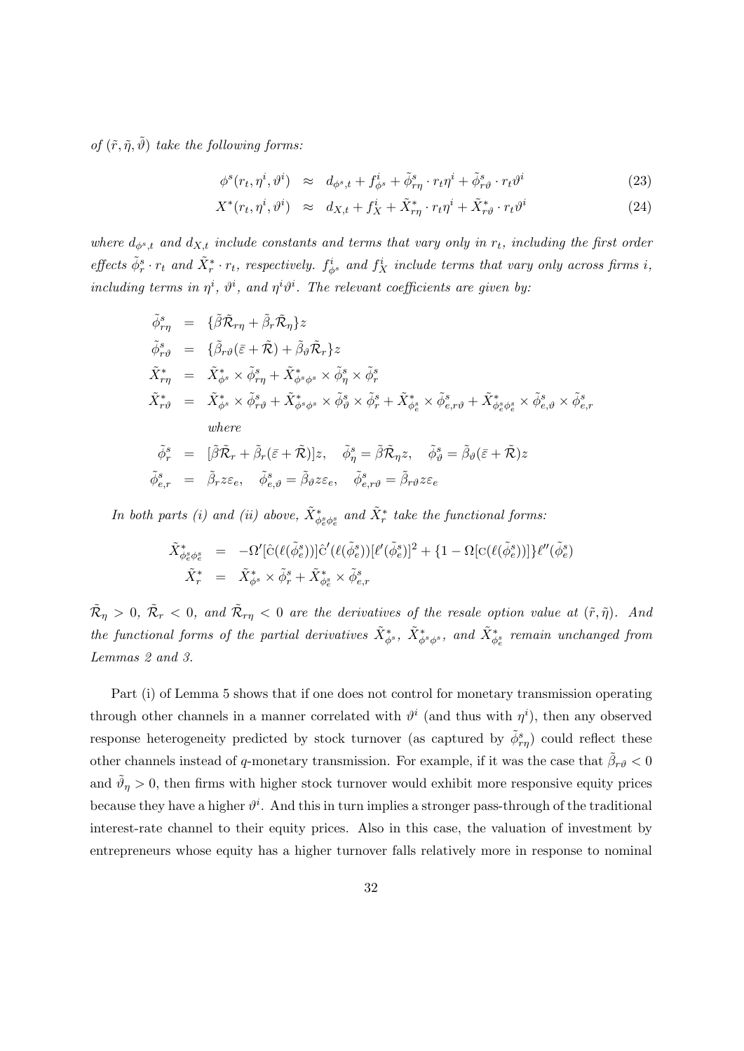*of* $(\tilde{r}, \tilde{\eta}, \tilde{\vartheta})$ *take the following forms:*

$$\phi^s(r_t, \eta^i, \vartheta^i) \approx d_{\phi^s,t} + f^i_{\phi^s} + \tilde{\phi}^s_{r\eta} \cdot r_t \eta^i + \tilde{\phi}^s_{r\vartheta} \cdot r_t \vartheta^i \tag{23}$$

$$X^*(r_t, \eta^i, \vartheta^i) \approx d_{X,t} + f^i_X + \tilde{X}^*_{r\eta} \cdot r_t \eta^i + \tilde{X}^*_{r\vartheta} \cdot r_t \vartheta^i \tag{24}$$

*where* $d_{\phi^s,t}$ *and* $d_{X,t}$ *include constants and terms that vary only in* $r_t$*, including the first order effects* $\tilde{\phi}^s_r \cdot r_t$ *and* $\tilde{X}^*_r \cdot r_t$*, respectively.* $f^i_{\phi^s}$ *and* $f^i_X$ *include terms that vary only across firms* $i$*, including terms in* $\eta^i$*,* $\vartheta^i$*, and* $\eta^i\vartheta^i$*. The relevant coefficients are given by:*

$$\begin{aligned}
\tilde{\phi}^s_{r\eta} &= \{\tilde{\beta}\tilde{\mathcal{R}}_{r\eta} + \tilde{\beta}_r \tilde{\mathcal{R}}_\eta\} z \\
\tilde{\phi}^s_{r\vartheta} &= \{\tilde{\beta}_{r\vartheta}(\bar{\varepsilon} + \tilde{\mathcal{R}}) + \tilde{\beta}_\vartheta \tilde{\mathcal{R}}_r\} z \\
\tilde{X}^*_{r\eta} &= \tilde{X}^*_{\phi^s} \times \tilde{\phi}^s_{r\eta} + \tilde{X}^*_{\phi^s\phi^s} \times \tilde{\phi}^s_\eta \times \tilde{\phi}^s_r \\
\tilde{X}^*_{r\vartheta} &= \tilde{X}^*_{\phi^s} \times \tilde{\phi}^s_{r\vartheta} + \tilde{X}^*_{\phi^s\phi^s} \times \tilde{\phi}^s_\vartheta \times \tilde{\phi}^s_r + \tilde{X}^*_{\phi^s_e} \times \tilde{\phi}^s_{e,r\vartheta} + \tilde{X}^*_{\phi^s_e\phi^s_e} \times \tilde{\phi}^s_{e,\vartheta} \times \tilde{\phi}^s_{e,r} \\
& \quad \textit{where} \\
\tilde{\phi}^s_r &= [\tilde{\beta}\tilde{\mathcal{R}}_r + \tilde{\beta}_r(\bar{\varepsilon} + \tilde{\mathcal{R}})] z, \quad \tilde{\phi}^s_\eta = \tilde{\beta}\tilde{\mathcal{R}}_\eta z, \quad \tilde{\phi}^s_\vartheta = \tilde{\beta}_\vartheta(\bar{\varepsilon} + \tilde{\mathcal{R}}) z \\
\tilde{\phi}^s_{e,r} &= \tilde{\beta}_r z \varepsilon_e, \quad \tilde{\phi}^s_{e,\vartheta} = \tilde{\beta}_\vartheta z \varepsilon_e, \quad \tilde{\phi}^s_{e,r\vartheta} = \tilde{\beta}_{r\vartheta} z \varepsilon_e
\end{aligned}$$

*In both parts (i) and (ii) above,* $\tilde{X}^*_{\phi^s_e\phi^s_e}$ *and* $\tilde{X}^*_r$ *take the functional forms:*

$$\begin{aligned}
\tilde{X}^*_{\phi^s_e\phi^s_e} &= -\Omega'[\hat{\mathrm{C}}(\ell(\tilde{\phi}^s_e))]\hat{\mathrm{C}}'(\ell(\tilde{\phi}^s_e))[\ell'(\tilde{\phi}^s_e)]^2 + \{1 - \Omega[\mathrm{C}(\ell(\tilde{\phi}^s_e))]\}\ell''(\tilde{\phi}^s_e) \\
\tilde{X}^*_r &= \tilde{X}^*_{\phi^s} \times \tilde{\phi}^s_r + \tilde{X}^*_{\phi^s_e} \times \tilde{\phi}^s_{e,r}
\end{aligned}$$

$\tilde{\mathcal{R}}_\eta > 0$*,* $\tilde{\mathcal{R}}_r < 0$*, and* $\tilde{\mathcal{R}}_{r\eta} < 0$ *are the derivatives of the resale option value at* $(\tilde{r}, \tilde{\eta})$*. And the functional forms of the partial derivatives* $\tilde{X}^*_{\phi^s}$*,* $\tilde{X}^*_{\phi^s\phi^s}$*, and* $\tilde{X}^*_{\phi^s_e}$ *remain unchanged from Lemmas 2 and 3.*

Part (i) of Lemma 5 shows that if one does not control for monetary transmission operating through other channels in a manner correlated with $\vartheta^i$ (and thus with $\eta^i$), then any observed response heterogeneity predicted by stock turnover (as captured by $\tilde{\phi}^s_{r\eta}$) could reflect these other channels instead of $q$-monetary transmission. For example, if it was the case that $\tilde{\beta}_{r\vartheta} < 0$ and $\tilde{\vartheta}_\eta > 0$, then firms with higher stock turnover would exhibit more responsive equity prices because they have a higher $\vartheta^i$. And this in turn implies a stronger pass-through of the traditional interest-rate channel to their equity prices. Also in this case, the valuation of investment by entrepreneurs whose equity has a higher turnover falls relatively more in response to nominal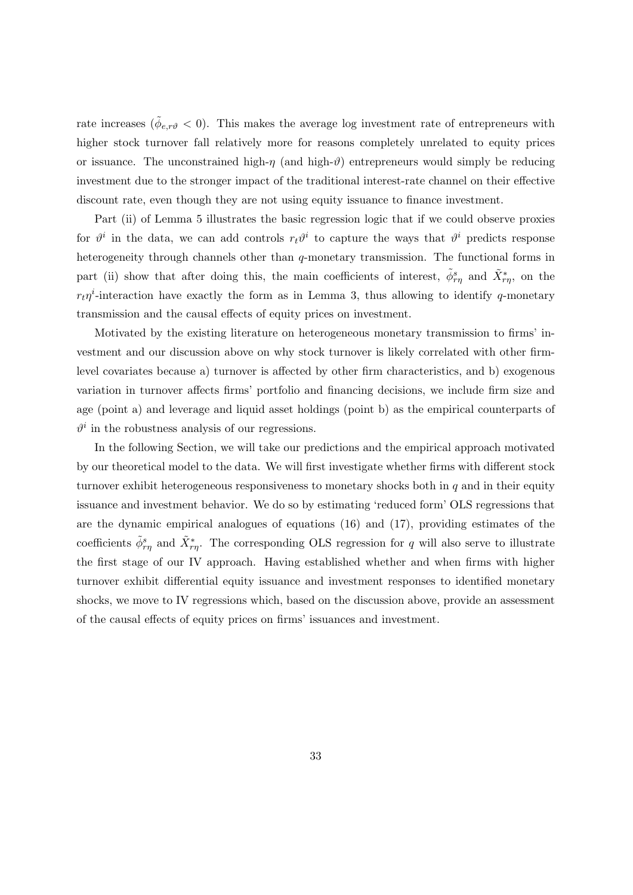rate increases ($\tilde{\phi}_{e,r\vartheta} < 0$). This makes the average log investment rate of entrepreneurs with higher stock turnover fall relatively more for reasons completely unrelated to equity prices or issuance. The unconstrained high-$\eta$ (and high-$\vartheta$) entrepreneurs would simply be reducing investment due to the stronger impact of the traditional interest-rate channel on their effective discount rate, even though they are not using equity issuance to finance investment.

Part (ii) of Lemma 5 illustrates the basic regression logic that if we could observe proxies for $\vartheta^i$ in the data, we can add controls $r_t\vartheta^i$ to capture the ways that $\vartheta^i$ predicts response heterogeneity through channels other than $q$-monetary transmission. The functional forms in part (ii) show that after doing this, the main coefficients of interest, $\tilde{\phi}^s_{r\eta}$ and $\tilde{X}^*_{r\eta}$, on the $r_t\eta^i$-interaction have exactly the form as in Lemma 3, thus allowing to identify $q$-monetary transmission and the causal effects of equity prices on investment.

Motivated by the existing literature on heterogeneous monetary transmission to firms' investment and our discussion above on why stock turnover is likely correlated with other firm-level covariates because a) turnover is affected by other firm characteristics, and b) exogenous variation in turnover affects firms' portfolio and financing decisions, we include firm size and age (point a) and leverage and liquid asset holdings (point b) as the empirical counterparts of $\vartheta^i$ in the robustness analysis of our regressions.

In the following Section, we will take our predictions and the empirical approach motivated by our theoretical model to the data. We will first investigate whether firms with different stock turnover exhibit heterogeneous responsiveness to monetary shocks both in $q$ and in their equity issuance and investment behavior. We do so by estimating 'reduced form' OLS regressions that are the dynamic empirical analogues of equations (16) and (17), providing estimates of the coefficients $\tilde{\phi}^s_{r\eta}$ and $\tilde{X}^*_{r\eta}$. The corresponding OLS regression for $q$ will also serve to illustrate the first stage of our IV approach. Having established whether and when firms with higher turnover exhibit differential equity issuance and investment responses to identified monetary shocks, we move to IV regressions which, based on the discussion above, provide an assessment of the causal effects of equity prices on firms' issuances and investment.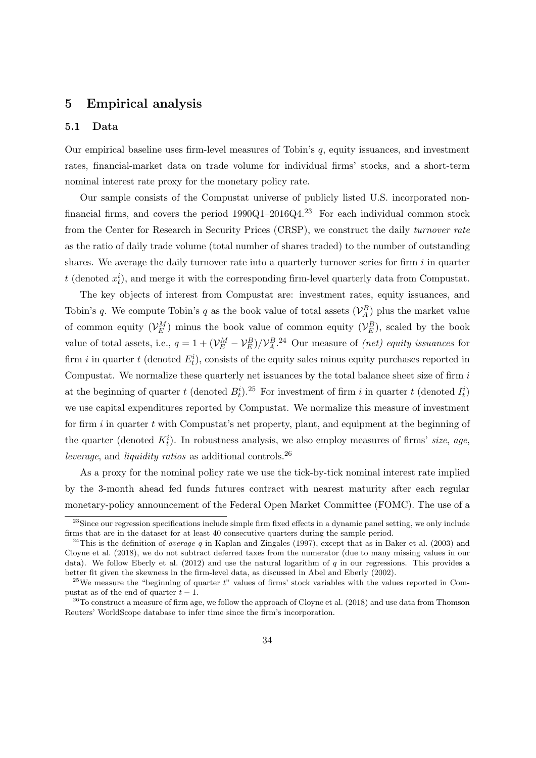## 5 Empirical analysis

### 5.1 Data

Our empirical baseline uses firm-level measures of Tobin's $q$, equity issuances, and investment rates, financial-market data on trade volume for individual firms' stocks, and a short-term nominal interest rate proxy for the monetary policy rate.

Our sample consists of the Compustat universe of publicly listed U.S. incorporated non-financial firms, and covers the period 1990Q1–2016Q4.[23] For each individual common stock from the Center for Research in Security Prices (CRSP), we construct the daily *turnover rate* as the ratio of daily trade volume (total number of shares traded) to the number of outstanding shares. We average the daily turnover rate into a quarterly turnover series for firm $i$ in quarter $t$ (denoted $x_t^i$), and merge it with the corresponding firm-level quarterly data from Compustat.

The key objects of interest from Compustat are: investment rates, equity issuances, and Tobin's $q$. We compute Tobin's $q$ as the book value of total assets ($\mathcal{V}_A^B$) plus the market value of common equity ($\mathcal{V}_E^M$) minus the book value of common equity ($\mathcal{V}_E^B$), scaled by the book value of total assets, i.e., $q = 1 + (\mathcal{V}_E^M - \mathcal{V}_E^B)/\mathcal{V}_A^B$.[24] Our measure of *(net) equity issuances* for firm $i$ in quarter $t$ (denoted $E_t^i$), consists of the equity sales minus equity purchases reported in Compustat. We normalize these quarterly net issuances by the total balance sheet size of firm $i$ at the beginning of quarter $t$ (denoted $B_t^i$).[25] For investment of firm $i$ in quarter $t$ (denoted $I_t^i$) we use capital expenditures reported by Compustat. We normalize this measure of investment for firm $i$ in quarter $t$ with Compustat's net property, plant, and equipment at the beginning of the quarter (denoted $K_t^i$). In robustness analysis, we also employ measures of firms' *size*, *age*, *leverage*, and *liquidity ratios* as additional controls.[26]

As a proxy for the nominal policy rate we use the tick-by-tick nominal interest rate implied by the 3-month ahead fed funds futures contract with nearest maturity after each regular monetary-policy announcement of the Federal Open Market Committee (FOMC). The use of a

[23] Since our regression specifications include simple firm fixed effects in a dynamic panel setting, we only include firms that are in the dataset for at least 40 consecutive quarters during the sample period.

[24] This is the definition of *average* $q$ in Kaplan and Zingales (1997), except that as in Baker et al. (2003) and Cloyne et al. (2018), we do not subtract deferred taxes from the numerator (due to many missing values in our data). We follow Eberly et al. (2012) and use the natural logarithm of $q$ in our regressions. This provides a better fit given the skewness in the firm-level data, as discussed in Abel and Eberly (2002).

[25] We measure the "beginning of quarter $t$" values of firms' stock variables with the values reported in Compustat as of the end of quarter $t-1$.

[26] To construct a measure of firm age, we follow the approach of Cloyne et al. (2018) and use data from Thomson Reuters' WorldScope database to infer time since the firm's incorporation.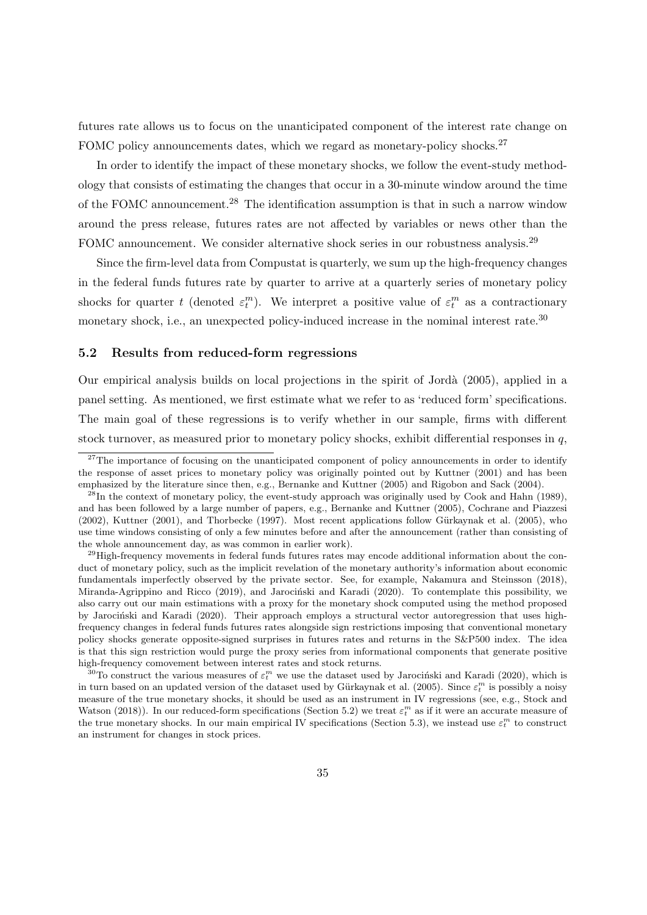futures rate allows us to focus on the unanticipated component of the interest rate change on FOMC policy announcements dates, which we regard as monetary-policy shocks.[27]

In order to identify the impact of these monetary shocks, we follow the event-study methodology that consists of estimating the changes that occur in a 30-minute window around the time of the FOMC announcement.[28] The identification assumption is that in such a narrow window around the press release, futures rates are not affected by variables or news other than the FOMC announcement. We consider alternative shock series in our robustness analysis.[29]

Since the firm-level data from Compustat is quarterly, we sum up the high-frequency changes in the federal funds futures rate by quarter to arrive at a quarterly series of monetary policy shocks for quarter $t$ (denoted $\varepsilon_t^m$). We interpret a positive value of $\varepsilon_t^m$ as a contractionary monetary shock, i.e., an unexpected policy-induced increase in the nominal interest rate.[30]

### 5.2 Results from reduced-form regressions

Our empirical analysis builds on local projections in the spirit of Jordà (2005), applied in a panel setting. As mentioned, we first estimate what we refer to as 'reduced form' specifications. The main goal of these regressions is to verify whether in our sample, firms with different stock turnover, as measured prior to monetary policy shocks, exhibit differential responses in $q$,

---

[27] The importance of focusing on the unanticipated component of policy announcements in order to identify the response of asset prices to monetary policy was originally pointed out by Kuttner (2001) and has been emphasized by the literature since then, e.g., Bernanke and Kuttner (2005) and Rigobon and Sack (2004).

[28] In the context of monetary policy, the event-study approach was originally used by Cook and Hahn (1989), and has been followed by a large number of papers, e.g., Bernanke and Kuttner (2005), Cochrane and Piazzesi (2002), Kuttner (2001), and Thorbecke (1997). Most recent applications follow Gürkaynak et al. (2005), who use time windows consisting of only a few minutes before and after the announcement (rather than consisting of the whole announcement day, as was common in earlier work).

[29] High-frequency movements in federal funds futures rates may encode additional information about the conduct of monetary policy, such as the implicit revelation of the monetary authority's information about economic fundamentals imperfectly observed by the private sector. See, for example, Nakamura and Steinsson (2018), Miranda-Agrippino and Ricco (2019), and Jarociński and Karadi (2020). To contemplate this possibility, we also carry out our main estimations with a proxy for the monetary shock computed using the method proposed by Jarociński and Karadi (2020). Their approach employs a structural vector autoregression that uses high-frequency changes in federal funds futures rates alongside sign restrictions imposing that conventional monetary policy shocks generate opposite-signed surprises in futures rates and returns in the S&P500 index. The idea is that this sign restriction would purge the proxy series from informational components that generate positive high-frequency comovement between interest rates and stock returns.

[30] To construct the various measures of $\varepsilon_t^m$ we use the dataset used by Jarociński and Karadi (2020), which is in turn based on an updated version of the dataset used by Gürkaynak et al. (2005). Since $\varepsilon_t^m$ is possibly a noisy measure of the true monetary shocks, it should be used as an instrument in IV regressions (see, e.g., Stock and Watson (2018)). In our reduced-form specifications (Section 5.2) we treat $\varepsilon_t^m$ as if it were an accurate measure of the true monetary shocks. In our main empirical IV specifications (Section 5.3), we instead use $\varepsilon_t^m$ to construct an instrument for changes in stock prices.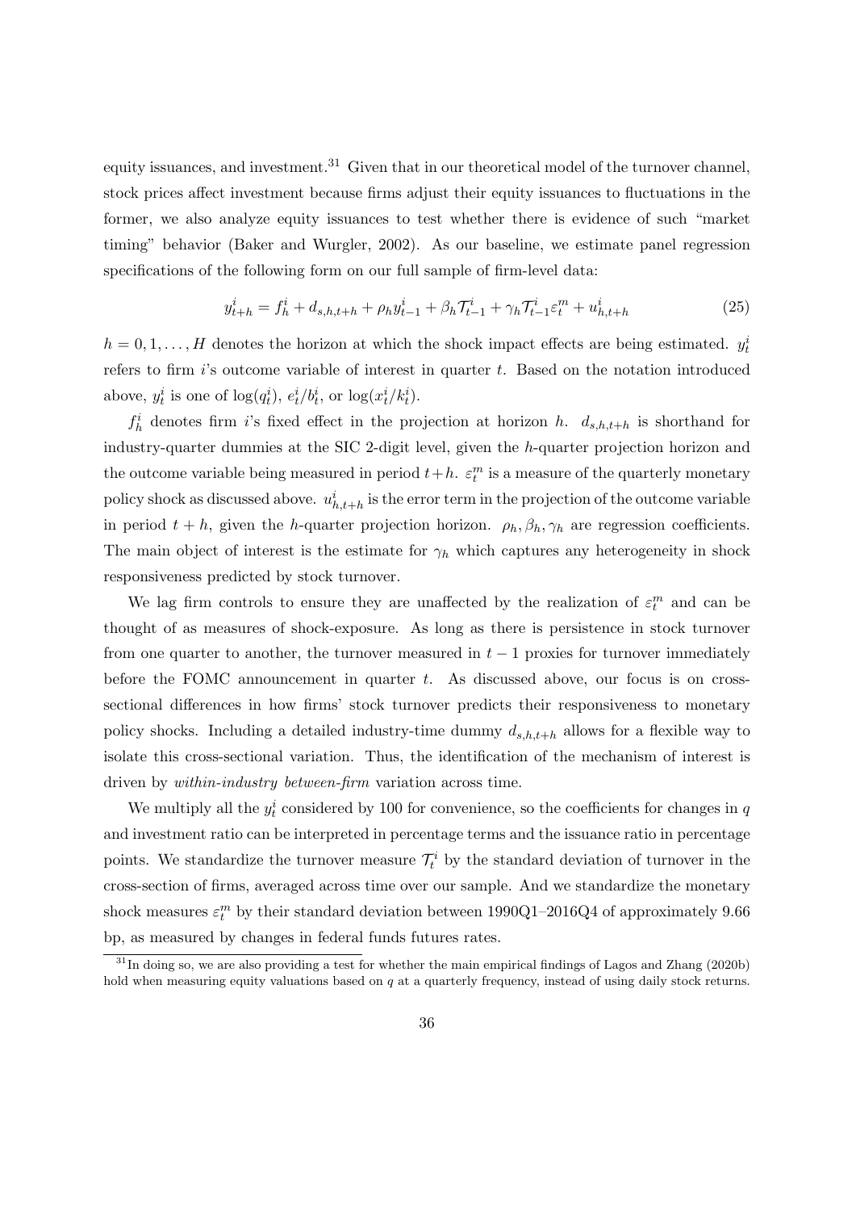equity issuances, and investment.[31] Given that in our theoretical model of the turnover channel, stock prices affect investment because firms adjust their equity issuances to fluctuations in the former, we also analyze equity issuances to test whether there is evidence of such "market timing" behavior (Baker and Wurgler, 2002). As our baseline, we estimate panel regression specifications of the following form on our full sample of firm-level data:

$$y^i_{t+h} = f^i_h + d_{s,h,t+h} + \rho_h y^i_{t-1} + \beta_h \mathcal{T}^i_{t-1} + \gamma_h \mathcal{T}^i_{t-1} \varepsilon^m_t + u^i_{h,t+h} \tag{25}$$

$h = 0, 1, \ldots, H$ denotes the horizon at which the shock impact effects are being estimated. $y^i_t$ refers to firm $i$'s outcome variable of interest in quarter $t$. Based on the notation introduced above, $y^i_t$ is one of $\log(q^i_t)$, $e^i_t/b^i_t$, or $\log(x^i_t/k^i_t)$.

$f^i_h$ denotes firm $i$'s fixed effect in the projection at horizon $h$. $d_{s,h,t+h}$ is shorthand for industry-quarter dummies at the SIC 2-digit level, given the $h$-quarter projection horizon and the outcome variable being measured in period $t+h$. $\varepsilon^m_t$ is a measure of the quarterly monetary policy shock as discussed above. $u^i_{h,t+h}$ is the error term in the projection of the outcome variable in period $t+h$, given the $h$-quarter projection horizon. $\rho_h, \beta_h, \gamma_h$ are regression coefficients. The main object of interest is the estimate for $\gamma_h$ which captures any heterogeneity in shock responsiveness predicted by stock turnover.

We lag firm controls to ensure they are unaffected by the realization of $\varepsilon^m_t$ and can be thought of as measures of shock-exposure. As long as there is persistence in stock turnover from one quarter to another, the turnover measured in $t-1$ proxies for turnover immediately before the FOMC announcement in quarter $t$. As discussed above, our focus is on cross-sectional differences in how firms' stock turnover predicts their responsiveness to monetary policy shocks. Including a detailed industry-time dummy $d_{s,h,t+h}$ allows for a flexible way to isolate this cross-sectional variation. Thus, the identification of the mechanism of interest is driven by *within-industry between-firm* variation across time.

We multiply all the $y^i_t$ considered by 100 for convenience, so the coefficients for changes in $q$ and investment ratio can be interpreted in percentage terms and the issuance ratio in percentage points. We standardize the turnover measure $\mathcal{T}^i_t$ by the standard deviation of turnover in the cross-section of firms, averaged across time over our sample. And we standardize the monetary shock measures $\varepsilon^m_t$ by their standard deviation between 1990Q1–2016Q4 of approximately 9.66 bp, as measured by changes in federal funds futures rates.

[31] In doing so, we are also providing a test for whether the main empirical findings of Lagos and Zhang (2020b) hold when measuring equity valuations based on $q$ at a quarterly frequency, instead of using daily stock returns.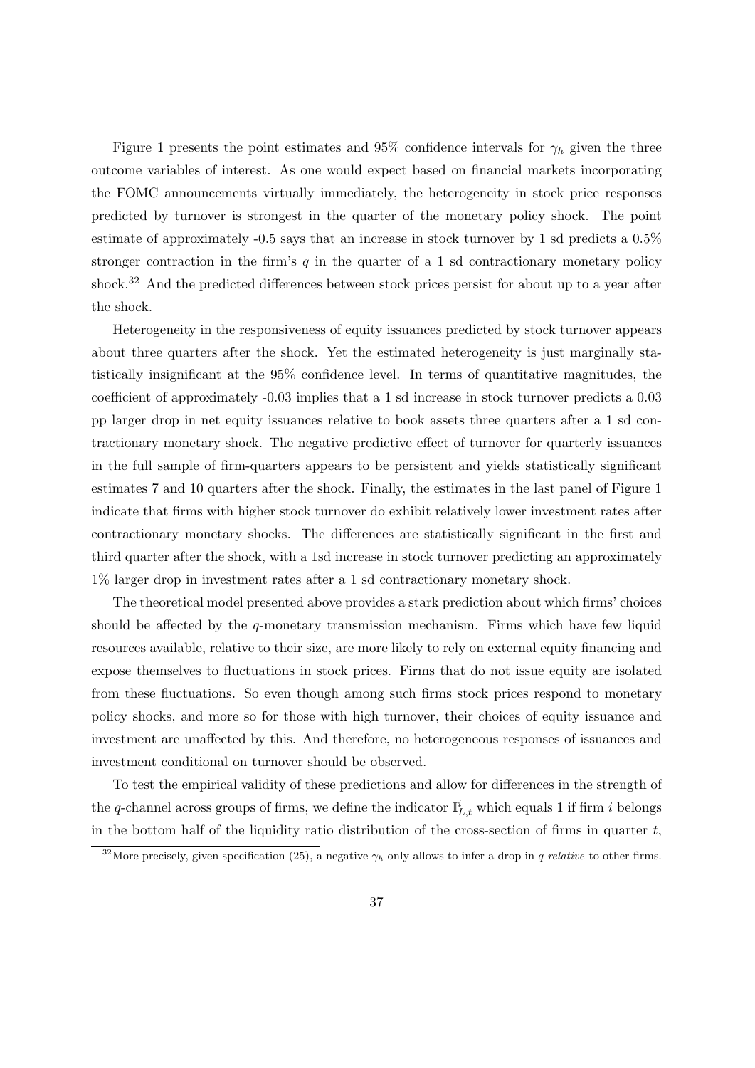Figure 1 presents the point estimates and 95% confidence intervals for $\gamma_h$ given the three outcome variables of interest. As one would expect based on financial markets incorporating the FOMC announcements virtually immediately, the heterogeneity in stock price responses predicted by turnover is strongest in the quarter of the monetary policy shock. The point estimate of approximately -0.5 says that an increase in stock turnover by 1 sd predicts a 0.5% stronger contraction in the firm's $q$ in the quarter of a 1 sd contractionary monetary policy shock.[32] And the predicted differences between stock prices persist for about up to a year after the shock.

Heterogeneity in the responsiveness of equity issuances predicted by stock turnover appears about three quarters after the shock. Yet the estimated heterogeneity is just marginally statistically insignificant at the 95% confidence level. In terms of quantitative magnitudes, the coefficient of approximately -0.03 implies that a 1 sd increase in stock turnover predicts a 0.03 pp larger drop in net equity issuances relative to book assets three quarters after a 1 sd contractionary monetary shock. The negative predictive effect of turnover for quarterly issuances in the full sample of firm-quarters appears to be persistent and yields statistically significant estimates 7 and 10 quarters after the shock. Finally, the estimates in the last panel of Figure 1 indicate that firms with higher stock turnover do exhibit relatively lower investment rates after contractionary monetary shocks. The differences are statistically significant in the first and third quarter after the shock, with a 1sd increase in stock turnover predicting an approximately 1% larger drop in investment rates after a 1 sd contractionary monetary shock.

The theoretical model presented above provides a stark prediction about which firms' choices should be affected by the $q$-monetary transmission mechanism. Firms which have few liquid resources available, relative to their size, are more likely to rely on external equity financing and expose themselves to fluctuations in stock prices. Firms that do not issue equity are isolated from these fluctuations. So even though among such firms stock prices respond to monetary policy shocks, and more so for those with high turnover, their choices of equity issuance and investment are unaffected by this. And therefore, no heterogeneous responses of issuances and investment conditional on turnover should be observed.

To test the empirical validity of these predictions and allow for differences in the strength of the $q$-channel across groups of firms, we define the indicator $\mathbb{I}^i_{L,t}$ which equals 1 if firm $i$ belongs in the bottom half of the liquidity ratio distribution of the cross-section of firms in quarter $t$,

[32] More precisely, given specification (25), a negative $\gamma_h$ only allows to infer a drop in $q$ *relative* to other firms.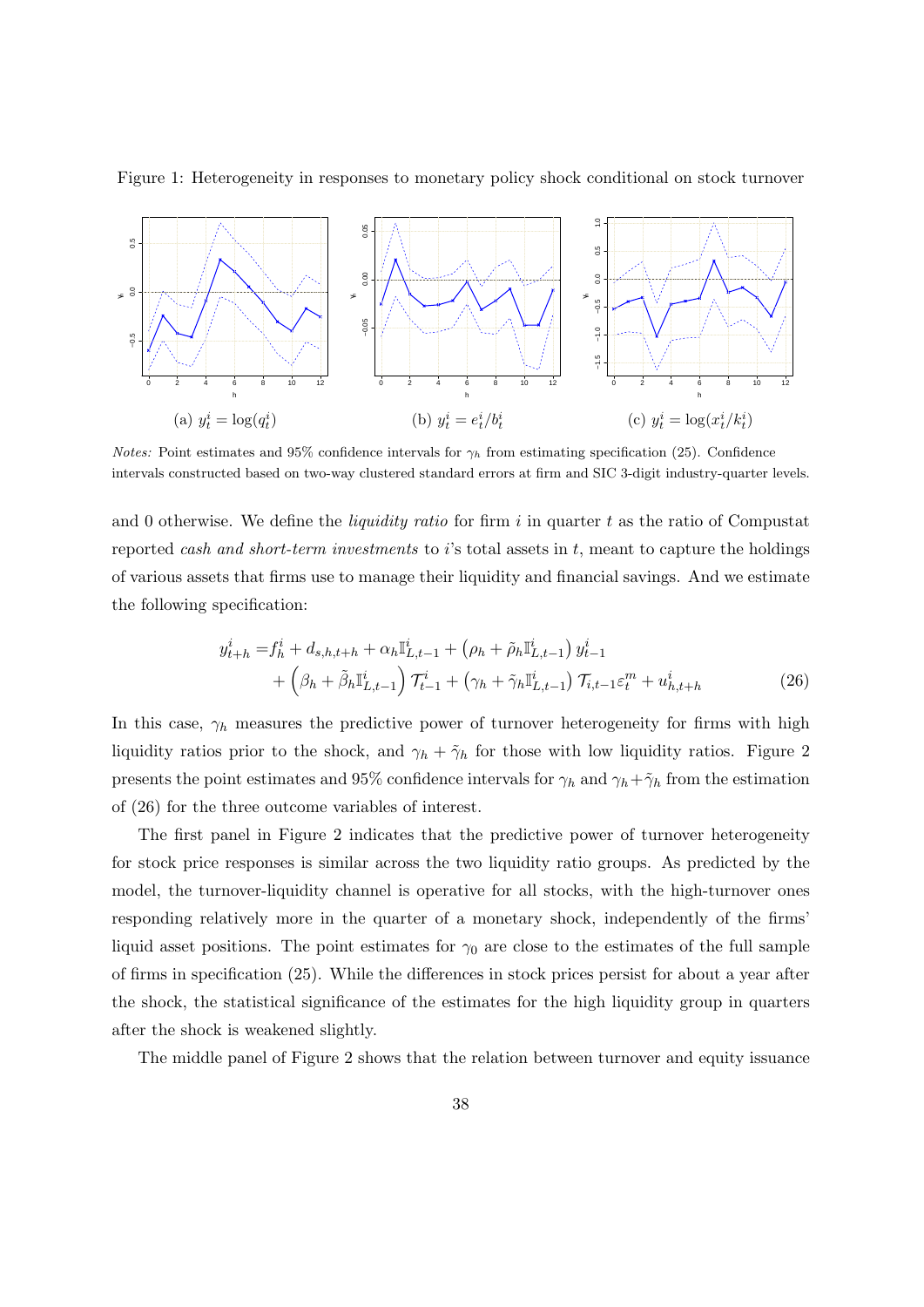Figure 1: Heterogeneity in responses to monetary policy shock conditional on stock turnover

(a) $y_t^i = \log(q_t^i)$ (b) $y_t^i = e_t^i/b_t^i$ (c) $y_t^i = \log(x_t^i/k_t^i)$

*Notes:* Point estimates and 95% confidence intervals for $\gamma_h$ from estimating specification (25). Confidence intervals constructed based on two-way clustered standard errors at firm and SIC 3-digit industry-quarter levels.

and 0 otherwise. We define the *liquidity ratio* for firm $i$ in quarter $t$ as the ratio of Compustat reported *cash and short-term investments* to $i$'s total assets in $t$, meant to capture the holdings of various assets that firms use to manage their liquidity and financial savings. And we estimate the following specification:

$$
\begin{aligned}
y_{t+h}^i =& f_h^i + d_{s,h,t+h} + \alpha_h \mathbb{I}_{L,t-1}^i + \left(\rho_h + \tilde{\rho}_h \mathbb{I}_{L,t-1}^i\right) y_{t-1}^i \\
&+ \left(\beta_h + \tilde{\beta}_h \mathbb{I}_{L,t-1}^i\right) \mathcal{T}_{t-1}^i + \left(\gamma_h + \tilde{\gamma}_h \mathbb{I}_{L,t-1}^i\right) \mathcal{T}_{i,t-1} \varepsilon_t^m + u_{h,t+h}^i
\end{aligned}
\tag{26}
$$

In this case, $\gamma_h$ measures the predictive power of turnover heterogeneity for firms with high liquidity ratios prior to the shock, and $\gamma_h + \tilde{\gamma}_h$ for those with low liquidity ratios. Figure 2 presents the point estimates and 95% confidence intervals for $\gamma_h$ and $\gamma_h + \tilde{\gamma}_h$ from the estimation of (26) for the three outcome variables of interest.

The first panel in Figure 2 indicates that the predictive power of turnover heterogeneity for stock price responses is similar across the two liquidity ratio groups. As predicted by the model, the turnover-liquidity channel is operative for all stocks, with the high-turnover ones responding relatively more in the quarter of a monetary shock, independently of the firms' liquid asset positions. The point estimates for $\gamma_0$ are close to the estimates of the full sample of firms in specification (25). While the differences in stock prices persist for about a year after the shock, the statistical significance of the estimates for the high liquidity group in quarters after the shock is weakened slightly.

The middle panel of Figure 2 shows that the relation between turnover and equity issuance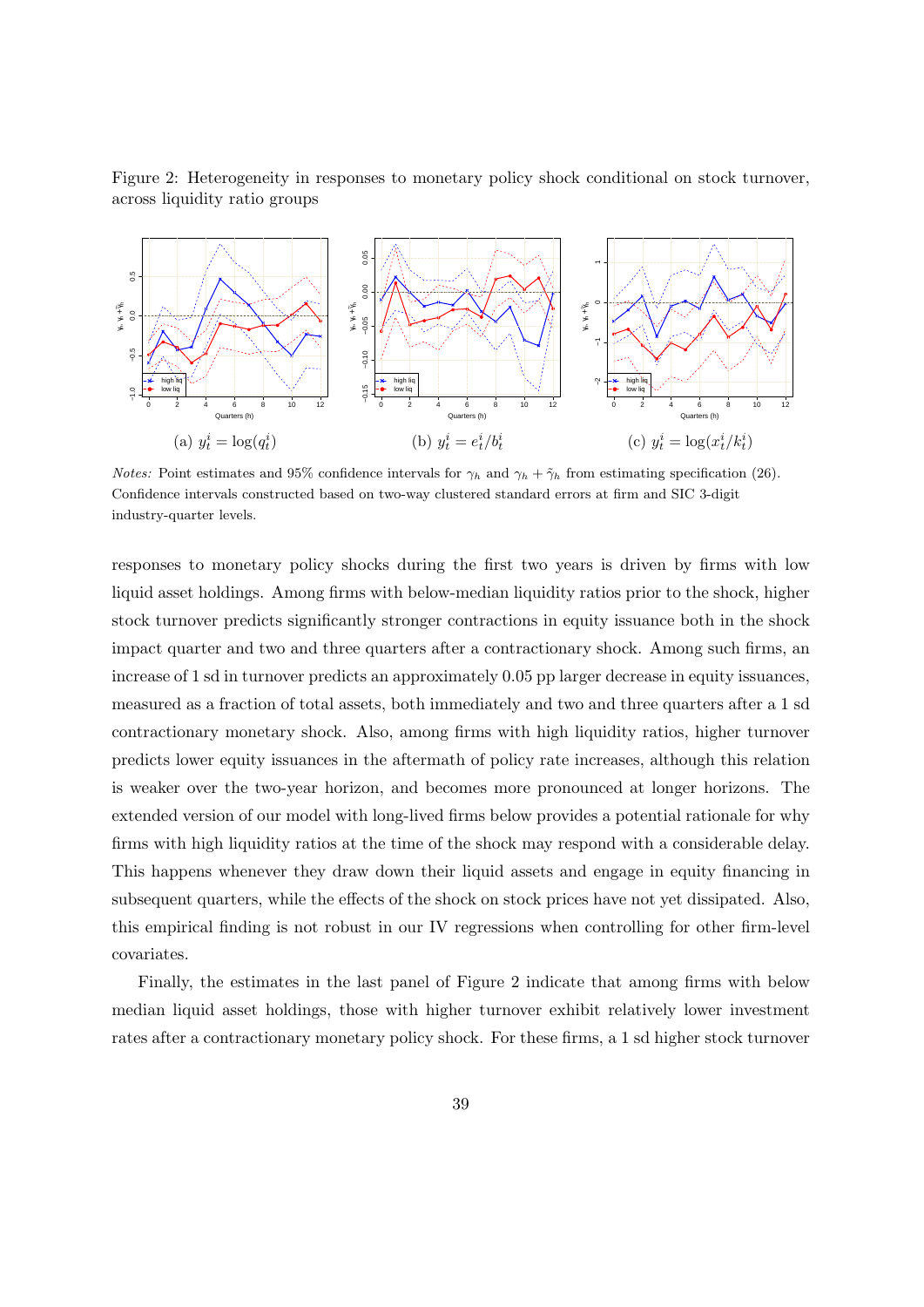Figure 2: Heterogeneity in responses to monetary policy shock conditional on stock turnover, across liquidity ratio groups

(a) $y_t^i = \log(q_t^i)$ (b) $y_t^i = e_t^i/b_t^i$ (c) $y_t^i = \log(x_t^i/k_t^i)$

*Notes:* Point estimates and 95% confidence intervals for $\gamma_h$ and $\gamma_h + \tilde{\gamma}_h$ from estimating specification (26). Confidence intervals constructed based on two-way clustered standard errors at firm and SIC 3-digit industry-quarter levels.

responses to monetary policy shocks during the first two years is driven by firms with low liquid asset holdings. Among firms with below-median liquidity ratios prior to the shock, higher stock turnover predicts significantly stronger contractions in equity issuance both in the shock impact quarter and two and three quarters after a contractionary shock. Among such firms, an increase of 1 sd in turnover predicts an approximately 0.05 pp larger decrease in equity issuances, measured as a fraction of total assets, both immediately and two and three quarters after a 1 sd contractionary monetary shock. Also, among firms with high liquidity ratios, higher turnover predicts lower equity issuances in the aftermath of policy rate increases, although this relation is weaker over the two-year horizon, and becomes more pronounced at longer horizons. The extended version of our model with long-lived firms below provides a potential rationale for why firms with high liquidity ratios at the time of the shock may respond with a considerable delay. This happens whenever they draw down their liquid assets and engage in equity financing in subsequent quarters, while the effects of the shock on stock prices have not yet dissipated. Also, this empirical finding is not robust in our IV regressions when controlling for other firm-level covariates.

Finally, the estimates in the last panel of Figure 2 indicate that among firms with below median liquid asset holdings, those with higher turnover exhibit relatively lower investment rates after a contractionary monetary policy shock. For these firms, a 1 sd higher stock turnover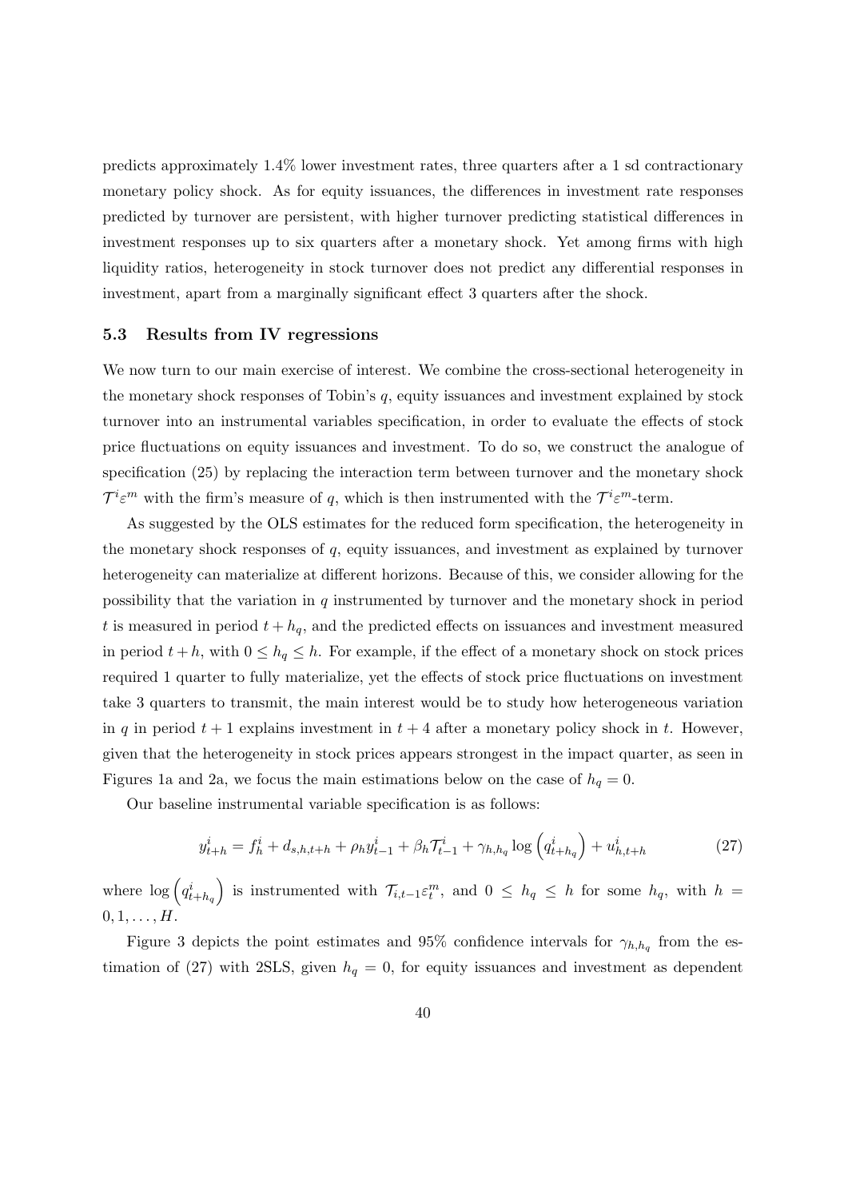predicts approximately 1.4% lower investment rates, three quarters after a 1 sd contractionary monetary policy shock. As for equity issuances, the differences in investment rate responses predicted by turnover are persistent, with higher turnover predicting statistical differences in investment responses up to six quarters after a monetary shock. Yet among firms with high liquidity ratios, heterogeneity in stock turnover does not predict any differential responses in investment, apart from a marginally significant effect 3 quarters after the shock.

### 5.3 Results from IV regressions

We now turn to our main exercise of interest. We combine the cross-sectional heterogeneity in the monetary shock responses of Tobin's $q$, equity issuances and investment explained by stock turnover into an instrumental variables specification, in order to evaluate the effects of stock price fluctuations on equity issuances and investment. To do so, we construct the analogue of specification (25) by replacing the interaction term between turnover and the monetary shock $\mathcal{T}^i\varepsilon^m$ with the firm's measure of $q$, which is then instrumented with the $\mathcal{T}^i\varepsilon^m$-term.

As suggested by the OLS estimates for the reduced form specification, the heterogeneity in the monetary shock responses of $q$, equity issuances, and investment as explained by turnover heterogeneity can materialize at different horizons. Because of this, we consider allowing for the possibility that the variation in $q$ instrumented by turnover and the monetary shock in period $t$ is measured in period $t + h_q$, and the predicted effects on issuances and investment measured in period $t + h$, with $0 \leq h_q \leq h$. For example, if the effect of a monetary shock on stock prices required 1 quarter to fully materialize, yet the effects of stock price fluctuations on investment take 3 quarters to transmit, the main interest would be to study how heterogeneous variation in $q$ in period $t + 1$ explains investment in $t + 4$ after a monetary policy shock in $t$. However, given that the heterogeneity in stock prices appears strongest in the impact quarter, as seen in Figures 1a and 2a, we focus the main estimations below on the case of $h_q = 0$.

Our baseline instrumental variable specification is as follows:

$$y^i_{t+h} = f^i_h + d_{s,h,t+h} + \rho_h y^i_{t-1} + \beta_h \mathcal{T}^i_{t-1} + \gamma_{h,h_q} \log\left(q^i_{t+h_q}\right) + u^i_{h,t+h} \tag{27}$$

where $\log\left(q^i_{t+h_q}\right)$ is instrumented with $\mathcal{T}_{i,t-1}\varepsilon^m_t$, and $0 \leq h_q \leq h$ for some $h_q$, with $h = 0, 1, \ldots, H$.

Figure 3 depicts the point estimates and 95% confidence intervals for $\gamma_{h,h_q}$ from the estimation of (27) with 2SLS, given $h_q = 0$, for equity issuances and investment as dependent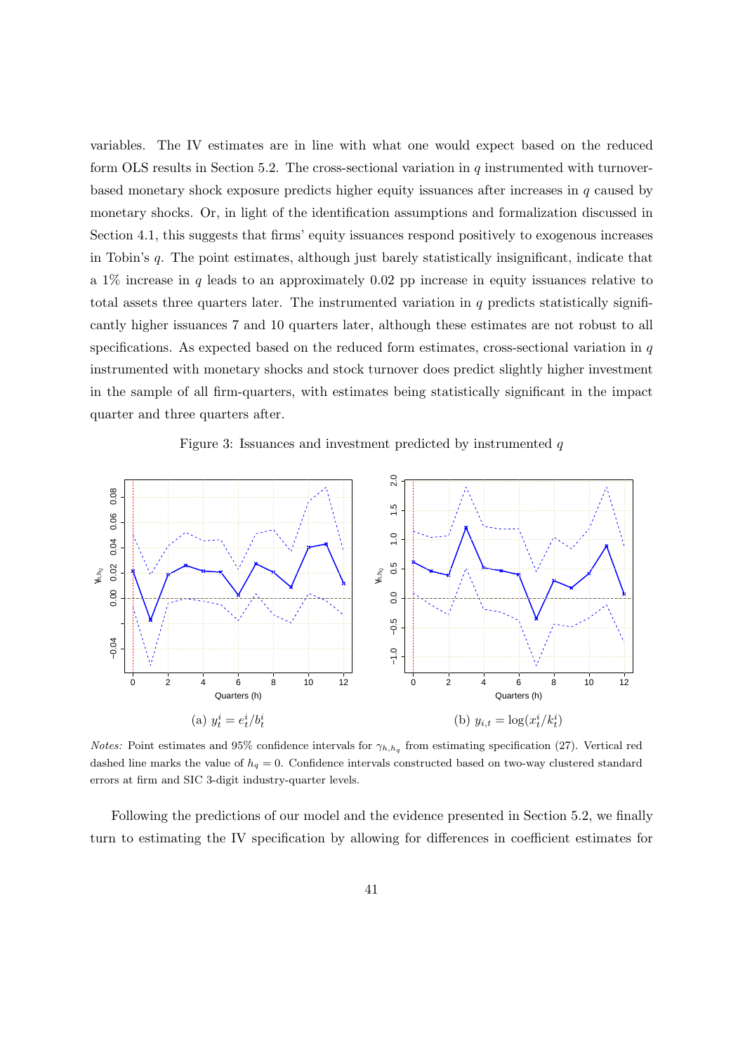variables. The IV estimates are in line with what one would expect based on the reduced form OLS results in Section 5.2. The cross-sectional variation in $q$ instrumented with turnover-based monetary shock exposure predicts higher equity issuances after increases in $q$ caused by monetary shocks. Or, in light of the identification assumptions and formalization discussed in Section 4.1, this suggests that firms' equity issuances respond positively to exogenous increases in Tobin's $q$. The point estimates, although just barely statistically insignificant, indicate that a 1% increase in $q$ leads to an approximately 0.02 pp increase in equity issuances relative to total assets three quarters later. The instrumented variation in $q$ predicts statistically significantly higher issuances 7 and 10 quarters later, although these estimates are not robust to all specifications. As expected based on the reduced form estimates, cross-sectional variation in $q$ instrumented with monetary shocks and stock turnover does predict slightly higher investment in the sample of all firm-quarters, with estimates being statistically significant in the impact quarter and three quarters after.

Figure 3: Issuances and investment predicted by instrumented $q$

(a) $y_t^i = e_t^i / b_t^i$

(b) $y_{i,t} = \log(x_t^i / k_t^i)$

*Notes:* Point estimates and 95% confidence intervals for $\gamma_{h,h_q}$ from estimating specification (27). Vertical red dashed line marks the value of $h_q = 0$. Confidence intervals constructed based on two-way clustered standard errors at firm and SIC 3-digit industry-quarter levels.

Following the predictions of our model and the evidence presented in Section 5.2, we finally turn to estimating the IV specification by allowing for differences in coefficient estimates for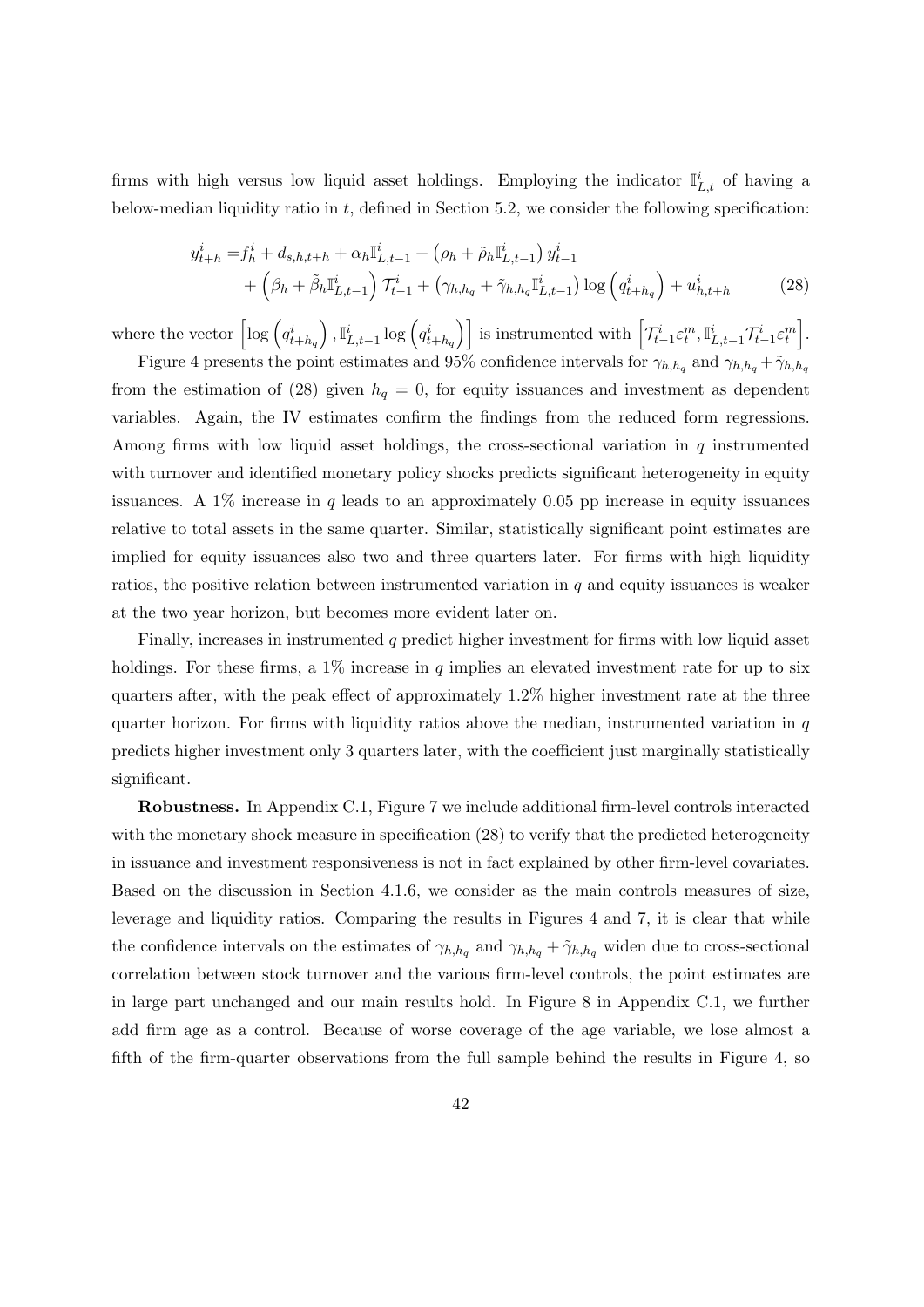firms with high versus low liquid asset holdings. Employing the indicator $\mathbb{I}^i_{L,t}$ of having a below-median liquidity ratio in $t$, defined in Section 5.2, we consider the following specification:

$$
\begin{aligned}
y^i_{t+h} =& f^i_h + d_{s,h,t+h} + \alpha_h \mathbb{I}^i_{L,t-1} + \left(\rho_h + \tilde{\rho}_h \mathbb{I}^i_{L,t-1}\right) y^i_{t-1} \\
&+ \left(\beta_h + \tilde{\beta}_h \mathbb{I}^i_{L,t-1}\right) \mathcal{T}^i_{t-1} + \left(\gamma_{h,h_q} + \tilde{\gamma}_{h,h_q} \mathbb{I}^i_{L,t-1}\right) \log\left(q^i_{t+h_q}\right) + u^i_{h,t+h}
\end{aligned} \tag{28}
$$

where the vector $\left[\log\left(q^i_{t+h_q}\right), \mathbb{I}^i_{L,t-1} \log\left(q^i_{t+h_q}\right)\right]$ is instrumented with $\left[\mathcal{T}^i_{t-1}\varepsilon^m_t, \mathbb{I}^i_{L,t-1}\mathcal{T}^i_{t-1}\varepsilon^m_t\right]$.

Figure 4 presents the point estimates and 95% confidence intervals for $\gamma_{h,h_q}$ and $\gamma_{h,h_q} + \tilde{\gamma}_{h,h_q}$ from the estimation of (28) given $h_q = 0$, for equity issuances and investment as dependent variables. Again, the IV estimates confirm the findings from the reduced form regressions. Among firms with low liquid asset holdings, the cross-sectional variation in $q$ instrumented with turnover and identified monetary policy shocks predicts significant heterogeneity in equity issuances. A 1% increase in $q$ leads to an approximately 0.05 pp increase in equity issuances relative to total assets in the same quarter. Similar, statistically significant point estimates are implied for equity issuances also two and three quarters later. For firms with high liquidity ratios, the positive relation between instrumented variation in $q$ and equity issuances is weaker at the two year horizon, but becomes more evident later on.

Finally, increases in instrumented $q$ predict higher investment for firms with low liquid asset holdings. For these firms, a 1% increase in $q$ implies an elevated investment rate for up to six quarters after, with the peak effect of approximately 1.2% higher investment rate at the three quarter horizon. For firms with liquidity ratios above the median, instrumented variation in $q$ predicts higher investment only 3 quarters later, with the coefficient just marginally statistically significant.

**Robustness.** In Appendix C.1, Figure 7 we include additional firm-level controls interacted with the monetary shock measure in specification (28) to verify that the predicted heterogeneity in issuance and investment responsiveness is not in fact explained by other firm-level covariates. Based on the discussion in Section 4.1.6, we consider as the main controls measures of size, leverage and liquidity ratios. Comparing the results in Figures 4 and 7, it is clear that while the confidence intervals on the estimates of $\gamma_{h,h_q}$ and $\gamma_{h,h_q} + \tilde{\gamma}_{h,h_q}$ widen due to cross-sectional correlation between stock turnover and the various firm-level controls, the point estimates are in large part unchanged and our main results hold. In Figure 8 in Appendix C.1, we further add firm age as a control. Because of worse coverage of the age variable, we lose almost a fifth of the firm-quarter observations from the full sample behind the results in Figure 4, so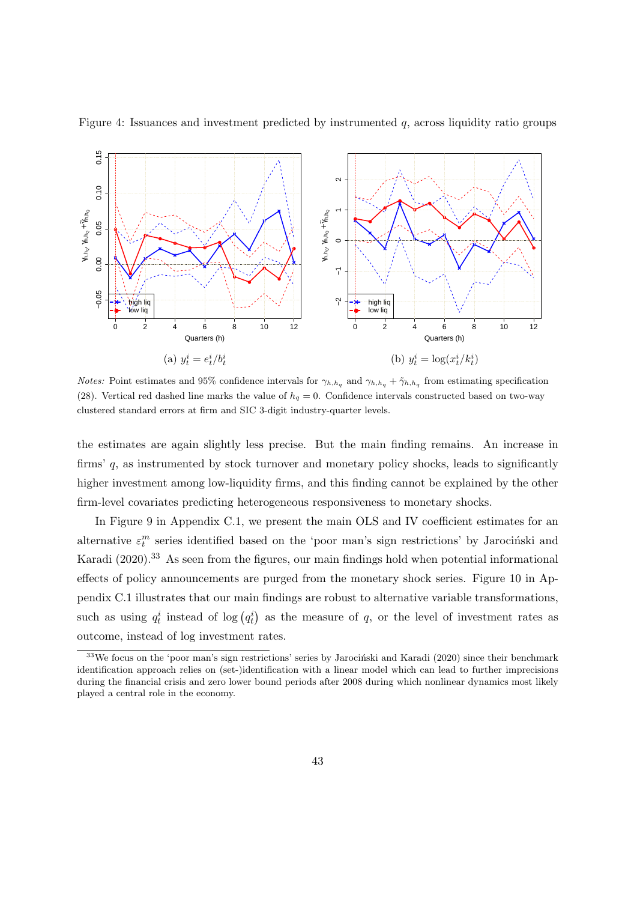Figure 4: Issuances and investment predicted by instrumented $q$, across liquidity ratio groups

(a) $y_t^i = e_t^i / b_t^i$

(b) $y_t^i = \log(x_t^i / k_t^i)$

*Notes:* Point estimates and 95% confidence intervals for $\gamma_{h,h_q}$ and $\gamma_{h,h_q} + \tilde{\gamma}_{h,h_q}$ from estimating specification (28). Vertical red dashed line marks the value of $h_q = 0$. Confidence intervals constructed based on two-way clustered standard errors at firm and SIC 3-digit industry-quarter levels.

the estimates are again slightly less precise. But the main finding remains. An increase in firms' $q$, as instrumented by stock turnover and monetary policy shocks, leads to significantly higher investment among low-liquidity firms, and this finding cannot be explained by the other firm-level covariates predicting heterogeneous responsiveness to monetary shocks.

In Figure 9 in Appendix C.1, we present the main OLS and IV coefficient estimates for an alternative $\varepsilon_t^m$ series identified based on the 'poor man's sign restrictions' by Jarociński and Karadi (2020).[33] As seen from the figures, our main findings hold when potential informational effects of policy announcements are purged from the monetary shock series. Figure 10 in Appendix C.1 illustrates that our main findings are robust to alternative variable transformations, such as using $q_t^i$ instead of $\log(q_t^i)$ as the measure of $q$, or the level of investment rates as outcome, instead of log investment rates.

[33] We focus on the 'poor man's sign restrictions' series by Jarociński and Karadi (2020) since their benchmark identification approach relies on (set-)identification with a linear model which can lead to further imprecisions during the financial crisis and zero lower bound periods after 2008 during which nonlinear dynamics most likely played a central role in the economy.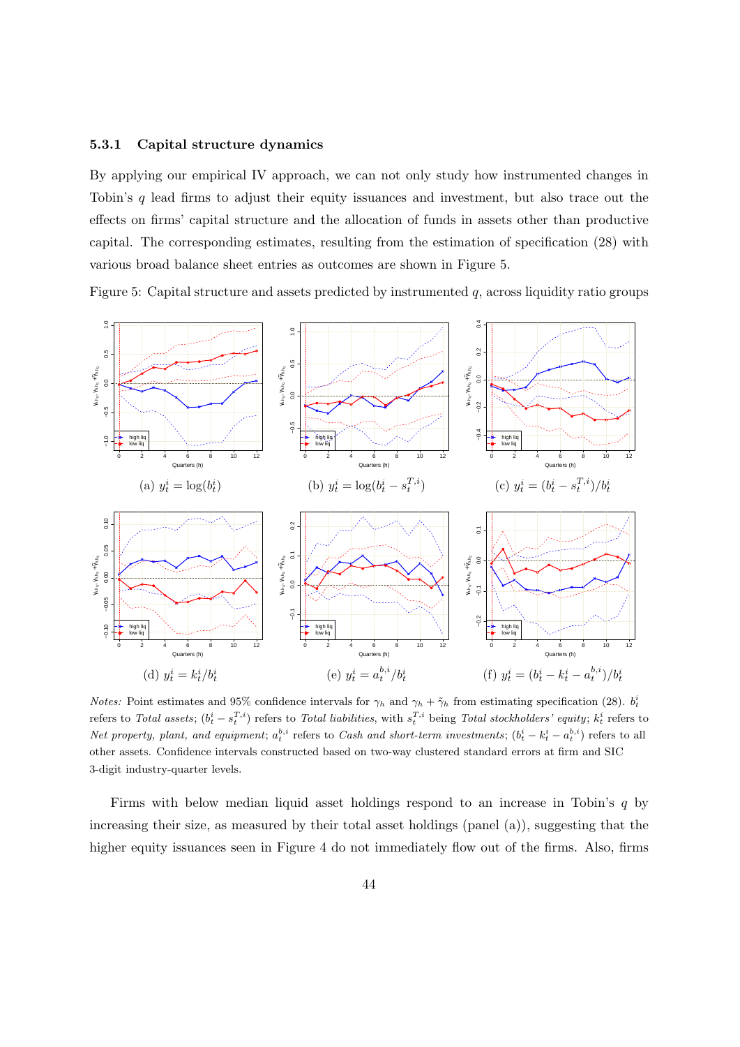### 5.3.1 Capital structure dynamics

By applying our empirical IV approach, we can not only study how instrumented changes in Tobin's $q$ lead firms to adjust their equity issuances and investment, but also trace out the effects on firms' capital structure and the allocation of funds in assets other than productive capital. The corresponding estimates, resulting from the estimation of specification (28) with various broad balance sheet entries as outcomes are shown in Figure 5.

Figure 5: Capital structure and assets predicted by instrumented $q$, across liquidity ratio groups

(a) $y_t^i = \log(b_t^i)$

(b) $y_t^i = \log(b_t^i - s_t^{T,i})$

(c) $y_t^i = (b_t^i - s_t^{T,i})/b_t^i$

(d) $y_t^i = k_t^i/b_t^i$

(e) $y_t^i = a_t^{b,i}/b_t^i$

(f) $y_t^i = (b_t^i - k_t^i - a_t^{b,i})/b_t^i$

*Notes:* Point estimates and 95% confidence intervals for $\gamma_h$ and $\gamma_h + \tilde{\gamma}_h$ from estimating specification (28). $b_t^i$ refers to *Total assets*; $(b_t^i - s_t^{T,i})$ refers to *Total liabilities*, with $s_t^{T,i}$ being *Total stockholders' equity*; $k_t^i$ refers to *Net property, plant, and equipment*; $a_t^{b,i}$ refers to *Cash and short-term investments*; $(b_t^i - k_t^i - a_t^{b,i})$ refers to all other assets. Confidence intervals constructed based on two-way clustered standard errors at firm and SIC 3-digit industry-quarter levels.

Firms with below median liquid asset holdings respond to an increase in Tobin's $q$ by increasing their size, as measured by their total asset holdings (panel (a)), suggesting that the higher equity issuances seen in Figure 4 do not immediately flow out of the firms. Also, firms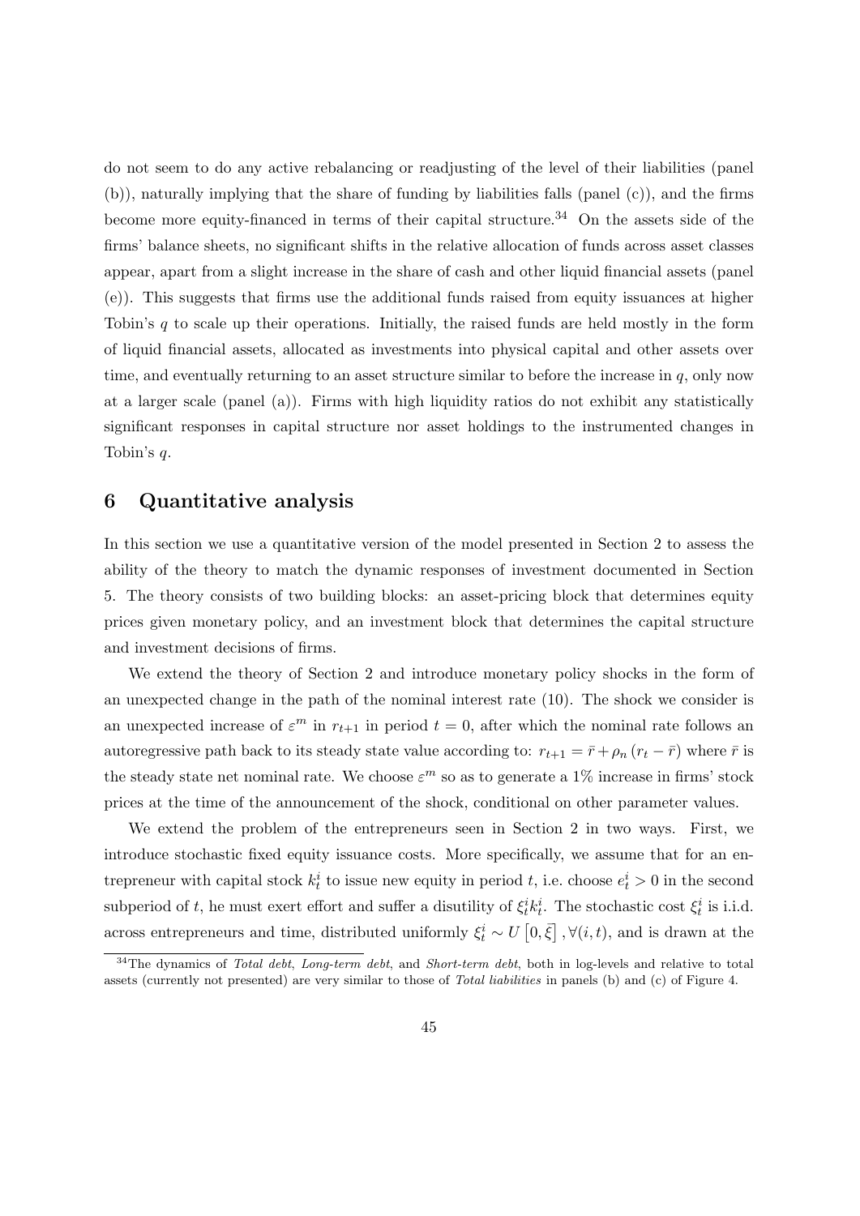do not seem to do any active rebalancing or readjusting of the level of their liabilities (panel (b)), naturally implying that the share of funding by liabilities falls (panel (c)), and the firms become more equity-financed in terms of their capital structure.[34] On the assets side of the firms' balance sheets, no significant shifts in the relative allocation of funds across asset classes appear, apart from a slight increase in the share of cash and other liquid financial assets (panel (e)). This suggests that firms use the additional funds raised from equity issuances at higher Tobin's $q$ to scale up their operations. Initially, the raised funds are held mostly in the form of liquid financial assets, allocated as investments into physical capital and other assets over time, and eventually returning to an asset structure similar to before the increase in $q$, only now at a larger scale (panel (a)). Firms with high liquidity ratios do not exhibit any statistically significant responses in capital structure nor asset holdings to the instrumented changes in Tobin's $q$.

# 6 Quantitative analysis

In this section we use a quantitative version of the model presented in Section 2 to assess the ability of the theory to match the dynamic responses of investment documented in Section 5. The theory consists of two building blocks: an asset-pricing block that determines equity prices given monetary policy, and an investment block that determines the capital structure and investment decisions of firms.

We extend the theory of Section 2 and introduce monetary policy shocks in the form of an unexpected change in the path of the nominal interest rate (10). The shock we consider is an unexpected increase of $\varepsilon^m$ in $r_{t+1}$ in period $t = 0$, after which the nominal rate follows an autoregressive path back to its steady state value according to: $r_{t+1} = \bar{r} + \rho_n (r_t - \bar{r})$ where $\bar{r}$ is the steady state net nominal rate. We choose $\varepsilon^m$ so as to generate a 1% increase in firms' stock prices at the time of the announcement of the shock, conditional on other parameter values.

We extend the problem of the entrepreneurs seen in Section 2 in two ways. First, we introduce stochastic fixed equity issuance costs. More specifically, we assume that for an entrepreneur with capital stock $k_t^i$ to issue new equity in period $t$, i.e. choose $e_t^i > 0$ in the second subperiod of $t$, he must exert effort and suffer a disutility of $\xi_t^i k_t^i$. The stochastic cost $\xi_t^i$ is i.i.d. across entrepreneurs and time, distributed uniformly $\xi_t^i \sim U\left[0, \bar{\xi}\right], \forall (i,t)$, and is drawn at the

[34]The dynamics of *Total debt*, *Long-term debt*, and *Short-term debt*, both in log-levels and relative to total assets (currently not presented) are very similar to those of *Total liabilities* in panels (b) and (c) of Figure 4.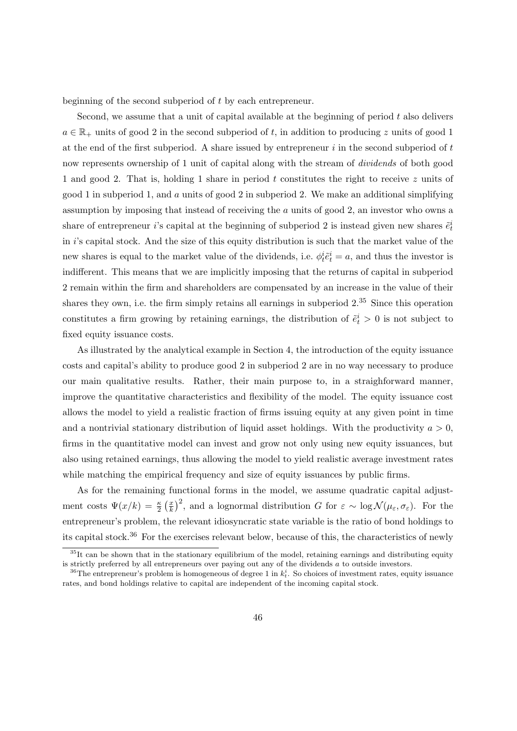beginning of the second subperiod of $t$ by each entrepreneur.

Second, we assume that a unit of capital available at the beginning of period $t$ also delivers $a \in \mathbb{R}_+$ units of good 2 in the second subperiod of $t$, in addition to producing $z$ units of good 1 at the end of the first subperiod. A share issued by entrepreneur $i$ in the second subperiod of $t$ now represents ownership of 1 unit of capital along with the stream of *dividends* of both good 1 and good 2. That is, holding 1 share in period $t$ constitutes the right to receive $z$ units of good 1 in subperiod 1, and $a$ units of good 2 in subperiod 2. We make an additional simplifying assumption by imposing that instead of receiving the $a$ units of good 2, an investor who owns a share of entrepreneur $i$'s capital at the beginning of subperiod 2 is instead given new shares $\tilde{e}_t^i$ in $i$'s capital stock. And the size of this equity distribution is such that the market value of the new shares is equal to the market value of the dividends, i.e. $\phi_t^i \tilde{e}_t^i = a$, and thus the investor is indifferent. This means that we are implicitly imposing that the returns of capital in subperiod 2 remain within the firm and shareholders are compensated by an increase in the value of their shares they own, i.e. the firm simply retains all earnings in subperiod 2.[35] Since this operation constitutes a firm growing by retaining earnings, the distribution of $\tilde{e}_t^i > 0$ is not subject to fixed equity issuance costs.

As illustrated by the analytical example in Section 4, the introduction of the equity issuance costs and capital's ability to produce good 2 in subperiod 2 are in no way necessary to produce our main qualitative results. Rather, their main purpose to, in a straighforward manner, improve the quantitative characteristics and flexibility of the model. The equity issuance cost allows the model to yield a realistic fraction of firms issuing equity at any given point in time and a nontrivial stationary distribution of liquid asset holdings. With the productivity $a > 0$, firms in the quantitative model can invest and grow not only using new equity issuances, but also using retained earnings, thus allowing the model to yield realistic average investment rates while matching the empirical frequency and size of equity issuances by public firms.

As for the remaining functional forms in the model, we assume quadratic capital adjustment costs $\Psi(x/k) = \frac{\kappa}{2}\left(\frac{x}{k}\right)^2$, and a lognormal distribution $G$ for $\varepsilon \sim \log\mathcal{N}(\mu_\varepsilon, \sigma_\varepsilon)$. For the entrepreneur's problem, the relevant idiosyncratic state variable is the ratio of bond holdings to its capital stock.[36] For the exercises relevant below, because of this, the characteristics of newly

[35]It can be shown that in the stationary equilibrium of the model, retaining earnings and distributing equity is strictly preferred by all entrepreneurs over paying out any of the dividends $a$ to outside investors.

[36]The entrepreneur's problem is homogeneous of degree 1 in $k_t^i$. So choices of investment rates, equity issuance rates, and bond holdings relative to capital are independent of the incoming capital stock.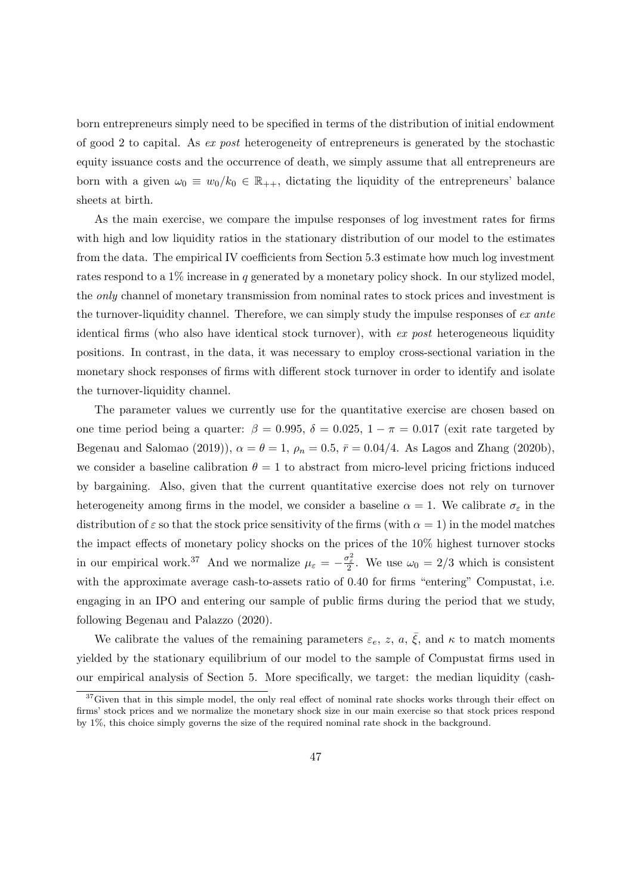born entrepreneurs simply need to be specified in terms of the distribution of initial endowment of good 2 to capital. As *ex post* heterogeneity of entrepreneurs is generated by the stochastic equity issuance costs and the occurrence of death, we simply assume that all entrepreneurs are born with a given $\omega_0 \equiv w_0/k_0 \in \mathbb{R}_{++}$, dictating the liquidity of the entrepreneurs' balance sheets at birth.

As the main exercise, we compare the impulse responses of log investment rates for firms with high and low liquidity ratios in the stationary distribution of our model to the estimates from the data. The empirical IV coefficients from Section 5.3 estimate how much log investment rates respond to a 1% increase in $q$ generated by a monetary policy shock. In our stylized model, the *only* channel of monetary transmission from nominal rates to stock prices and investment is the turnover-liquidity channel. Therefore, we can simply study the impulse responses of *ex ante* identical firms (who also have identical stock turnover), with *ex post* heterogeneous liquidity positions. In contrast, in the data, it was necessary to employ cross-sectional variation in the monetary shock responses of firms with different stock turnover in order to identify and isolate the turnover-liquidity channel.

The parameter values we currently use for the quantitative exercise are chosen based on one time period being a quarter: $\beta = 0.995$, $\delta = 0.025$, $1 - \pi = 0.017$ (exit rate targeted by Begenau and Salomao (2019)), $\alpha = \theta = 1$, $\rho_n = 0.5$, $\bar{r} = 0.04/4$. As Lagos and Zhang (2020b), we consider a baseline calibration $\theta = 1$ to abstract from micro-level pricing frictions induced by bargaining. Also, given that the current quantitative exercise does not rely on turnover heterogeneity among firms in the model, we consider a baseline $\alpha = 1$. We calibrate $\sigma_\varepsilon$ in the distribution of $\varepsilon$ so that the stock price sensitivity of the firms (with $\alpha = 1$) in the model matches the impact effects of monetary policy shocks on the prices of the 10% highest turnover stocks in our empirical work.[37] And we normalize $\mu_\varepsilon = -\frac{\sigma_\varepsilon^2}{2}$. We use $\omega_0 = 2/3$ which is consistent with the approximate average cash-to-assets ratio of 0.40 for firms "entering" Compustat, i.e. engaging in an IPO and entering our sample of public firms during the period that we study, following Begenau and Palazzo (2020).

We calibrate the values of the remaining parameters $\varepsilon_e$, $z$, $a$, $\bar{\xi}$, and $\kappa$ to match moments yielded by the stationary equilibrium of our model to the sample of Compustat firms used in our empirical analysis of Section 5. More specifically, we target: the median liquidity (cash-

[37] Given that in this simple model, the only real effect of nominal rate shocks works through their effect on firms' stock prices and we normalize the monetary shock size in our main exercise so that stock prices respond by 1%, this choice simply governs the size of the required nominal rate shock in the background.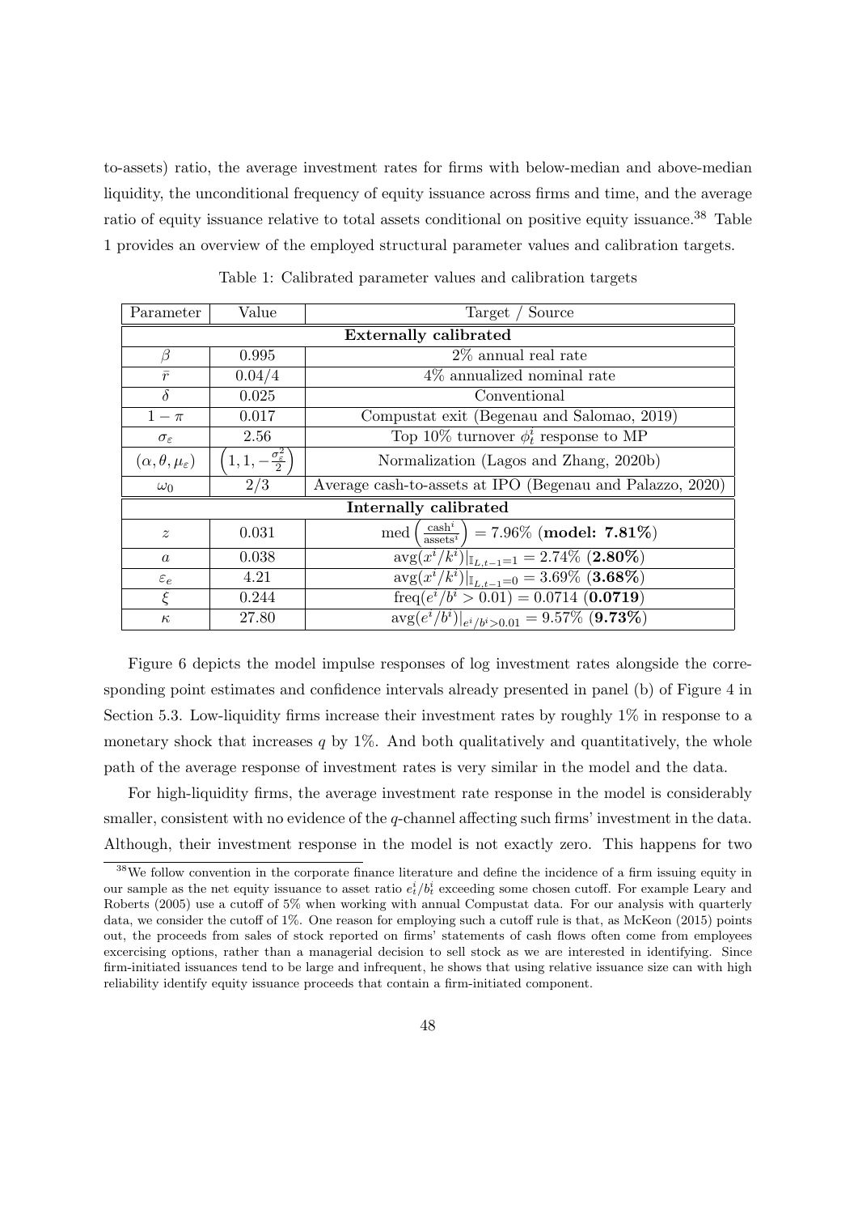to-assets) ratio, the average investment rates for firms with below-median and above-median liquidity, the unconditional frequency of equity issuance across firms and time, and the average ratio of equity issuance relative to total assets conditional on positive equity issuance.[38] Table 1 provides an overview of the employed structural parameter values and calibration targets.

Table 1: Calibrated parameter values and calibration targets

| Parameter | Value | Target / Source |
|---|---|---|
| **Externally calibrated** | | |
| $\beta$ | 0.995 | 2% annual real rate |
| $\bar{r}$ | 0.04/4 | 4% annualized nominal rate |
| $\delta$ | 0.025 | Conventional |
| $1-\pi$ | 0.017 | Compustat exit (Begenau and Salomao, 2019) |
| $\sigma_\varepsilon$ | 2.56 | Top 10% turnover $\phi_t^i$ response to MP |
| $(\alpha, \theta, \mu_\varepsilon)$ | $\left(1, 1, -\frac{\sigma_\varepsilon^2}{2}\right)$ | Normalization (Lagos and Zhang, 2020b) |
| $\omega_0$ | 2/3 | Average cash-to-assets at IPO (Begenau and Palazzo, 2020) |
| **Internally calibrated** | | |
| $z$ | 0.031 | $\text{med}\left(\frac{\text{cash}^i}{\text{assets}^i}\right) = 7.96\%$ (**model: 7.81%**) |
| $a$ | 0.038 | $\text{avg}(x^i/k^i)\vert_{\mathbb{I}_{L,t-1}=1} = 2.74\%$ (**2.80%**) |
| $\varepsilon_e$ | 4.21 | $\text{avg}(x^i/k^i)\vert_{\mathbb{I}_{L,t-1}=0} = 3.69\%$ (**3.68%**) |
| $\xi$ | 0.244 | $\text{freq}(e^i/b^i > 0.01) = 0.0714$ (**0.0719**) |
| $\kappa$ | 27.80 | $\text{avg}(e^i/b^i)\vert_{e^i/b^i>0.01} = 9.57\%$ (**9.73%**) |

Figure 6 depicts the model impulse responses of log investment rates alongside the corresponding point estimates and confidence intervals already presented in panel (b) of Figure 4 in Section 5.3. Low-liquidity firms increase their investment rates by roughly 1% in response to a monetary shock that increases $q$ by 1%. And both qualitatively and quantitatively, the whole path of the average response of investment rates is very similar in the model and the data.

For high-liquidity firms, the average investment rate response in the model is considerably smaller, consistent with no evidence of the $q$-channel affecting such firms' investment in the data. Although, their investment response in the model is not exactly zero. This happens for two

[38] We follow convention in the corporate finance literature and define the incidence of a firm issuing equity in our sample as the net equity issuance to asset ratio $e_t^i/b_t^i$ exceeding some chosen cutoff. For example Leary and Roberts (2005) use a cutoff of 5% when working with annual Compustat data. For our analysis with quarterly data, we consider the cutoff of 1%. One reason for employing such a cutoff rule is that, as McKeon (2015) points out, the proceeds from sales of stock reported on firms' statements of cash flows often come from employees excercising options, rather than a managerial decision to sell stock as we are interested in identifying. Since firm-initiated issuances tend to be large and infrequent, he shows that using relative issuance size can with high reliability identify equity issuance proceeds that contain a firm-initiated component.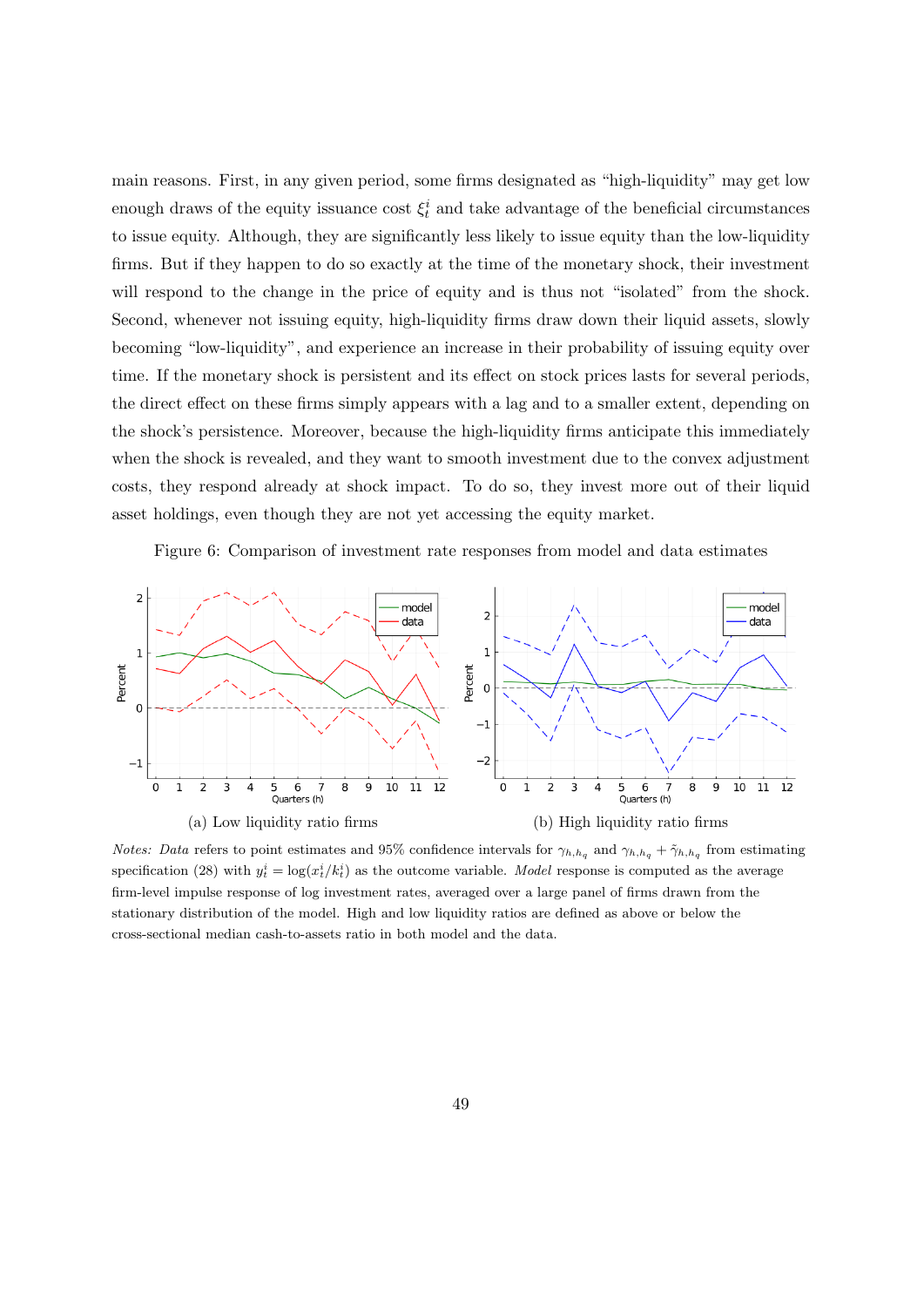main reasons. First, in any given period, some firms designated as "high-liquidity" may get low enough draws of the equity issuance cost $\xi_t^i$ and take advantage of the beneficial circumstances to issue equity. Although, they are significantly less likely to issue equity than the low-liquidity firms. But if they happen to do so exactly at the time of the monetary shock, their investment will respond to the change in the price of equity and is thus not "isolated" from the shock. Second, whenever not issuing equity, high-liquidity firms draw down their liquid assets, slowly becoming "low-liquidity", and experience an increase in their probability of issuing equity over time. If the monetary shock is persistent and its effect on stock prices lasts for several periods, the direct effect on these firms simply appears with a lag and to a smaller extent, depending on the shock's persistence. Moreover, because the high-liquidity firms anticipate this immediately when the shock is revealed, and they want to smooth investment due to the convex adjustment costs, they respond already at shock impact. To do so, they invest more out of their liquid asset holdings, even though they are not yet accessing the equity market.

Figure 6: Comparison of investment rate responses from model and data estimates

(a) Low liquidity ratio firms

(b) High liquidity ratio firms

*Notes: Data* refers to point estimates and 95% confidence intervals for $\gamma_{h,h_q}$ and $\gamma_{h,h_q} + \tilde{\gamma}_{h,h_q}$ from estimating specification (28) with $y_t^i = \log(x_t^i/k_t^i)$ as the outcome variable. *Model* response is computed as the average firm-level impulse response of log investment rates, averaged over a large panel of firms drawn from the stationary distribution of the model. High and low liquidity ratios are defined as above or below the cross-sectional median cash-to-assets ratio in both model and the data.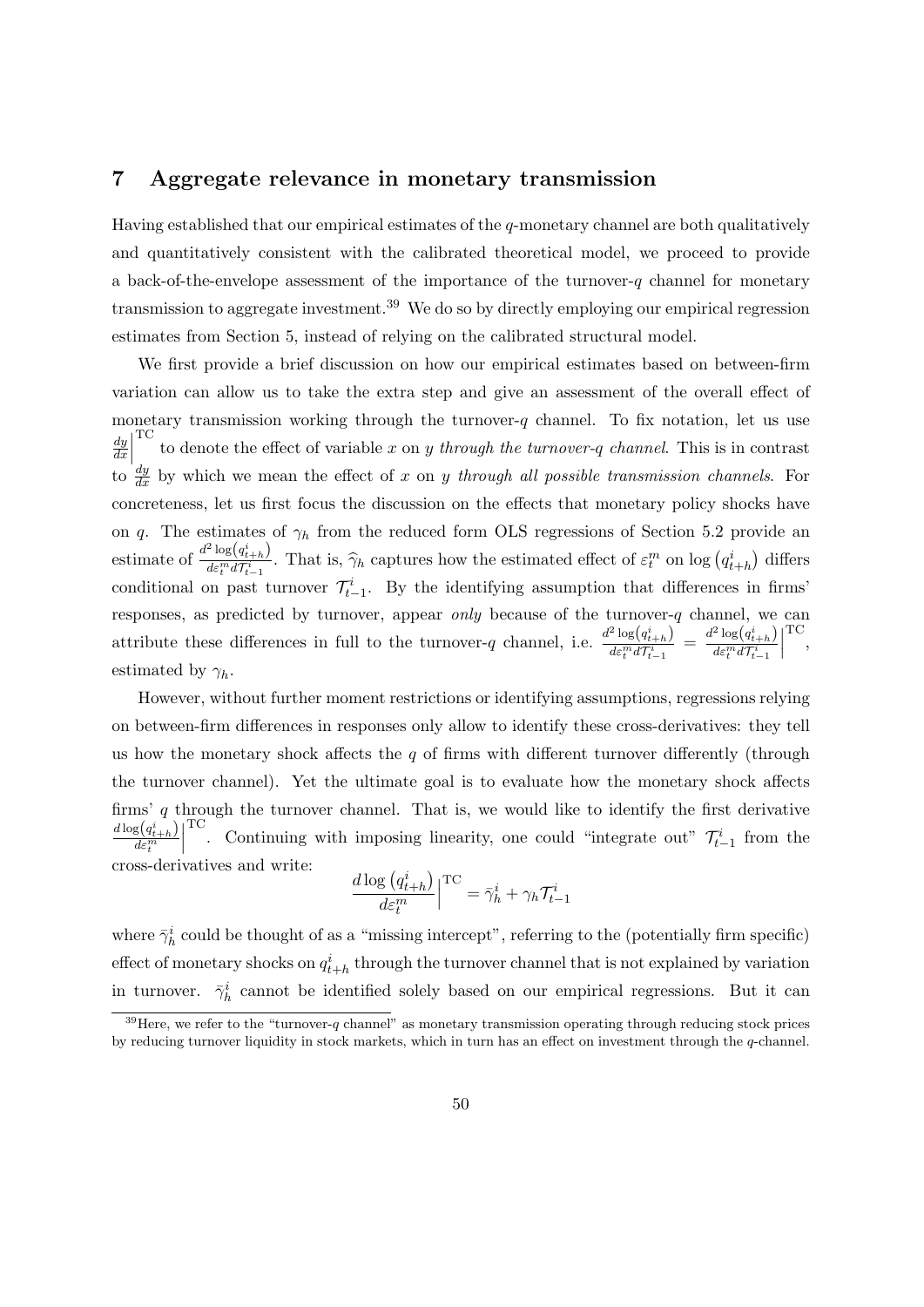## 7 Aggregate relevance in monetary transmission

Having established that our empirical estimates of the $q$-monetary channel are both qualitatively and quantitatively consistent with the calibrated theoretical model, we proceed to provide a back-of-the-envelope assessment of the importance of the turnover-$q$ channel for monetary transmission to aggregate investment.[39] We do so by directly employing our empirical regression estimates from Section 5, instead of relying on the calibrated structural model.

We first provide a brief discussion on how our empirical estimates based on between-firm variation can allow us to take the extra step and give an assessment of the overall effect of monetary transmission working through the turnover-$q$ channel. To fix notation, let us use $\frac{dy}{dx}\Big|^{\text{TC}}$ to denote the effect of variable $x$ on $y$ *through the turnover-q channel*. This is in contrast to $\frac{dy}{dx}$ by which we mean the effect of $x$ on $y$ *through all possible transmission channels*. For concreteness, let us first focus the discussion on the effects that monetary policy shocks have on $q$. The estimates of $\gamma_h$ from the reduced form OLS regressions of Section 5.2 provide an estimate of $\frac{d^2 \log\left(q^i_{t+h}\right)}{d\varepsilon^m_t d\mathcal{T}^i_{t-1}}$. That is, $\widehat{\gamma}_h$ captures how the estimated effect of $\varepsilon^m_t$ on $\log\left(q^i_{t+h}\right)$ differs conditional on past turnover $\mathcal{T}^i_{t-1}$. By the identifying assumption that differences in firms' responses, as predicted by turnover, appear *only* because of the turnover-$q$ channel, we can attribute these differences in full to the turnover-$q$ channel, i.e. $\frac{d^2 \log\left(q^i_{t+h}\right)}{d\varepsilon^m_t d\mathcal{T}^i_{t-1}} = \frac{d^2 \log\left(q^i_{t+h}\right)}{d\varepsilon^m_t d\mathcal{T}^i_{t-1}}\Big|^{\text{TC}}$, estimated by $\gamma_h$.

However, without further moment restrictions or identifying assumptions, regressions relying on between-firm differences in responses only allow to identify these cross-derivatives: they tell us how the monetary shock affects the $q$ of firms with different turnover differently (through the turnover channel). Yet the ultimate goal is to evaluate how the monetary shock affects firms' $q$ through the turnover channel. That is, we would like to identify the first derivative $\frac{d\log\left(q^i_{t+h}\right)}{d\varepsilon^m_t}\Big|^{\text{TC}}$. Continuing with imposing linearity, one could "integrate out" $\mathcal{T}^i_{t-1}$ from the cross-derivatives and write:

$$\frac{d\log\left(q^i_{t+h}\right)}{d\varepsilon^m_t}\Big|^{\text{TC}} = \bar{\gamma}^i_h + \gamma_h \mathcal{T}^i_{t-1}$$

where $\bar{\gamma}^i_h$ could be thought of as a "missing intercept", referring to the (potentially firm specific) effect of monetary shocks on $q^i_{t+h}$ through the turnover channel that is not explained by variation in turnover. $\bar{\gamma}^i_h$ cannot be identified solely based on our empirical regressions. But it can

[39] Here, we refer to the "turnover-$q$ channel" as monetary transmission operating through reducing stock prices by reducing turnover liquidity in stock markets, which in turn has an effect on investment through the $q$-channel.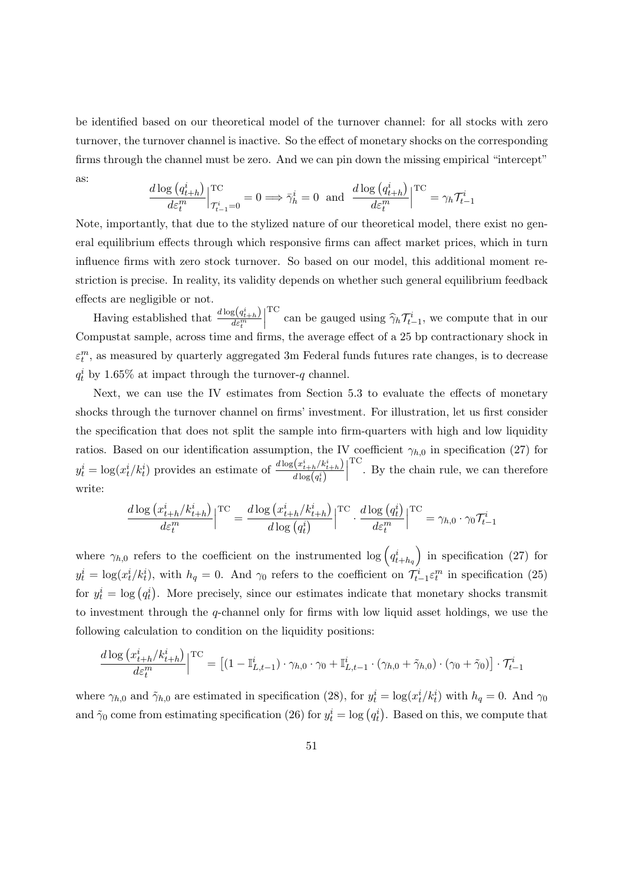be identified based on our theoretical model of the turnover channel: for all stocks with zero turnover, the turnover channel is inactive. So the effect of monetary shocks on the corresponding firms through the channel must be zero. And we can pin down the missing empirical "intercept" as:

$$\frac{d\log\left(q_{t+h}^i\right)}{d\varepsilon_t^m}\Big|_{\mathcal{T}_{t-1}^i=0}^{\text{TC}} = 0 \Longrightarrow \bar{\gamma}_h^i = 0 \;\text{ and }\; \frac{d\log\left(q_{t+h}^i\right)}{d\varepsilon_t^m}\Big|^{\text{TC}} = \gamma_h \mathcal{T}_{t-1}^i$$

Note, importantly, that due to the stylized nature of our theoretical model, there exist no general equilibrium effects through which responsive firms can affect market prices, which in turn influence firms with zero stock turnover. So based on our model, this additional moment restriction is precise. In reality, its validity depends on whether such general equilibrium feedback effects are negligible or not.

Having established that $\frac{d\log\left(q_{t+h}^i\right)}{d\varepsilon_t^m}\Big|^{\text{TC}}$ can be gauged using $\widehat{\gamma}_h \mathcal{T}_{t-1}^i$, we compute that in our Compustat sample, across time and firms, the average effect of a 25 bp contractionary shock in $\varepsilon_t^m$, as measured by quarterly aggregated 3m Federal funds futures rate changes, is to decrease $q_t^i$ by 1.65% at impact through the turnover-$q$ channel.

Next, we can use the IV estimates from Section 5.3 to evaluate the effects of monetary shocks through the turnover channel on firms' investment. For illustration, let us first consider the specification that does not split the sample into firm-quarters with high and low liquidity ratios. Based on our identification assumption, the IV coefficient $\gamma_{h,0}$ in specification (27) for $y_t^i = \log(x_t^i/k_t^i)$ provides an estimate of $\frac{d\log\left(x_{t+h}^i/k_{t+h}^i\right)}{d\log\left(q_t^i\right)}\Big|^{\text{TC}}$. By the chain rule, we can therefore write:

$$\frac{d\log\left(x_{t+h}^i/k_{t+h}^i\right)}{d\varepsilon_t^m}\Big|^{\text{TC}} = \frac{d\log\left(x_{t+h}^i/k_{t+h}^i\right)}{d\log\left(q_t^i\right)}\Big|^{\text{TC}} \cdot \frac{d\log\left(q_t^i\right)}{d\varepsilon_t^m}\Big|^{\text{TC}} = \gamma_{h,0} \cdot \gamma_0 \mathcal{T}_{t-1}^i$$

where $\gamma_{h,0}$ refers to the coefficient on the instrumented $\log\left(q_{t+h_q}^i\right)$ in specification (27) for $y_t^i = \log(x_t^i/k_t^i)$, with $h_q = 0$. And $\gamma_0$ refers to the coefficient on $\mathcal{T}_{t-1}^i \varepsilon_t^m$ in specification (25) for $y_t^i = \log\left(q_t^i\right)$. More precisely, since our estimates indicate that monetary shocks transmit to investment through the $q$-channel only for firms with low liquid asset holdings, we use the following calculation to condition on the liquidity positions:

$$\frac{d\log\left(x_{t+h}^i/k_{t+h}^i\right)}{d\varepsilon_t^m}\Big|^{\text{TC}} = \left[(1-\mathbb{I}_{L,t-1}^i)\cdot\gamma_{h,0}\cdot\gamma_0 + \mathbb{I}_{L,t-1}^i\cdot(\gamma_{h,0}+\tilde{\gamma}_{h,0})\cdot(\gamma_0+\tilde{\gamma}_0)\right]\cdot\mathcal{T}_{t-1}^i$$

where $\gamma_{h,0}$ and $\tilde{\gamma}_{h,0}$ are estimated in specification (28), for $y_t^i = \log(x_t^i/k_t^i)$ with $h_q = 0$. And $\gamma_0$ and $\tilde{\gamma}_0$ come from estimating specification (26) for $y_t^i = \log\left(q_t^i\right)$. Based on this, we compute that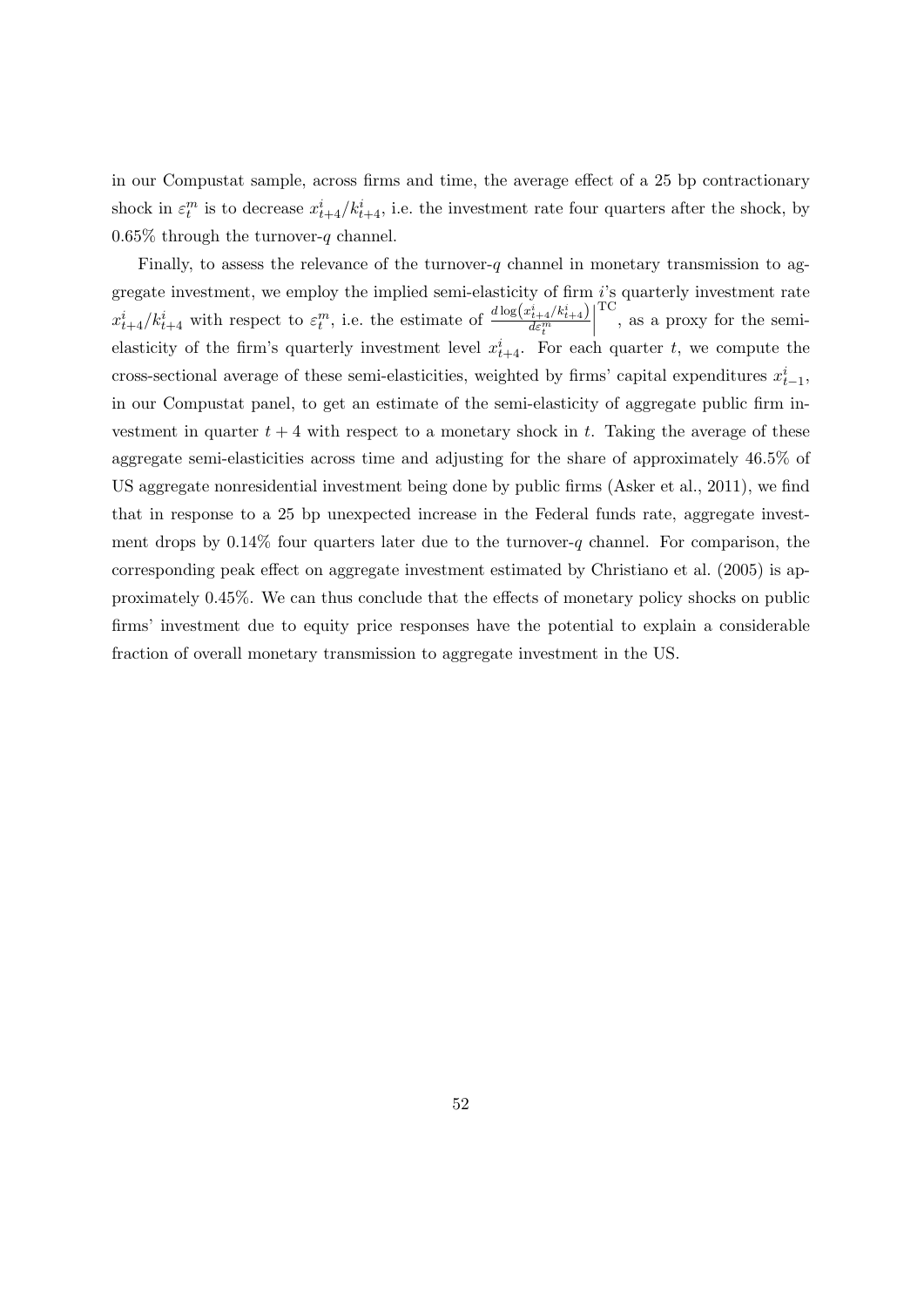in our Compustat sample, across firms and time, the average effect of a 25 bp contractionary shock in $\varepsilon_t^m$ is to decrease $x_{t+4}^i/k_{t+4}^i$, i.e. the investment rate four quarters after the shock, by 0.65% through the turnover-$q$ channel.

Finally, to assess the relevance of the turnover-$q$ channel in monetary transmission to aggregate investment, we employ the implied semi-elasticity of firm $i$'s quarterly investment rate $x_{t+4}^i/k_{t+4}^i$ with respect to $\varepsilon_t^m$, i.e. the estimate of $\left.\frac{d \log\left(x_{t+4}^i/k_{t+4}^i\right)}{d\varepsilon_t^m}\right|^{\mathrm{TC}}$, as a proxy for the semi-elasticity of the firm's quarterly investment level $x_{t+4}^i$. For each quarter $t$, we compute the cross-sectional average of these semi-elasticities, weighted by firms' capital expenditures $x_{t-1}^i$, in our Compustat panel, to get an estimate of the semi-elasticity of aggregate public firm investment in quarter $t+4$ with respect to a monetary shock in $t$. Taking the average of these aggregate semi-elasticities across time and adjusting for the share of approximately 46.5% of US aggregate nonresidential investment being done by public firms (Asker et al., 2011), we find that in response to a 25 bp unexpected increase in the Federal funds rate, aggregate investment drops by 0.14% four quarters later due to the turnover-$q$ channel. For comparison, the corresponding peak effect on aggregate investment estimated by Christiano et al. (2005) is approximately 0.45%. We can thus conclude that the effects of monetary policy shocks on public firms' investment due to equity price responses have the potential to explain a considerable fraction of overall monetary transmission to aggregate investment in the US.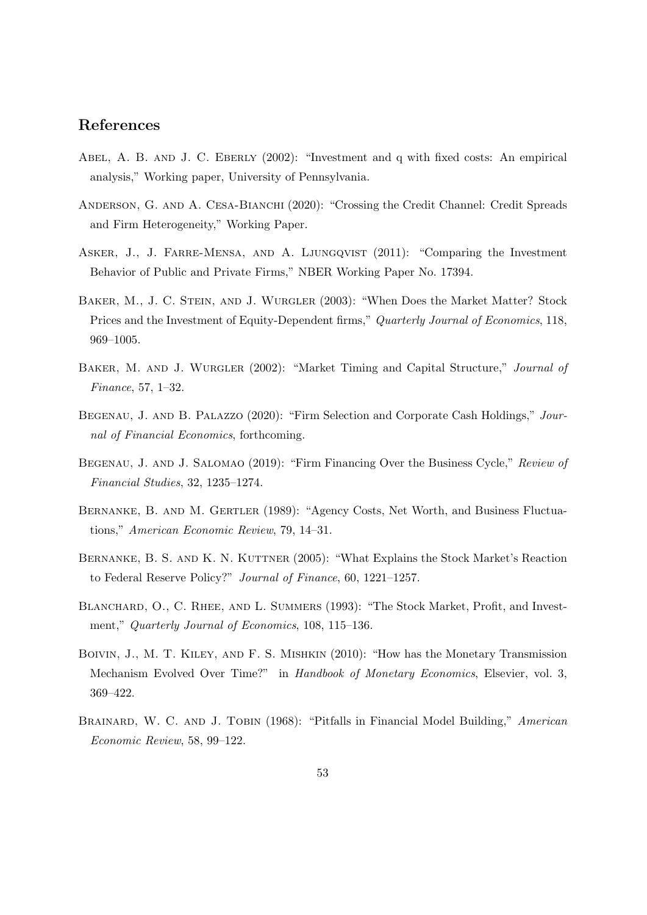## References

Abel, A. B. and J. C. Eberly (2002): "Investment and q with fixed costs: An empirical analysis," Working paper, University of Pennsylvania.

Anderson, G. and A. Cesa-Bianchi (2020): "Crossing the Credit Channel: Credit Spreads and Firm Heterogeneity," Working Paper.

Asker, J., J. Farre-Mensa, and A. Ljungqvist (2011): "Comparing the Investment Behavior of Public and Private Firms," NBER Working Paper No. 17394.

Baker, M., J. C. Stein, and J. Wurgler (2003): "When Does the Market Matter? Stock Prices and the Investment of Equity-Dependent firms," *Quarterly Journal of Economics*, 118, 969–1005.

Baker, M. and J. Wurgler (2002): "Market Timing and Capital Structure," *Journal of Finance*, 57, 1–32.

Begenau, J. and B. Palazzo (2020): "Firm Selection and Corporate Cash Holdings," *Journal of Financial Economics*, forthcoming.

Begenau, J. and J. Salomao (2019): "Firm Financing Over the Business Cycle," *Review of Financial Studies*, 32, 1235–1274.

Bernanke, B. and M. Gertler (1989): "Agency Costs, Net Worth, and Business Fluctuations," *American Economic Review*, 79, 14–31.

Bernanke, B. S. and K. N. Kuttner (2005): "What Explains the Stock Market's Reaction to Federal Reserve Policy?" *Journal of Finance*, 60, 1221–1257.

Blanchard, O., C. Rhee, and L. Summers (1993): "The Stock Market, Profit, and Investment," *Quarterly Journal of Economics*, 108, 115–136.

Boivin, J., M. T. Kiley, and F. S. Mishkin (2010): "How has the Monetary Transmission Mechanism Evolved Over Time?" in *Handbook of Monetary Economics*, Elsevier, vol. 3, 369–422.

Brainard, W. C. and J. Tobin (1968): "Pitfalls in Financial Model Building," *American Economic Review*, 58, 99–122.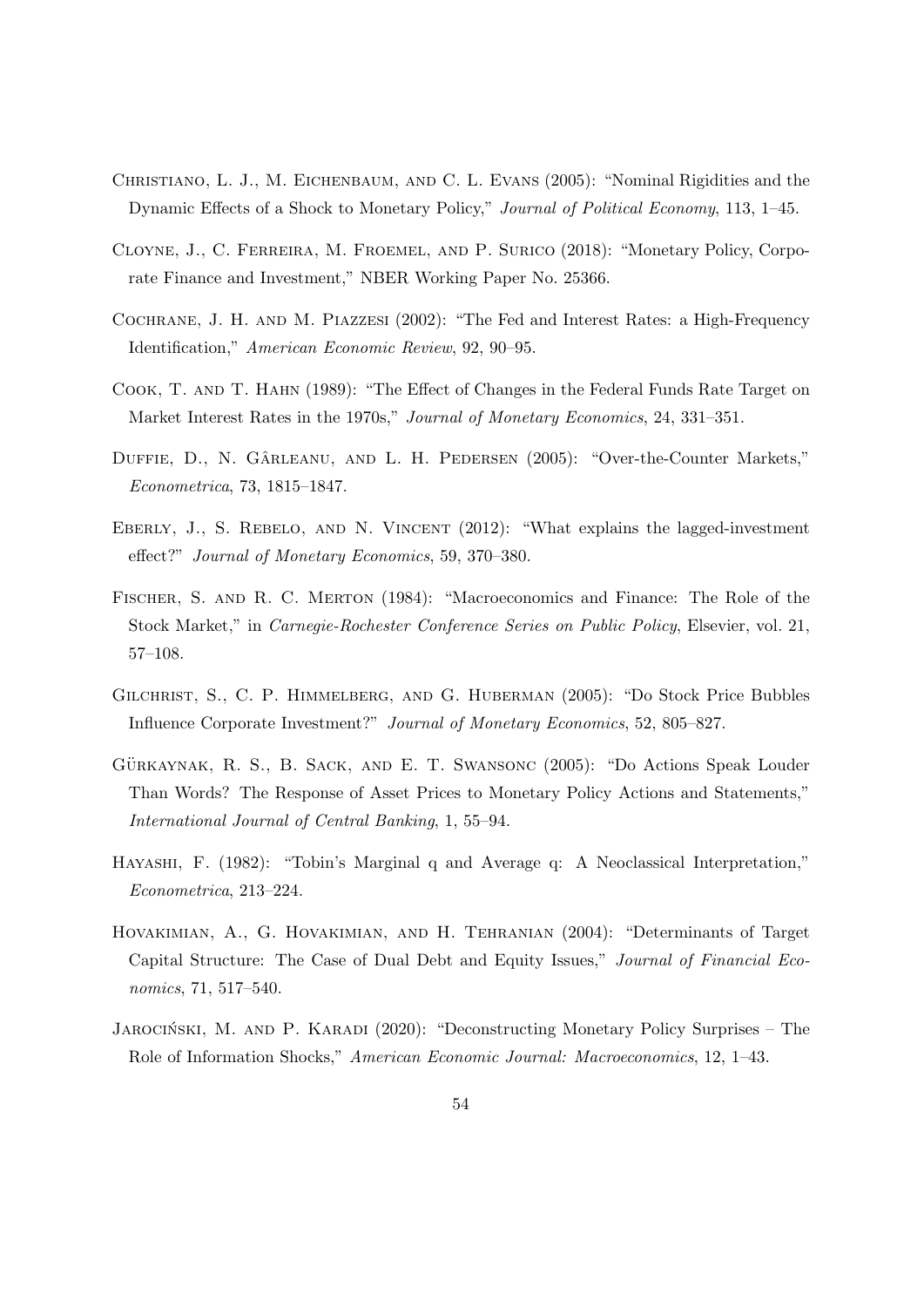Christiano, L. J., M. Eichenbaum, and C. L. Evans (2005): "Nominal Rigidities and the Dynamic Effects of a Shock to Monetary Policy," *Journal of Political Economy*, 113, 1–45.

Cloyne, J., C. Ferreira, M. Froemel, and P. Surico (2018): "Monetary Policy, Corporate Finance and Investment," NBER Working Paper No. 25366.

Cochrane, J. H. and M. Piazzesi (2002): "The Fed and Interest Rates: a High-Frequency Identification," *American Economic Review*, 92, 90–95.

Cook, T. and T. Hahn (1989): "The Effect of Changes in the Federal Funds Rate Target on Market Interest Rates in the 1970s," *Journal of Monetary Economics*, 24, 331–351.

Duffie, D., N. Gârleanu, and L. H. Pedersen (2005): "Over-the-Counter Markets," *Econometrica*, 73, 1815–1847.

Eberly, J., S. Rebelo, and N. Vincent (2012): "What explains the lagged-investment effect?" *Journal of Monetary Economics*, 59, 370–380.

Fischer, S. and R. C. Merton (1984): "Macroeconomics and Finance: The Role of the Stock Market," in *Carnegie-Rochester Conference Series on Public Policy*, Elsevier, vol. 21, 57–108.

Gilchrist, S., C. P. Himmelberg, and G. Huberman (2005): "Do Stock Price Bubbles Influence Corporate Investment?" *Journal of Monetary Economics*, 52, 805–827.

Gürkaynak, R. S., B. Sack, and E. T. Swansonc (2005): "Do Actions Speak Louder Than Words? The Response of Asset Prices to Monetary Policy Actions and Statements," *International Journal of Central Banking*, 1, 55–94.

Hayashi, F. (1982): "Tobin's Marginal q and Average q: A Neoclassical Interpretation," *Econometrica*, 213–224.

Hovakimian, A., G. Hovakimian, and H. Tehranian (2004): "Determinants of Target Capital Structure: The Case of Dual Debt and Equity Issues," *Journal of Financial Economics*, 71, 517–540.

Jarociński, M. and P. Karadi (2020): "Deconstructing Monetary Policy Surprises – The Role of Information Shocks," *American Economic Journal: Macroeconomics*, 12, 1–43.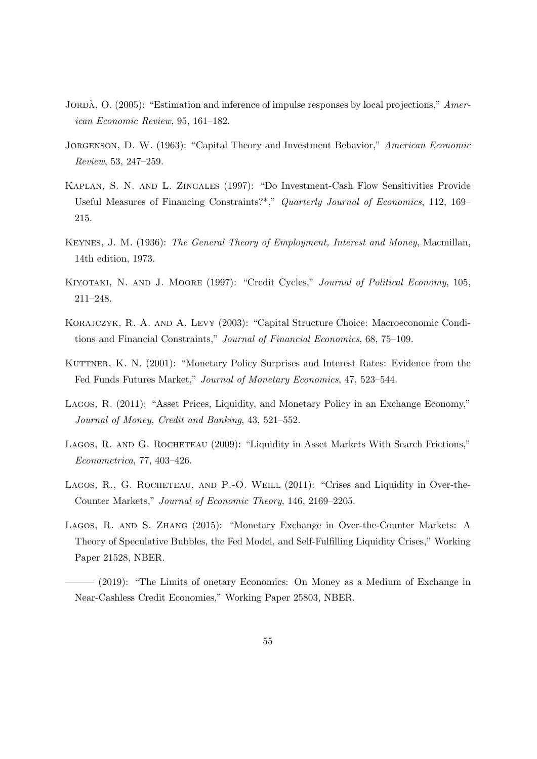Jordà, O. (2005): "Estimation and inference of impulse responses by local projections," *American Economic Review*, 95, 161–182.

Jorgenson, D. W. (1963): "Capital Theory and Investment Behavior," *American Economic Review*, 53, 247–259.

Kaplan, S. N. and L. Zingales (1997): "Do Investment-Cash Flow Sensitivities Provide Useful Measures of Financing Constraints?*," *Quarterly Journal of Economics*, 112, 169–215.

Keynes, J. M. (1936): *The General Theory of Employment, Interest and Money*, Macmillan, 14th edition, 1973.

Kiyotaki, N. and J. Moore (1997): "Credit Cycles," *Journal of Political Economy*, 105, 211–248.

Korajczyk, R. A. and A. Levy (2003): "Capital Structure Choice: Macroeconomic Conditions and Financial Constraints," *Journal of Financial Economics*, 68, 75–109.

Kuttner, K. N. (2001): "Monetary Policy Surprises and Interest Rates: Evidence from the Fed Funds Futures Market," *Journal of Monetary Economics*, 47, 523–544.

Lagos, R. (2011): "Asset Prices, Liquidity, and Monetary Policy in an Exchange Economy," *Journal of Money, Credit and Banking*, 43, 521–552.

Lagos, R. and G. Rocheteau (2009): "Liquidity in Asset Markets With Search Frictions," *Econometrica*, 77, 403–426.

Lagos, R., G. Rocheteau, and P.-O. Weill (2011): "Crises and Liquidity in Over-the-Counter Markets," *Journal of Economic Theory*, 146, 2169–2205.

Lagos, R. and S. Zhang (2015): "Monetary Exchange in Over-the-Counter Markets: A Theory of Speculative Bubbles, the Fed Model, and Self-Fulfilling Liquidity Crises," Working Paper 21528, NBER.

——— (2019): "The Limits of onetary Economics: On Money as a Medium of Exchange in Near-Cashless Credit Economies," Working Paper 25803, NBER.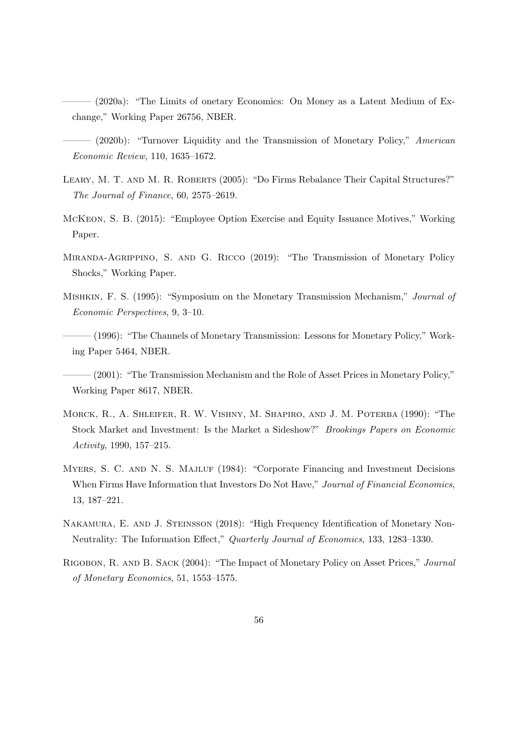——— (2020a): "The Limits of onetary Economics: On Money as a Latent Medium of Exchange," Working Paper 26756, NBER.

——— (2020b): "Turnover Liquidity and the Transmission of Monetary Policy," *American Economic Review*, 110, 1635–1672.

Leary, M. T. and M. R. Roberts (2005): "Do Firms Rebalance Their Capital Structures?" *The Journal of Finance*, 60, 2575–2619.

McKeon, S. B. (2015): "Employee Option Exercise and Equity Issuance Motives," Working Paper.

Miranda-Agrippino, S. and G. Ricco (2019): "The Transmission of Monetary Policy Shocks," Working Paper.

Mishkin, F. S. (1995): "Symposium on the Monetary Transmission Mechanism," *Journal of Economic Perspectives*, 9, 3–10.

——— (1996): "The Channels of Monetary Transmission: Lessons for Monetary Policy," Working Paper 5464, NBER.

——— (2001): "The Transmission Mechanism and the Role of Asset Prices in Monetary Policy," Working Paper 8617, NBER.

Morck, R., A. Shleifer, R. W. Vishny, M. Shapiro, and J. M. Poterba (1990): "The Stock Market and Investment: Is the Market a Sideshow?" *Brookings Papers on Economic Activity*, 1990, 157–215.

Myers, S. C. and N. S. Majluf (1984): "Corporate Financing and Investment Decisions When Firms Have Information that Investors Do Not Have," *Journal of Financial Economics*, 13, 187–221.

Nakamura, E. and J. Steinsson (2018): "High Frequency Identification of Monetary Non-Neutrality: The Information Effect," *Quarterly Journal of Economics*, 133, 1283–1330.

Rigobon, R. and B. Sack (2004): "The Impact of Monetary Policy on Asset Prices," *Journal of Monetary Economics*, 51, 1553–1575.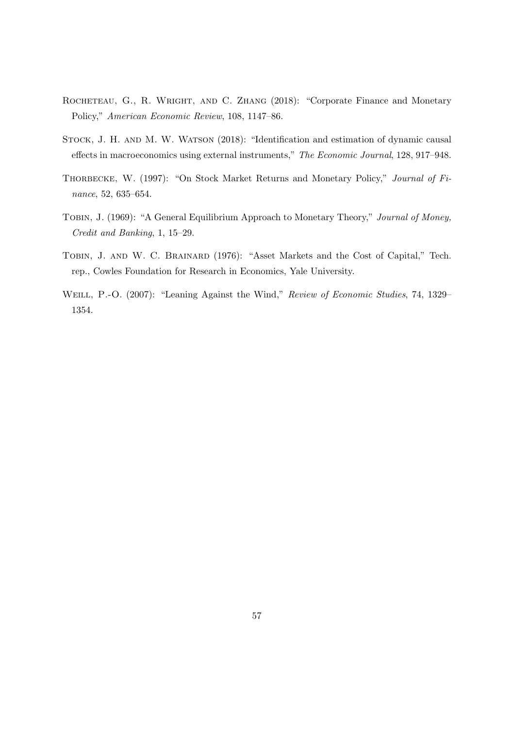Rocheteau, G., R. Wright, and C. Zhang (2018): "Corporate Finance and Monetary Policy," *American Economic Review*, 108, 1147–86.

Stock, J. H. and M. W. Watson (2018): "Identification and estimation of dynamic causal effects in macroeconomics using external instruments," *The Economic Journal*, 128, 917–948.

Thorbecke, W. (1997): "On Stock Market Returns and Monetary Policy," *Journal of Finance*, 52, 635–654.

Tobin, J. (1969): "A General Equilibrium Approach to Monetary Theory," *Journal of Money, Credit and Banking*, 1, 15–29.

Tobin, J. and W. C. Brainard (1976): "Asset Markets and the Cost of Capital," Tech. rep., Cowles Foundation for Research in Economics, Yale University.

Weill, P.-O. (2007): "Leaning Against the Wind," *Review of Economic Studies*, 74, 1329–1354.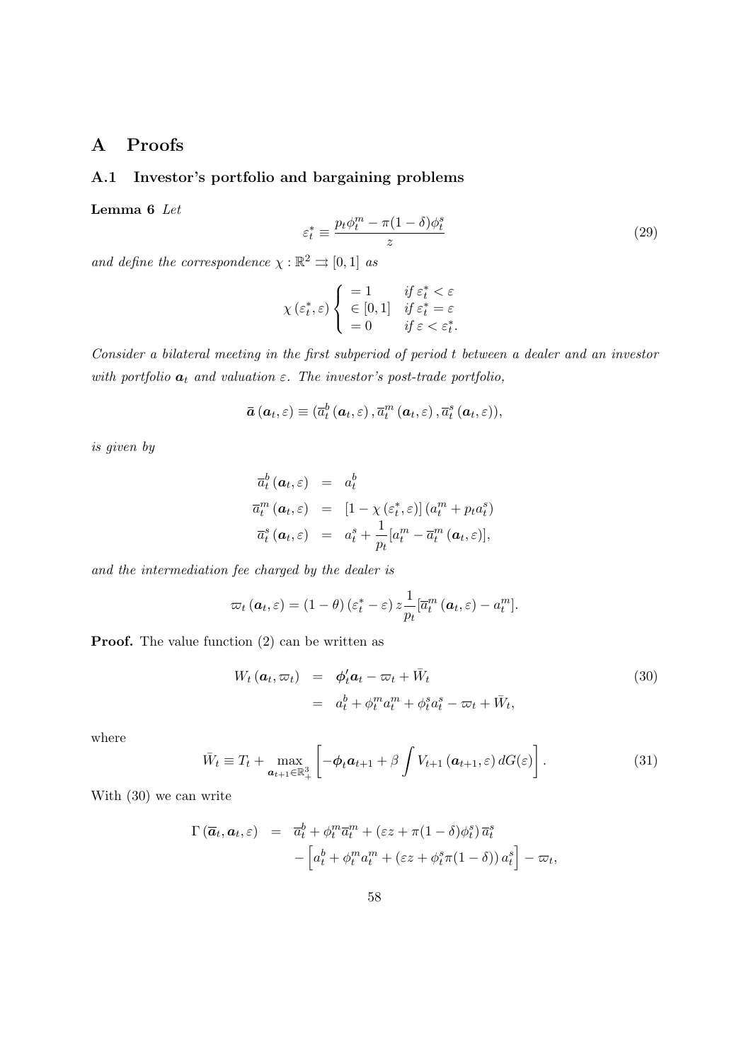# A Proofs

## A.1 Investor's portfolio and bargaining problems

**Lemma 6** *Let*

$$\varepsilon_t^* \equiv \frac{p_t \phi_t^m - \pi(1-\delta)\phi_t^s}{z} \tag{29}$$

*and define the correspondence* $\chi : \mathbb{R}^2 \rightrightarrows [0,1]$ *as*

$$\chi(\varepsilon_t^*, \varepsilon) \begin{cases} = 1 & \text{if } \varepsilon_t^* < \varepsilon \\ \in [0,1] & \text{if } \varepsilon_t^* = \varepsilon \\ = 0 & \text{if } \varepsilon < \varepsilon_t^*. \end{cases}$$

*Consider a bilateral meeting in the first subperiod of period* $t$ *between a dealer and an investor with portfolio* $\boldsymbol{a}_t$ *and valuation* $\varepsilon$*. The investor's post-trade portfolio,*

$$\bar{\boldsymbol{a}}(\boldsymbol{a}_t, \varepsilon) \equiv (\overline{a}_t^b(\boldsymbol{a}_t, \varepsilon), \overline{a}_t^m(\boldsymbol{a}_t, \varepsilon), \overline{a}_t^s(\boldsymbol{a}_t, \varepsilon)),$$

*is given by*

$$\begin{aligned} \overline{a}_t^b(\boldsymbol{a}_t, \varepsilon) &= a_t^b \\ \overline{a}_t^m(\boldsymbol{a}_t, \varepsilon) &= [1 - \chi(\varepsilon_t^*, \varepsilon)](a_t^m + p_t a_t^s) \\ \overline{a}_t^s(\boldsymbol{a}_t, \varepsilon) &= a_t^s + \frac{1}{p_t}[a_t^m - \overline{a}_t^m(\boldsymbol{a}_t, \varepsilon)], \end{aligned}$$

*and the intermediation fee charged by the dealer is*

$$\varpi_t(\boldsymbol{a}_t, \varepsilon) = (1-\theta)(\varepsilon_t^* - \varepsilon) z \frac{1}{p_t}[\overline{a}_t^m(\boldsymbol{a}_t, \varepsilon) - a_t^m].$$

**Proof.** The value function (2) can be written as

$$\begin{aligned} W_t(\boldsymbol{a}_t, \varpi_t) &= \boldsymbol{\phi}_t' \boldsymbol{a}_t - \varpi_t + \bar{W}_t \\ &= a_t^b + \phi_t^m a_t^m + \phi_t^s a_t^s - \varpi_t + \bar{W}_t, \end{aligned} \tag{30}$$

where

$$\bar{W}_t \equiv T_t + \max_{\boldsymbol{a}_{t+1} \in \mathbb{R}_+^3} \left[ -\boldsymbol{\phi}_t \boldsymbol{a}_{t+1} + \beta \int V_{t+1}(\boldsymbol{a}_{t+1}, \varepsilon) \, dG(\varepsilon) \right]. \tag{31}$$

With (30) we can write

$$\begin{aligned} \Gamma(\overline{\boldsymbol{a}}_t, \boldsymbol{a}_t, \varepsilon) &= \overline{a}_t^b + \phi_t^m \overline{a}_t^m + (\varepsilon z + \pi(1-\delta)\phi_t^s) \overline{a}_t^s \\ &\quad - \left[ a_t^b + \phi_t^m a_t^m + (\varepsilon z + \phi_t^s \pi(1-\delta)) a_t^s \right] - \varpi_t, \end{aligned}$$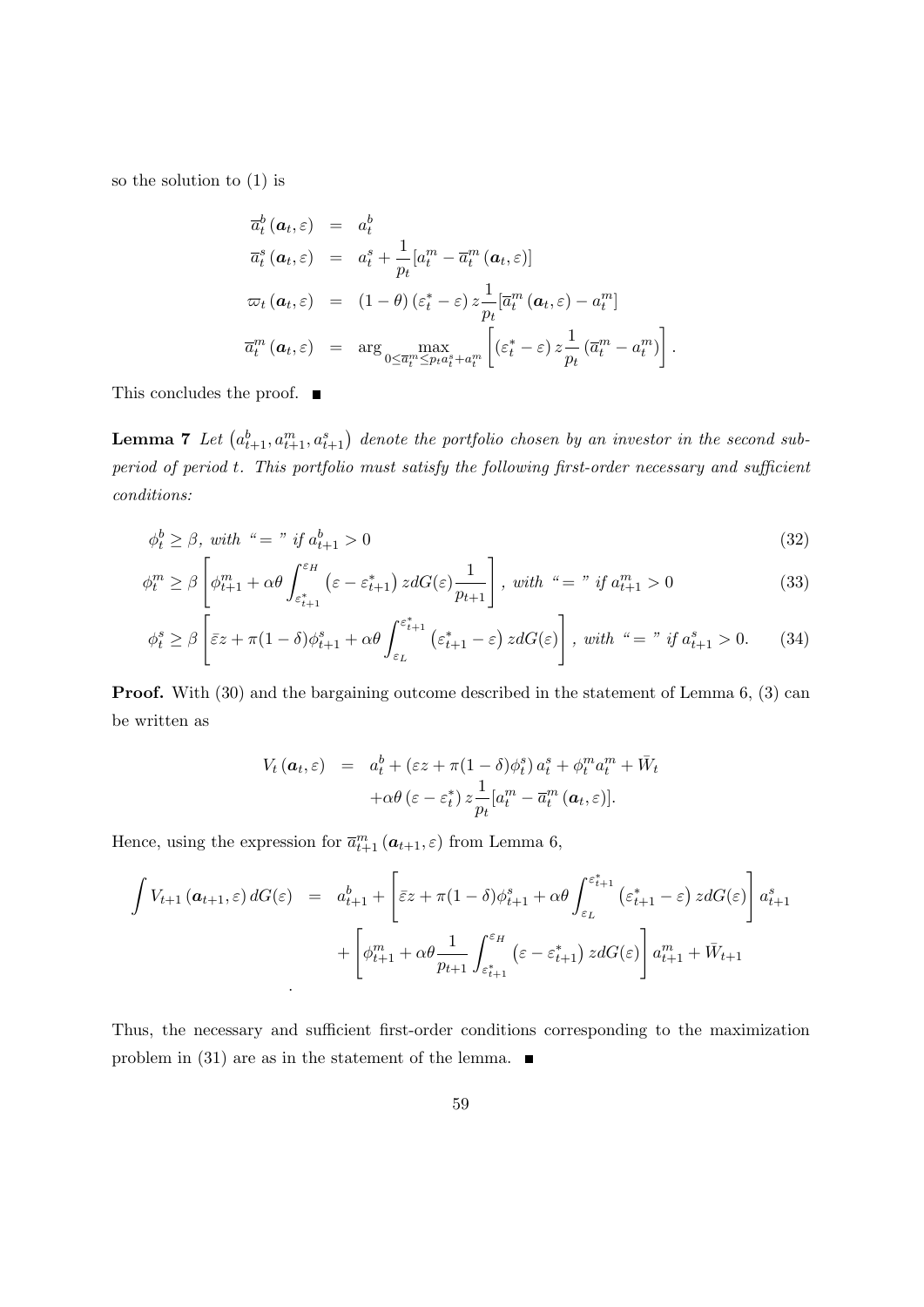so the solution to (1) is

$$
\begin{aligned}
\overline{a}_t^b(\boldsymbol{a}_t,\varepsilon) &= a_t^b \\
\overline{a}_t^s(\boldsymbol{a}_t,\varepsilon) &= a_t^s + \frac{1}{p_t}[a_t^m - \overline{a}_t^m(\boldsymbol{a}_t,\varepsilon)] \\
\varpi_t(\boldsymbol{a}_t,\varepsilon) &= (1-\theta)(\varepsilon_t^* - \varepsilon)\, z\frac{1}{p_t}[\overline{a}_t^m(\boldsymbol{a}_t,\varepsilon) - a_t^m] \\
\overline{a}_t^m(\boldsymbol{a}_t,\varepsilon) &= \arg\max_{0\le \overline{a}_t^m \le p_t a_t^s + a_t^m}\left[(\varepsilon_t^* - \varepsilon)\, z\frac{1}{p_t}(\overline{a}_t^m - a_t^m)\right].
\end{aligned}
$$

This concludes the proof. ■

**Lemma 7** *Let $\left(a_{t+1}^b, a_{t+1}^m, a_{t+1}^s\right)$ denote the portfolio chosen by an investor in the second subperiod of period $t$. This portfolio must satisfy the following first-order necessary and sufficient conditions:*

$$
\phi_t^b \ge \beta, \text{ with "} = \text{" if } a_{t+1}^b > 0 \tag{32}
$$

$$
\phi_t^m \ge \beta\left[\phi_{t+1}^m + \alpha\theta\int_{\varepsilon_{t+1}^*}^{\varepsilon_H}\left(\varepsilon - \varepsilon_{t+1}^*\right) z dG(\varepsilon)\frac{1}{p_{t+1}}\right], \text{ with "} = \text{" if } a_{t+1}^m > 0 \tag{33}
$$

$$
\phi_t^s \ge \beta\left[\bar{\varepsilon}z + \pi(1-\delta)\phi_{t+1}^s + \alpha\theta\int_{\varepsilon_L}^{\varepsilon_{t+1}^*}\left(\varepsilon_{t+1}^* - \varepsilon\right) z dG(\varepsilon)\right], \text{ with "} = \text{" if } a_{t+1}^s > 0. \tag{34}
$$

**Proof.** With (30) and the bargaining outcome described in the statement of Lemma 6, (3) can be written as

$$
\begin{aligned}
V_t(\boldsymbol{a}_t,\varepsilon) &= a_t^b + \left(\varepsilon z + \pi(1-\delta)\phi_t^s\right)a_t^s + \phi_t^m a_t^m + \bar{W}_t \\
&\quad + \alpha\theta(\varepsilon - \varepsilon_t^*)\, z\frac{1}{p_t}[a_t^m - \overline{a}_t^m(\boldsymbol{a}_t,\varepsilon)].
\end{aligned}
$$

Hence, using the expression for $\overline{a}_{t+1}^m(\boldsymbol{a}_{t+1},\varepsilon)$ from Lemma 6,

$$
\begin{aligned}
\int V_{t+1}(\boldsymbol{a}_{t+1},\varepsilon)\, dG(\varepsilon) &= a_{t+1}^b + \left[\bar{\varepsilon}z + \pi(1-\delta)\phi_{t+1}^s + \alpha\theta\int_{\varepsilon_L}^{\varepsilon_{t+1}^*}\left(\varepsilon_{t+1}^* - \varepsilon\right) z dG(\varepsilon)\right]a_{t+1}^s \\
&\quad + \left[\phi_{t+1}^m + \alpha\theta\frac{1}{p_{t+1}}\int_{\varepsilon_{t+1}^*}^{\varepsilon_H}\left(\varepsilon - \varepsilon_{t+1}^*\right) z dG(\varepsilon)\right]a_{t+1}^m + \bar{W}_{t+1}
\end{aligned}
$$

Thus, the necessary and sufficient first-order conditions corresponding to the maximization problem in (31) are as in the statement of the lemma. ■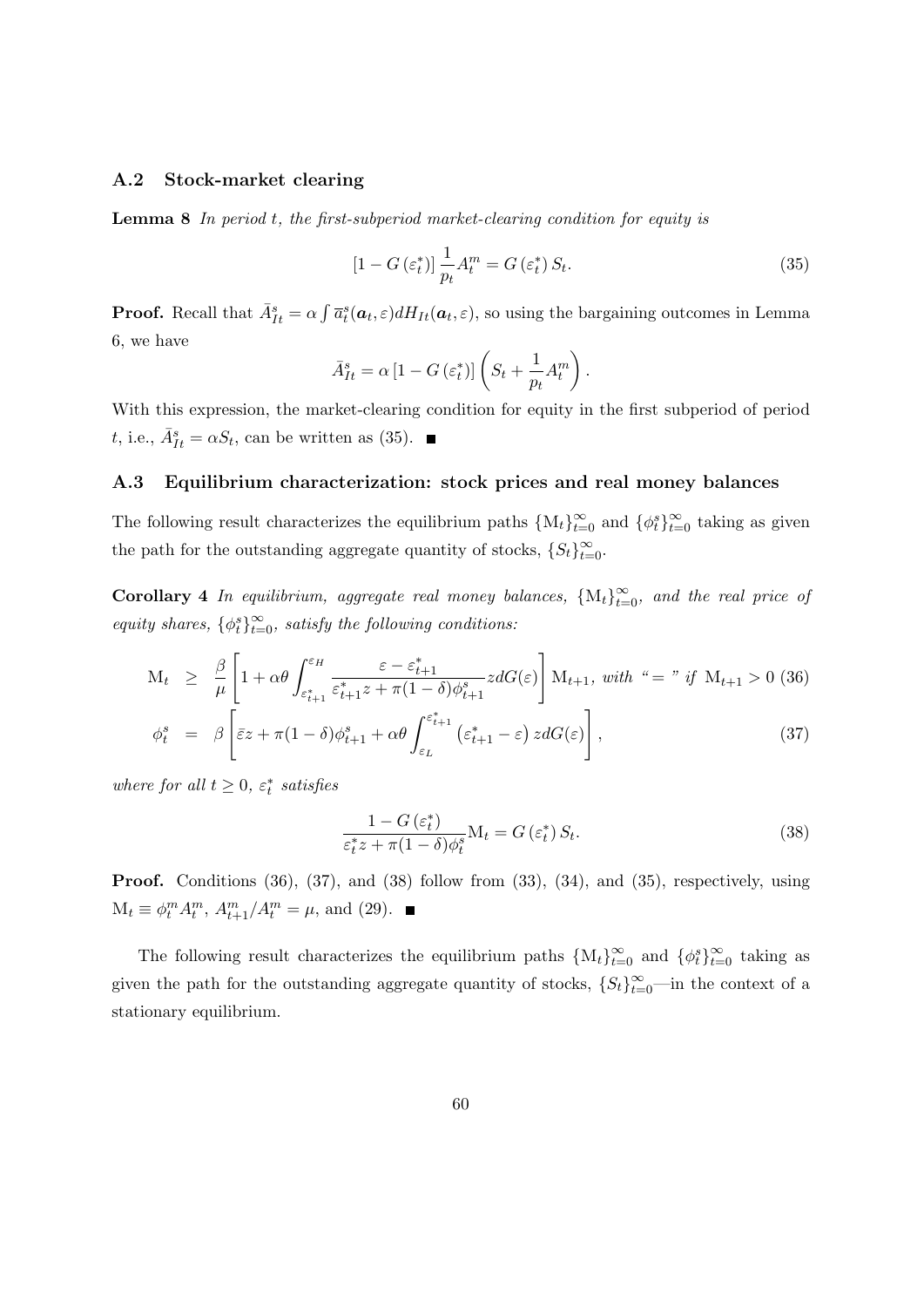### A.2 Stock-market clearing

**Lemma 8** *In period $t$, the first-subperiod market-clearing condition for equity is*

$$[1 - G(\varepsilon_t^*)] \frac{1}{p_t} A_t^m = G(\varepsilon_t^*) S_t. \tag{35}$$

**Proof.** Recall that $\bar{A}_{It}^s = \alpha \int \overline{a}_t^s(\boldsymbol{a}_t, \varepsilon) dH_{It}(\boldsymbol{a}_t, \varepsilon)$, so using the bargaining outcomes in Lemma 6, we have

$$\bar{A}_{It}^s = \alpha [1 - G(\varepsilon_t^*)] \left( S_t + \frac{1}{p_t} A_t^m \right).$$

With this expression, the market-clearing condition for equity in the first subperiod of period $t$, i.e., $\bar{A}_{It}^s = \alpha S_t$, can be written as (35). ■

### A.3 Equilibrium characterization: stock prices and real money balances

The following result characterizes the equilibrium paths $\{\mathrm{M}_t\}_{t=0}^{\infty}$ and $\{\phi_t^s\}_{t=0}^{\infty}$ taking as given the path for the outstanding aggregate quantity of stocks, $\{S_t\}_{t=0}^{\infty}$.

**Corollary 4** *In equilibrium, aggregate real money balances, $\{\mathrm{M}_t\}_{t=0}^{\infty}$, and the real price of equity shares, $\{\phi_t^s\}_{t=0}^{\infty}$, satisfy the following conditions:*

$$\mathrm{M}_t \geq \frac{\beta}{\mu} \left[ 1 + \alpha\theta \int_{\varepsilon_{t+1}^*}^{\varepsilon_H} \frac{\varepsilon - \varepsilon_{t+1}^*}{\varepsilon_{t+1}^* z + \pi(1-\delta)\phi_{t+1}^s} z dG(\varepsilon) \right] \mathrm{M}_{t+1}, \text{ with "$=$" if } \mathrm{M}_{t+1} > 0 \tag{36}$$

$$\phi_t^s = \beta \left[ \bar{\varepsilon} z + \pi(1-\delta)\phi_{t+1}^s + \alpha\theta \int_{\varepsilon_L}^{\varepsilon_{t+1}^*} \left( \varepsilon_{t+1}^* - \varepsilon \right) z dG(\varepsilon) \right], \tag{37}$$

*where for all $t \geq 0$, $\varepsilon_t^*$ satisfies*

$$\frac{1 - G(\varepsilon_t^*)}{\varepsilon_t^* z + \pi(1-\delta)\phi_t^s} \mathrm{M}_t = G(\varepsilon_t^*) S_t. \tag{38}$$

**Proof.** Conditions (36), (37), and (38) follow from (33), (34), and (35), respectively, using $\mathrm{M}_t \equiv \phi_t^m A_t^m$, $A_{t+1}^m / A_t^m = \mu$, and (29). ■

The following result characterizes the equilibrium paths $\{\mathrm{M}_t\}_{t=0}^{\infty}$ and $\{\phi_t^s\}_{t=0}^{\infty}$ taking as given the path for the outstanding aggregate quantity of stocks, $\{S_t\}_{t=0}^{\infty}$—in the context of a stationary equilibrium.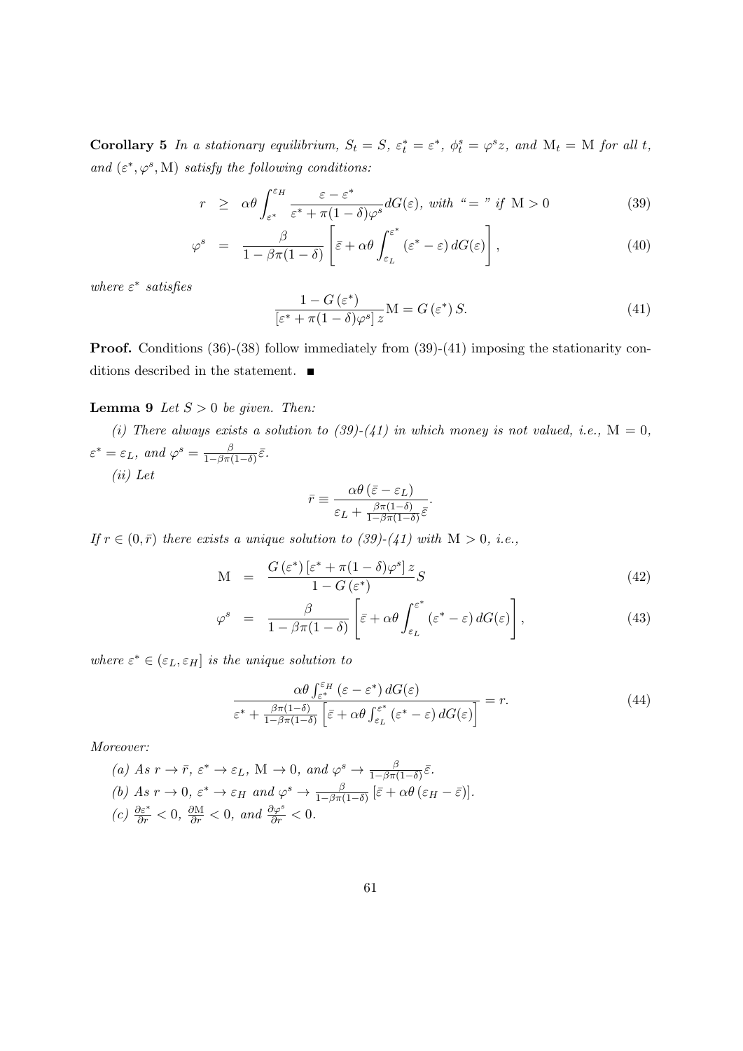**Corollary 5** *In a stationary equilibrium, $S_t = S$, $\varepsilon^*_t = \varepsilon^*$, $\phi^s_t = \varphi^s z$, and $\mathrm{M}_t = \mathrm{M}$ for all $t$, and $(\varepsilon^*, \varphi^s, \mathrm{M})$ satisfy the following conditions:*

$$r \geq \alpha\theta \int_{\varepsilon^*}^{\varepsilon_H} \frac{\varepsilon - \varepsilon^*}{\varepsilon^* + \pi(1-\delta)\varphi^s} dG(\varepsilon), \text{ with " = " if } \mathrm{M} > 0 \tag{39}$$

$$\varphi^s = \frac{\beta}{1 - \beta\pi(1-\delta)} \left[ \bar{\varepsilon} + \alpha\theta \int_{\varepsilon_L}^{\varepsilon^*} (\varepsilon^* - \varepsilon) \, dG(\varepsilon) \right], \tag{40}$$

*where $\varepsilon^*$ satisfies*

$$\frac{1 - G(\varepsilon^*)}{[\varepsilon^* + \pi(1-\delta)\varphi^s] z} \mathrm{M} = G(\varepsilon^*) S. \tag{41}$$

**Proof.** Conditions (36)-(38) follow immediately from (39)-(41) imposing the stationarity conditions described in the statement. ■

**Lemma 9** *Let $S > 0$ be given. Then:*

*(i) There always exists a solution to (39)-(41) in which money is not valued, i.e., $\mathrm{M} = 0$, $\varepsilon^* = \varepsilon_L$, and $\varphi^s = \frac{\beta}{1-\beta\pi(1-\delta)} \bar{\varepsilon}$.*

*(ii) Let*

$$\bar{r} \equiv \frac{\alpha\theta (\bar{\varepsilon} - \varepsilon_L)}{\varepsilon_L + \frac{\beta\pi(1-\delta)}{1-\beta\pi(1-\delta)} \bar{\varepsilon}}.$$

*If $r \in (0, \bar{r})$ there exists a unique solution to (39)-(41) with $\mathrm{M} > 0$, i.e.,*

$$\mathrm{M} = \frac{G(\varepsilon^*) [\varepsilon^* + \pi(1-\delta)\varphi^s] z}{1 - G(\varepsilon^*)} S \tag{42}$$

$$\varphi^s = \frac{\beta}{1 - \beta\pi(1-\delta)} \left[ \bar{\varepsilon} + \alpha\theta \int_{\varepsilon_L}^{\varepsilon^*} (\varepsilon^* - \varepsilon) \, dG(\varepsilon) \right], \tag{43}$$

*where $\varepsilon^* \in (\varepsilon_L, \varepsilon_H]$ is the unique solution to*

$$\frac{\alpha\theta \int_{\varepsilon^*}^{\varepsilon_H} (\varepsilon - \varepsilon^*) \, dG(\varepsilon)}{\varepsilon^* + \frac{\beta\pi(1-\delta)}{1-\beta\pi(1-\delta)} \left[ \bar{\varepsilon} + \alpha\theta \int_{\varepsilon_L}^{\varepsilon^*} (\varepsilon^* - \varepsilon) \, dG(\varepsilon) \right]} = r. \tag{44}$$

*Moreover:*

*(a) As $r \to \bar{r}$, $\varepsilon^* \to \varepsilon_L$, $\mathrm{M} \to 0$, and $\varphi^s \to \frac{\beta}{1-\beta\pi(1-\delta)} \bar{\varepsilon}$.*

*(b) As $r \to 0$, $\varepsilon^* \to \varepsilon_H$ and $\varphi^s \to \frac{\beta}{1-\beta\pi(1-\delta)} [\bar{\varepsilon} + \alpha\theta (\varepsilon_H - \bar{\varepsilon})]$.*

*(c) $\frac{\partial \varepsilon^*}{\partial r} < 0$, $\frac{\partial \mathrm{M}}{\partial r} < 0$, and $\frac{\partial \varphi^s}{\partial r} < 0$.*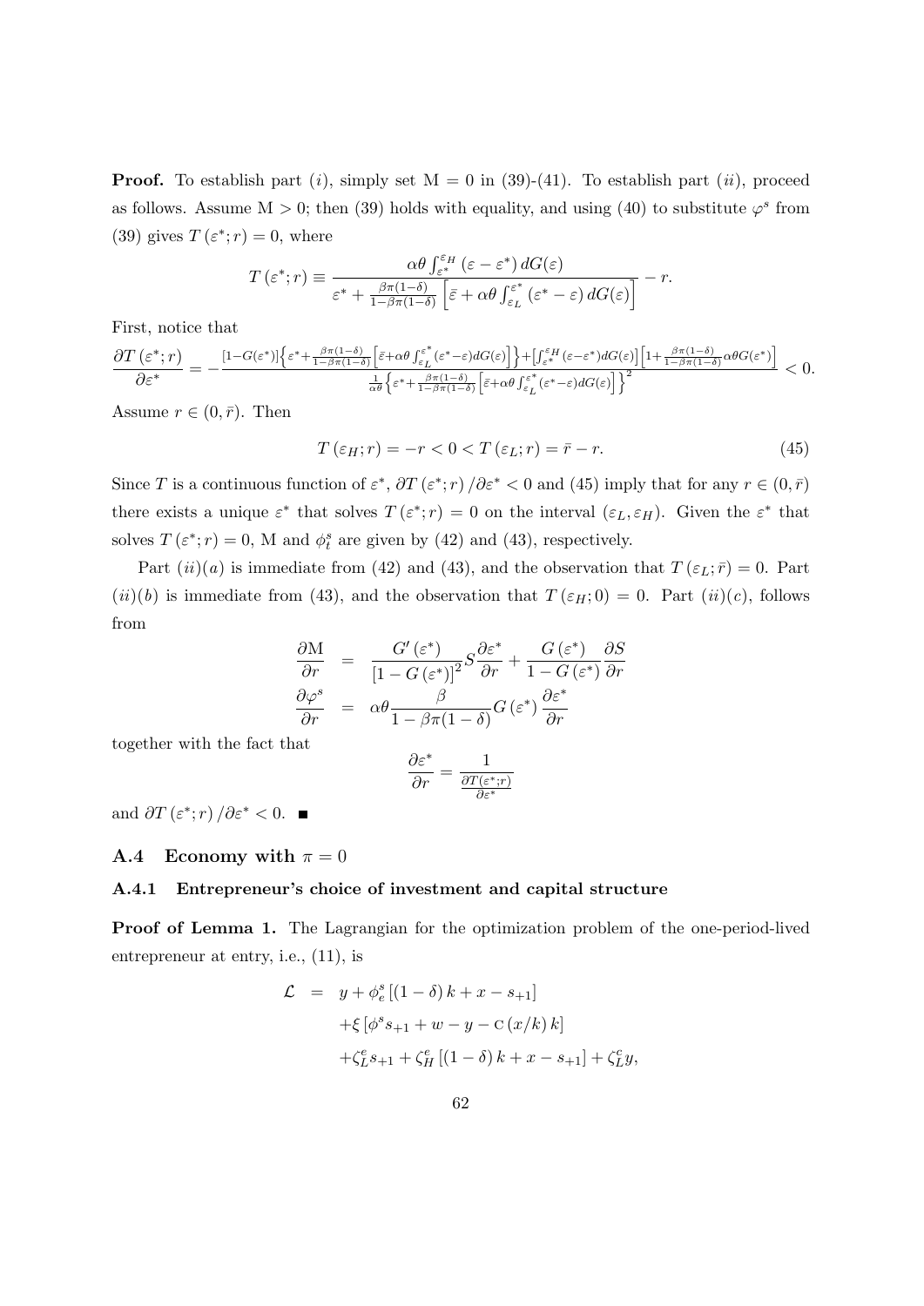**Proof.** To establish part $(i)$, simply set $\mathrm{M} = 0$ in (39)-(41). To establish part $(ii)$, proceed as follows. Assume $\mathrm{M} > 0$; then (39) holds with equality, and using (40) to substitute $\varphi^s$ from (39) gives $T(\varepsilon^*; r) = 0$, where

$$T(\varepsilon^*; r) \equiv \frac{\alpha\theta \int_{\varepsilon^*}^{\varepsilon_H} (\varepsilon - \varepsilon^*) \, dG(\varepsilon)}{\varepsilon^* + \frac{\beta\pi(1-\delta)}{1-\beta\pi(1-\delta)} \left[ \bar{\varepsilon} + \alpha\theta \int_{\varepsilon_L}^{\varepsilon^*} (\varepsilon^* - \varepsilon) \, dG(\varepsilon) \right]} - r.$$

First, notice that

$$\frac{\partial T(\varepsilon^*; r)}{\partial \varepsilon^*} = -\frac{[1-G(\varepsilon^*)] \left\{ \varepsilon^* + \frac{\beta\pi(1-\delta)}{1-\beta\pi(1-\delta)} \left[ \bar{\varepsilon} + \alpha\theta \int_{\varepsilon_L}^{\varepsilon^*} (\varepsilon^* - \varepsilon) dG(\varepsilon) \right] \right\} + \left[ \int_{\varepsilon^*}^{\varepsilon_H} (\varepsilon - \varepsilon^*) dG(\varepsilon) \right] \left[ 1 + \frac{\beta\pi(1-\delta)}{1-\beta\pi(1-\delta)} \alpha\theta G(\varepsilon^*) \right]}{\frac{1}{\alpha\theta} \left\{ \varepsilon^* + \frac{\beta\pi(1-\delta)}{1-\beta\pi(1-\delta)} \left[ \bar{\varepsilon} + \alpha\theta \int_{\varepsilon_L}^{\varepsilon^*} (\varepsilon^* - \varepsilon) dG(\varepsilon) \right] \right\}^2} < 0.$$

Assume $r \in (0, \bar{r})$. Then

$$T(\varepsilon_H; r) = -r < 0 < T(\varepsilon_L; r) = \bar{r} - r. \tag{45}$$

Since $T$ is a continuous function of $\varepsilon^*$, $\partial T(\varepsilon^*; r) / \partial \varepsilon^* < 0$ and (45) imply that for any $r \in (0, \bar{r})$ there exists a unique $\varepsilon^*$ that solves $T(\varepsilon^*; r) = 0$ on the interval $(\varepsilon_L, \varepsilon_H)$. Given the $\varepsilon^*$ that solves $T(\varepsilon^*; r) = 0$, $\mathrm{M}$ and $\phi_t^s$ are given by (42) and (43), respectively.

Part $(ii)(a)$ is immediate from (42) and (43), and the observation that $T(\varepsilon_L; \bar{r}) = 0$. Part $(ii)(b)$ is immediate from (43), and the observation that $T(\varepsilon_H; 0) = 0$. Part $(ii)(c)$, follows from

$$\begin{aligned}
\frac{\partial \mathrm{M}}{\partial r} &= \frac{G'(\varepsilon^*)}{[1 - G(\varepsilon^*)]^2} S \frac{\partial \varepsilon^*}{\partial r} + \frac{G(\varepsilon^*)}{1 - G(\varepsilon^*)} \frac{\partial S}{\partial r} \\
\frac{\partial \varphi^s}{\partial r} &= \alpha\theta \frac{\beta}{1 - \beta\pi(1-\delta)} G(\varepsilon^*) \frac{\partial \varepsilon^*}{\partial r}
\end{aligned}$$

together with the fact that

$$\frac{\partial \varepsilon^*}{\partial r} = \frac{1}{\frac{\partial T(\varepsilon^*; r)}{\partial \varepsilon^*}}$$

and $\partial T(\varepsilon^*; r) / \partial \varepsilon^* < 0$. ■

## A.4 Economy with $\pi = 0$

### A.4.1 Entrepreneur's choice of investment and capital structure

**Proof of Lemma 1.** The Lagrangian for the optimization problem of the one-period-lived entrepreneur at entry, i.e., (11), is

$$\begin{aligned}
\mathcal{L} &= y + \phi_e^s \left[ (1-\delta) k + x - s_{+1} \right] \\
&\quad + \xi \left[ \phi^s s_{+1} + w - y - \mathrm{C}(x/k) \, k \right] \\
&\quad + \zeta_L^e s_{+1} + \zeta_H^e \left[ (1-\delta) k + x - s_{+1} \right] + \zeta_L^c y,
\end{aligned}$$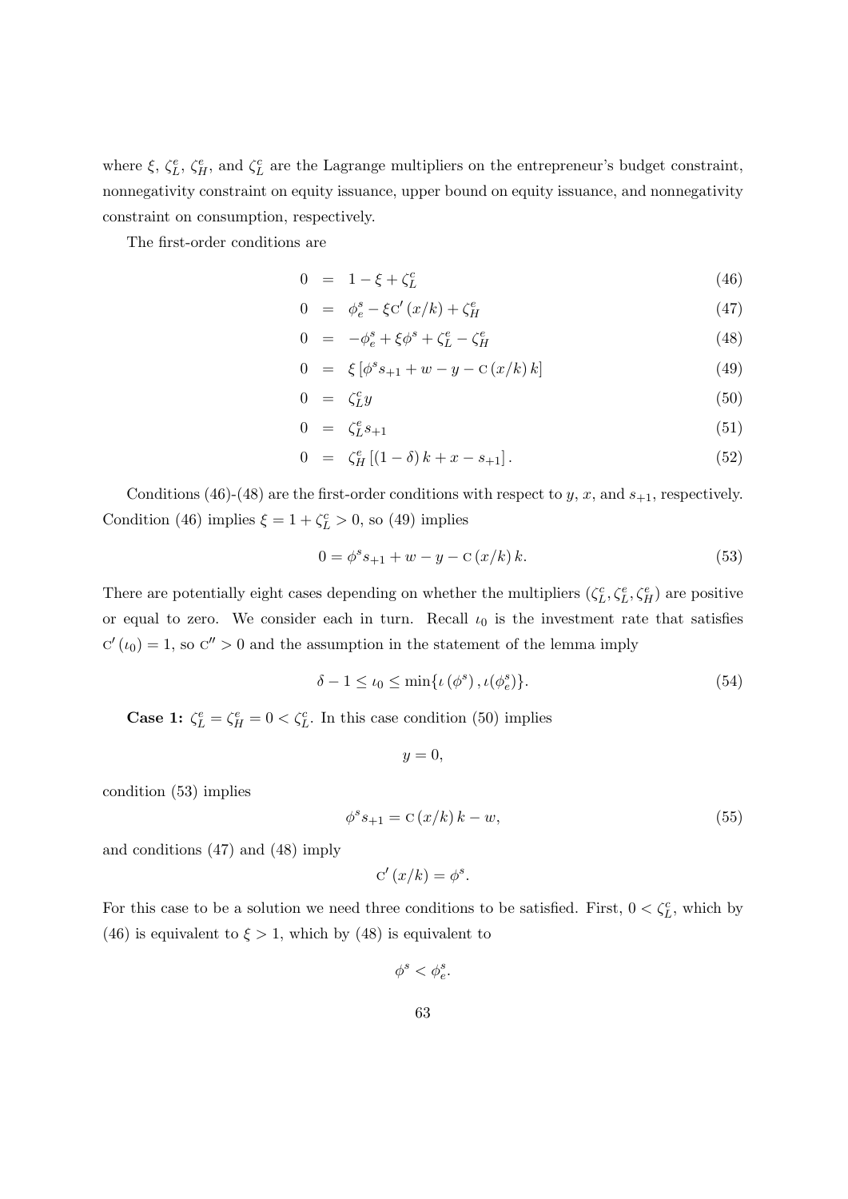where $\xi$, $\zeta_L^e$, $\zeta_H^e$, and $\zeta_L^c$ are the Lagrange multipliers on the entrepreneur's budget constraint, nonnegativity constraint on equity issuance, upper bound on equity issuance, and nonnegativity constraint on consumption, respectively.

The first-order conditions are

$$0 = 1 - \xi + \zeta_L^c \tag{46}$$

$$0 = \phi_e^s - \xi \mathrm{C}'(x/k) + \zeta_H^e \tag{47}$$

$$0 = -\phi_e^s + \xi \phi^s + \zeta_L^e - \zeta_H^e \tag{48}$$

$$0 = \xi \left[ \phi^s s_{+1} + w - y - \mathrm{C}(x/k)\, k \right] \tag{49}$$

$$0 = \zeta_L^c y \tag{50}$$

$$0 = \zeta_L^e s_{+1} \tag{51}$$

$$0 = \zeta_H^e \left[ (1-\delta) k + x - s_{+1} \right]. \tag{52}$$

Conditions (46)-(48) are the first-order conditions with respect to $y$, $x$, and $s_{+1}$, respectively. Condition (46) implies $\xi = 1 + \zeta_L^c > 0$, so (49) implies

$$0 = \phi^s s_{+1} + w - y - \mathrm{C}(x/k)\, k. \tag{53}$$

There are potentially eight cases depending on whether the multipliers $(\zeta_L^c, \zeta_L^e, \zeta_H^e)$ are positive or equal to zero. We consider each in turn. Recall $\iota_0$ is the investment rate that satisfies $\mathrm{C}'(\iota_0) = 1$, so $\mathrm{C}'' > 0$ and the assumption in the statement of the lemma imply

$$\delta - 1 \leq \iota_0 \leq \min\{\iota(\phi^s), \iota(\phi_e^s)\}. \tag{54}$$

**Case 1:** $\zeta_L^e = \zeta_H^e = 0 < \zeta_L^c$. In this case condition (50) implies

$$y = 0,$$

condition (53) implies

$$\phi^s s_{+1} = \mathrm{C}(x/k)\, k - w, \tag{55}$$

and conditions (47) and (48) imply

$$\mathrm{C}'(x/k) = \phi^s.$$

For this case to be a solution we need three conditions to be satisfied. First, $0 < \zeta_L^c$, which by (46) is equivalent to $\xi > 1$, which by (48) is equivalent to

$$\phi^s < \phi_e^s.$$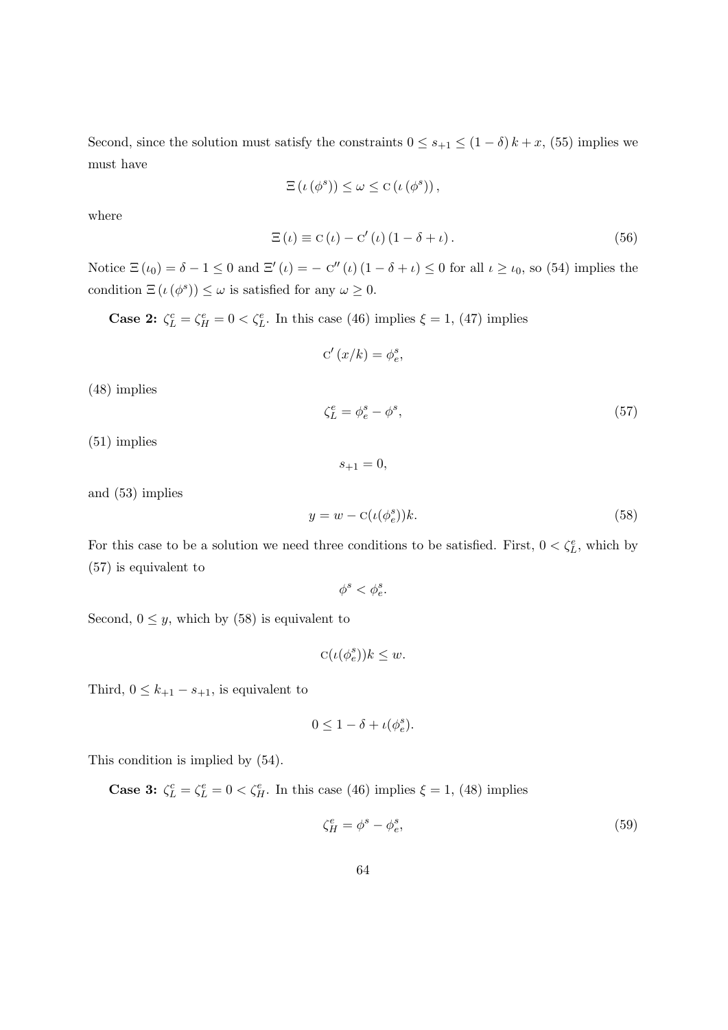Second, since the solution must satisfy the constraints $0 \leq s_{+1} \leq (1-\delta)k + x$, (55) implies we must have

$$\Xi\left(\iota\left(\phi^{s}\right)\right) \leq \omega \leq \mathrm{C}\left(\iota\left(\phi^{s}\right)\right),$$

where

$$\Xi\left(\iota\right) \equiv \mathrm{C}\left(\iota\right) - \mathrm{C}'\left(\iota\right)\left(1-\delta+\iota\right). \tag{56}$$

Notice $\Xi\left(\iota_0\right) = \delta - 1 \leq 0$ and $\Xi'\left(\iota\right) = -\,\mathrm{C}''\left(\iota\right)\left(1-\delta+\iota\right) \leq 0$ for all $\iota \geq \iota_0$, so (54) implies the condition $\Xi\left(\iota\left(\phi^{s}\right)\right) \leq \omega$ is satisfied for any $\omega \geq 0$.

**Case 2:** $\zeta^{c}_{L} = \zeta^{e}_{H} = 0 < \zeta^{e}_{L}$. In this case (46) implies $\xi = 1$, (47) implies

$$\mathrm{C}'\left(x/k\right) = \phi^{s}_{e},$$

(48) implies

$$\zeta^{e}_{L} = \phi^{s}_{e} - \phi^{s}, \tag{57}$$

(51) implies

$$s_{+1} = 0,$$

and (53) implies

$$y = w - \mathrm{C}(\iota(\phi^{s}_{e}))k. \tag{58}$$

For this case to be a solution we need three conditions to be satisfied. First, $0 < \zeta^{e}_{L}$, which by (57) is equivalent to

$$\phi^{s} < \phi^{s}_{e}.$$

Second, $0 \leq y$, which by (58) is equivalent to

$$\mathrm{C}(\iota(\phi^{s}_{e}))k \leq w.$$

Third, $0 \leq k_{+1} - s_{+1}$, is equivalent to

$$0 \leq 1 - \delta + \iota(\phi^{s}_{e}).$$

This condition is implied by (54).

**Case 3:** $\zeta^{c}_{L} = \zeta^{e}_{L} = 0 < \zeta^{e}_{H}$. In this case (46) implies $\xi = 1$, (48) implies

$$\zeta^{e}_{H} = \phi^{s} - \phi^{s}_{e}, \tag{59}$$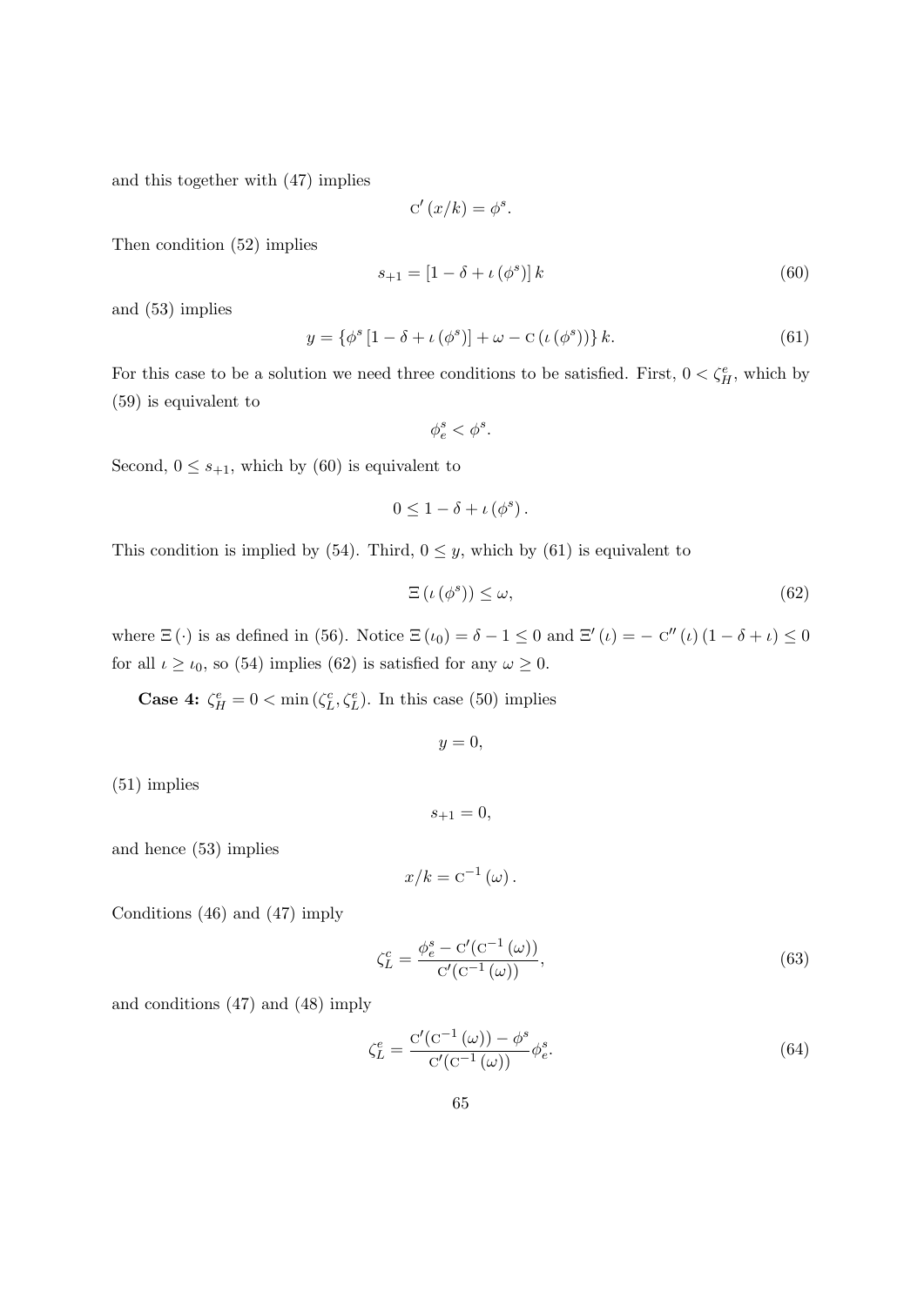and this together with (47) implies

$$\mathrm{C}'(x/k) = \phi^s.$$

Then condition (52) implies

$$s_{+1} = [1 - \delta + \iota(\phi^s)]\, k \tag{60}$$

and (53) implies

$$y = \{\phi^s [1 - \delta + \iota(\phi^s)] + \omega - \mathrm{C}(\iota(\phi^s))\}\, k. \tag{61}$$

For this case to be a solution we need three conditions to be satisfied. First, $0 < \zeta_H^e$, which by (59) is equivalent to

$$\phi_e^s < \phi^s.$$

Second, $0 \leq s_{+1}$, which by (60) is equivalent to

$$0 \leq 1 - \delta + \iota(\phi^s).$$

This condition is implied by (54). Third, $0 \leq y$, which by (61) is equivalent to

$$\Xi(\iota(\phi^s)) \leq \omega, \tag{62}$$

where $\Xi(\cdot)$ is as defined in (56). Notice $\Xi(\iota_0) = \delta - 1 \leq 0$ and $\Xi'(\iota) = -\mathrm{C}''(\iota)(1 - \delta + \iota) \leq 0$ for all $\iota \geq \iota_0$, so (54) implies (62) is satisfied for any $\omega \geq 0$.

**Case 4:** $\zeta_H^e = 0 < \min(\zeta_L^c, \zeta_L^e)$. In this case (50) implies

$$y = 0,$$

(51) implies

$$s_{+1} = 0,$$

and hence (53) implies

$$x/k = \mathrm{C}^{-1}(\omega).$$

Conditions (46) and (47) imply

$$\zeta_L^c = \frac{\phi_e^s - \mathrm{C}'(\mathrm{C}^{-1}(\omega))}{\mathrm{C}'(\mathrm{C}^{-1}(\omega))}, \tag{63}$$

and conditions (47) and (48) imply

$$\zeta_L^e = \frac{\mathrm{C}'(\mathrm{C}^{-1}(\omega)) - \phi^s}{\mathrm{C}'(\mathrm{C}^{-1}(\omega))}\phi_e^s. \tag{64}$$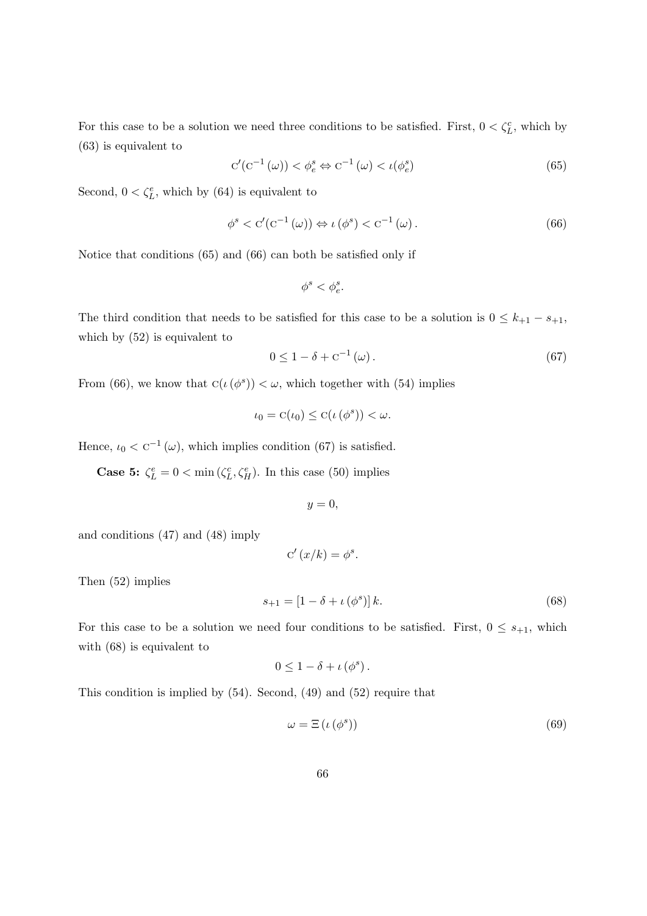For this case to be a solution we need three conditions to be satisfied. First, $0 < \zeta_L^c$, which by (63) is equivalent to

$$\mathrm{C}'(\mathrm{C}^{-1}(\omega)) < \phi_e^s \Leftrightarrow \mathrm{C}^{-1}(\omega) < \iota(\phi_e^s) \tag{65}$$

Second, $0 < \zeta_L^e$, which by (64) is equivalent to

$$\phi^s < \mathrm{C}'(\mathrm{C}^{-1}(\omega)) \Leftrightarrow \iota(\phi^s) < \mathrm{C}^{-1}(\omega). \tag{66}$$

Notice that conditions (65) and (66) can both be satisfied only if

$$\phi^s < \phi_e^s.$$

The third condition that needs to be satisfied for this case to be a solution is $0 \leq k_{+1} - s_{+1}$, which by (52) is equivalent to

$$0 \leq 1 - \delta + \mathrm{C}^{-1}(\omega). \tag{67}$$

From (66), we know that $\mathrm{C}(\iota(\phi^s)) < \omega$, which together with (54) implies

$$\iota_0 = \mathrm{C}(\iota_0) \leq \mathrm{C}(\iota(\phi^s)) < \omega.$$

Hence, $\iota_0 < \mathrm{C}^{-1}(\omega)$, which implies condition (67) is satisfied.

**Case 5:** $\zeta_L^e = 0 < \min(\zeta_L^c, \zeta_H^e)$. In this case (50) implies

$$y = 0,$$

and conditions (47) and (48) imply

$$\mathrm{C}'(x/k) = \phi^s.$$

Then (52) implies

$$s_{+1} = [1 - \delta + \iota(\phi^s)]\, k. \tag{68}$$

For this case to be a solution we need four conditions to be satisfied. First, $0 \leq s_{+1}$, which with (68) is equivalent to

$$0 \leq 1 - \delta + \iota(\phi^s).$$

This condition is implied by (54). Second, (49) and (52) require that

$$\omega = \Xi(\iota(\phi^s)) \tag{69}$$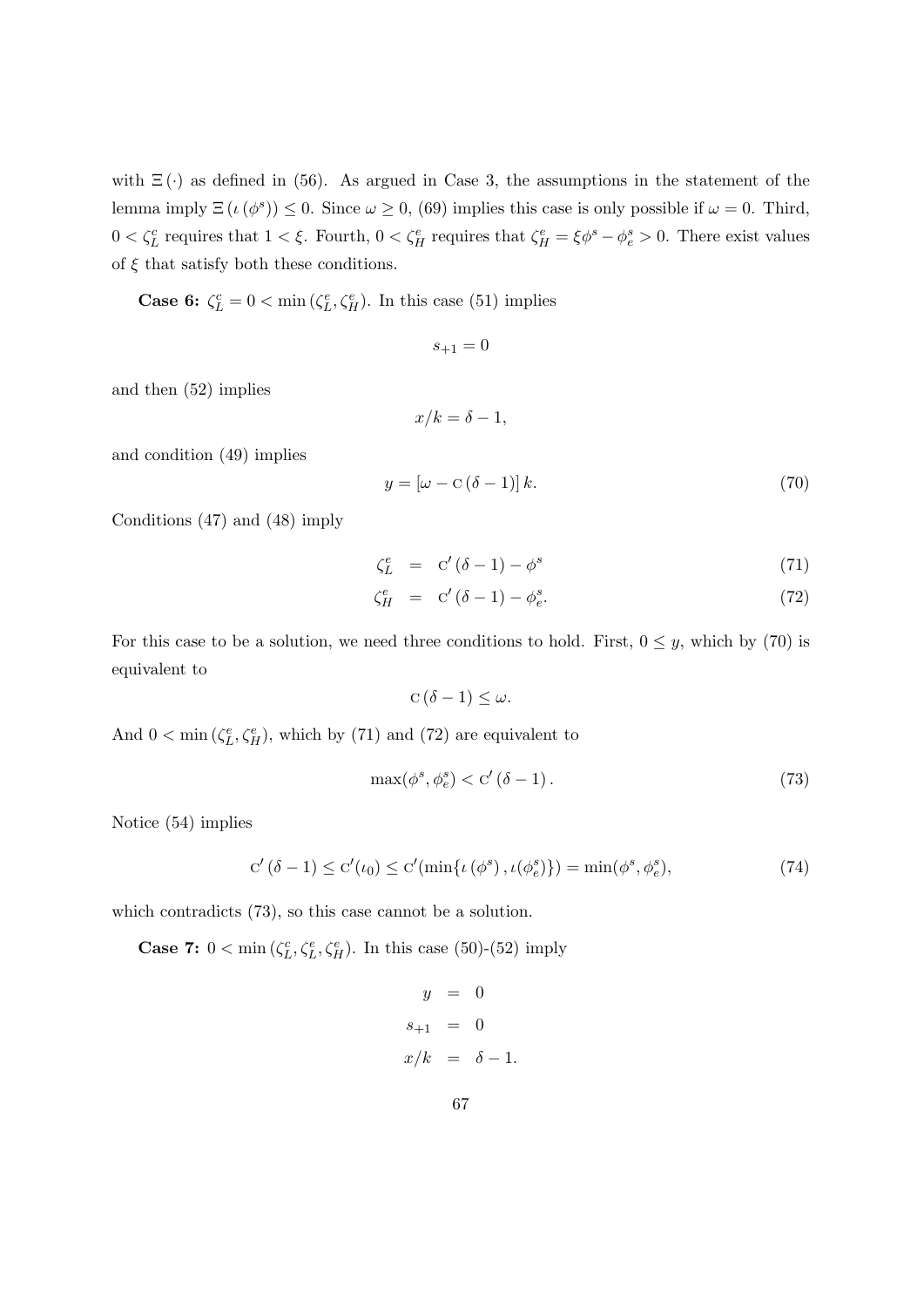with $\Xi(\cdot)$ as defined in (56). As argued in Case 3, the assumptions in the statement of the lemma imply $\Xi(\iota(\phi^s)) \leq 0$. Since $\omega \geq 0$, (69) implies this case is only possible if $\omega = 0$. Third, $0 < \zeta_L^c$ requires that $1 < \xi$. Fourth, $0 < \zeta_H^e$ requires that $\zeta_H^e = \xi\phi^s - \phi_e^s > 0$. There exist values of $\xi$ that satisfy both these conditions.

**Case 6:** $\zeta_L^c = 0 < \min(\zeta_L^e, \zeta_H^e)$. In this case (51) implies

$$s_{+1} = 0$$

and then (52) implies

$$x/k = \delta - 1,$$

and condition (49) implies

$$y = [\omega - \mathrm{C}(\delta - 1)]\, k. \tag{70}$$

Conditions (47) and (48) imply

$$\zeta_L^e = \mathrm{C}'(\delta - 1) - \phi^s \tag{71}$$

$$\zeta_H^e = \mathrm{C}'(\delta - 1) - \phi_e^s. \tag{72}$$

For this case to be a solution, we need three conditions to hold. First, $0 \leq y$, which by (70) is equivalent to

$$\mathrm{C}(\delta - 1) \leq \omega.$$

And $0 < \min(\zeta_L^e, \zeta_H^e)$, which by (71) and (72) are equivalent to

$$\max(\phi^s, \phi_e^s) < \mathrm{C}'(\delta - 1). \tag{73}$$

Notice (54) implies

$$\mathrm{C}'(\delta - 1) \leq \mathrm{C}'(\iota_0) \leq \mathrm{C}'(\min\{\iota(\phi^s), \iota(\phi_e^s)\}) = \min(\phi^s, \phi_e^s), \tag{74}$$

which contradicts (73), so this case cannot be a solution.

**Case 7:** $0 < \min(\zeta_L^c, \zeta_L^e, \zeta_H^e)$. In this case (50)-(52) imply

$$y = 0$$

$$s_{+1} = 0$$

$$x/k = \delta - 1.$$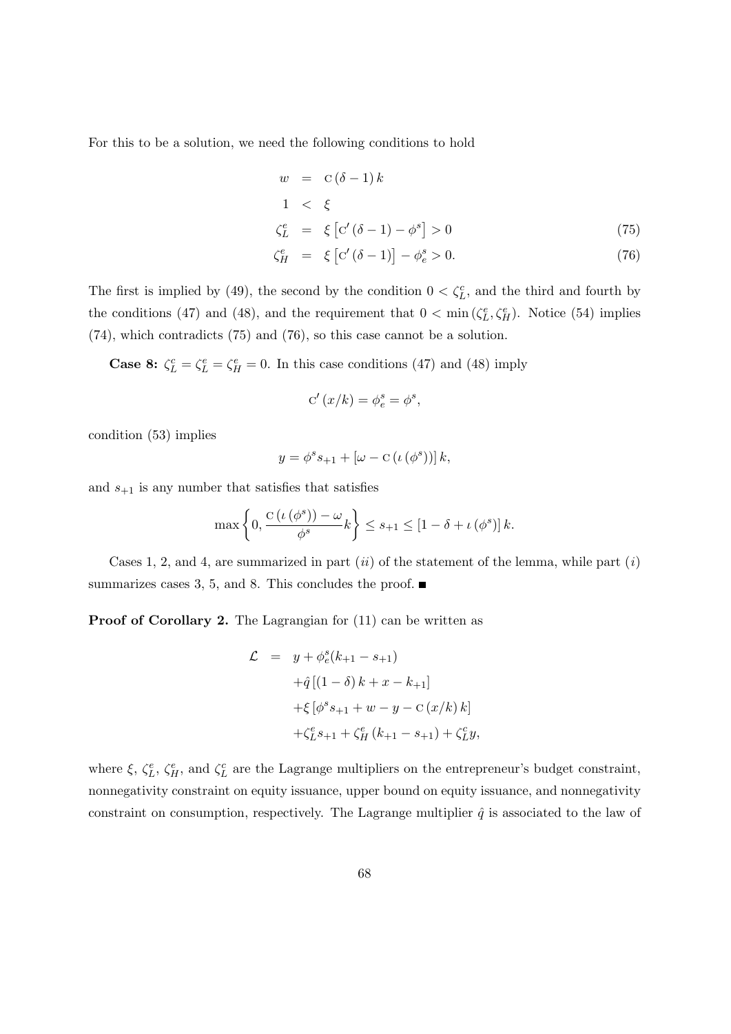For this to be a solution, we need the following conditions to hold

$$
\begin{aligned}
w &= \text{C}(\delta - 1)k \\
1 &< \xi \\
\zeta_L^e &= \xi\left[\text{C}'(\delta - 1) - \phi^s\right] > 0 \quad (75) \\
\zeta_H^e &= \xi\left[\text{C}'(\delta - 1)\right] - \phi_e^s > 0. \quad (76)
\end{aligned}
$$

The first is implied by (49), the second by the condition $0 < \zeta_L^c$, and the third and fourth by the conditions (47) and (48), and the requirement that $0 < \min(\zeta_L^e, \zeta_H^e)$. Notice (54) implies (74), which contradicts (75) and (76), so this case cannot be a solution.

**Case 8:** $\zeta_L^c = \zeta_L^e = \zeta_H^e = 0$. In this case conditions (47) and (48) imply

$$\text{C}'(x/k) = \phi_e^s = \phi^s,$$

condition (53) implies

$$y = \phi^s s_{+1} + [\omega - \text{C}(\iota(\phi^s))]k,$$

and $s_{+1}$ is any number that satisfies that satisfies

$$\max\left\{0, \frac{\text{C}(\iota(\phi^s)) - \omega}{\phi^s}k\right\} \leq s_{+1} \leq [1 - \delta + \iota(\phi^s)]k.$$

Cases 1, 2, and 4, are summarized in part $(ii)$ of the statement of the lemma, while part $(i)$ summarizes cases 3, 5, and 8. This concludes the proof. ■

**Proof of Corollary 2.** The Lagrangian for (11) can be written as

$$
\begin{aligned}
\mathcal{L} &= y + \phi_e^s(k_{+1} - s_{+1}) \\
&\quad + \hat{q}\left[(1 - \delta)k + x - k_{+1}\right] \\
&\quad + \xi\left[\phi^s s_{+1} + w - y - \text{C}(x/k)k\right] \\
&\quad + \zeta_L^e s_{+1} + \zeta_H^e(k_{+1} - s_{+1}) + \zeta_L^c y,
\end{aligned}
$$

where $\xi$, $\zeta_L^e$, $\zeta_H^e$, and $\zeta_L^c$ are the Lagrange multipliers on the entrepreneur's budget constraint, nonnegativity constraint on equity issuance, upper bound on equity issuance, and nonnegativity constraint on consumption, respectively. The Lagrange multiplier $\hat{q}$ is associated to the law of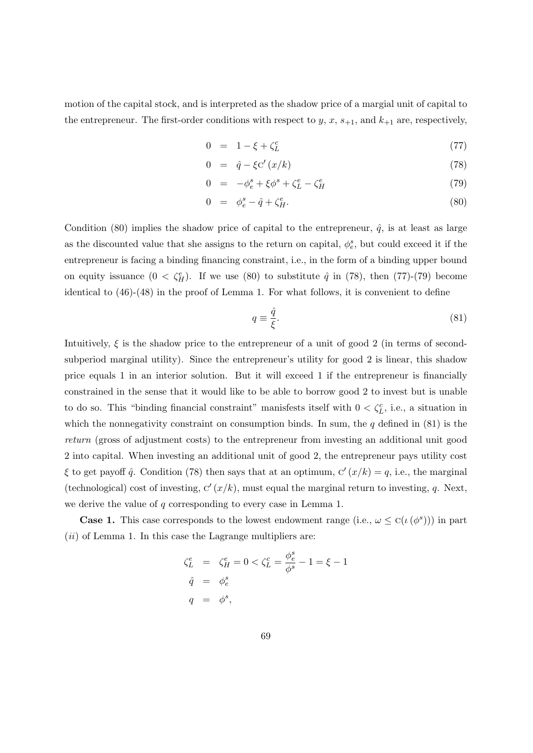motion of the capital stock, and is interpreted as the shadow price of a margial unit of capital to the entrepreneur. The first-order conditions with respect to $y$, $x$, $s_{+1}$, and $k_{+1}$ are, respectively,

$$0 = 1 - \xi + \zeta_L^c \tag{77}$$

$$0 = \hat{q} - \xi \mathrm{C}'(x/k) \tag{78}$$

$$0 = -\phi_e^s + \xi \phi^s + \zeta_L^e - \zeta_H^e \tag{79}$$

$$0 = \phi_e^s - \hat{q} + \zeta_H^e. \tag{80}$$

Condition (80) implies the shadow price of capital to the entrepreneur, $\hat{q}$, is at least as large as the discounted value that she assigns to the return on capital, $\phi_e^s$, but could exceed it if the entrepreneur is facing a binding financing constraint, i.e., in the form of a binding upper bound on equity issuance ($0 < \zeta_H^e$). If we use (80) to substitute $\hat{q}$ in (78), then (77)-(79) become identical to (46)-(48) in the proof of Lemma 1. For what follows, it is convenient to define

$$q \equiv \frac{\hat{q}}{\xi}. \tag{81}$$

Intuitively, $\xi$ is the shadow price to the entrepreneur of a unit of good 2 (in terms of second-subperiod marginal utility). Since the entrepreneur's utility for good 2 is linear, this shadow price equals 1 in an interior solution. But it will exceed 1 if the entrepreneur is financially constrained in the sense that it would like to be able to borrow good 2 to invest but is unable to do so. This "binding financial constraint" manifests itself with $0 < \zeta_L^c$, i.e., a situation in which the nonnegativity constraint on consumption binds. In sum, the $q$ defined in (81) is the *return* (gross of adjustment costs) to the entrepreneur from investing an additional unit good 2 into capital. When investing an additional unit of good 2, the entrepreneur pays utility cost $\xi$ to get payoff $\hat{q}$. Condition (78) then says that at an optimum, $\mathrm{C}'(x/k) = q$, i.e., the marginal (technological) cost of investing, $\mathrm{C}'(x/k)$, must equal the marginal return to investing, $q$. Next, we derive the value of $q$ corresponding to every case in Lemma 1.

**Case 1.** This case corresponds to the lowest endowment range (i.e., $\omega \le \mathrm{C}(\iota(\phi^s))$) in part (*ii*) of Lemma 1. In this case the Lagrange multipliers are:

$$\zeta_L^e = \zeta_H^e = 0 < \zeta_L^c = \frac{\phi_e^s}{\phi^s} - 1 = \xi - 1$$

$$\hat{q} = \phi_e^s$$

$$q = \phi^s,$$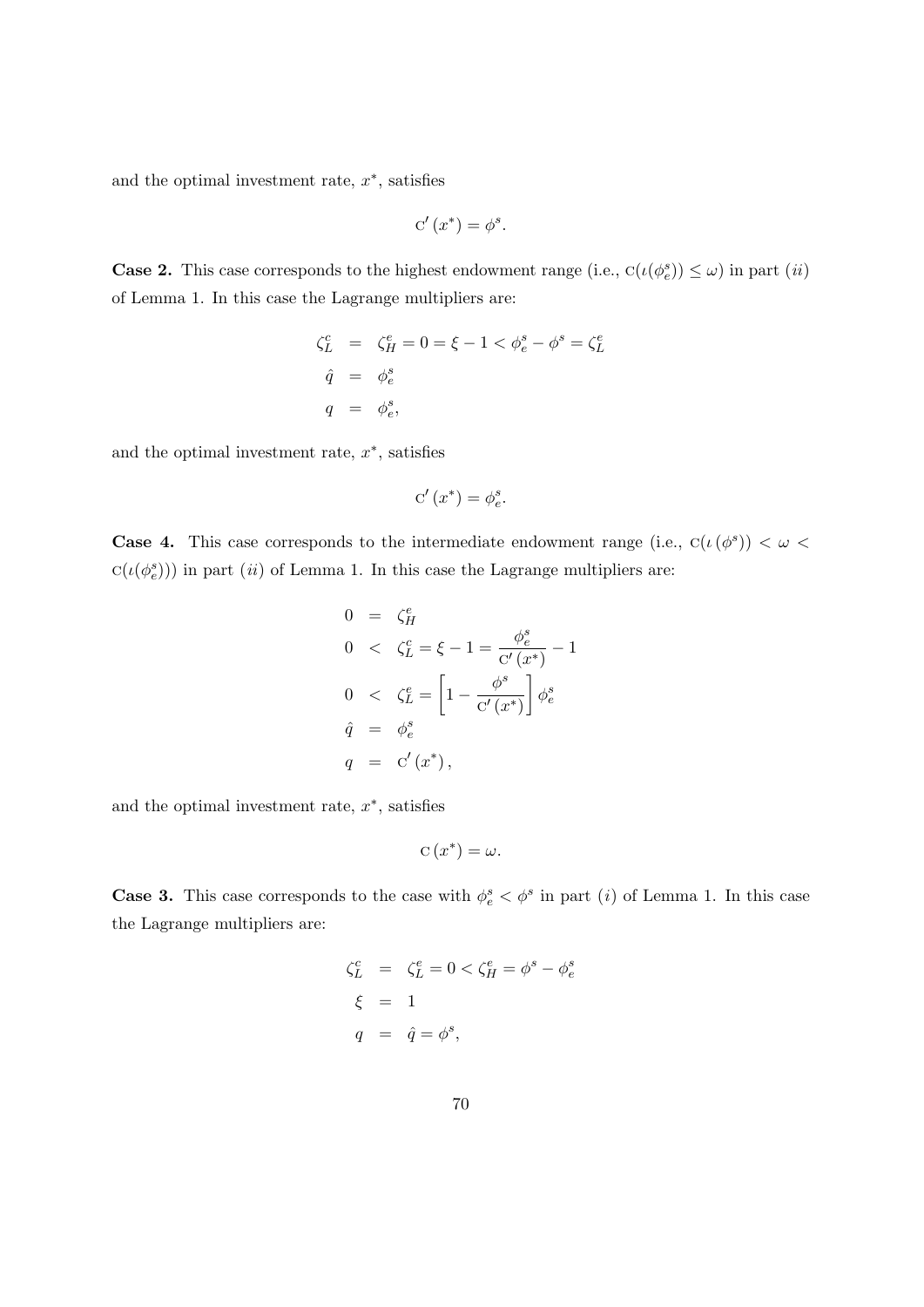and the optimal investment rate, $x^*$, satisfies

$$\mathrm{C}'(x^*) = \phi^s.$$

**Case 2.** This case corresponds to the highest endowment range (i.e., $\mathrm{C}(\iota(\phi_e^s)) \leq \omega$) in part $(ii)$ of Lemma 1. In this case the Lagrange multipliers are:

$$\begin{aligned}
\zeta_L^c &= \zeta_H^e = 0 = \xi - 1 < \phi_e^s - \phi^s = \zeta_L^e \\
\hat{q} &= \phi_e^s \\
q &= \phi_e^s,
\end{aligned}$$

and the optimal investment rate, $x^*$, satisfies

$$\mathrm{C}'(x^*) = \phi_e^s.$$

**Case 4.** This case corresponds to the intermediate endowment range (i.e., $\mathrm{C}(\iota(\phi^s)) < \omega < \mathrm{C}(\iota(\phi_e^s)))$ in part $(ii)$ of Lemma 1. In this case the Lagrange multipliers are:

$$\begin{aligned}
0 &= \zeta_H^e \\
0 &< \zeta_L^c = \xi - 1 = \frac{\phi_e^s}{\mathrm{C}'(x^*)} - 1 \\
0 &< \zeta_L^e = \left[1 - \frac{\phi^s}{\mathrm{C}'(x^*)}\right]\phi_e^s \\
\hat{q} &= \phi_e^s \\
q &= \mathrm{C}'(x^*),
\end{aligned}$$

and the optimal investment rate, $x^*$, satisfies

$$\mathrm{C}(x^*) = \omega.$$

**Case 3.** This case corresponds to the case with $\phi_e^s < \phi^s$ in part $(i)$ of Lemma 1. In this case the Lagrange multipliers are:

$$\begin{aligned}
\zeta_L^c &= \zeta_L^e = 0 < \zeta_H^e = \phi^s - \phi_e^s \\
\xi &= 1 \\
q &= \hat{q} = \phi^s,
\end{aligned}$$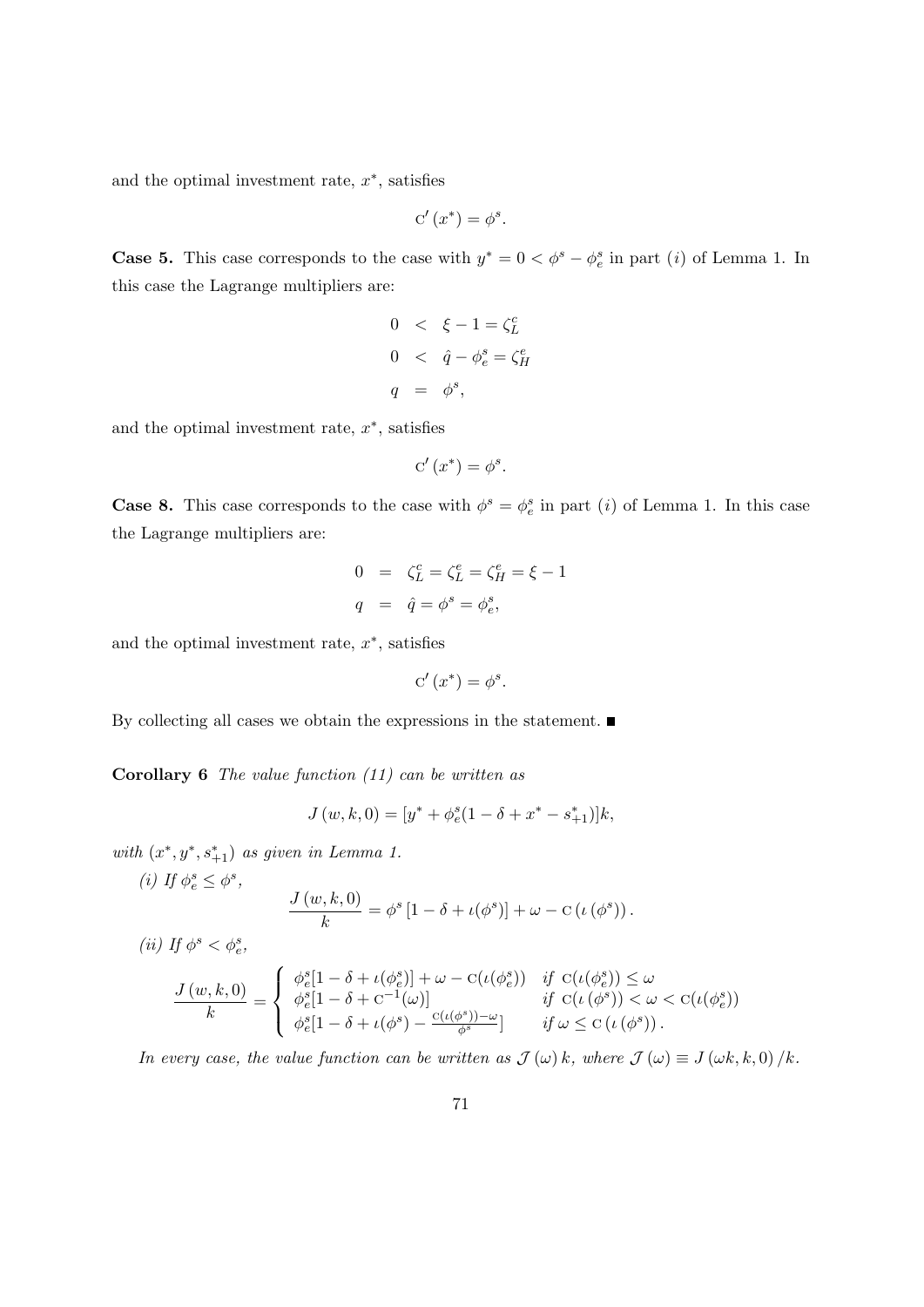and the optimal investment rate, $x^*$, satisfies

$$\text{C}'(x^*) = \phi^s.$$

**Case 5.** This case corresponds to the case with $y^* = 0 < \phi^s - \phi_e^s$ in part $(i)$ of Lemma 1. In this case the Lagrange multipliers are:

$$\begin{aligned}
0 &< \xi - 1 = \zeta_L^c \\
0 &< \hat{q} - \phi_e^s = \zeta_H^e \\
q &= \phi^s,
\end{aligned}$$

and the optimal investment rate, $x^*$, satisfies

$$\text{C}'(x^*) = \phi^s.$$

**Case 8.** This case corresponds to the case with $\phi^s = \phi_e^s$ in part $(i)$ of Lemma 1. In this case the Lagrange multipliers are:

$$\begin{aligned}
0 &= \zeta_L^c = \zeta_L^e = \zeta_H^e = \xi - 1 \\
q &= \hat{q} = \phi^s = \phi_e^s,
\end{aligned}$$

and the optimal investment rate, $x^*$, satisfies

$$\text{C}'(x^*) = \phi^s.$$

By collecting all cases we obtain the expressions in the statement. ■

**Corollary 6** *The value function (11) can be written as*

$$J(w, k, 0) = [y^* + \phi_e^s(1 - \delta + x^* - s_{+1}^*)]k,$$

*with* $(x^*, y^*, s_{+1}^*)$ *as given in Lemma 1.*

*(i) If* $\phi_e^s \leq \phi^s$,

$$\frac{J(w, k, 0)}{k} = \phi^s [1 - \delta + \iota(\phi^s)] + \omega - \text{C}(\iota(\phi^s)).$$

*(ii) If* $\phi^s < \phi_e^s$,

$$\frac{J(w, k, 0)}{k} = \begin{cases} \phi_e^s[1 - \delta + \iota(\phi_e^s)] + \omega - \text{C}(\iota(\phi_e^s)) & \text{if } \text{C}(\iota(\phi_e^s)) \leq \omega \\ \phi_e^s[1 - \delta + \text{C}^{-1}(\omega)] & \text{if } \text{C}(\iota(\phi^s)) < \omega < \text{C}(\iota(\phi_e^s)) \\ \phi_e^s[1 - \delta + \iota(\phi^s) - \frac{\text{C}(\iota(\phi^s)) - \omega}{\phi^s}] & \text{if } \omega \leq \text{C}(\iota(\phi^s)). \end{cases}$$

*In every case, the value function can be written as* $\mathcal{J}(\omega) k$, *where* $\mathcal{J}(\omega) \equiv J(\omega k, k, 0)/k$.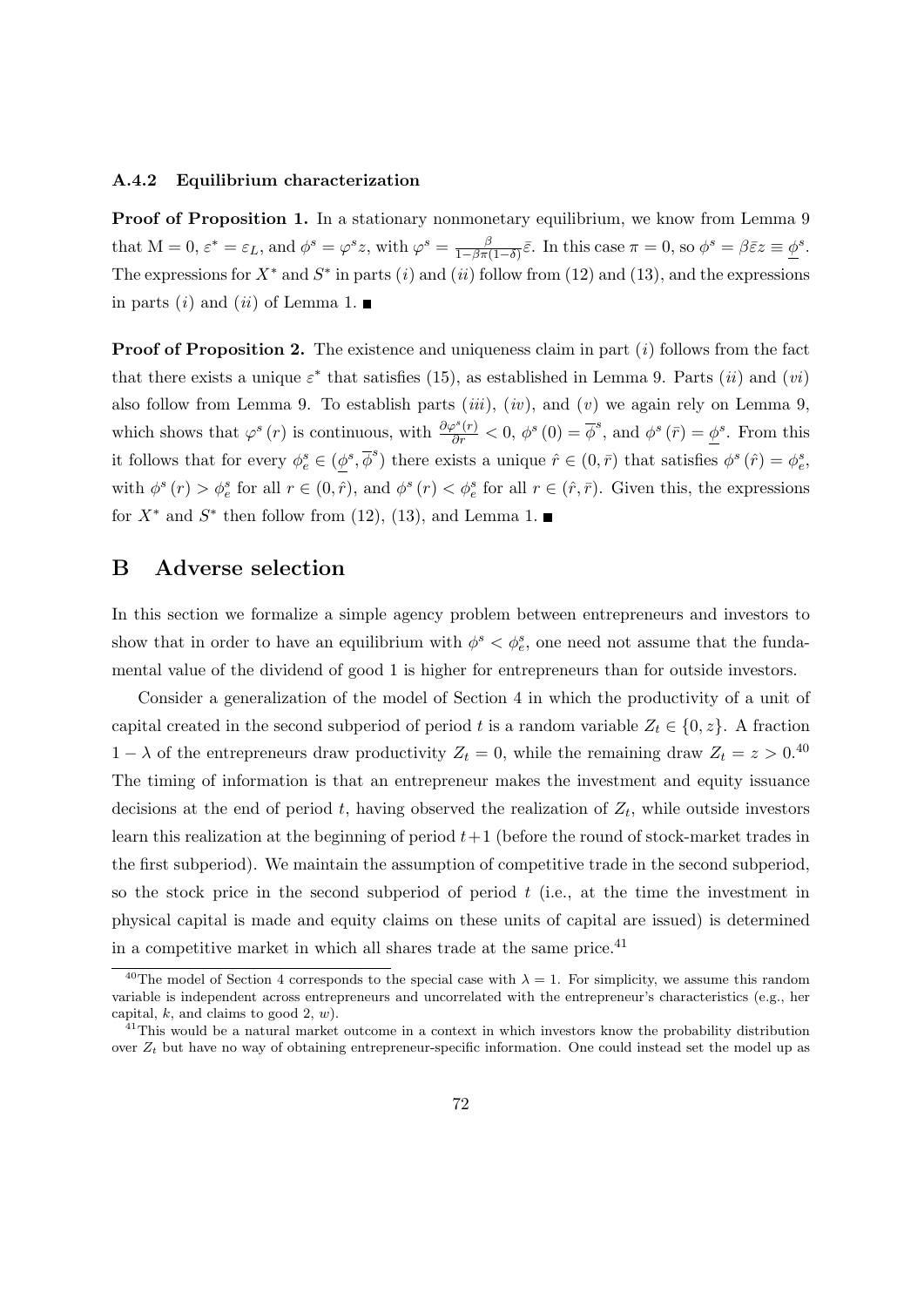#### A.4.2 Equilibrium characterization

**Proof of Proposition 1.** In a stationary nonmonetary equilibrium, we know from Lemma 9 that $\mathrm{M} = 0$, $\varepsilon^* = \varepsilon_L$, and $\phi^s = \varphi^s z$, with $\varphi^s = \frac{\beta}{1-\beta\pi(1-\delta)}\bar{\varepsilon}$. In this case $\pi = 0$, so $\phi^s = \beta\bar{\varepsilon}z \equiv \underline{\phi}^s$. The expressions for $X^*$ and $S^*$ in parts $(i)$ and $(ii)$ follow from (12) and (13), and the expressions in parts $(i)$ and $(ii)$ of Lemma 1. ■

**Proof of Proposition 2.** The existence and uniqueness claim in part $(i)$ follows from the fact that there exists a unique $\varepsilon^*$ that satisfies (15), as established in Lemma 9. Parts $(ii)$ and $(vi)$ also follow from Lemma 9. To establish parts $(iii)$, $(iv)$, and $(v)$ we again rely on Lemma 9, which shows that $\varphi^s(r)$ is continuous, with $\frac{\partial \varphi^s(r)}{\partial r} < 0$, $\phi^s(0) = \overline{\phi}^s$, and $\phi^s(\bar{r}) = \underline{\phi}^s$. From this it follows that for every $\phi^s_e \in (\underline{\phi}^s, \overline{\phi}^s)$ there exists a unique $\hat{r} \in (0, \bar{r})$ that satisfies $\phi^s(\hat{r}) = \phi^s_e$, with $\phi^s(r) > \phi^s_e$ for all $r \in (0, \hat{r})$, and $\phi^s(r) < \phi^s_e$ for all $r \in (\hat{r}, \bar{r})$. Given this, the expressions for $X^*$ and $S^*$ then follow from (12), (13), and Lemma 1. ■

# B Adverse selection

In this section we formalize a simple agency problem between entrepreneurs and investors to show that in order to have an equilibrium with $\phi^s < \phi^s_e$, one need not assume that the fundamental value of the dividend of good 1 is higher for entrepreneurs than for outside investors.

Consider a generalization of the model of Section 4 in which the productivity of a unit of capital created in the second subperiod of period $t$ is a random variable $Z_t \in \{0, z\}$. A fraction $1 - \lambda$ of the entrepreneurs draw productivity $Z_t = 0$, while the remaining draw $Z_t = z > 0$.[40] The timing of information is that an entrepreneur makes the investment and equity issuance decisions at the end of period $t$, having observed the realization of $Z_t$, while outside investors learn this realization at the beginning of period $t+1$ (before the round of stock-market trades in the first subperiod). We maintain the assumption of competitive trade in the second subperiod, so the stock price in the second subperiod of period $t$ (i.e., at the time the investment in physical capital is made and equity claims on these units of capital are issued) is determined in a competitive market in which all shares trade at the same price.[41]

[40] The model of Section 4 corresponds to the special case with $\lambda = 1$. For simplicity, we assume this random variable is independent across entrepreneurs and uncorrelated with the entrepreneur's characteristics (e.g., her capital, $k$, and claims to good 2, $w$).

[41] This would be a natural market outcome in a context in which investors know the probability distribution over $Z_t$ but have no way of obtaining entrepreneur-specific information. One could instead set the model up as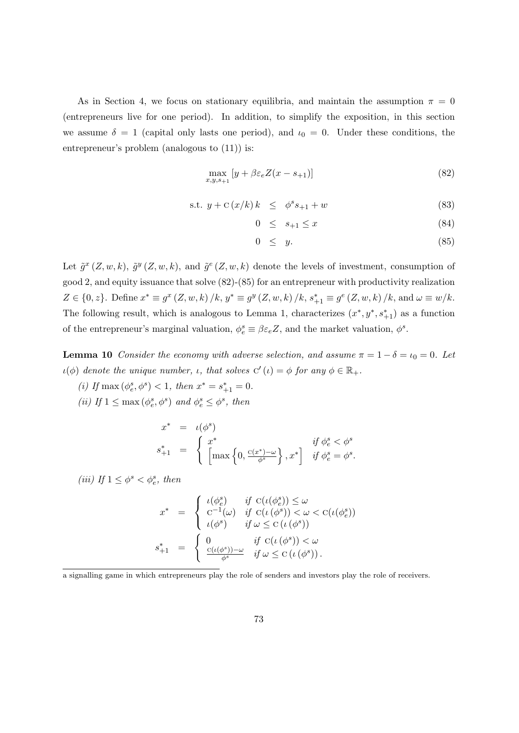As in Section 4, we focus on stationary equilibria, and maintain the assumption $\pi = 0$ (entrepreneurs live for one period). In addition, to simplify the exposition, in this section we assume $\delta = 1$ (capital only lasts one period), and $\iota_0 = 0$. Under these conditions, the entrepreneur's problem (analogous to (11)) is:

$$\max_{x,y,s_{+1}} [y + \beta\varepsilon_e Z(x - s_{+1})] \tag{82}$$

$$\text{s.t. } y + \text{C}(x/k)\, k \leq \phi^s s_{+1} + w \tag{83}$$

$$0 \leq s_{+1} \leq x \tag{84}$$

$$0 \leq y. \tag{85}$$

Let $\tilde{g}^x(Z, w, k)$, $\tilde{g}^y(Z, w, k)$, and $\tilde{g}^e(Z, w, k)$ denote the levels of investment, consumption of good 2, and equity issuance that solve (82)-(85) for an entrepreneur with productivity realization $Z \in \{0, z\}$. Define $x^* \equiv g^x(Z, w, k)/k$, $y^* \equiv g^y(Z, w, k)/k$, $s^*_{+1} \equiv g^e(Z, w, k)/k$, and $\omega \equiv w/k$. The following result, which is analogous to Lemma 1, characterizes $(x^*, y^*, s^*_{+1})$ as a function of the entrepreneur's marginal valuation, $\phi^s_e \equiv \beta\varepsilon_e Z$, and the market valuation, $\phi^s$.

**Lemma 10** *Consider the economy with adverse selection, and assume $\pi = 1 - \delta = \iota_0 = 0$. Let $\iota(\phi)$ denote the unique number, $\iota$, that solves $\text{C}'(\iota) = \phi$ for any $\phi \in \mathbb{R}_+$.*

*(i) If $\max(\phi^s_e, \phi^s) < 1$, then $x^* = s^*_{+1} = 0$.*

*(ii) If $1 \leq \max(\phi^s_e, \phi^s)$ and $\phi^s_e \leq \phi^s$, then*

$$x^* = \iota(\phi^s)$$

$$s^*_{+1} = \begin{cases} x^* & \text{if } \phi^s_e < \phi^s \\ \left[\max\left\{0, \frac{\text{C}(x^*) - \omega}{\phi^s}\right\}, x^*\right] & \text{if } \phi^s_e = \phi^s. \end{cases}$$

*(iii) If $1 \leq \phi^s < \phi^s_e$, then*

$$x^* = \begin{cases} \iota(\phi^s_e) & \text{if } \text{C}(\iota(\phi^s_e)) \leq \omega \\ \text{C}^{-1}(\omega) & \text{if } \text{C}(\iota(\phi^s)) < \omega < \text{C}(\iota(\phi^s_e)) \\ \iota(\phi^s) & \text{if } \omega \leq \text{C}(\iota(\phi^s)) \end{cases}$$

$$s^*_{+1} = \begin{cases} 0 & \text{if } \text{C}(\iota(\phi^s)) < \omega \\ \frac{\text{C}(\iota(\phi^s)) - \omega}{\phi^s} & \text{if } \omega \leq \text{C}(\iota(\phi^s)). \end{cases}$$

---

a signalling game in which entrepreneurs play the role of senders and investors play the role of receivers.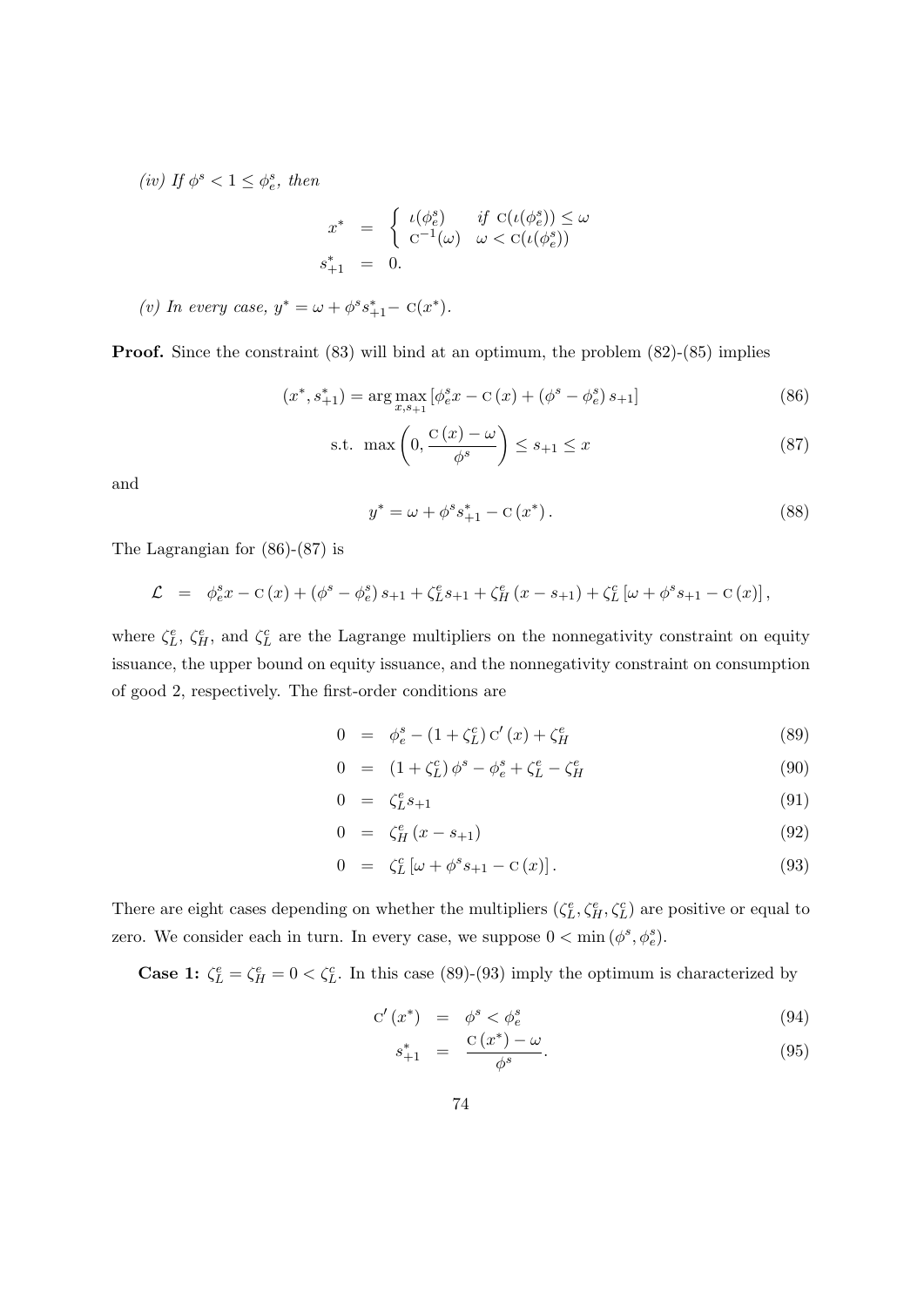*(iv) If $\phi^s < 1 \leq \phi^s_e$, then*

$$
\begin{aligned}
x^* &= \begin{cases} \iota(\phi^s_e) & \text{if } \mathrm{C}(\iota(\phi^s_e)) \leq \omega \\ \mathrm{C}^{-1}(\omega) & \omega < \mathrm{C}(\iota(\phi^s_e)) \end{cases} \\
s^*_{+1} &= 0.
\end{aligned}
$$

*(v) In every case, $y^* = \omega + \phi^s s^*_{+1} - \mathrm{C}(x^*)$.*

**Proof.** Since the constraint (83) will bind at an optimum, the problem (82)-(85) implies

$$
(x^*, s^*_{+1}) = \arg\max_{x, s_{+1}} \left[\phi^s_e x - \mathrm{C}(x) + (\phi^s - \phi^s_e) s_{+1}\right] \tag{86}
$$

$$
\text{s.t. } \max\left(0, \frac{\mathrm{C}(x) - \omega}{\phi^s}\right) \leq s_{+1} \leq x \tag{87}
$$

and

$$
y^* = \omega + \phi^s s^*_{+1} - \mathrm{C}(x^*). \tag{88}
$$

The Lagrangian for (86)-(87) is

$$
\mathcal{L} = \phi^s_e x - \mathrm{C}(x) + (\phi^s - \phi^s_e) s_{+1} + \zeta^e_L s_{+1} + \zeta^e_H (x - s_{+1}) + \zeta^c_L \left[\omega + \phi^s s_{+1} - \mathrm{C}(x)\right],
$$

where $\zeta^e_L$, $\zeta^e_H$, and $\zeta^c_L$ are the Lagrange multipliers on the nonnegativity constraint on equity issuance, the upper bound on equity issuance, and the nonnegativity constraint on consumption of good 2, respectively. The first-order conditions are

$$
0 = \phi^s_e - (1 + \zeta^c_L) \mathrm{C}'(x) + \zeta^e_H \tag{89}
$$

$$
0 = (1 + \zeta^c_L) \phi^s - \phi^s_e + \zeta^e_L - \zeta^e_H \tag{90}
$$

$$
0 = \zeta^e_L s_{+1} \tag{91}
$$

$$
0 = \zeta^e_H (x - s_{+1}) \tag{92}
$$

$$
0 = \zeta^c_L \left[\omega + \phi^s s_{+1} - \mathrm{C}(x)\right]. \tag{93}
$$

There are eight cases depending on whether the multipliers $(\zeta^e_L, \zeta^e_H, \zeta^c_L)$ are positive or equal to zero. We consider each in turn. In every case, we suppose $0 < \min(\phi^s, \phi^s_e)$.

**Case 1:** $\zeta^e_L = \zeta^e_H = 0 < \zeta^c_L$. In this case (89)-(93) imply the optimum is characterized by

$$
\mathrm{C}'(x^*) = \phi^s < \phi^s_e \tag{94}
$$

$$
s^*_{+1} = \frac{\mathrm{C}(x^*) - \omega}{\phi^s}. \tag{95}
$$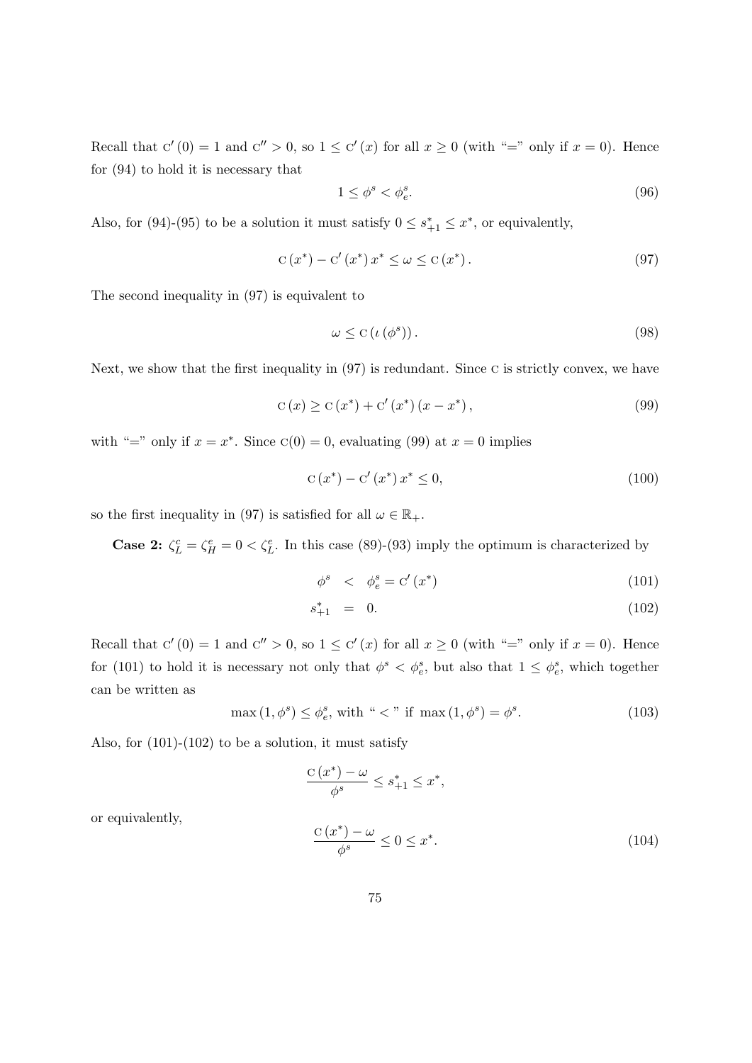Recall that $\text{C}'(0) = 1$ and $\text{C}'' > 0$, so $1 \leq \text{C}'(x)$ for all $x \geq 0$ (with "=" only if $x = 0$). Hence for (94) to hold it is necessary that

$$1 \leq \phi^s < \phi_e^s. \tag{96}$$

Also, for (94)-(95) to be a solution it must satisfy $0 \leq s_{+1}^* \leq x^*$, or equivalently,

$$\text{C}(x^*) - \text{C}'(x^*)\, x^* \leq \omega \leq \text{C}(x^*)\,. \tag{97}$$

The second inequality in (97) is equivalent to

$$\omega \leq \text{C}(\iota(\phi^s))\,. \tag{98}$$

Next, we show that the first inequality in (97) is redundant. Since C is strictly convex, we have

$$\text{C}(x) \geq \text{C}(x^*) + \text{C}'(x^*)(x - x^*)\,, \tag{99}$$

with "=" only if $x = x^*$. Since $\text{C}(0) = 0$, evaluating (99) at $x = 0$ implies

$$\text{C}(x^*) - \text{C}'(x^*)\, x^* \leq 0, \tag{100}$$

so the first inequality in (97) is satisfied for all $\omega \in \mathbb{R}_+$.

**Case 2:** $\zeta_L^c = \zeta_H^e = 0 < \zeta_L^e$. In this case (89)-(93) imply the optimum is characterized by

$$\phi^s < \phi_e^s = \text{C}'(x^*) \tag{101}$$

$$s_{+1}^* = 0. \tag{102}$$

Recall that $\text{C}'(0) = 1$ and $\text{C}'' > 0$, so $1 \leq \text{C}'(x)$ for all $x \geq 0$ (with "=" only if $x = 0$). Hence for (101) to hold it is necessary not only that $\phi^s < \phi_e^s$, but also that $1 \leq \phi_e^s$, which together can be written as

$$\max(1, \phi^s) \leq \phi_e^s, \text{ with " < " if } \max(1, \phi^s) = \phi^s. \tag{103}$$

Also, for (101)-(102) to be a solution, it must satisfy

$$\frac{\text{C}(x^*) - \omega}{\phi^s} \leq s_{+1}^* \leq x^*,$$

or equivalently,

$$\frac{\text{C}(x^*) - \omega}{\phi^s} \leq 0 \leq x^*. \tag{104}$$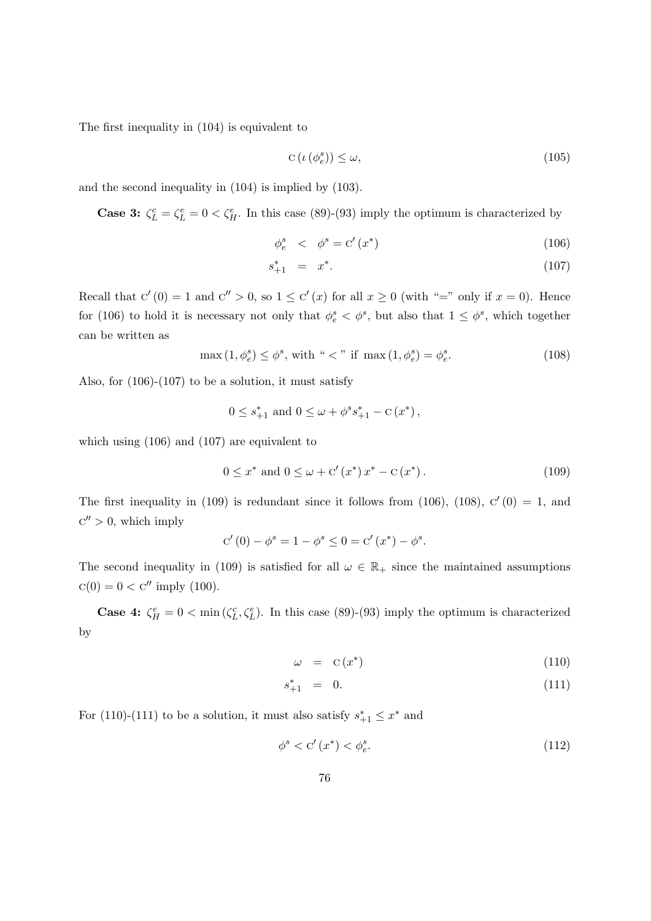The first inequality in (104) is equivalent to

$$\text{C}\left(\iota\left(\phi_e^s\right)\right) \leq \omega, \tag{105}$$

and the second inequality in (104) is implied by (103).

**Case 3:** $\zeta_L^c = \zeta_L^e = 0 < \zeta_H^e$. In this case (89)-(93) imply the optimum is characterized by

$$\phi_e^s < \phi^s = \text{C}'\left(x^*\right) \tag{106}$$

$$s_{+1}^* = x^*. \tag{107}$$

Recall that $\text{C}'(0) = 1$ and $\text{C}'' > 0$, so $1 \leq \text{C}'(x)$ for all $x \geq 0$ (with "=" only if $x = 0$). Hence for (106) to hold it is necessary not only that $\phi_e^s < \phi^s$, but also that $1 \leq \phi^s$, which together can be written as

$$\max\left(1, \phi_e^s\right) \leq \phi^s, \text{ with " < " if } \max\left(1, \phi_e^s\right) = \phi_e^s. \tag{108}$$

Also, for (106)-(107) to be a solution, it must satisfy

$$0 \leq s_{+1}^* \text{ and } 0 \leq \omega + \phi^s s_{+1}^* - \text{C}\left(x^*\right),$$

which using (106) and (107) are equivalent to

$$0 \leq x^* \text{ and } 0 \leq \omega + \text{C}'\left(x^*\right)x^* - \text{C}\left(x^*\right). \tag{109}$$

The first inequality in (109) is redundant since it follows from (106), (108), $\text{C}'(0) = 1$, and $\text{C}'' > 0$, which imply

$$\text{C}'(0) - \phi^s = 1 - \phi^s \leq 0 = \text{C}'\left(x^*\right) - \phi^s.$$

The second inequality in (109) is satisfied for all $\omega \in \mathbb{R}_+$ since the maintained assumptions $\text{C}(0) = 0 < \text{C}''$ imply (100).

**Case 4:** $\zeta_H^e = 0 < \min\left(\zeta_L^c, \zeta_L^e\right)$. In this case (89)-(93) imply the optimum is characterized by

$$\omega = \text{C}\left(x^*\right) \tag{110}$$

$$s_{+1}^* = 0. \tag{111}$$

For (110)-(111) to be a solution, it must also satisfy $s_{+1}^* \leq x^*$ and

$$\phi^s < \text{C}'\left(x^*\right) < \phi_e^s. \tag{112}$$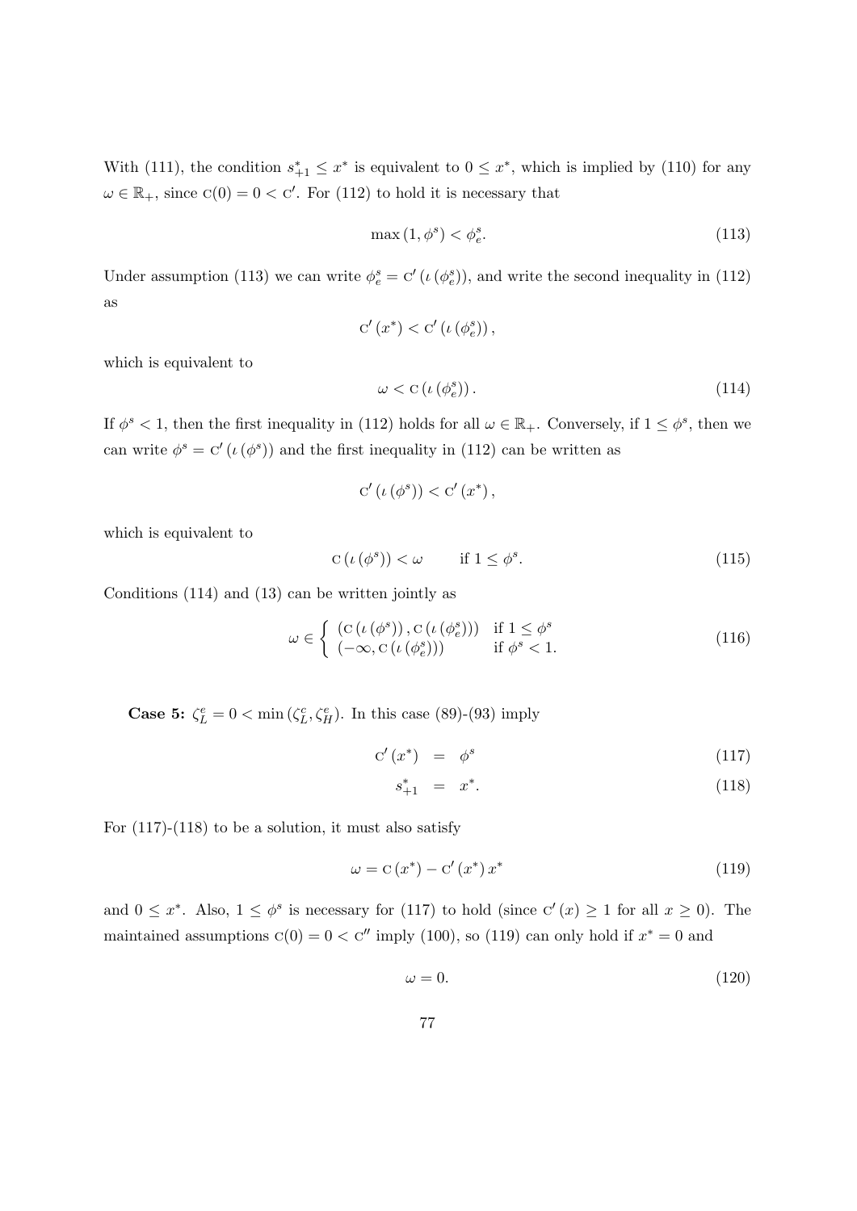With (111), the condition $s^*_{+1} \leq x^*$ is equivalent to $0 \leq x^*$, which is implied by (110) for any $\omega \in \mathbb{R}_+$, since $\mathrm{C}(0) = 0 < \mathrm{C}'$. For (112) to hold it is necessary that

$$\max(1, \phi^s) < \phi^s_e. \tag{113}$$

Under assumption (113) we can write $\phi^s_e = \mathrm{C}'(\iota(\phi^s_e))$, and write the second inequality in (112) as

$$\mathrm{C}'(x^*) < \mathrm{C}'(\iota(\phi^s_e)),$$

which is equivalent to

$$\omega < \mathrm{C}(\iota(\phi^s_e)). \tag{114}$$

If $\phi^s < 1$, then the first inequality in (112) holds for all $\omega \in \mathbb{R}_+$. Conversely, if $1 \leq \phi^s$, then we can write $\phi^s = \mathrm{C}'(\iota(\phi^s))$ and the first inequality in (112) can be written as

$$\mathrm{C}'(\iota(\phi^s)) < \mathrm{C}'(x^*),$$

which is equivalent to

$$\mathrm{C}(\iota(\phi^s)) < \omega \qquad \text{if } 1 \leq \phi^s. \tag{115}$$

Conditions (114) and (13) can be written jointly as

$$\omega \in \begin{cases} (\mathrm{C}(\iota(\phi^s)), \mathrm{C}(\iota(\phi^s_e))) & \text{if } 1 \leq \phi^s \\ (-\infty, \mathrm{C}(\iota(\phi^s_e))) & \text{if } \phi^s < 1. \end{cases} \tag{116}$$

**Case 5:** $\zeta^e_L = 0 < \min(\zeta^c_L, \zeta^e_H)$. In this case (89)-(93) imply

$$\mathrm{C}'(x^*) = \phi^s \tag{117}$$

$$s^*_{+1} = x^*. \tag{118}$$

For (117)-(118) to be a solution, it must also satisfy

$$\omega = \mathrm{C}(x^*) - \mathrm{C}'(x^*)\, x^* \tag{119}$$

and $0 \leq x^*$. Also, $1 \leq \phi^s$ is necessary for (117) to hold (since $\mathrm{C}'(x) \geq 1$ for all $x \geq 0$). The maintained assumptions $\mathrm{C}(0) = 0 < \mathrm{C}''$ imply (100), so (119) can only hold if $x^* = 0$ and

$$\omega = 0. \tag{120}$$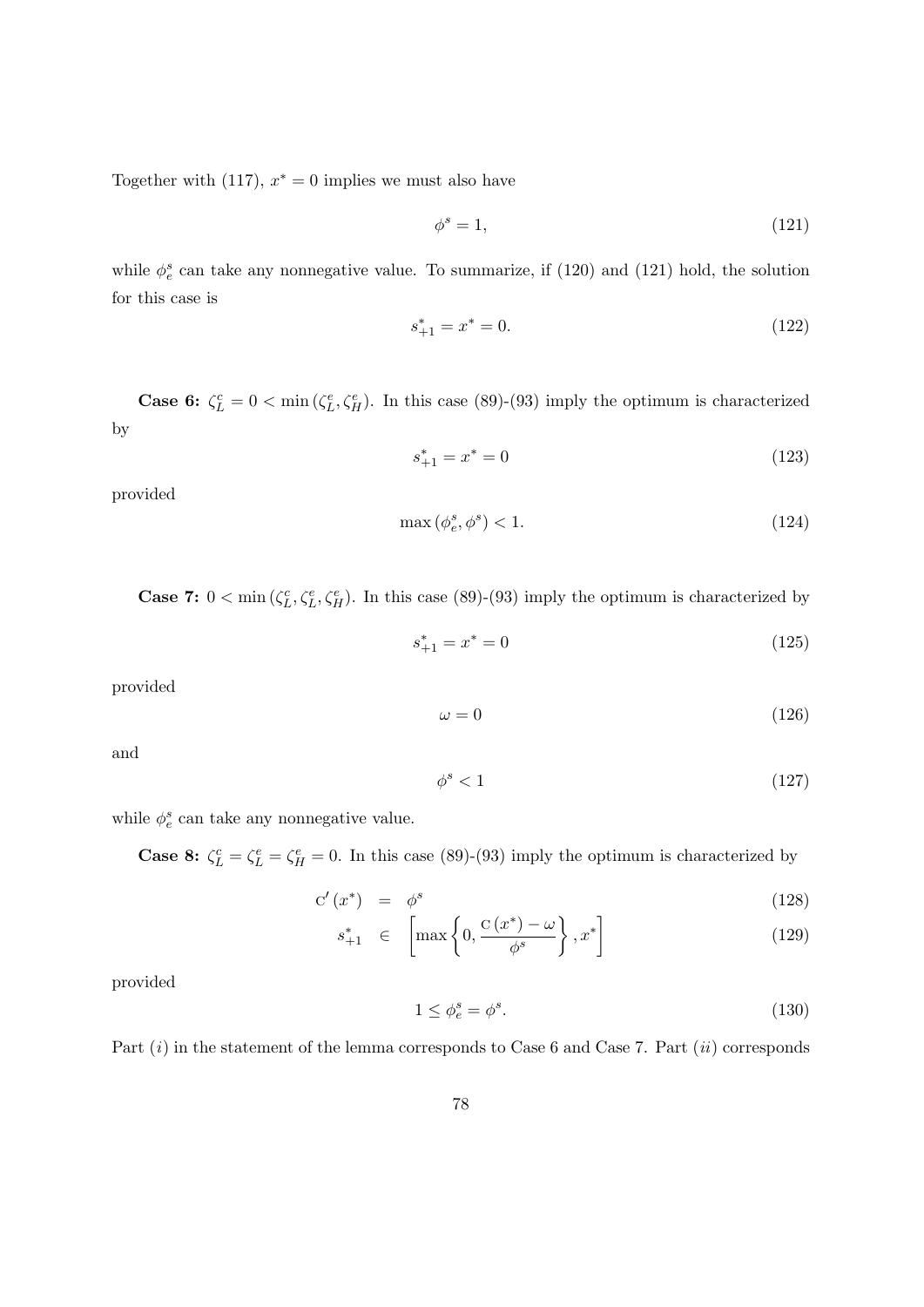Together with (117), $x^* = 0$ implies we must also have

$$\phi^s = 1, \tag{121}$$

while $\phi_e^s$ can take any nonnegative value. To summarize, if (120) and (121) hold, the solution for this case is

$$s_{+1}^* = x^* = 0. \tag{122}$$

**Case 6:** $\zeta_L^c = 0 < \min(\zeta_L^e, \zeta_H^e)$. In this case (89)-(93) imply the optimum is characterized by

$$s_{+1}^* = x^* = 0 \tag{123}$$

provided

$$\max(\phi_e^s, \phi^s) < 1. \tag{124}$$

**Case 7:** $0 < \min(\zeta_L^c, \zeta_L^e, \zeta_H^e)$. In this case (89)-(93) imply the optimum is characterized by

$$s_{+1}^* = x^* = 0 \tag{125}$$

provided

$$\omega = 0 \tag{126}$$

and

$$\phi^s < 1 \tag{127}$$

while $\phi_e^s$ can take any nonnegative value.

**Case 8:** $\zeta_L^c = \zeta_L^e = \zeta_H^e = 0$. In this case (89)-(93) imply the optimum is characterized by

$$\mathrm{C}'(x^*) = \phi^s \tag{128}$$

$$s_{+1}^* \in \left[\max\left\{0, \frac{\mathrm{C}(x^*) - \omega}{\phi^s}\right\}, x^*\right] \tag{129}$$

provided

$$1 \leq \phi_e^s = \phi^s. \tag{130}$$

Part $(i)$ in the statement of the lemma corresponds to Case 6 and Case 7. Part $(ii)$ corresponds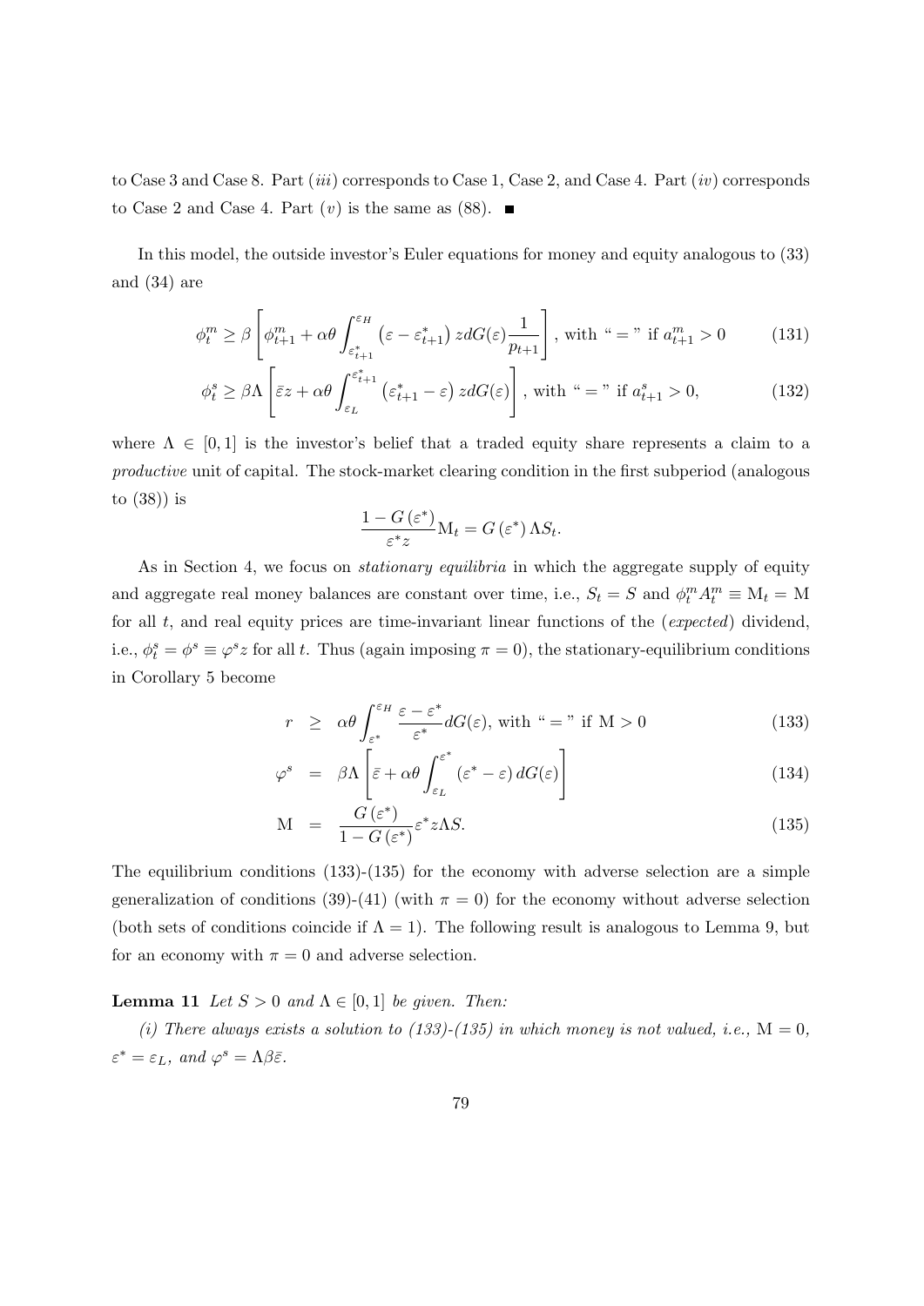to Case 3 and Case 8. Part (*iii*) corresponds to Case 1, Case 2, and Case 4. Part (*iv*) corresponds to Case 2 and Case 4. Part (*v*) is the same as (88). ■

In this model, the outside investor's Euler equations for money and equity analogous to (33) and (34) are

$$\phi_t^m \geq \beta \left[ \phi_{t+1}^m + \alpha\theta \int_{\varepsilon_{t+1}^*}^{\varepsilon_H} \left(\varepsilon - \varepsilon_{t+1}^*\right) z dG(\varepsilon) \frac{1}{p_{t+1}} \right], \text{ with `` = '' if } a_{t+1}^m > 0 \tag{131}$$

$$\phi_t^s \geq \beta\Lambda \left[ \bar{\varepsilon} z + \alpha\theta \int_{\varepsilon_L}^{\varepsilon_{t+1}^*} \left(\varepsilon_{t+1}^* - \varepsilon\right) z dG(\varepsilon) \right], \text{ with `` = '' if } a_{t+1}^s > 0, \tag{132}$$

where $\Lambda \in [0,1]$ is the investor's belief that a traded equity share represents a claim to a *productive* unit of capital. The stock-market clearing condition in the first subperiod (analogous to (38)) is

$$\frac{1 - G(\varepsilon^*)}{\varepsilon^* z} \mathrm{M}_t = G(\varepsilon^*) \Lambda S_t.$$

As in Section 4, we focus on *stationary equilibria* in which the aggregate supply of equity and aggregate real money balances are constant over time, i.e., $S_t = S$ and $\phi_t^m A_t^m \equiv \mathrm{M}_t = \mathrm{M}$ for all $t$, and real equity prices are time-invariant linear functions of the (*expected*) dividend, i.e., $\phi_t^s = \phi^s \equiv \varphi^s z$ for all $t$. Thus (again imposing $\pi = 0$), the stationary-equilibrium conditions in Corollary 5 become

$$r \geq \alpha\theta \int_{\varepsilon^*}^{\varepsilon_H} \frac{\varepsilon - \varepsilon^*}{\varepsilon^*} dG(\varepsilon), \text{ with `` = '' if } \mathrm{M} > 0 \tag{133}$$

$$\varphi^s = \beta\Lambda \left[ \bar{\varepsilon} + \alpha\theta \int_{\varepsilon_L}^{\varepsilon^*} \left(\varepsilon^* - \varepsilon\right) dG(\varepsilon) \right] \tag{134}$$

$$\mathrm{M} = \frac{G(\varepsilon^*)}{1 - G(\varepsilon^*)} \varepsilon^* z \Lambda S. \tag{135}$$

The equilibrium conditions (133)-(135) for the economy with adverse selection are a simple generalization of conditions (39)-(41) (with $\pi = 0$) for the economy without adverse selection (both sets of conditions coincide if $\Lambda = 1$). The following result is analogous to Lemma 9, but for an economy with $\pi = 0$ and adverse selection.

**Lemma 11** *Let $S > 0$ and $\Lambda \in [0,1]$ be given. Then:*

*(i) There always exists a solution to (133)-(135) in which money is not valued, i.e.,* $\mathrm{M} = 0$, $\varepsilon^* = \varepsilon_L$, *and* $\varphi^s = \Lambda\beta\bar{\varepsilon}$.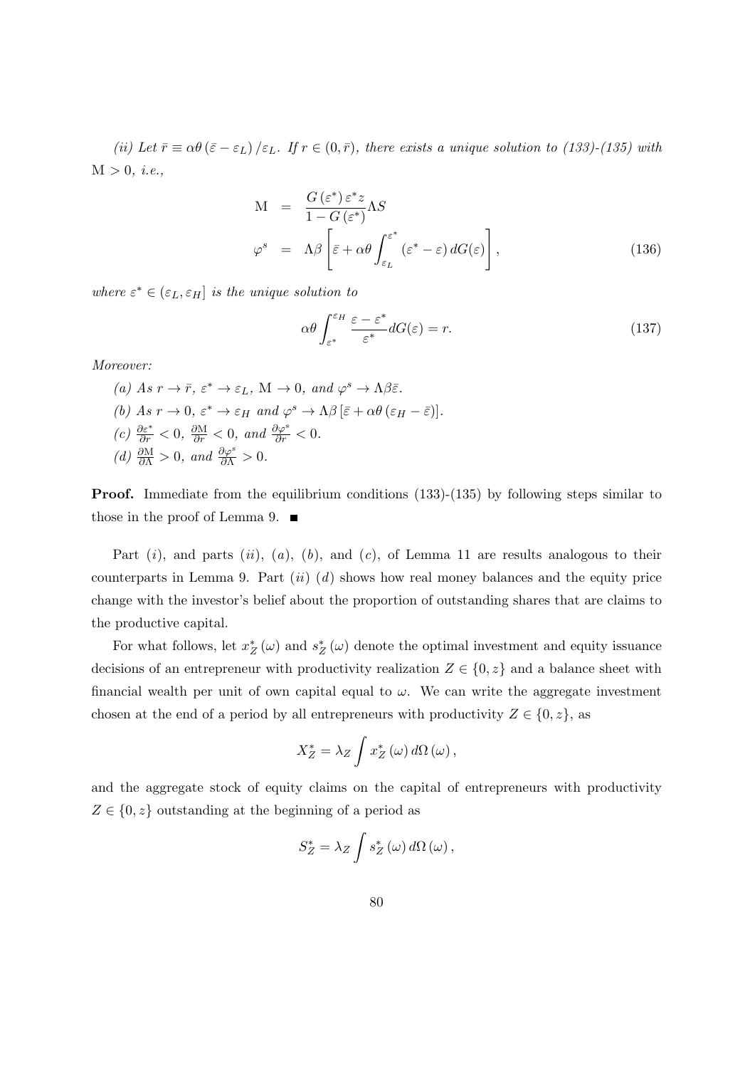*(ii) Let $\bar{r} \equiv \alpha\theta\left(\bar{\varepsilon} - \varepsilon_L\right)/\varepsilon_L$. If $r \in (0, \bar{r})$, there exists a unique solution to (133)-(135) with $\mathrm{M} > 0$, i.e.,*

$$
\begin{aligned}
\mathrm{M} &= \frac{G\left(\varepsilon^*\right)\varepsilon^* z}{1 - G\left(\varepsilon^*\right)} \Lambda S \\
\varphi^s &= \Lambda\beta\left[\bar{\varepsilon} + \alpha\theta \int_{\varepsilon_L}^{\varepsilon^*} \left(\varepsilon^* - \varepsilon\right) dG(\varepsilon)\right],
\end{aligned}
\tag{136}
$$

*where $\varepsilon^* \in (\varepsilon_L, \varepsilon_H]$ is the unique solution to*

$$
\alpha\theta \int_{\varepsilon^*}^{\varepsilon_H} \frac{\varepsilon - \varepsilon^*}{\varepsilon^*} dG(\varepsilon) = r. \tag{137}
$$

*Moreover:*

*(a) As $r \to \bar{r}$, $\varepsilon^* \to \varepsilon_L$, $\mathrm{M} \to 0$, and $\varphi^s \to \Lambda\beta\bar{\varepsilon}$.*

*(b) As $r \to 0$, $\varepsilon^* \to \varepsilon_H$ and $\varphi^s \to \Lambda\beta\left[\bar{\varepsilon} + \alpha\theta\left(\varepsilon_H - \bar{\varepsilon}\right)\right]$.*

*(c) $\frac{\partial \varepsilon^*}{\partial r} < 0$, $\frac{\partial \mathrm{M}}{\partial r} < 0$, and $\frac{\partial \varphi^s}{\partial r} < 0$.*

*(d) $\frac{\partial \mathrm{M}}{\partial \Lambda} > 0$, and $\frac{\partial \varphi^s}{\partial \Lambda} > 0$.*

**Proof.** Immediate from the equilibrium conditions (133)-(135) by following steps similar to those in the proof of Lemma 9. ∎

Part $(i)$, and parts $(ii)$, $(a)$, $(b)$, and $(c)$, of Lemma 11 are results analogous to their counterparts in Lemma 9. Part $(ii)$ $(d)$ shows how real money balances and the equity price change with the investor's belief about the proportion of outstanding shares that are claims to the productive capital.

For what follows, let $x_Z^*(\omega)$ and $s_Z^*(\omega)$ denote the optimal investment and equity issuance decisions of an entrepreneur with productivity realization $Z \in \{0, z\}$ and a balance sheet with financial wealth per unit of own capital equal to $\omega$. We can write the aggregate investment chosen at the end of a period by all entrepreneurs with productivity $Z \in \{0, z\}$, as

$$
X_Z^* = \lambda_Z \int x_Z^*(\omega)\, d\Omega(\omega),
$$

and the aggregate stock of equity claims on the capital of entrepreneurs with productivity $Z \in \{0, z\}$ outstanding at the beginning of a period as

$$
S_Z^* = \lambda_Z \int s_Z^*(\omega)\, d\Omega(\omega),
$$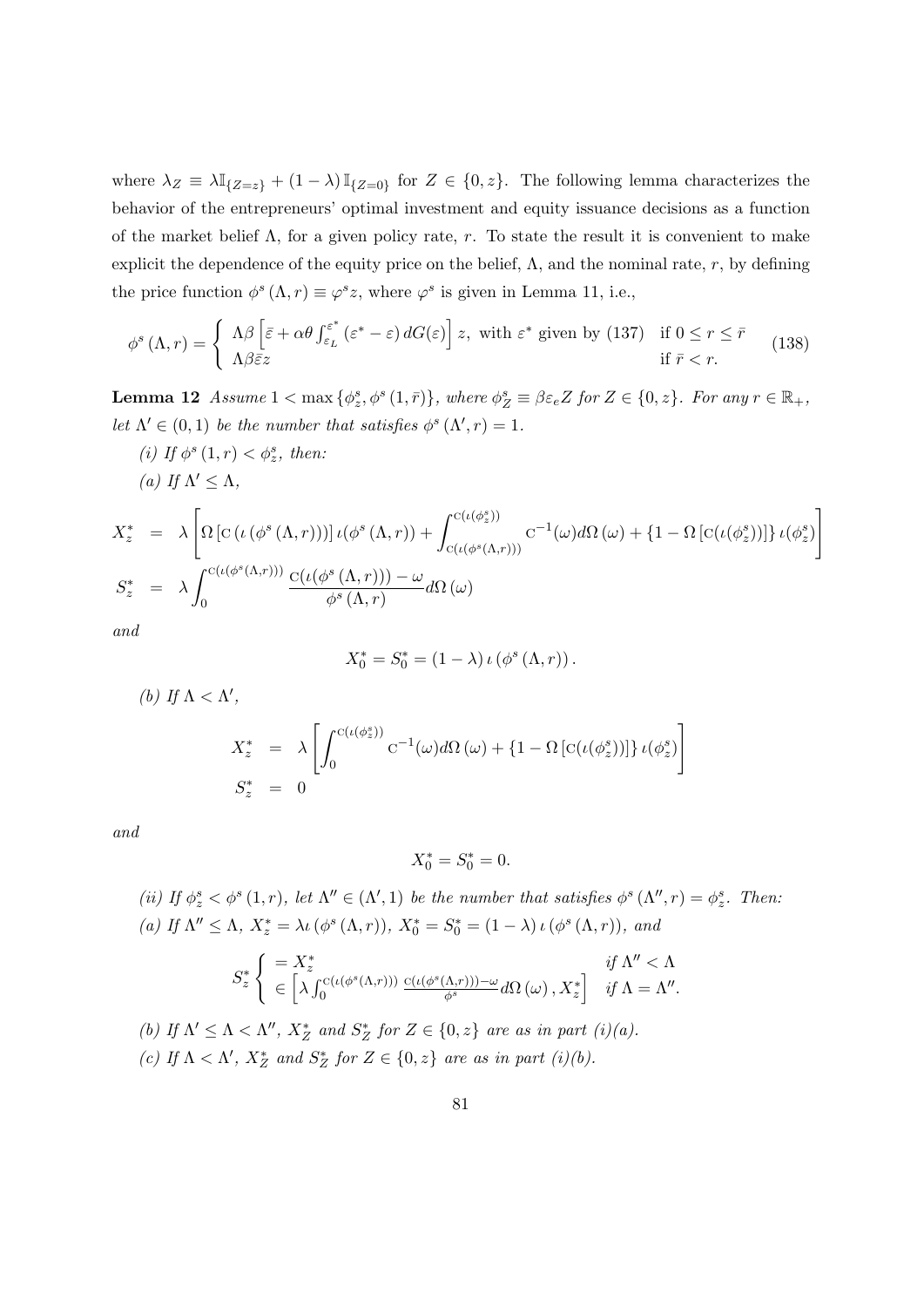where $\lambda_Z \equiv \lambda \mathbb{I}_{\{Z=z\}} + (1-\lambda)\mathbb{I}_{\{Z=0\}}$ for $Z \in \{0, z\}$. The following lemma characterizes the behavior of the entrepreneurs' optimal investment and equity issuance decisions as a function of the market belief $\Lambda$, for a given policy rate, $r$. To state the result it is convenient to make explicit the dependence of the equity price on the belief, $\Lambda$, and the nominal rate, $r$, by defining the price function $\phi^s(\Lambda, r) \equiv \varphi^s z$, where $\varphi^s$ is given in Lemma 11, i.e.,

$$
\phi^s(\Lambda, r) = \begin{cases} \Lambda\beta\left[\bar{\varepsilon} + \alpha\theta\int_{\varepsilon_L}^{\varepsilon^*}(\varepsilon^* - \varepsilon)\, dG(\varepsilon)\right] z, \text{ with } \varepsilon^* \text{ given by (137)} & \text{if } 0 \le r \le \bar{r} \\ \Lambda\beta\bar{\varepsilon}z & \text{if } \bar{r} < r. \end{cases} \tag{138}
$$

**Lemma 12** *Assume $1 < \max\{\phi_z^s, \phi^s(1, \bar{r})\}$, where $\phi_Z^s \equiv \beta\varepsilon_e Z$ for $Z \in \{0, z\}$. For any $r \in \mathbb{R}_+$, let $\Lambda' \in (0,1)$ be the number that satisfies $\phi^s(\Lambda', r) = 1$.*

*(i) If $\phi^s(1, r) < \phi_z^s$, then:*

*(a) If $\Lambda' \le \Lambda$,*

$$
\begin{aligned}
X_z^* &= \lambda\left[\Omega\left[\mathrm{C}\left(\iota\left(\phi^s(\Lambda, r)\right)\right)\right]\iota(\phi^s(\Lambda, r)) + \int_{\mathrm{C}(\iota(\phi^s(\Lambda,r)))}^{\mathrm{C}(\iota(\phi_z^s))} \mathrm{C}^{-1}(\omega)d\Omega(\omega) + \{1 - \Omega\left[\mathrm{C}(\iota(\phi_z^s))\right]\}\iota(\phi_z^s)\right] \\
S_z^* &= \lambda\int_0^{\mathrm{C}(\iota(\phi^s(\Lambda,r)))} \frac{\mathrm{C}(\iota(\phi^s(\Lambda, r))) - \omega}{\phi^s(\Lambda, r)} d\Omega(\omega)
\end{aligned}
$$

*and*

$$
X_0^* = S_0^* = (1-\lambda)\,\iota\left(\phi^s(\Lambda, r)\right).
$$

*(b) If $\Lambda < \Lambda'$,*

$$
\begin{aligned}
X_z^* &= \lambda\left[\int_0^{\mathrm{C}(\iota(\phi_z^s))} \mathrm{C}^{-1}(\omega)d\Omega(\omega) + \{1 - \Omega\left[\mathrm{C}(\iota(\phi_z^s))\right]\}\iota(\phi_z^s)\right] \\
S_z^* &= 0
\end{aligned}
$$

*and*

$$
X_0^* = S_0^* = 0.
$$

*(ii) If $\phi_z^s < \phi^s(1, r)$, let $\Lambda'' \in (\Lambda', 1)$ be the number that satisfies $\phi^s(\Lambda'', r) = \phi_z^s$. Then:*

*(a) If $\Lambda'' \le \Lambda$, $X_z^* = \lambda\iota(\phi^s(\Lambda, r))$, $X_0^* = S_0^* = (1-\lambda)\,\iota(\phi^s(\Lambda, r))$, and*

$$
S_z^* \begin{cases} = X_z^* & \text{if } \Lambda'' < \Lambda \\ \in \left[\lambda\int_0^{\mathrm{C}(\iota(\phi^s(\Lambda,r)))} \frac{\mathrm{C}(\iota(\phi^s(\Lambda,r))) - \omega}{\phi^s} d\Omega(\omega), X_z^*\right] & \text{if } \Lambda = \Lambda''. \end{cases}
$$

*(b) If $\Lambda' \le \Lambda < \Lambda''$, $X_Z^*$ and $S_Z^*$ for $Z \in \{0, z\}$ are as in part (i)(a).*

*(c) If $\Lambda < \Lambda'$, $X_Z^*$ and $S_Z^*$ for $Z \in \{0, z\}$ are as in part (i)(b).*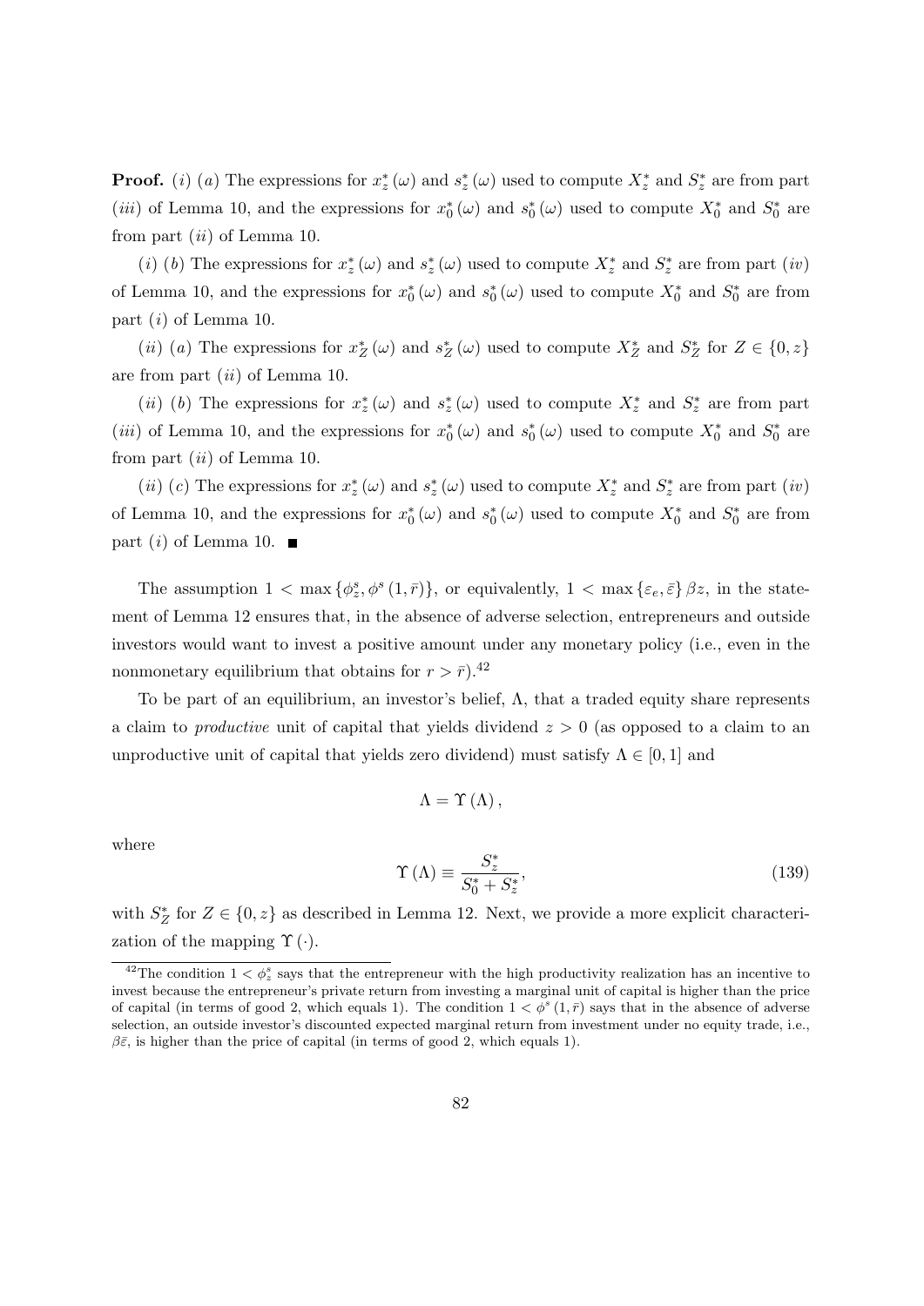**Proof.** $(i)$ $(a)$ The expressions for $x_z^*(\omega)$ and $s_z^*(\omega)$ used to compute $X_z^*$ and $S_z^*$ are from part $(iii)$ of Lemma 10, and the expressions for $x_0^*(\omega)$ and $s_0^*(\omega)$ used to compute $X_0^*$ and $S_0^*$ are from part $(ii)$ of Lemma 10.

$(i)$ $(b)$ The expressions for $x_z^*(\omega)$ and $s_z^*(\omega)$ used to compute $X_z^*$ and $S_z^*$ are from part $(iv)$ of Lemma 10, and the expressions for $x_0^*(\omega)$ and $s_0^*(\omega)$ used to compute $X_0^*$ and $S_0^*$ are from part $(i)$ of Lemma 10.

$(ii)$ $(a)$ The expressions for $x_Z^*(\omega)$ and $s_Z^*(\omega)$ used to compute $X_Z^*$ and $S_Z^*$ for $Z \in \{0, z\}$ are from part $(ii)$ of Lemma 10.

$(ii)$ $(b)$ The expressions for $x_z^*(\omega)$ and $s_z^*(\omega)$ used to compute $X_z^*$ and $S_z^*$ are from part $(iii)$ of Lemma 10, and the expressions for $x_0^*(\omega)$ and $s_0^*(\omega)$ used to compute $X_0^*$ and $S_0^*$ are from part $(ii)$ of Lemma 10.

$(ii)$ $(c)$ The expressions for $x_z^*(\omega)$ and $s_z^*(\omega)$ used to compute $X_z^*$ and $S_z^*$ are from part $(iv)$ of Lemma 10, and the expressions for $x_0^*(\omega)$ and $s_0^*(\omega)$ used to compute $X_0^*$ and $S_0^*$ are from part $(i)$ of Lemma 10. ■

The assumption $1 < \max\{\phi_z^s, \phi^s(1, \bar{r})\}$, or equivalently, $1 < \max\{\varepsilon_e, \bar{\varepsilon}\}\beta z$, in the statement of Lemma 12 ensures that, in the absence of adverse selection, entrepreneurs and outside investors would want to invest a positive amount under any monetary policy (i.e., even in the nonmonetary equilibrium that obtains for $r > \bar{r}$).[42]

To be part of an equilibrium, an investor's belief, $\Lambda$, that a traded equity share represents a claim to *productive* unit of capital that yields dividend $z > 0$ (as opposed to a claim to an unproductive unit of capital that yields zero dividend) must satisfy $\Lambda \in [0, 1]$ and

$$\Lambda = \Upsilon(\Lambda),$$

where

$$\Upsilon(\Lambda) \equiv \frac{S_z^*}{S_0^* + S_z^*}, \tag{139}$$

with $S_Z^*$ for $Z \in \{0, z\}$ as described in Lemma 12. Next, we provide a more explicit characterization of the mapping $\Upsilon(\cdot)$.

[42] The condition $1 < \phi_z^s$ says that the entrepreneur with the high productivity realization has an incentive to invest because the entrepreneur's private return from investing a marginal unit of capital is higher than the price of capital (in terms of good 2, which equals 1). The condition $1 < \phi^s(1, \bar{r})$ says that in the absence of adverse selection, an outside investor's discounted expected marginal return from investment under no equity trade, i.e., $\beta\bar{\varepsilon}$, is higher than the price of capital (in terms of good 2, which equals 1).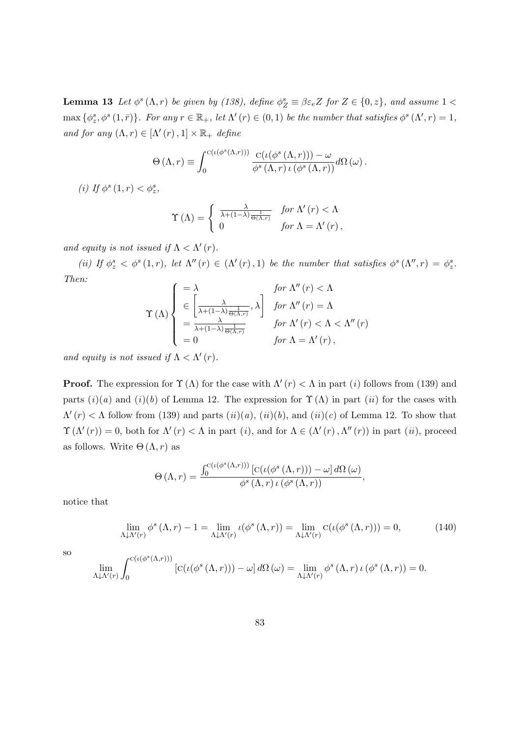**Lemma 13** *Let $\phi^s(\Lambda, r)$ be given by (138), define $\phi^s_Z \equiv \beta\varepsilon_e Z$ for $Z \in \{0, z\}$, and assume $1 < \max\{\phi^s_z, \phi^s(1, \bar{r})\}$. For any $r \in \mathbb{R}_+$, let $\Lambda'(r) \in (0,1)$ be the number that satisfies $\phi^s(\Lambda', r) = 1$, and for any $(\Lambda, r) \in [\Lambda'(r), 1] \times \mathbb{R}_+$ define*

$$\Theta(\Lambda, r) \equiv \int_0^{\mathrm{C}(\iota(\phi^s(\Lambda,r)))} \frac{\mathrm{C}(\iota(\phi^s(\Lambda, r))) - \omega}{\phi^s(\Lambda, r)\,\iota(\phi^s(\Lambda, r))} d\Omega(\omega).$$

*(i) If $\phi^s(1, r) < \phi^s_z$,*

$$\Upsilon(\Lambda) = \begin{cases} \frac{\lambda}{\lambda + (1-\lambda)\frac{1}{\Theta(\Lambda,r)}} & \text{for } \Lambda'(r) < \Lambda \\ 0 & \text{for } \Lambda = \Lambda'(r), \end{cases}$$

*and equity is not issued if $\Lambda < \Lambda'(r)$.*

*(ii) If $\phi^s_z < \phi^s(1, r)$, let $\Lambda''(r) \in (\Lambda'(r), 1)$ be the number that satisfies $\phi^s(\Lambda'', r) = \phi^s_z$. Then:*

$$\Upsilon(\Lambda) \begin{cases} = \lambda & \text{for } \Lambda''(r) < \Lambda \\ \in \left[\frac{\lambda}{\lambda + (1-\lambda)\frac{1}{\Theta(\Lambda,r)}}, \lambda\right] & \text{for } \Lambda''(r) = \Lambda \\ = \frac{\lambda}{\lambda + (1-\lambda)\frac{1}{\Theta(\Lambda,r)}} & \text{for } \Lambda'(r) < \Lambda < \Lambda''(r) \\ = 0 & \text{for } \Lambda = \Lambda'(r), \end{cases}$$

*and equity is not issued if $\Lambda < \Lambda'(r)$.*

**Proof.** The expression for $\Upsilon(\Lambda)$ for the case with $\Lambda'(r) < \Lambda$ in part $(i)$ follows from (139) and parts $(i)(a)$ and $(i)(b)$ of Lemma 12. The expression for $\Upsilon(\Lambda)$ in part $(ii)$ for the cases with $\Lambda'(r) < \Lambda$ follow from (139) and parts $(ii)(a)$, $(ii)(b)$, and $(ii)(c)$ of Lemma 12. To show that $\Upsilon(\Lambda'(r)) = 0$, both for $\Lambda'(r) < \Lambda$ in part $(i)$, and for $\Lambda \in (\Lambda'(r), \Lambda''(r))$ in part $(ii)$, proceed as follows. Write $\Theta(\Lambda, r)$ as

$$\Theta(\Lambda, r) = \frac{\int_0^{\mathrm{C}(\iota(\phi^s(\Lambda,r)))} [\mathrm{C}(\iota(\phi^s(\Lambda, r))) - \omega]\, d\Omega(\omega)}{\phi^s(\Lambda, r)\,\iota(\phi^s(\Lambda, r))},$$

notice that

$$\lim_{\Lambda \downarrow \Lambda'(r)} \phi^s(\Lambda, r) - 1 = \lim_{\Lambda \downarrow \Lambda'(r)} \iota(\phi^s(\Lambda, r)) = \lim_{\Lambda \downarrow \Lambda'(r)} \mathrm{C}(\iota(\phi^s(\Lambda, r))) = 0, \tag{140}$$

so

$$\lim_{\Lambda \downarrow \Lambda'(r)} \int_0^{\mathrm{C}(\iota(\phi^s(\Lambda,r)))} [\mathrm{C}(\iota(\phi^s(\Lambda, r))) - \omega]\, d\Omega(\omega) = \lim_{\Lambda \downarrow \Lambda'(r)} \phi^s(\Lambda, r)\,\iota(\phi^s(\Lambda, r)) = 0.$$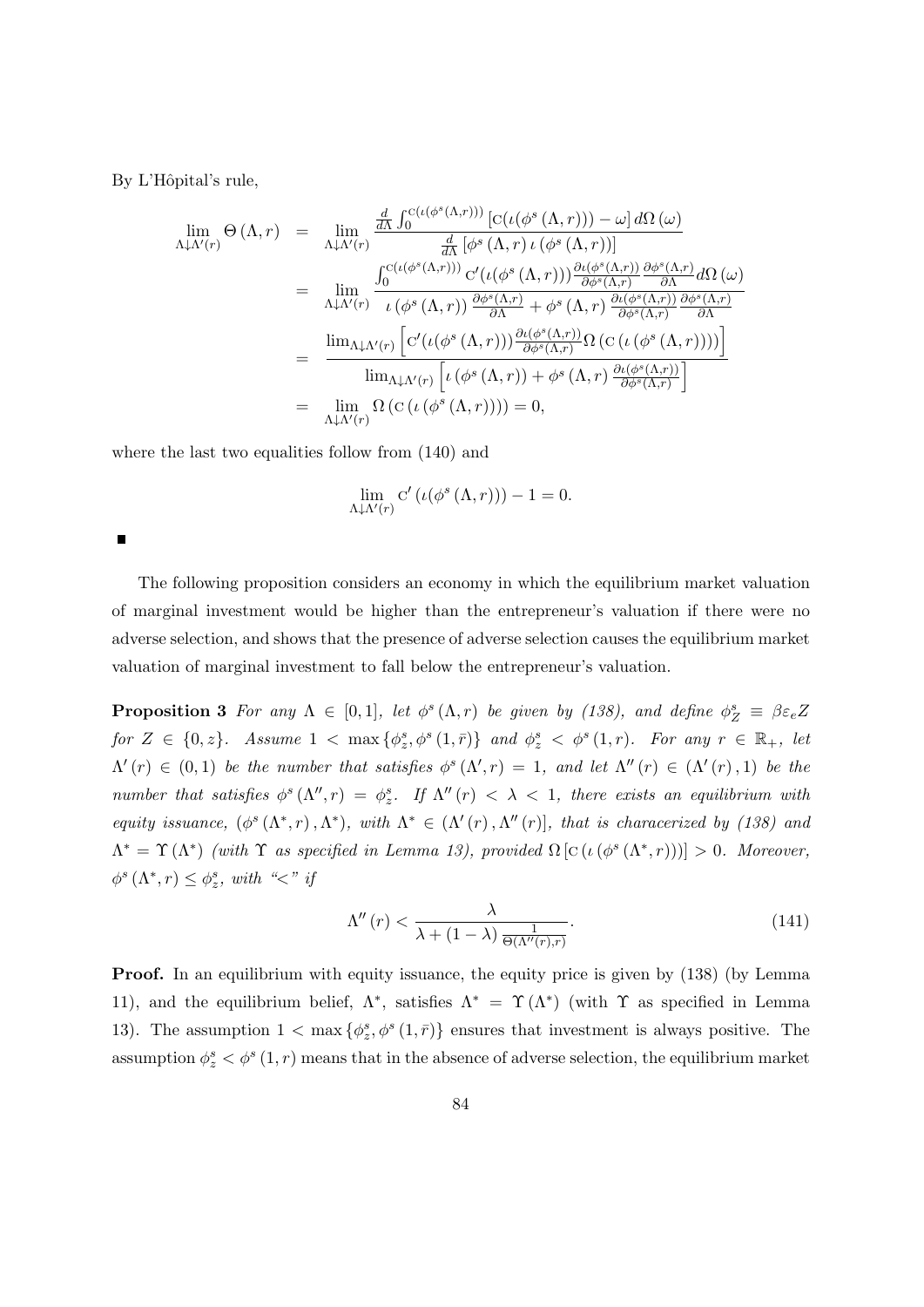By L'Hôpital's rule,

$$
\begin{aligned}
\lim_{\Lambda \downarrow \Lambda'(r)} \Theta(\Lambda, r) &= \lim_{\Lambda \downarrow \Lambda'(r)} \frac{\frac{d}{d\Lambda} \int_0^{\mathrm{C}(\iota(\phi^s(\Lambda,r)))} \left[ \mathrm{C}(\iota(\phi^s(\Lambda, r))) - \omega \right] d\Omega(\omega)}{\frac{d}{d\Lambda} \left[ \phi^s(\Lambda, r) \, \iota(\phi^s(\Lambda, r)) \right]} \\
&= \lim_{\Lambda \downarrow \Lambda'(r)} \frac{\int_0^{\mathrm{C}(\iota(\phi^s(\Lambda,r)))} \mathrm{C}'(\iota(\phi^s(\Lambda, r))) \frac{\partial \iota(\phi^s(\Lambda,r))}{\partial \phi^s(\Lambda,r)} \frac{\partial \phi^s(\Lambda,r)}{\partial \Lambda} d\Omega(\omega)}{\iota(\phi^s(\Lambda, r)) \frac{\partial \phi^s(\Lambda,r)}{\partial \Lambda} + \phi^s(\Lambda, r) \frac{\partial \iota(\phi^s(\Lambda,r))}{\partial \phi^s(\Lambda,r)} \frac{\partial \phi^s(\Lambda,r)}{\partial \Lambda}} \\
&= \frac{\lim_{\Lambda \downarrow \Lambda'(r)} \left[ \mathrm{C}'(\iota(\phi^s(\Lambda, r))) \frac{\partial \iota(\phi^s(\Lambda,r))}{\partial \phi^s(\Lambda,r)} \Omega\left(\mathrm{C}\left(\iota\left(\phi^s(\Lambda, r)\right)\right)\right) \right]}{\lim_{\Lambda \downarrow \Lambda'(r)} \left[ \iota\left(\phi^s(\Lambda, r)\right) + \phi^s(\Lambda, r) \frac{\partial \iota(\phi^s(\Lambda,r))}{\partial \phi^s(\Lambda,r)} \right]} \\
&= \lim_{\Lambda \downarrow \Lambda'(r)} \Omega\left(\mathrm{C}\left(\iota\left(\phi^s(\Lambda, r)\right)\right)\right) = 0,
\end{aligned}
$$

where the last two equalities follow from (140) and

$$
\lim_{\Lambda \downarrow \Lambda'(r)} \mathrm{C}'\left(\iota(\phi^s(\Lambda, r))\right) - 1 = 0.
$$

■

The following proposition considers an economy in which the equilibrium market valuation of marginal investment would be higher than the entrepreneur's valuation if there were no adverse selection, and shows that the presence of adverse selection causes the equilibrium market valuation of marginal investment to fall below the entrepreneur's valuation.

**Proposition 3** *For any $\Lambda \in [0, 1]$, let $\phi^s(\Lambda, r)$ be given by (138), and define $\phi^s_Z \equiv \beta \varepsilon_e Z$ for $Z \in \{0, z\}$. Assume $1 < \max\{\phi^s_z, \phi^s(1, \bar{r})\}$ and $\phi^s_z < \phi^s(1, r)$. For any $r \in \mathbb{R}_+$, let $\Lambda'(r) \in (0, 1)$ be the number that satisfies $\phi^s(\Lambda', r) = 1$, and let $\Lambda''(r) \in (\Lambda'(r), 1)$ be the number that satisfies $\phi^s(\Lambda'', r) = \phi^s_z$. If $\Lambda''(r) < \lambda < 1$, there exists an equilibrium with equity issuance, $(\phi^s(\Lambda^*, r), \Lambda^*)$, with $\Lambda^* \in (\Lambda'(r), \Lambda''(r)]$, that is characerized by (138) and $\Lambda^* = \Upsilon(\Lambda^*)$ (with $\Upsilon$ as specified in Lemma 13), provided $\Omega[\mathrm{C}(\iota(\phi^s(\Lambda^*, r)))] > 0$. Moreover, $\phi^s(\Lambda^*, r) \leq \phi^s_z$, with "<" if*

$$
\Lambda''(r) < \frac{\lambda}{\lambda + (1 - \lambda) \frac{1}{\Theta(\Lambda''(r), r)}}. \tag{141}
$$

**Proof.** In an equilibrium with equity issuance, the equity price is given by (138) (by Lemma 11), and the equilibrium belief, $\Lambda^*$, satisfies $\Lambda^* = \Upsilon(\Lambda^*)$ (with $\Upsilon$ as specified in Lemma 13). The assumption $1 < \max\{\phi^s_z, \phi^s(1, \bar{r})\}$ ensures that investment is always positive. The assumption $\phi^s_z < \phi^s(1, r)$ means that in the absence of adverse selection, the equilibrium market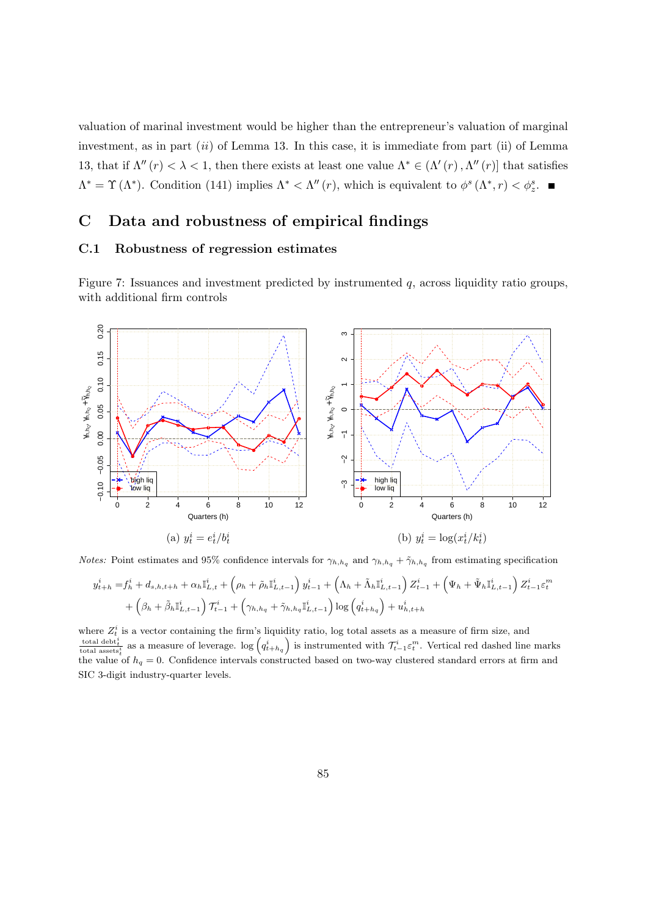valuation of marinal investment would be higher than the entrepreneur's valuation of marginal investment, as in part $(ii)$ of Lemma 13. In this case, it is immediate from part (ii) of Lemma 13, that if $\Lambda''(r) < \lambda < 1$, then there exists at least one value $\Lambda^* \in (\Lambda'(r), \Lambda''(r)]$ that satisfies $\Lambda^* = \Upsilon(\Lambda^*)$. Condition (141) implies $\Lambda^* < \Lambda''(r)$, which is equivalent to $\phi^s(\Lambda^*, r) < \phi_z^s$. ■

# C Data and robustness of empirical findings

## C.1 Robustness of regression estimates

Figure 7: Issuances and investment predicted by instrumented $q$, across liquidity ratio groups, with additional firm controls

(a) $y_t^i = e_t^i / b_t^i$

(b) $y_t^i = \log(x_t^i / k_t^i)$

*Notes:* Point estimates and 95% confidence intervals for $\gamma_{h,h_q}$ and $\gamma_{h,h_q} + \tilde{\gamma}_{h,h_q}$ from estimating specification

$$
\begin{aligned}
y_{t+h}^i =& f_h^i + d_{s,h,t+h} + \alpha_h \mathbb{I}_{L,t}^i + \left(\rho_h + \tilde{\rho}_h \mathbb{I}_{L,t-1}^i\right) y_{t-1}^i + \left(\Lambda_h + \tilde{\Lambda}_h \mathbb{I}_{L,t-1}^i\right) Z_{t-1}^i + \left(\Psi_h + \tilde{\Psi}_h \mathbb{I}_{L,t-1}^i\right) Z_{t-1}^i \varepsilon_t^m \\
&+ \left(\beta_h + \tilde{\beta}_h \mathbb{I}_{L,t-1}^i\right) \mathcal{T}_{t-1}^i + \left(\gamma_{h,h_q} + \tilde{\gamma}_{h,h_q} \mathbb{I}_{L,t-1}^i\right) \log\left(q_{t+h_q}^i\right) + u_{h,t+h}^i
\end{aligned}
$$

where $Z_t^i$ is a vector containing the firm's liquidity ratio, log total assets as a measure of firm size, and $\frac{\text{total debt}_t^i}{\text{total assets}_t^i}$ as a measure of leverage. $\log\left(q_{t+h_q}^i\right)$ is instrumented with $\mathcal{T}_{t-1}^i \varepsilon_t^m$. Vertical red dashed line marks the value of $h_q = 0$. Confidence intervals constructed based on two-way clustered standard errors at firm and SIC 3-digit industry-quarter levels.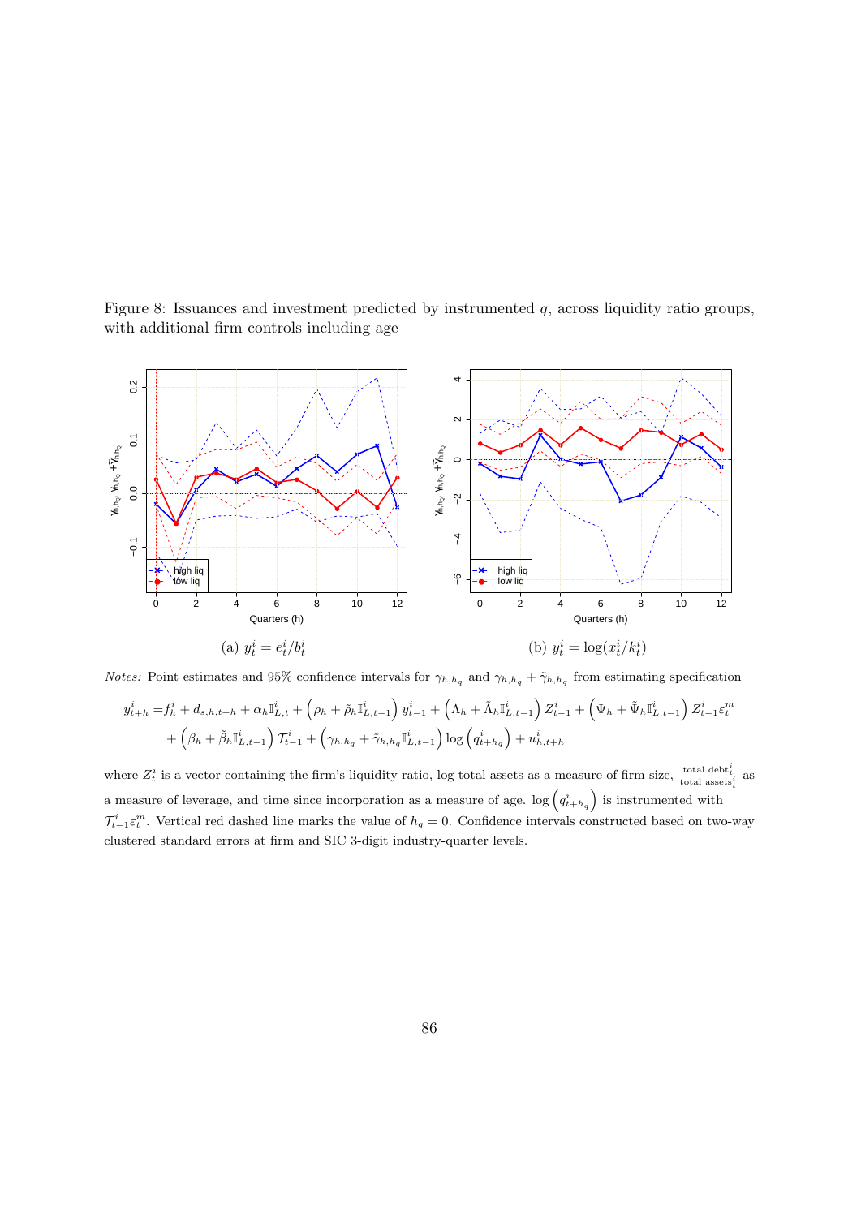Figure 8: Issuances and investment predicted by instrumented $q$, across liquidity ratio groups, with additional firm controls including age

(a) $y_t^i = e_t^i / b_t^i$

(b) $y_t^i = \log(x_t^i / k_t^i)$

*Notes:* Point estimates and 95% confidence intervals for $\gamma_{h,h_q}$ and $\gamma_{h,h_q} + \tilde{\gamma}_{h,h_q}$ from estimating specification

$$
\begin{aligned}
y_{t+h}^i = & f_h^i + d_{s,h,t+h} + \alpha_h \mathbb{I}_{L,t}^i + \left(\rho_h + \tilde{\rho}_h \mathbb{I}_{L,t-1}^i\right) y_{t-1}^i + \left(\Lambda_h + \tilde{\Lambda}_h \mathbb{I}_{L,t-1}^i\right) Z_{t-1}^i + \left(\Psi_h + \tilde{\Psi}_h \mathbb{I}_{L,t-1}^i\right) Z_{t-1}^i \varepsilon_t^m \\
& + \left(\beta_h + \tilde{\beta}_h \mathbb{I}_{L,t-1}^i\right) \mathcal{T}_{t-1}^i + \left(\gamma_{h,h_q} + \tilde{\gamma}_{h,h_q} \mathbb{I}_{L,t-1}^i\right) \log\left(q_{t+h_q}^i\right) + u_{h,t+h}^i
\end{aligned}
$$

where $Z_t^i$ is a vector containing the firm's liquidity ratio, log total assets as a measure of firm size, $\frac{\text{total debt}_t^i}{\text{total assets}_t^i}$ as a measure of leverage, and time since incorporation as a measure of age. $\log\left(q_{t+h_q}^i\right)$ is instrumented with $\mathcal{T}_{t-1}^i \varepsilon_t^m$. Vertical red dashed line marks the value of $h_q = 0$. Confidence intervals constructed based on two-way clustered standard errors at firm and SIC 3-digit industry-quarter levels.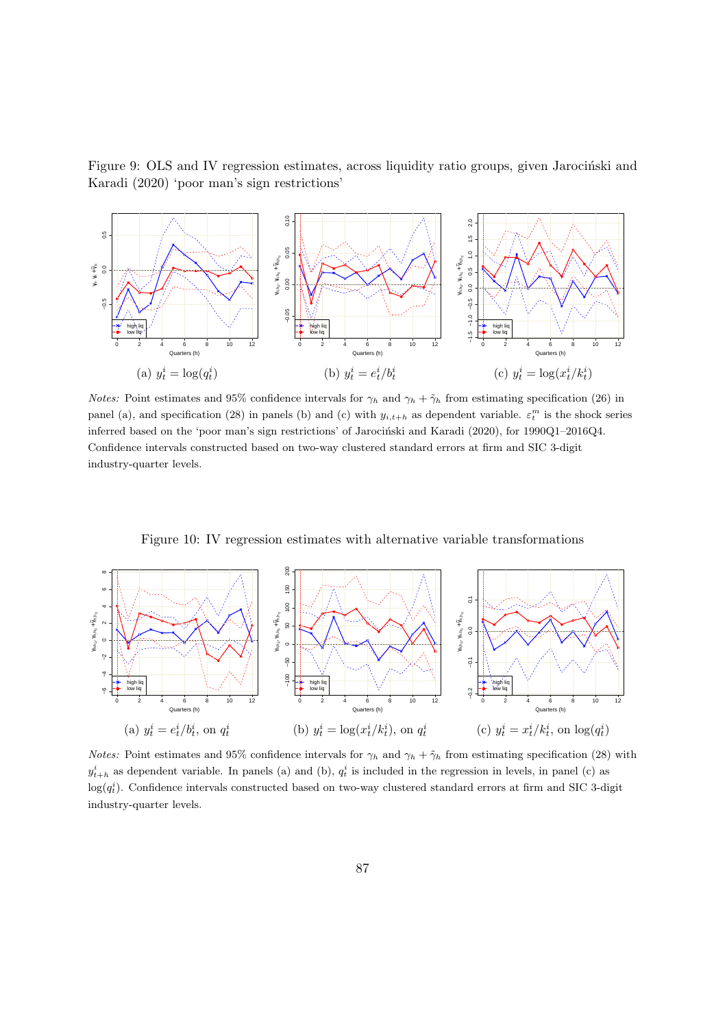Figure 9: OLS and IV regression estimates, across liquidity ratio groups, given Jarociński and Karadi (2020) 'poor man's sign restrictions'

high liq
low liq
Quarters (h)

(a) $y_t^i = \log(q_t^i)$

(b) $y_t^i = e_t^i/b_t^i$

(c) $y_t^i = \log(x_t^i/k_t^i)$

*Notes:* Point estimates and 95% confidence intervals for $\gamma_h$ and $\gamma_h + \tilde{\gamma}_h$ from estimating specification (26) in panel (a), and specification (28) in panels (b) and (c) with $y_{i,t+h}$ as dependent variable. $\varepsilon_t^m$ is the shock series inferred based on the 'poor man's sign restrictions' of Jarociński and Karadi (2020), for 1990Q1–2016Q4. Confidence intervals constructed based on two-way clustered standard errors at firm and SIC 3-digit industry-quarter levels.

Figure 10: IV regression estimates with alternative variable transformations

high liq
low liq
Quarters (h)

(a) $y_t^i = e_t^i/b_t^i$, on $q_t^i$

(b) $y_t^i = \log(x_t^i/k_t^i)$, on $q_t^i$

(c) $y_t^i = x_t^i/k_t^i$, on $\log(q_t^i)$

*Notes:* Point estimates and 95% confidence intervals for $\gamma_h$ and $\gamma_h + \tilde{\gamma}_h$ from estimating specification (28) with $y_{t+h}^i$ as dependent variable. In panels (a) and (b), $q_t^i$ is included in the regression in levels, in panel (c) as $\log(q_t^i)$. Confidence intervals constructed based on two-way clustered standard errors at firm and SIC 3-digit industry-quarter levels.